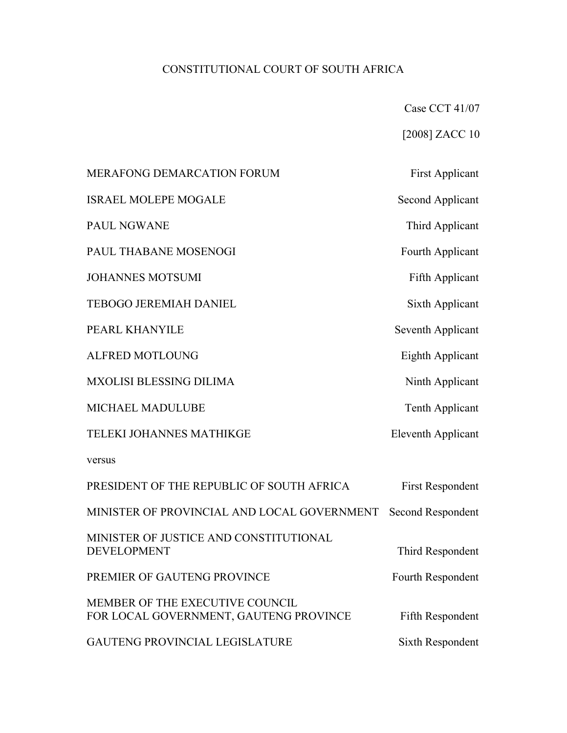CONSTITUTIONAL COURT OF SOUTH AFRICA

Case CCT 41/07

[2008] ZACC 10

| | |
|---|---|
| MERAFONG DEMARCATION FORUM | First Applicant |
| ISRAEL MOLEPE MOGALE | Second Applicant |
| PAUL NGWANE | Third Applicant |
| PAUL THABANE MOSENOGI | Fourth Applicant |
| JOHANNES MOTSUMI | Fifth Applicant |
| TEBOGO JEREMIAH DANIEL | Sixth Applicant |
| PEARL KHANYILE | Seventh Applicant |
| ALFRED MOTLOUNG | Eighth Applicant |
| MXOLISI BLESSING DILIMA | Ninth Applicant |
| MICHAEL MADULUBE | Tenth Applicant |
| TELEKI JOHANNES MATHIKGE | Eleventh Applicant |

versus

| | |
|---|---|
| PRESIDENT OF THE REPUBLIC OF SOUTH AFRICA | First Respondent |
| MINISTER OF PROVINCIAL AND LOCAL GOVERNMENT | Second Respondent |
| MINISTER OF JUSTICE AND CONSTITUTIONAL DEVELOPMENT | Third Respondent |
| PREMIER OF GAUTENG PROVINCE | Fourth Respondent |
| MEMBER OF THE EXECUTIVE COUNCIL FOR LOCAL GOVERNMENT, GAUTENG PROVINCE | Fifth Respondent |
| GAUTENG PROVINCIAL LEGISLATURE | Sixth Respondent |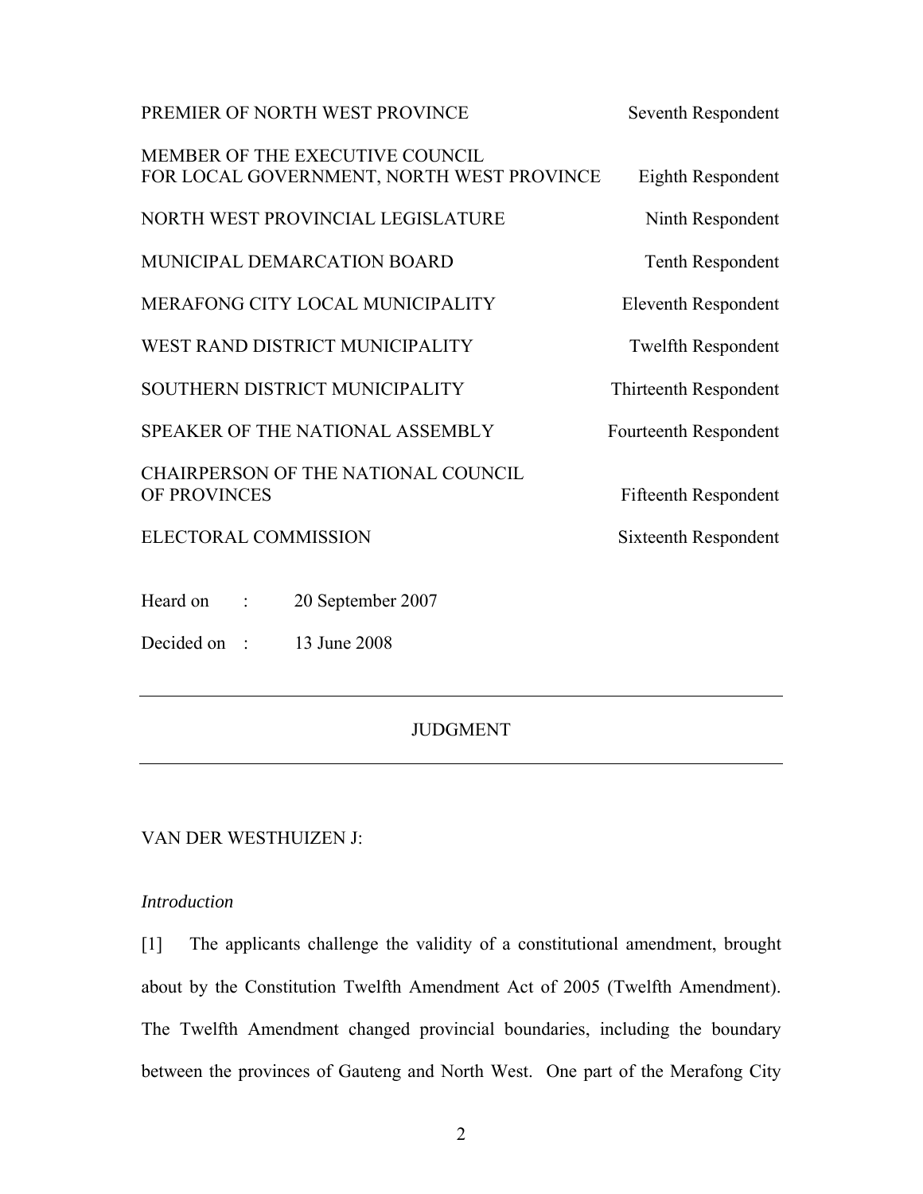| | |
|---|---|
| PREMIER OF NORTH WEST PROVINCE | Seventh Respondent |
| MEMBER OF THE EXECUTIVE COUNCIL FOR LOCAL GOVERNMENT, NORTH WEST PROVINCE | Eighth Respondent |
| NORTH WEST PROVINCIAL LEGISLATURE | Ninth Respondent |
| MUNICIPAL DEMARCATION BOARD | Tenth Respondent |
| MERAFONG CITY LOCAL MUNICIPALITY | Eleventh Respondent |
| WEST RAND DISTRICT MUNICIPALITY | Twelfth Respondent |
| SOUTHERN DISTRICT MUNICIPALITY | Thirteenth Respondent |
| SPEAKER OF THE NATIONAL ASSEMBLY | Fourteenth Respondent |
| CHAIRPERSON OF THE NATIONAL COUNCIL OF PROVINCES | Fifteenth Respondent |
| ELECTORAL COMMISSION | Sixteenth Respondent |

Heard on : 20 September 2007

Decided on : 13 June 2008

---

## JUDGMENT

---

VAN DER WESTHUIZEN J:

### *Introduction*

[1] The applicants challenge the validity of a constitutional amendment, brought about by the Constitution Twelfth Amendment Act of 2005 (Twelfth Amendment). The Twelfth Amendment changed provincial boundaries, including the boundary between the provinces of Gauteng and North West. One part of the Merafong City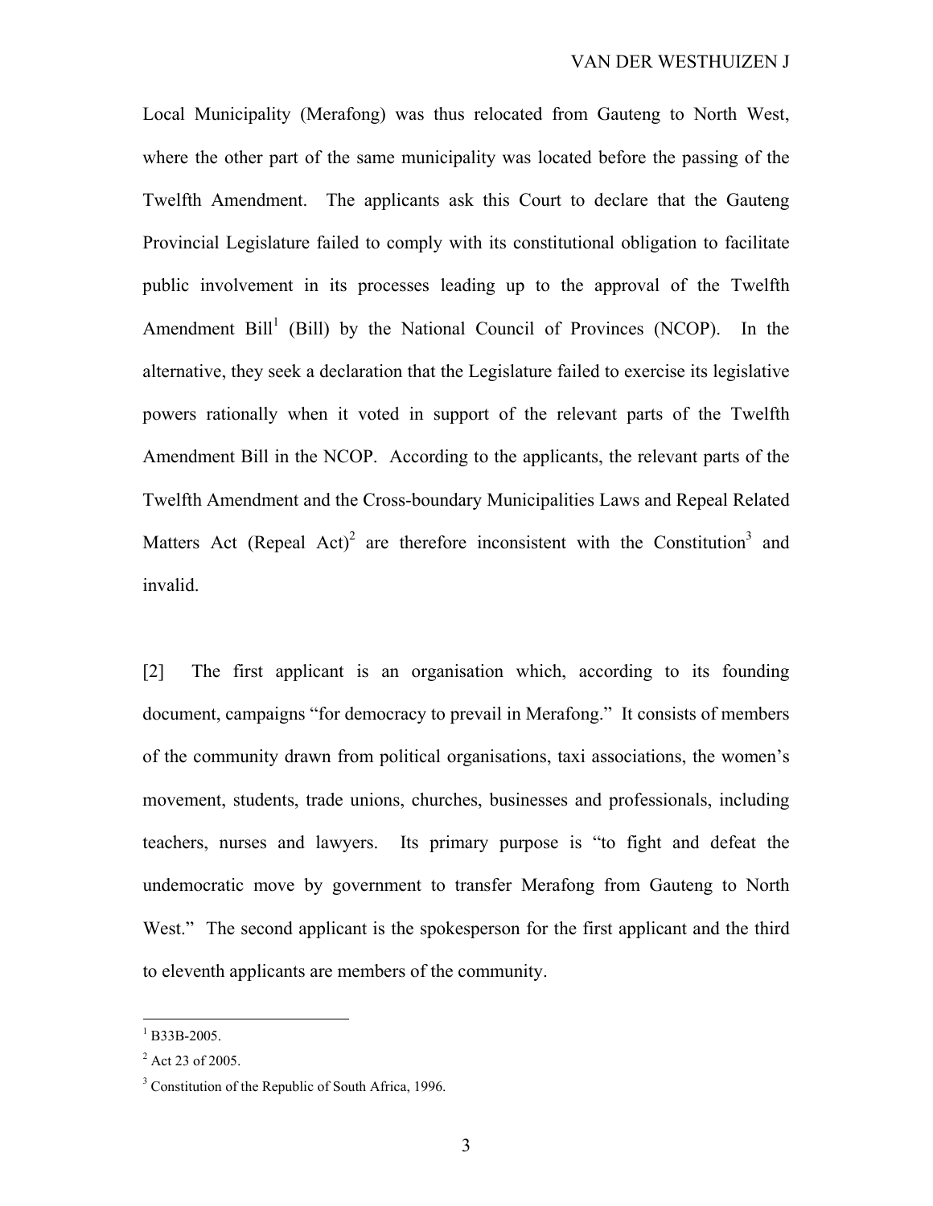Local Municipality (Merafong) was thus relocated from Gauteng to North West, where the other part of the same municipality was located before the passing of the Twelfth Amendment. The applicants ask this Court to declare that the Gauteng Provincial Legislature failed to comply with its constitutional obligation to facilitate public involvement in its processes leading up to the approval of the Twelfth Amendment Bill[1] (Bill) by the National Council of Provinces (NCOP). In the alternative, they seek a declaration that the Legislature failed to exercise its legislative powers rationally when it voted in support of the relevant parts of the Twelfth Amendment Bill in the NCOP. According to the applicants, the relevant parts of the Twelfth Amendment and the Cross-boundary Municipalities Laws and Repeal Related Matters Act (Repeal Act)[2] are therefore inconsistent with the Constitution[3] and invalid.

[2] The first applicant is an organisation which, according to its founding document, campaigns "for democracy to prevail in Merafong." It consists of members of the community drawn from political organisations, taxi associations, the women's movement, students, trade unions, churches, businesses and professionals, including teachers, nurses and lawyers. Its primary purpose is "to fight and defeat the undemocratic move by government to transfer Merafong from Gauteng to North West." The second applicant is the spokesperson for the first applicant and the third to eleventh applicants are members of the community.

---

[1] B33B-2005.

[2] Act 23 of 2005.

[3] Constitution of the Republic of South Africa, 1996.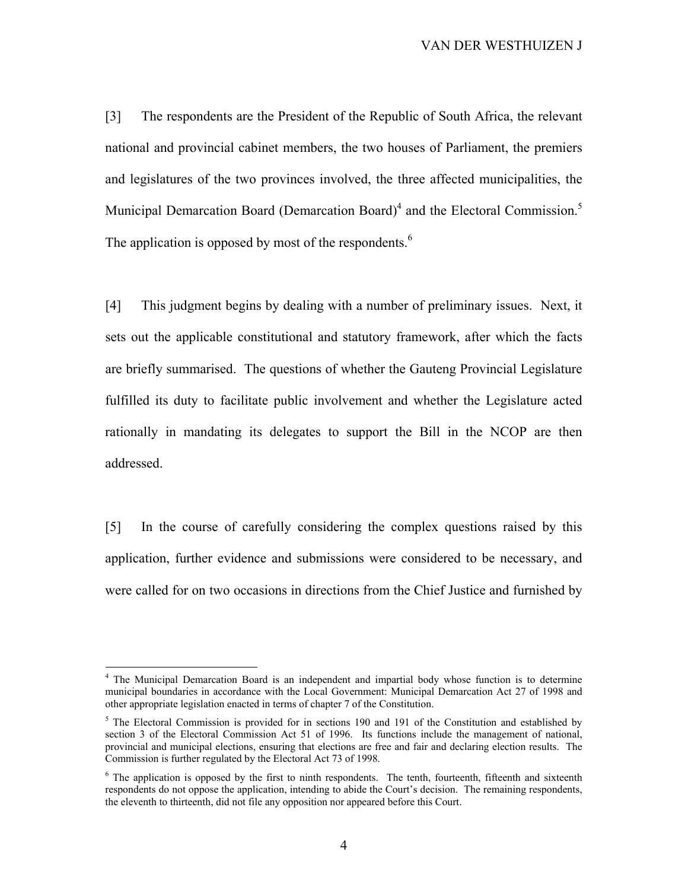[3] The respondents are the President of the Republic of South Africa, the relevant national and provincial cabinet members, the two houses of Parliament, the premiers and legislatures of the two provinces involved, the three affected municipalities, the Municipal Demarcation Board (Demarcation Board)[4] and the Electoral Commission.[5] The application is opposed by most of the respondents.[6]

[4] This judgment begins by dealing with a number of preliminary issues. Next, it sets out the applicable constitutional and statutory framework, after which the facts are briefly summarised. The questions of whether the Gauteng Provincial Legislature fulfilled its duty to facilitate public involvement and whether the Legislature acted rationally in mandating its delegates to support the Bill in the NCOP are then addressed.

[5] In the course of carefully considering the complex questions raised by this application, further evidence and submissions were considered to be necessary, and were called for on two occasions in directions from the Chief Justice and furnished by

---

[4] The Municipal Demarcation Board is an independent and impartial body whose function is to determine municipal boundaries in accordance with the Local Government: Municipal Demarcation Act 27 of 1998 and other appropriate legislation enacted in terms of chapter 7 of the Constitution.

[5] The Electoral Commission is provided for in sections 190 and 191 of the Constitution and established by section 3 of the Electoral Commission Act 51 of 1996. Its functions include the management of national, provincial and municipal elections, ensuring that elections are free and fair and declaring election results. The Commission is further regulated by the Electoral Act 73 of 1998.

[6] The application is opposed by the first to ninth respondents. The tenth, fourteenth, fifteenth and sixteenth respondents do not oppose the application, intending to abide the Court's decision. The remaining respondents, the eleventh to thirteenth, did not file any opposition nor appeared before this Court.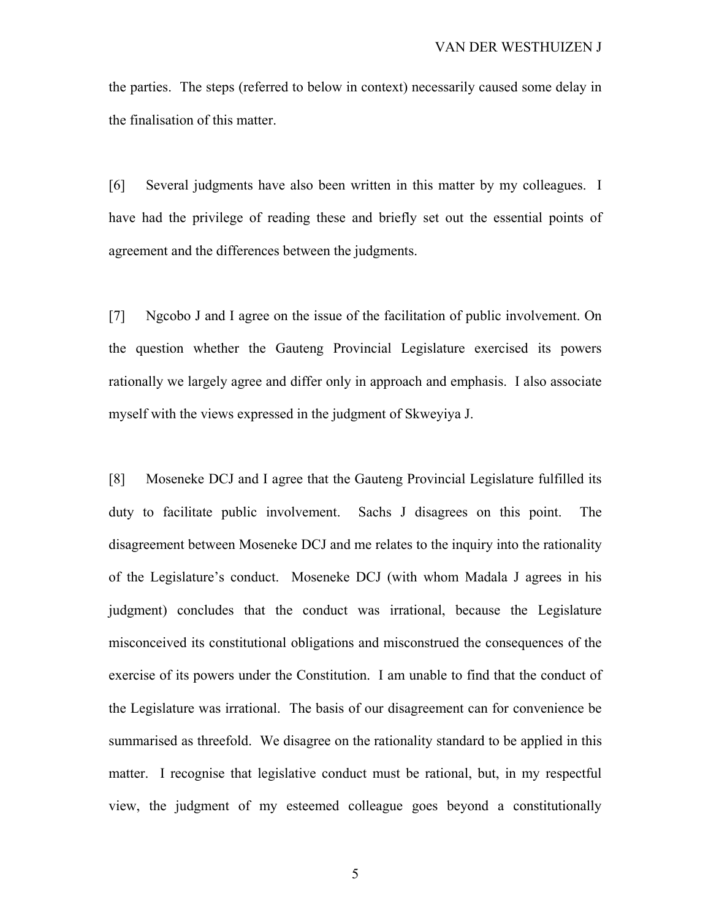the parties. The steps (referred to below in context) necessarily caused some delay in the finalisation of this matter.

[6] Several judgments have also been written in this matter by my colleagues. I have had the privilege of reading these and briefly set out the essential points of agreement and the differences between the judgments.

[7] Ngcobo J and I agree on the issue of the facilitation of public involvement. On the question whether the Gauteng Provincial Legislature exercised its powers rationally we largely agree and differ only in approach and emphasis. I also associate myself with the views expressed in the judgment of Skweyiya J.

[8] Moseneke DCJ and I agree that the Gauteng Provincial Legislature fulfilled its duty to facilitate public involvement. Sachs J disagrees on this point. The disagreement between Moseneke DCJ and me relates to the inquiry into the rationality of the Legislature's conduct. Moseneke DCJ (with whom Madala J agrees in his judgment) concludes that the conduct was irrational, because the Legislature misconceived its constitutional obligations and misconstrued the consequences of the exercise of its powers under the Constitution. I am unable to find that the conduct of the Legislature was irrational. The basis of our disagreement can for convenience be summarised as threefold. We disagree on the rationality standard to be applied in this matter. I recognise that legislative conduct must be rational, but, in my respectful view, the judgment of my esteemed colleague goes beyond a constitutionally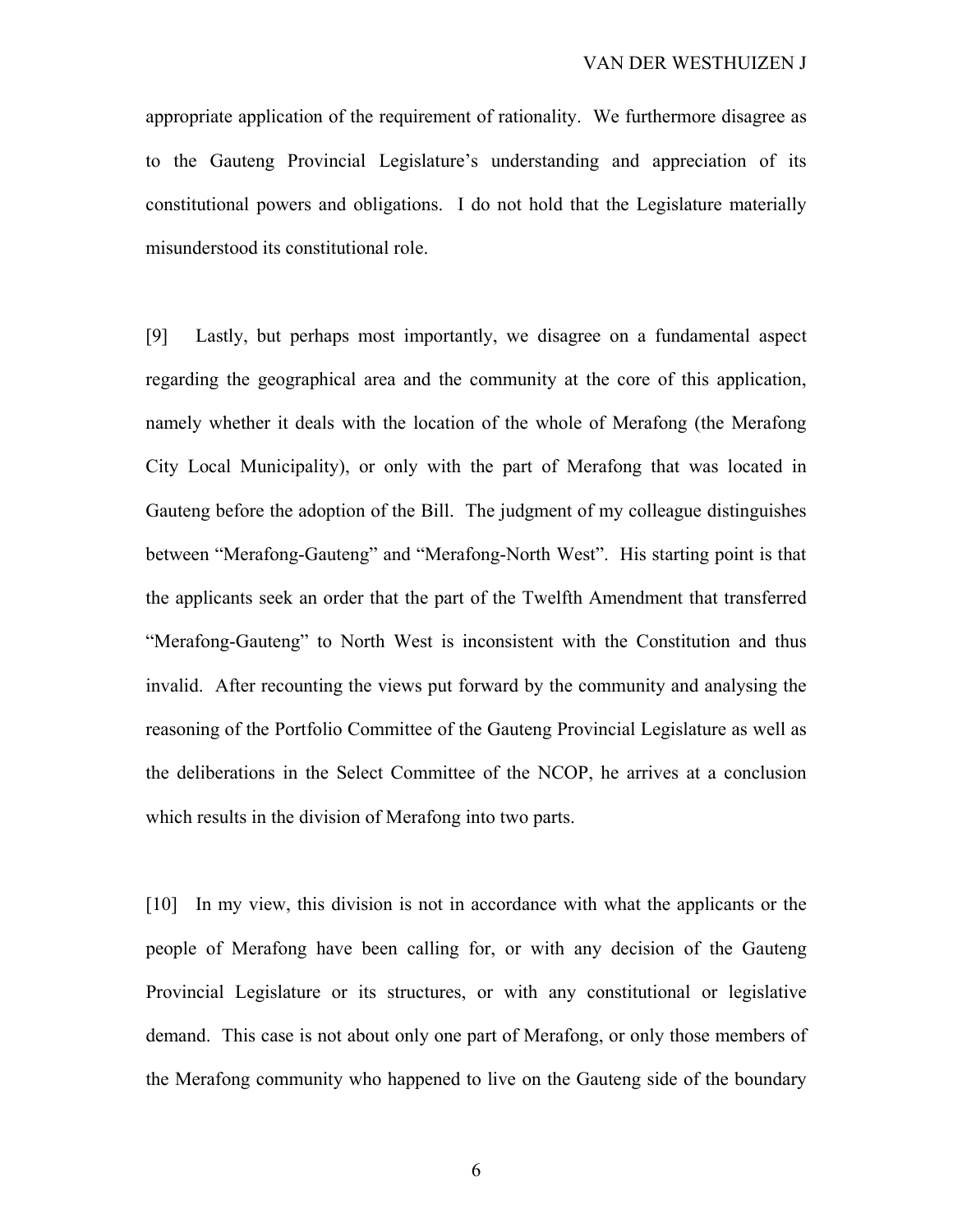appropriate application of the requirement of rationality. We furthermore disagree as to the Gauteng Provincial Legislature's understanding and appreciation of its constitutional powers and obligations. I do not hold that the Legislature materially misunderstood its constitutional role.

[9] Lastly, but perhaps most importantly, we disagree on a fundamental aspect regarding the geographical area and the community at the core of this application, namely whether it deals with the location of the whole of Merafong (the Merafong City Local Municipality), or only with the part of Merafong that was located in Gauteng before the adoption of the Bill. The judgment of my colleague distinguishes between "Merafong-Gauteng" and "Merafong-North West". His starting point is that the applicants seek an order that the part of the Twelfth Amendment that transferred "Merafong-Gauteng" to North West is inconsistent with the Constitution and thus invalid. After recounting the views put forward by the community and analysing the reasoning of the Portfolio Committee of the Gauteng Provincial Legislature as well as the deliberations in the Select Committee of the NCOP, he arrives at a conclusion which results in the division of Merafong into two parts.

[10] In my view, this division is not in accordance with what the applicants or the people of Merafong have been calling for, or with any decision of the Gauteng Provincial Legislature or its structures, or with any constitutional or legislative demand. This case is not about only one part of Merafong, or only those members of the Merafong community who happened to live on the Gauteng side of the boundary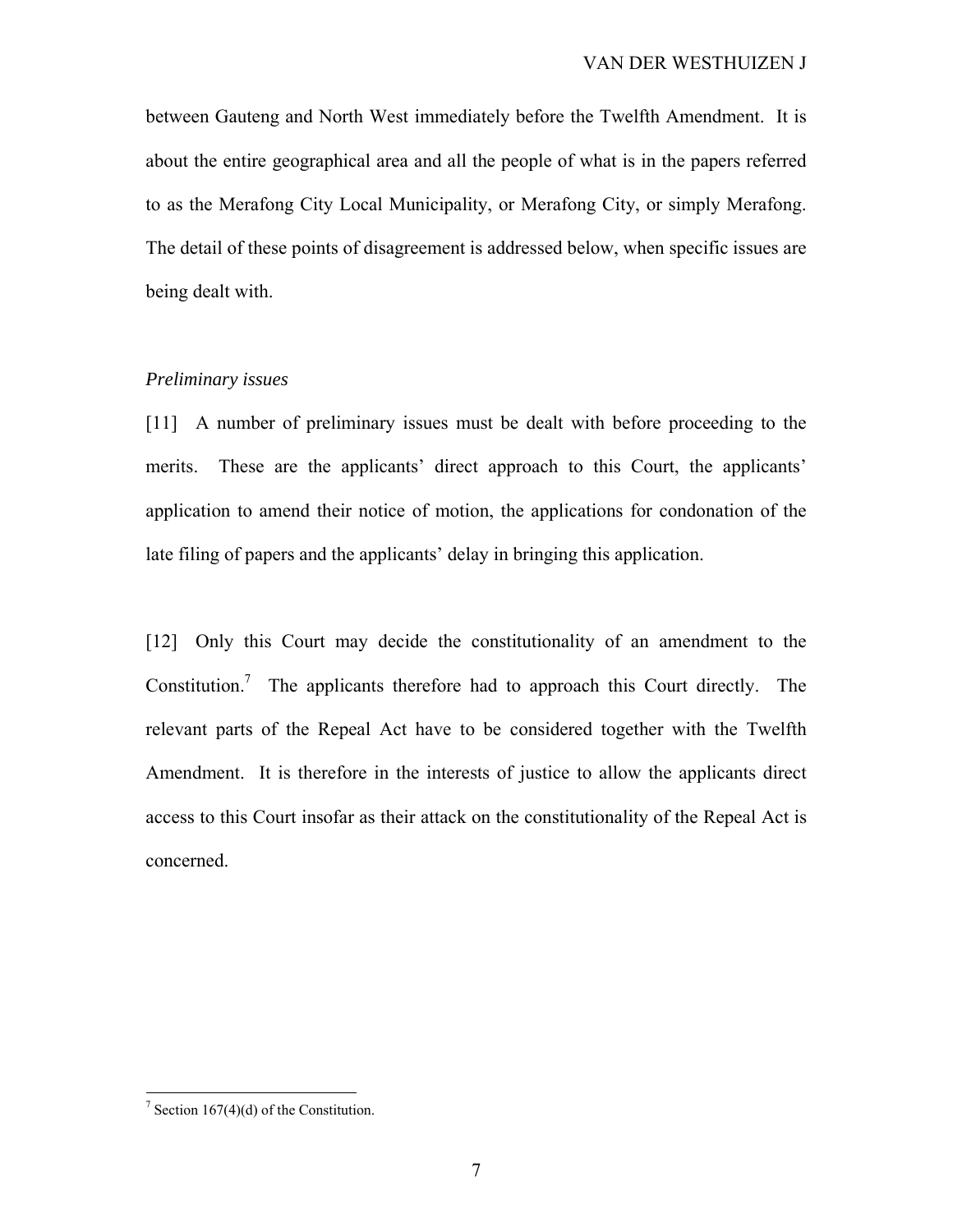between Gauteng and North West immediately before the Twelfth Amendment. It is about the entire geographical area and all the people of what is in the papers referred to as the Merafong City Local Municipality, or Merafong City, or simply Merafong. The detail of these points of disagreement is addressed below, when specific issues are being dealt with.

*Preliminary issues*

[11] A number of preliminary issues must be dealt with before proceeding to the merits. These are the applicants' direct approach to this Court, the applicants' application to amend their notice of motion, the applications for condonation of the late filing of papers and the applicants' delay in bringing this application.

[12] Only this Court may decide the constitutionality of an amendment to the Constitution.[7] The applicants therefore had to approach this Court directly. The relevant parts of the Repeal Act have to be considered together with the Twelfth Amendment. It is therefore in the interests of justice to allow the applicants direct access to this Court insofar as their attack on the constitutionality of the Repeal Act is concerned.

---

[7] Section 167(4)(d) of the Constitution.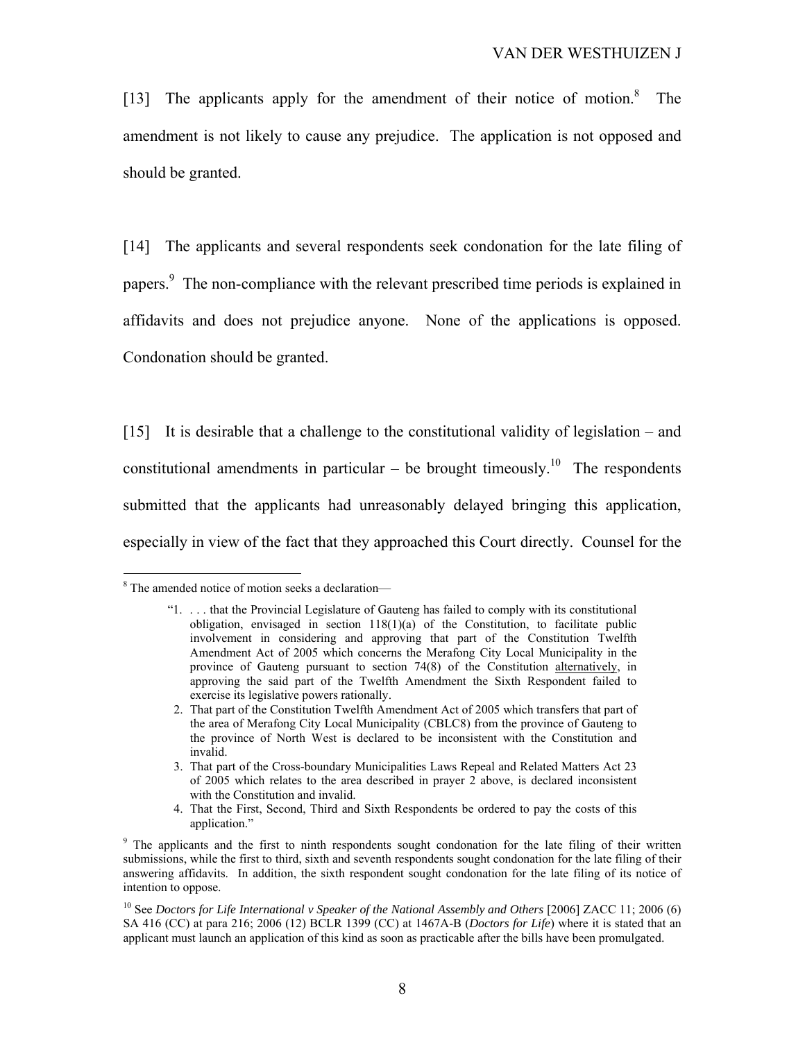[13] The applicants apply for the amendment of their notice of motion.[8] The amendment is not likely to cause any prejudice. The application is not opposed and should be granted.

[14] The applicants and several respondents seek condonation for the late filing of papers.[9] The non-compliance with the relevant prescribed time periods is explained in affidavits and does not prejudice anyone. None of the applications is opposed. Condonation should be granted.

[15] It is desirable that a challenge to the constitutional validity of legislation – and constitutional amendments in particular – be brought timeously.[10] The respondents submitted that the applicants had unreasonably delayed bringing this application, especially in view of the fact that they approached this Court directly. Counsel for the

---

[8] The amended notice of motion seeks a declaration—

> "1. . . . that the Provincial Legislature of Gauteng has failed to comply with its constitutional obligation, envisaged in section 118(1)(a) of the Constitution, to facilitate public involvement in considering and approving that part of the Constitution Twelfth Amendment Act of 2005 which concerns the Merafong City Local Municipality in the province of Gauteng pursuant to section 74(8) of the Constitution alternatively, in approving the said part of the Twelfth Amendment the Sixth Respondent failed to exercise its legislative powers rationally.
>
> 2. That part of the Constitution Twelfth Amendment Act of 2005 which transfers that part of the area of Merafong City Local Municipality (CBLC8) from the province of Gauteng to the province of North West is declared to be inconsistent with the Constitution and invalid.
>
> 3. That part of the Cross-boundary Municipalities Laws Repeal and Related Matters Act 23 of 2005 which relates to the area described in prayer 2 above, is declared inconsistent with the Constitution and invalid.
>
> 4. That the First, Second, Third and Sixth Respondents be ordered to pay the costs of this application."

[9] The applicants and the first to ninth respondents sought condonation for the late filing of their written submissions, while the first to third, sixth and seventh respondents sought condonation for the late filing of their answering affidavits. In addition, the sixth respondent sought condonation for the late filing of its notice of intention to oppose.

[10] See *Doctors for Life International v Speaker of the National Assembly and Others* [2006] ZACC 11; 2006 (6) SA 416 (CC) at para 216; 2006 (12) BCLR 1399 (CC) at 1467A-B (*Doctors for Life*) where it is stated that an applicant must launch an application of this kind as soon as practicable after the bills have been promulgated.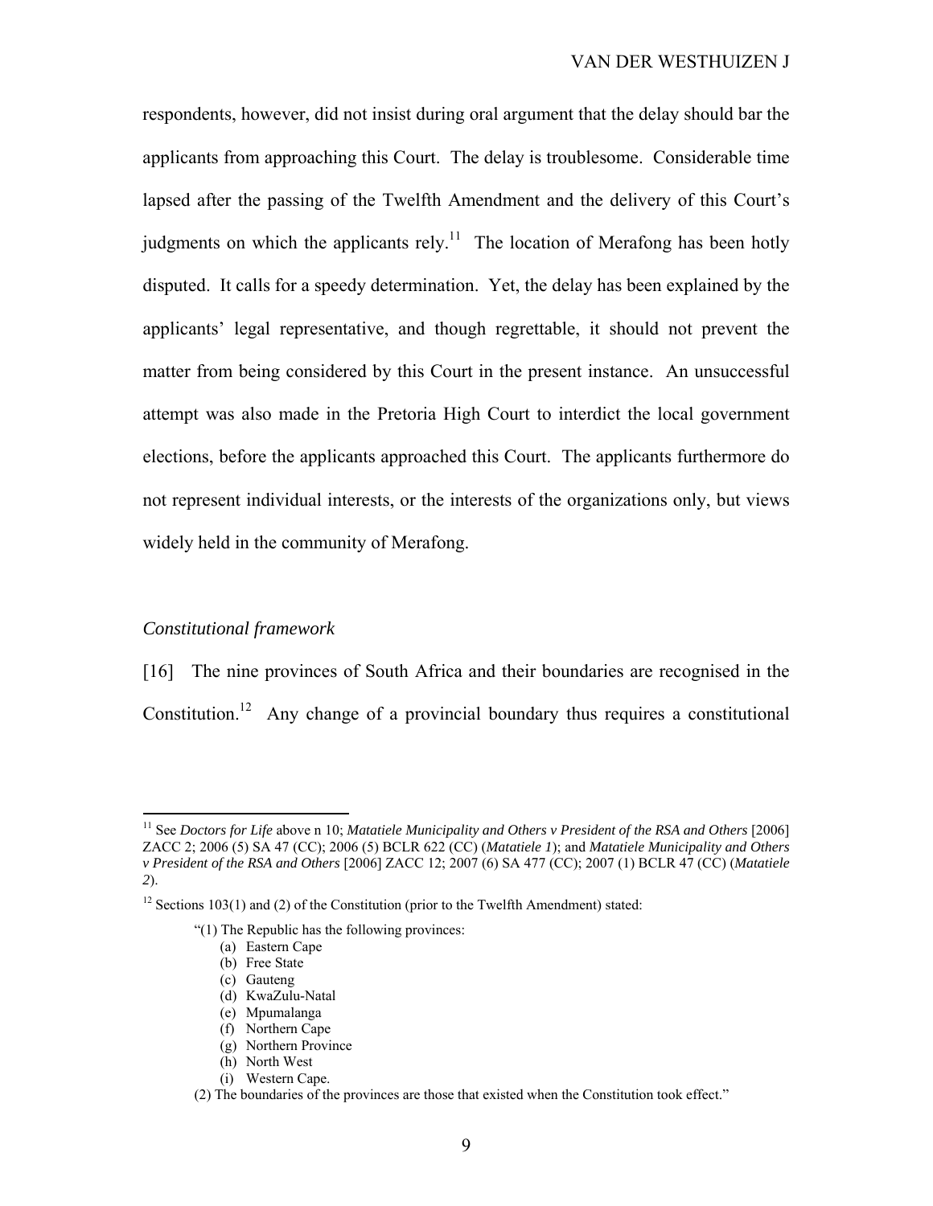respondents, however, did not insist during oral argument that the delay should bar the applicants from approaching this Court. The delay is troublesome. Considerable time lapsed after the passing of the Twelfth Amendment and the delivery of this Court's judgments on which the applicants rely.[11] The location of Merafong has been hotly disputed. It calls for a speedy determination. Yet, the delay has been explained by the applicants' legal representative, and though regrettable, it should not prevent the matter from being considered by this Court in the present instance. An unsuccessful attempt was also made in the Pretoria High Court to interdict the local government elections, before the applicants approached this Court. The applicants furthermore do not represent individual interests, or the interests of the organizations only, but views widely held in the community of Merafong.

*Constitutional framework*

[16] The nine provinces of South Africa and their boundaries are recognised in the Constitution.[12] Any change of a provincial boundary thus requires a constitutional

---

[11] See *Doctors for Life* above n 10; *Matatiele Municipality and Others v President of the RSA and Others* [2006] ZACC 2; 2006 (5) SA 47 (CC); 2006 (5) BCLR 622 (CC) (*Matatiele 1*); and *Matatiele Municipality and Others v President of the RSA and Others* [2006] ZACC 12; 2007 (6) SA 477 (CC); 2007 (1) BCLR 47 (CC) (*Matatiele 2*).

[12] Sections 103(1) and (2) of the Constitution (prior to the Twelfth Amendment) stated:

> "(1) The Republic has the following provinces:
> (a) Eastern Cape
> (b) Free State
> (c) Gauteng
> (d) KwaZulu-Natal
> (e) Mpumalanga
> (f) Northern Cape
> (g) Northern Province
> (h) North West
> (i) Western Cape.
>
> (2) The boundaries of the provinces are those that existed when the Constitution took effect."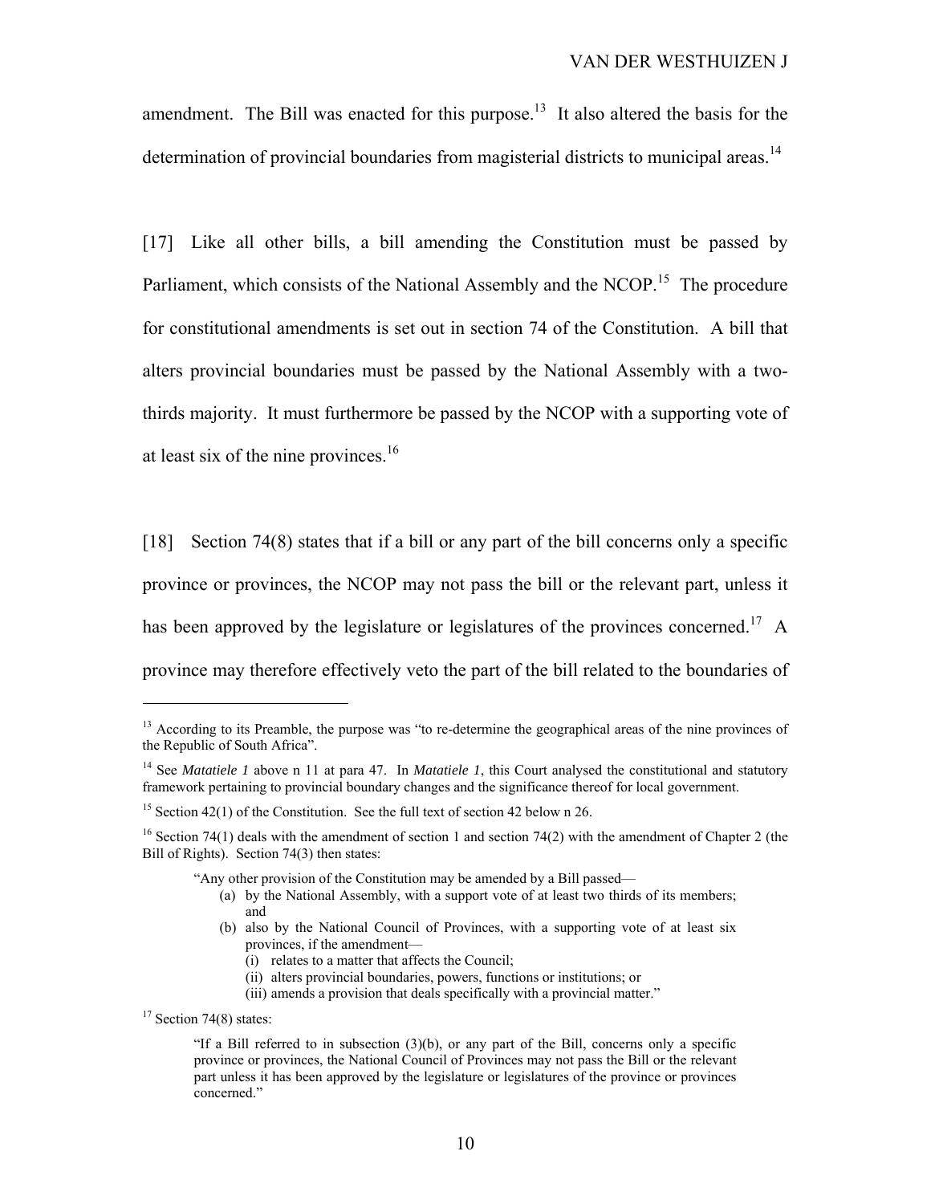amendment. The Bill was enacted for this purpose.[13] It also altered the basis for the determination of provincial boundaries from magisterial districts to municipal areas.[14]

[17] Like all other bills, a bill amending the Constitution must be passed by Parliament, which consists of the National Assembly and the NCOP.[15] The procedure for constitutional amendments is set out in section 74 of the Constitution. A bill that alters provincial boundaries must be passed by the National Assembly with a two-thirds majority. It must furthermore be passed by the NCOP with a supporting vote of at least six of the nine provinces.[16]

[18] Section 74(8) states that if a bill or any part of the bill concerns only a specific province or provinces, the NCOP may not pass the bill or the relevant part, unless it has been approved by the legislature or legislatures of the provinces concerned.[17] A province may therefore effectively veto the part of the bill related to the boundaries of

---

[13] According to its Preamble, the purpose was "to re-determine the geographical areas of the nine provinces of the Republic of South Africa".

[14] See *Matatiele 1* above n 11 at para 47. In *Matatiele 1*, this Court analysed the constitutional and statutory framework pertaining to provincial boundary changes and the significance thereof for local government.

[15] Section 42(1) of the Constitution. See the full text of section 42 below n 26.

[16] Section 74(1) deals with the amendment of section 1 and section 74(2) with the amendment of Chapter 2 (the Bill of Rights). Section 74(3) then states:

> "Any other provision of the Constitution may be amended by a Bill passed—
> (a) by the National Assembly, with a support vote of at least two thirds of its members; and
> (b) also by the National Council of Provinces, with a supporting vote of at least six provinces, if the amendment—
> (i) relates to a matter that affects the Council;
> (ii) alters provincial boundaries, powers, functions or institutions; or
> (iii) amends a provision that deals specifically with a provincial matter."

[17] Section 74(8) states:

> "If a Bill referred to in subsection (3)(b), or any part of the Bill, concerns only a specific province or provinces, the National Council of Provinces may not pass the Bill or the relevant part unless it has been approved by the legislature or legislatures of the province or provinces concerned."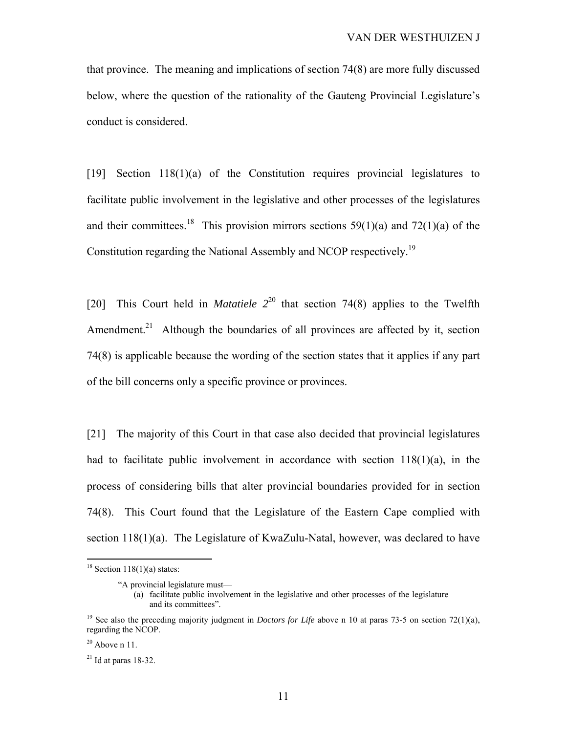that province. The meaning and implications of section 74(8) are more fully discussed below, where the question of the rationality of the Gauteng Provincial Legislature's conduct is considered.

[19] Section 118(1)(a) of the Constitution requires provincial legislatures to facilitate public involvement in the legislative and other processes of the legislatures and their committees.[18] This provision mirrors sections 59(1)(a) and 72(1)(a) of the Constitution regarding the National Assembly and NCOP respectively.[19]

[20] This Court held in *Matatiele 2*[20] that section 74(8) applies to the Twelfth Amendment.[21] Although the boundaries of all provinces are affected by it, section 74(8) is applicable because the wording of the section states that it applies if any part of the bill concerns only a specific province or provinces.

[21] The majority of this Court in that case also decided that provincial legislatures had to facilitate public involvement in accordance with section 118(1)(a), in the process of considering bills that alter provincial boundaries provided for in section 74(8). This Court found that the Legislature of the Eastern Cape complied with section 118(1)(a). The Legislature of KwaZulu-Natal, however, was declared to have

---

[18] Section 118(1)(a) states:

> "A provincial legislature must—
> (a) facilitate public involvement in the legislative and other processes of the legislature and its committees".

[19] See also the preceding majority judgment in *Doctors for Life* above n 10 at paras 73-5 on section 72(1)(a), regarding the NCOP.

[20] Above n 11.

[21] Id at paras 18-32.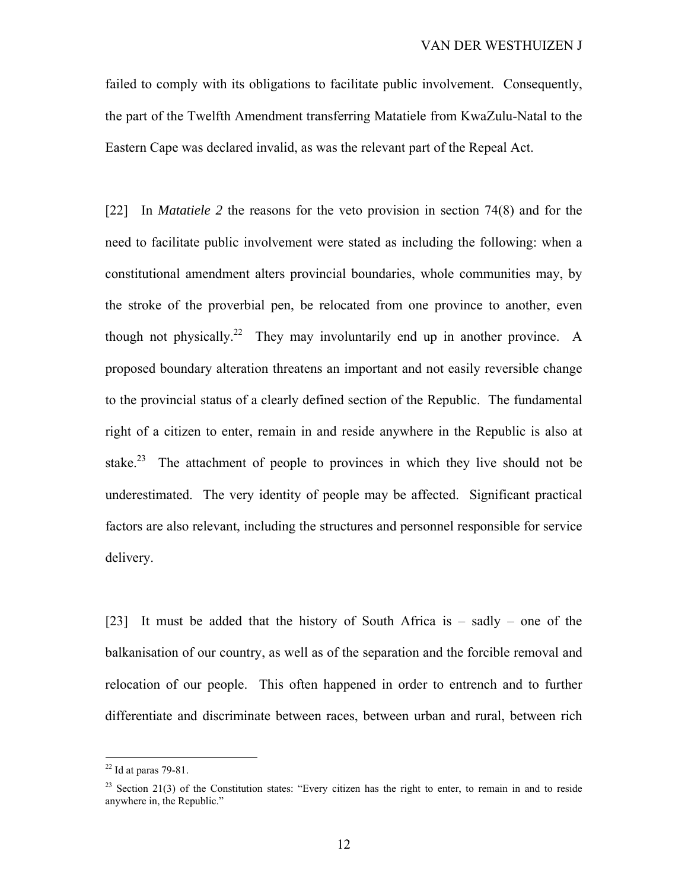failed to comply with its obligations to facilitate public involvement. Consequently, the part of the Twelfth Amendment transferring Matatiele from KwaZulu-Natal to the Eastern Cape was declared invalid, as was the relevant part of the Repeal Act.

[22] In *Matatiele 2* the reasons for the veto provision in section 74(8) and for the need to facilitate public involvement were stated as including the following: when a constitutional amendment alters provincial boundaries, whole communities may, by the stroke of the proverbial pen, be relocated from one province to another, even though not physically.[22] They may involuntarily end up in another province. A proposed boundary alteration threatens an important and not easily reversible change to the provincial status of a clearly defined section of the Republic. The fundamental right of a citizen to enter, remain in and reside anywhere in the Republic is also at stake.[23] The attachment of people to provinces in which they live should not be underestimated. The very identity of people may be affected. Significant practical factors are also relevant, including the structures and personnel responsible for service delivery.

[23] It must be added that the history of South Africa is – sadly – one of the balkanisation of our country, as well as of the separation and the forcible removal and relocation of our people. This often happened in order to entrench and to further differentiate and discriminate between races, between urban and rural, between rich

---

[22] Id at paras 79-81.

[23] Section 21(3) of the Constitution states: "Every citizen has the right to enter, to remain in and to reside anywhere in, the Republic."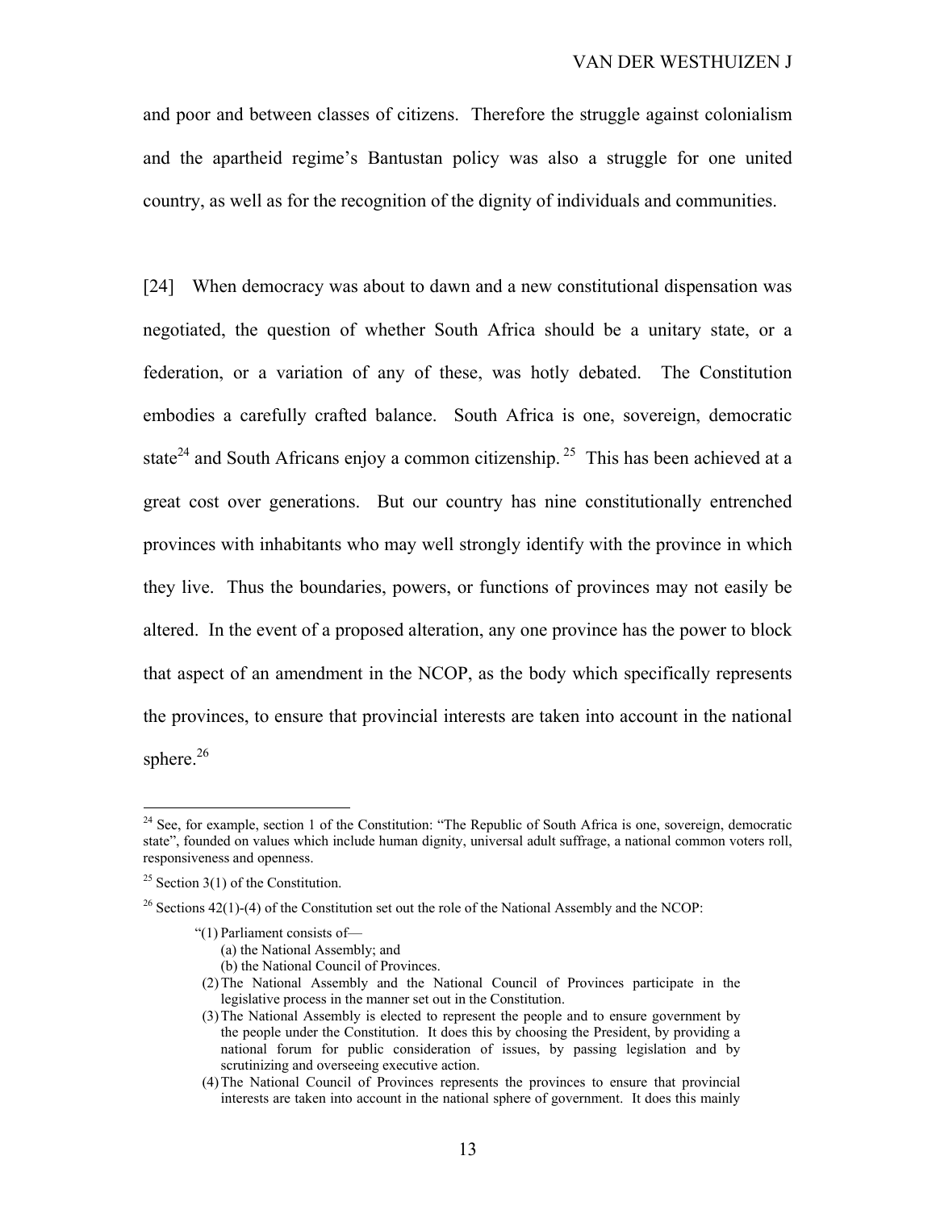and poor and between classes of citizens. Therefore the struggle against colonialism and the apartheid regime's Bantustan policy was also a struggle for one united country, as well as for the recognition of the dignity of individuals and communities.

[24] When democracy was about to dawn and a new constitutional dispensation was negotiated, the question of whether South Africa should be a unitary state, or a federation, or a variation of any of these, was hotly debated. The Constitution embodies a carefully crafted balance. South Africa is one, sovereign, democratic state[24] and South Africans enjoy a common citizenship.[25] This has been achieved at a great cost over generations. But our country has nine constitutionally entrenched provinces with inhabitants who may well strongly identify with the province in which they live. Thus the boundaries, powers, or functions of provinces may not easily be altered. In the event of a proposed alteration, any one province has the power to block that aspect of an amendment in the NCOP, as the body which specifically represents the provinces, to ensure that provincial interests are taken into account in the national sphere.[26]

---

[24] See, for example, section 1 of the Constitution: "The Republic of South Africa is one, sovereign, democratic state", founded on values which include human dignity, universal adult suffrage, a national common voters roll, responsiveness and openness.

[25] Section 3(1) of the Constitution.

[26] Sections 42(1)-(4) of the Constitution set out the role of the National Assembly and the NCOP:

> "(1) Parliament consists of—
> (a) the National Assembly; and
> (b) the National Council of Provinces.
> (2) The National Assembly and the National Council of Provinces participate in the legislative process in the manner set out in the Constitution.
> (3) The National Assembly is elected to represent the people and to ensure government by the people under the Constitution. It does this by choosing the President, by providing a national forum for public consideration of issues, by passing legislation and by scrutinizing and overseeing executive action.
> (4) The National Council of Provinces represents the provinces to ensure that provincial interests are taken into account in the national sphere of government. It does this mainly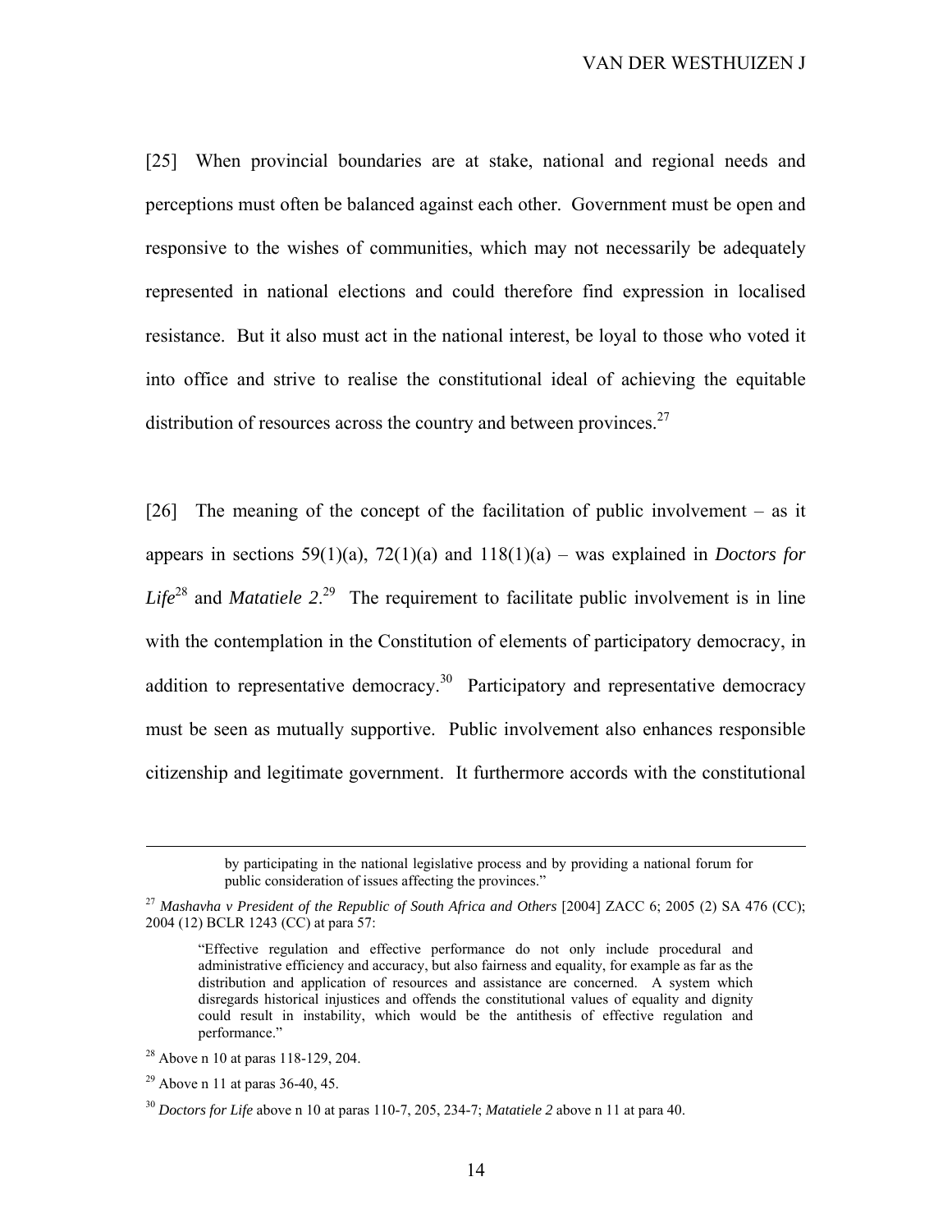[25] When provincial boundaries are at stake, national and regional needs and perceptions must often be balanced against each other. Government must be open and responsive to the wishes of communities, which may not necessarily be adequately represented in national elections and could therefore find expression in localised resistance. But it also must act in the national interest, be loyal to those who voted it into office and strive to realise the constitutional ideal of achieving the equitable distribution of resources across the country and between provinces.[27]

[26] The meaning of the concept of the facilitation of public involvement – as it appears in sections 59(1)(a), 72(1)(a) and 118(1)(a) – was explained in *Doctors for Life*[28] and *Matatiele 2*.[29] The requirement to facilitate public involvement is in line with the contemplation in the Constitution of elements of participatory democracy, in addition to representative democracy.[30] Participatory and representative democracy must be seen as mutually supportive. Public involvement also enhances responsible citizenship and legitimate government. It furthermore accords with the constitutional

---

by participating in the national legislative process and by providing a national forum for public consideration of issues affecting the provinces."

[27] *Mashavha v President of the Republic of South Africa and Others* [2004] ZACC 6; 2005 (2) SA 476 (CC); 2004 (12) BCLR 1243 (CC) at para 57:

> "Effective regulation and effective performance do not only include procedural and administrative efficiency and accuracy, but also fairness and equality, for example as far as the distribution and application of resources and assistance are concerned. A system which disregards historical injustices and offends the constitutional values of equality and dignity could result in instability, which would be the antithesis of effective regulation and performance."

[28] Above n 10 at paras 118-129, 204.

[29] Above n 11 at paras 36-40, 45.

[30] *Doctors for Life* above n 10 at paras 110-7, 205, 234-7; *Matatiele 2* above n 11 at para 40.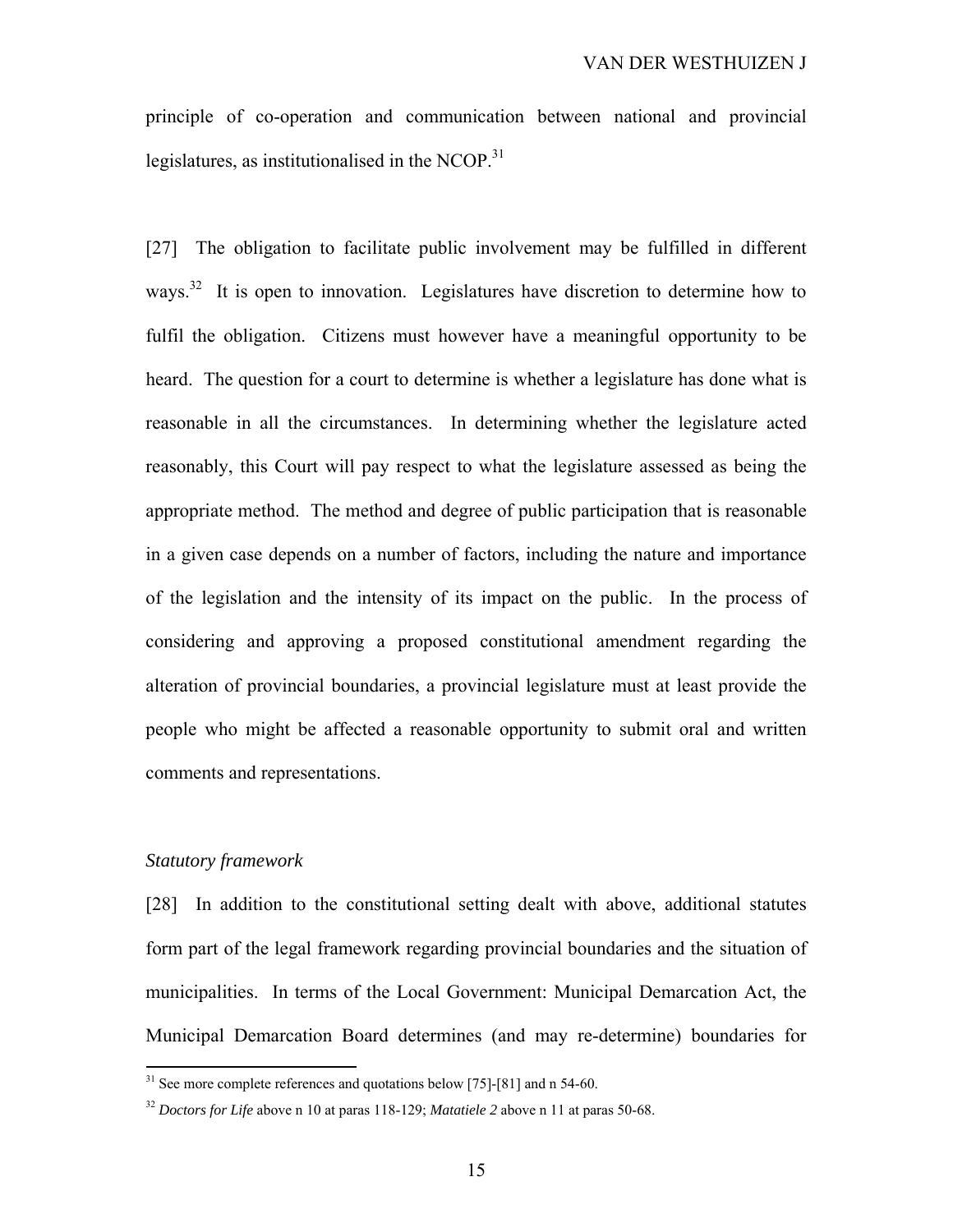principle of co-operation and communication between national and provincial legislatures, as institutionalised in the NCOP.[31]

[27] The obligation to facilitate public involvement may be fulfilled in different ways.[32] It is open to innovation. Legislatures have discretion to determine how to fulfil the obligation. Citizens must however have a meaningful opportunity to be heard. The question for a court to determine is whether a legislature has done what is reasonable in all the circumstances. In determining whether the legislature acted reasonably, this Court will pay respect to what the legislature assessed as being the appropriate method. The method and degree of public participation that is reasonable in a given case depends on a number of factors, including the nature and importance of the legislation and the intensity of its impact on the public. In the process of considering and approving a proposed constitutional amendment regarding the alteration of provincial boundaries, a provincial legislature must at least provide the people who might be affected a reasonable opportunity to submit oral and written comments and representations.

*Statutory framework*

[28] In addition to the constitutional setting dealt with above, additional statutes form part of the legal framework regarding provincial boundaries and the situation of municipalities. In terms of the Local Government: Municipal Demarcation Act, the Municipal Demarcation Board determines (and may re-determine) boundaries for

---

[31] See more complete references and quotations below [75]-[81] and n 54-60.

[32] *Doctors for Life* above n 10 at paras 118-129; *Matatiele 2* above n 11 at paras 50-68.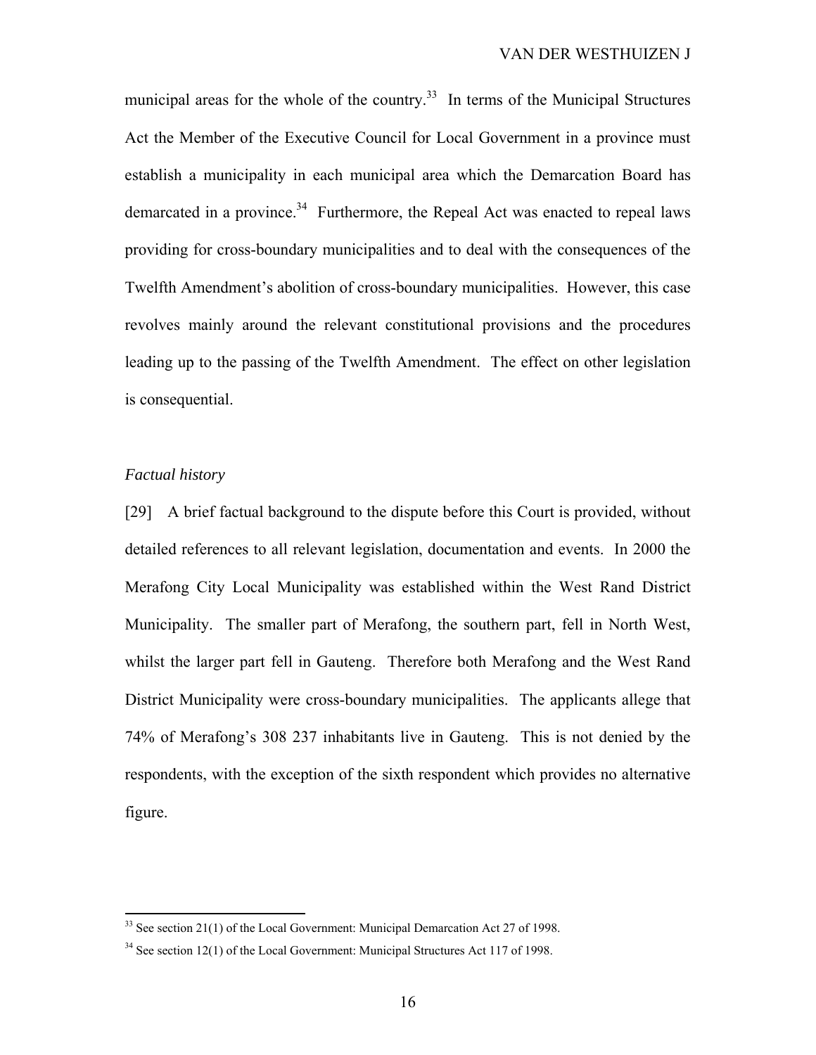municipal areas for the whole of the country.[33] In terms of the Municipal Structures Act the Member of the Executive Council for Local Government in a province must establish a municipality in each municipal area which the Demarcation Board has demarcated in a province.[34] Furthermore, the Repeal Act was enacted to repeal laws providing for cross-boundary municipalities and to deal with the consequences of the Twelfth Amendment's abolition of cross-boundary municipalities. However, this case revolves mainly around the relevant constitutional provisions and the procedures leading up to the passing of the Twelfth Amendment. The effect on other legislation is consequential.

*Factual history*

[29] A brief factual background to the dispute before this Court is provided, without detailed references to all relevant legislation, documentation and events. In 2000 the Merafong City Local Municipality was established within the West Rand District Municipality. The smaller part of Merafong, the southern part, fell in North West, whilst the larger part fell in Gauteng. Therefore both Merafong and the West Rand District Municipality were cross-boundary municipalities. The applicants allege that 74% of Merafong's 308 237 inhabitants live in Gauteng. This is not denied by the respondents, with the exception of the sixth respondent which provides no alternative figure.

[33] See section 21(1) of the Local Government: Municipal Demarcation Act 27 of 1998.

[34] See section 12(1) of the Local Government: Municipal Structures Act 117 of 1998.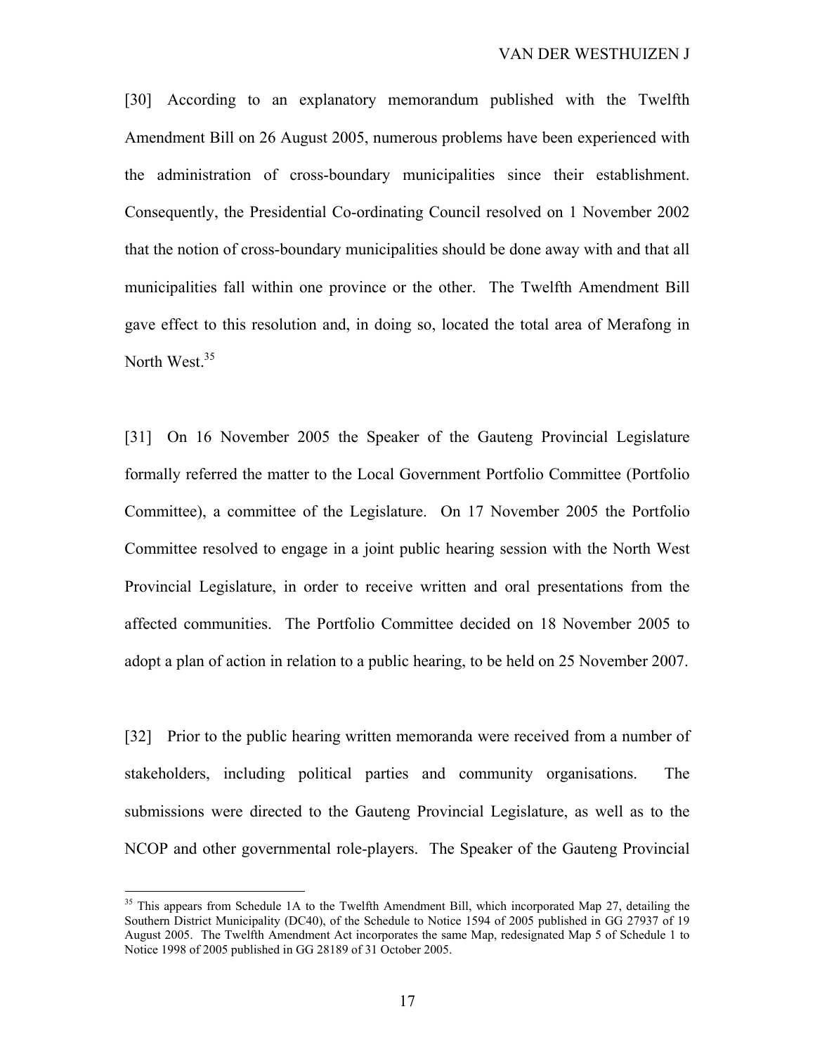[30] According to an explanatory memorandum published with the Twelfth Amendment Bill on 26 August 2005, numerous problems have been experienced with the administration of cross-boundary municipalities since their establishment. Consequently, the Presidential Co-ordinating Council resolved on 1 November 2002 that the notion of cross-boundary municipalities should be done away with and that all municipalities fall within one province or the other. The Twelfth Amendment Bill gave effect to this resolution and, in doing so, located the total area of Merafong in North West.[35]

[31] On 16 November 2005 the Speaker of the Gauteng Provincial Legislature formally referred the matter to the Local Government Portfolio Committee (Portfolio Committee), a committee of the Legislature. On 17 November 2005 the Portfolio Committee resolved to engage in a joint public hearing session with the North West Provincial Legislature, in order to receive written and oral presentations from the affected communities. The Portfolio Committee decided on 18 November 2005 to adopt a plan of action in relation to a public hearing, to be held on 25 November 2007.

[32] Prior to the public hearing written memoranda were received from a number of stakeholders, including political parties and community organisations. The submissions were directed to the Gauteng Provincial Legislature, as well as to the NCOP and other governmental role-players. The Speaker of the Gauteng Provincial

---

[35] This appears from Schedule 1A to the Twelfth Amendment Bill, which incorporated Map 27, detailing the Southern District Municipality (DC40), of the Schedule to Notice 1594 of 2005 published in GG 27937 of 19 August 2005. The Twelfth Amendment Act incorporates the same Map, redesignated Map 5 of Schedule 1 to Notice 1998 of 2005 published in GG 28189 of 31 October 2005.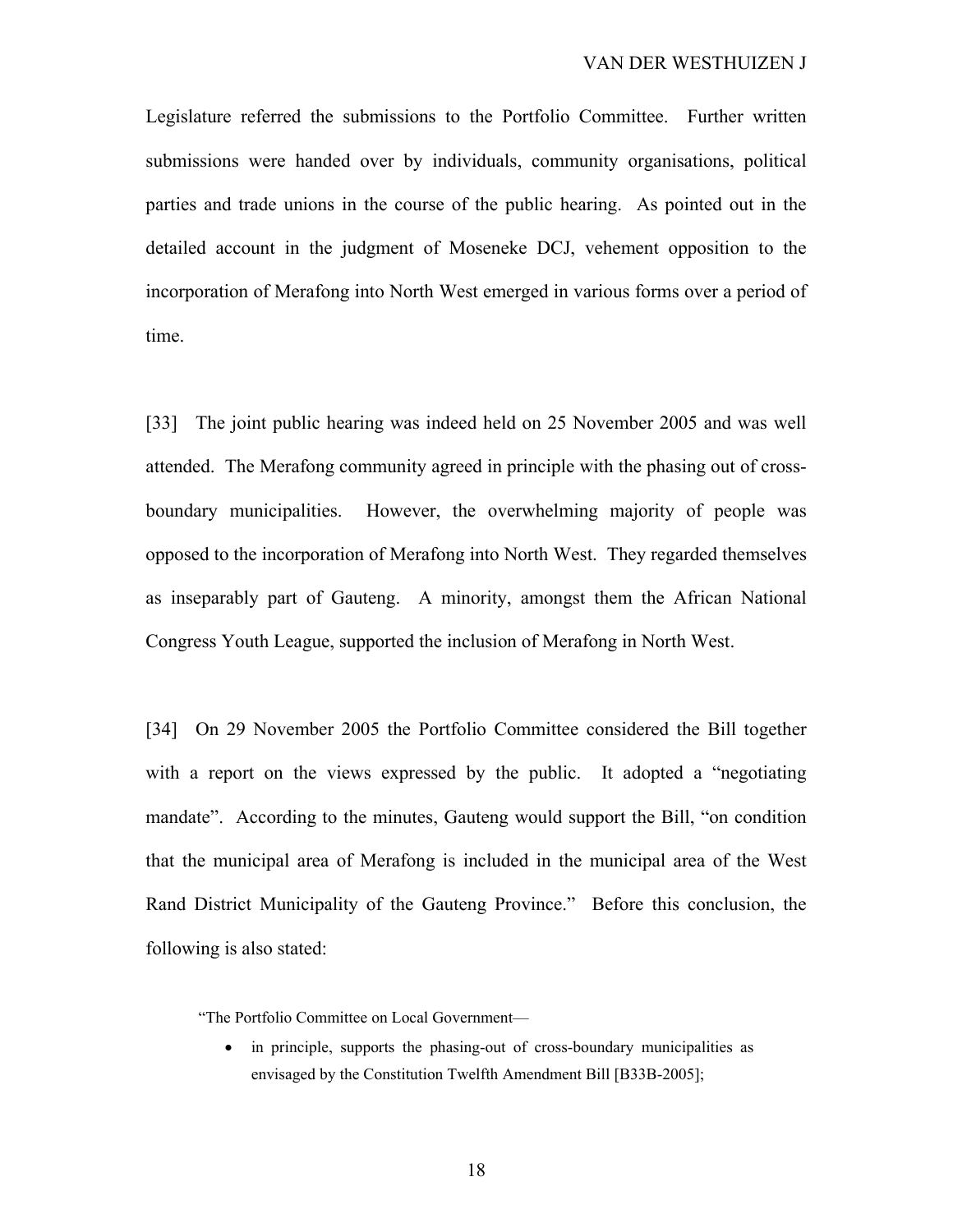Legislature referred the submissions to the Portfolio Committee. Further written submissions were handed over by individuals, community organisations, political parties and trade unions in the course of the public hearing. As pointed out in the detailed account in the judgment of Moseneke DCJ, vehement opposition to the incorporation of Merafong into North West emerged in various forms over a period of time.

[33] The joint public hearing was indeed held on 25 November 2005 and was well attended. The Merafong community agreed in principle with the phasing out of cross-boundary municipalities. However, the overwhelming majority of people was opposed to the incorporation of Merafong into North West. They regarded themselves as inseparably part of Gauteng. A minority, amongst them the African National Congress Youth League, supported the inclusion of Merafong in North West.

[34] On 29 November 2005 the Portfolio Committee considered the Bill together with a report on the views expressed by the public. It adopted a "negotiating mandate". According to the minutes, Gauteng would support the Bill, "on condition that the municipal area of Merafong is included in the municipal area of the West Rand District Municipality of the Gauteng Province." Before this conclusion, the following is also stated:

> "The Portfolio Committee on Local Government—
>
> - in principle, supports the phasing-out of cross-boundary municipalities as envisaged by the Constitution Twelfth Amendment Bill [B33B-2005];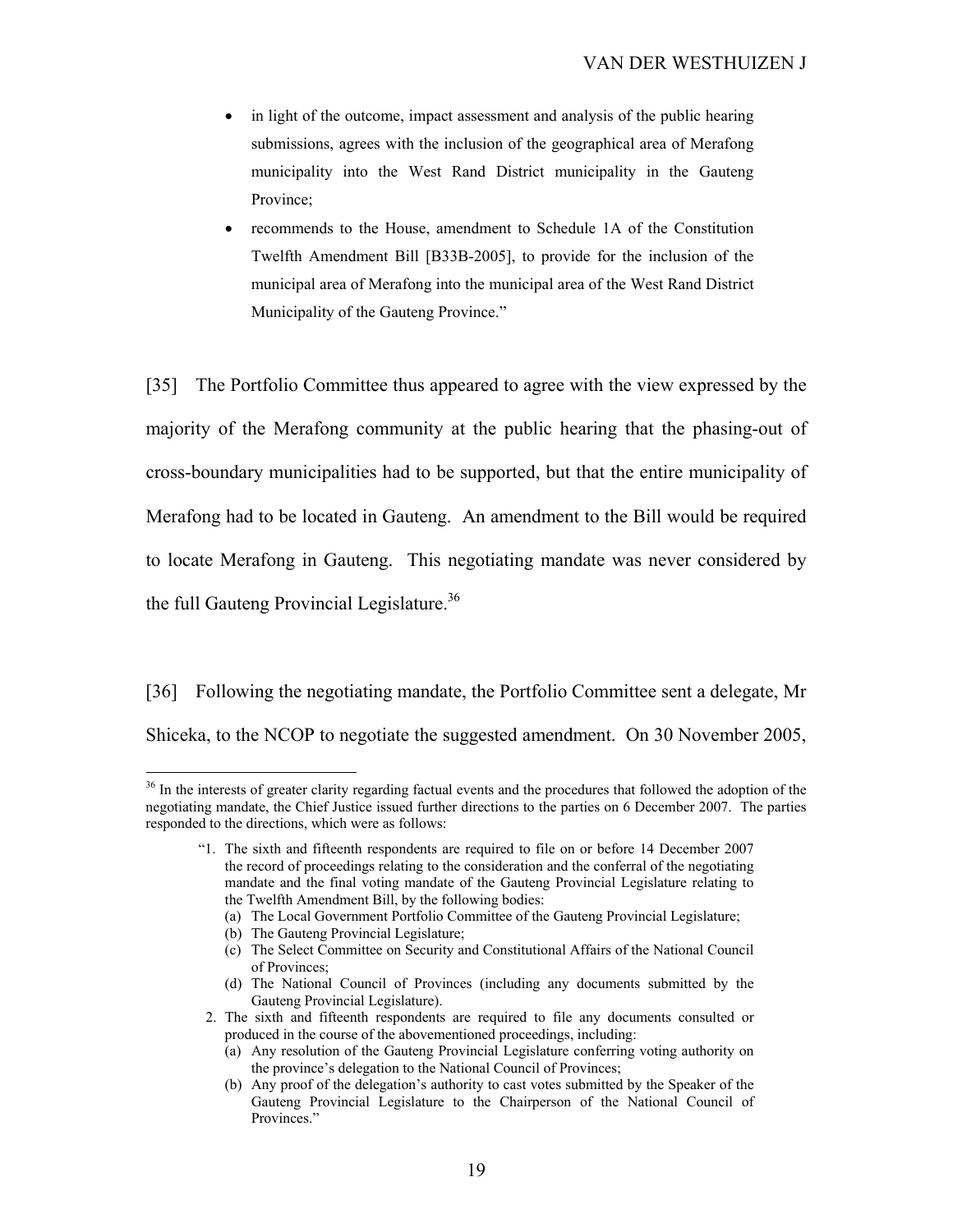- in light of the outcome, impact assessment and analysis of the public hearing submissions, agrees with the inclusion of the geographical area of Merafong municipality into the West Rand District municipality in the Gauteng Province;
- recommends to the House, amendment to Schedule 1A of the Constitution Twelfth Amendment Bill [B33B-2005], to provide for the inclusion of the municipal area of Merafong into the municipal area of the West Rand District Municipality of the Gauteng Province."

[35] The Portfolio Committee thus appeared to agree with the view expressed by the majority of the Merafong community at the public hearing that the phasing-out of cross-boundary municipalities had to be supported, but that the entire municipality of Merafong had to be located in Gauteng. An amendment to the Bill would be required to locate Merafong in Gauteng. This negotiating mandate was never considered by the full Gauteng Provincial Legislature.[36]

[36] Following the negotiating mandate, the Portfolio Committee sent a delegate, Mr Shiceka, to the NCOP to negotiate the suggested amendment. On 30 November 2005,

---

[36] In the interests of greater clarity regarding factual events and the procedures that followed the adoption of the negotiating mandate, the Chief Justice issued further directions to the parties on 6 December 2007. The parties responded to the directions, which were as follows:

> "1. The sixth and fifteenth respondents are required to file on or before 14 December 2007 the record of proceedings relating to the consideration and the conferral of the negotiating mandate and the final voting mandate of the Gauteng Provincial Legislature relating to the Twelfth Amendment Bill, by the following bodies:
> (a) The Local Government Portfolio Committee of the Gauteng Provincial Legislature;
> (b) The Gauteng Provincial Legislature;
> (c) The Select Committee on Security and Constitutional Affairs of the National Council of Provinces;
> (d) The National Council of Provinces (including any documents submitted by the Gauteng Provincial Legislature).
>
> 2. The sixth and fifteenth respondents are required to file any documents consulted or produced in the course of the abovementioned proceedings, including:
> (a) Any resolution of the Gauteng Provincial Legislature conferring voting authority on the province's delegation to the National Council of Provinces;
> (b) Any proof of the delegation's authority to cast votes submitted by the Speaker of the Gauteng Provincial Legislature to the Chairperson of the National Council of Provinces."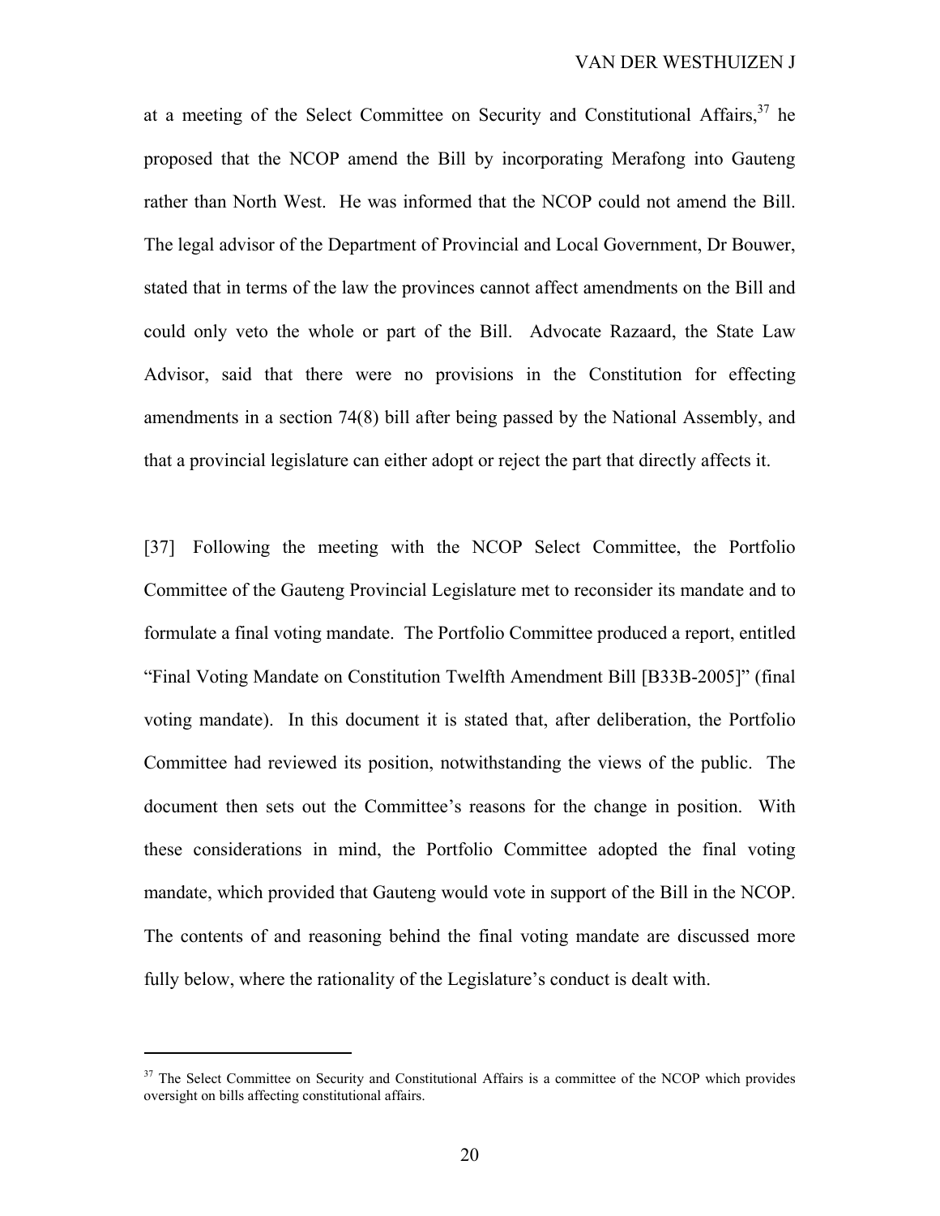at a meeting of the Select Committee on Security and Constitutional Affairs,[37] he proposed that the NCOP amend the Bill by incorporating Merafong into Gauteng rather than North West. He was informed that the NCOP could not amend the Bill. The legal advisor of the Department of Provincial and Local Government, Dr Bouwer, stated that in terms of the law the provinces cannot affect amendments on the Bill and could only veto the whole or part of the Bill. Advocate Razaard, the State Law Advisor, said that there were no provisions in the Constitution for effecting amendments in a section 74(8) bill after being passed by the National Assembly, and that a provincial legislature can either adopt or reject the part that directly affects it.

[37] Following the meeting with the NCOP Select Committee, the Portfolio Committee of the Gauteng Provincial Legislature met to reconsider its mandate and to formulate a final voting mandate. The Portfolio Committee produced a report, entitled "Final Voting Mandate on Constitution Twelfth Amendment Bill [B33B-2005]" (final voting mandate). In this document it is stated that, after deliberation, the Portfolio Committee had reviewed its position, notwithstanding the views of the public. The document then sets out the Committee's reasons for the change in position. With these considerations in mind, the Portfolio Committee adopted the final voting mandate, which provided that Gauteng would vote in support of the Bill in the NCOP. The contents of and reasoning behind the final voting mandate are discussed more fully below, where the rationality of the Legislature's conduct is dealt with.

---

[37] The Select Committee on Security and Constitutional Affairs is a committee of the NCOP which provides oversight on bills affecting constitutional affairs.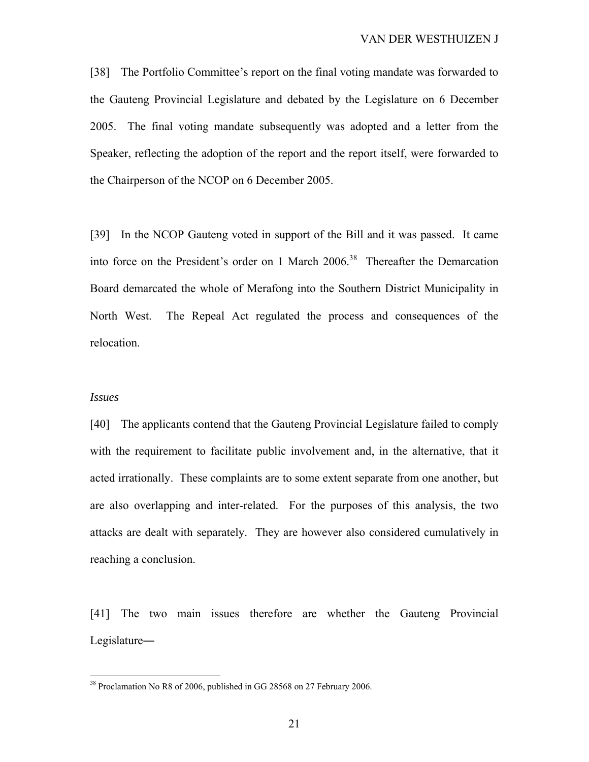[38] The Portfolio Committee's report on the final voting mandate was forwarded to the Gauteng Provincial Legislature and debated by the Legislature on 6 December 2005. The final voting mandate subsequently was adopted and a letter from the Speaker, reflecting the adoption of the report and the report itself, were forwarded to the Chairperson of the NCOP on 6 December 2005.

[39] In the NCOP Gauteng voted in support of the Bill and it was passed. It came into force on the President's order on 1 March 2006.[38] Thereafter the Demarcation Board demarcated the whole of Merafong into the Southern District Municipality in North West. The Repeal Act regulated the process and consequences of the relocation.

*Issues*

[40] The applicants contend that the Gauteng Provincial Legislature failed to comply with the requirement to facilitate public involvement and, in the alternative, that it acted irrationally. These complaints are to some extent separate from one another, but are also overlapping and inter-related. For the purposes of this analysis, the two attacks are dealt with separately. They are however also considered cumulatively in reaching a conclusion.

[41] The two main issues therefore are whether the Gauteng Provincial Legislature―

---

[38] Proclamation No R8 of 2006, published in GG 28568 on 27 February 2006.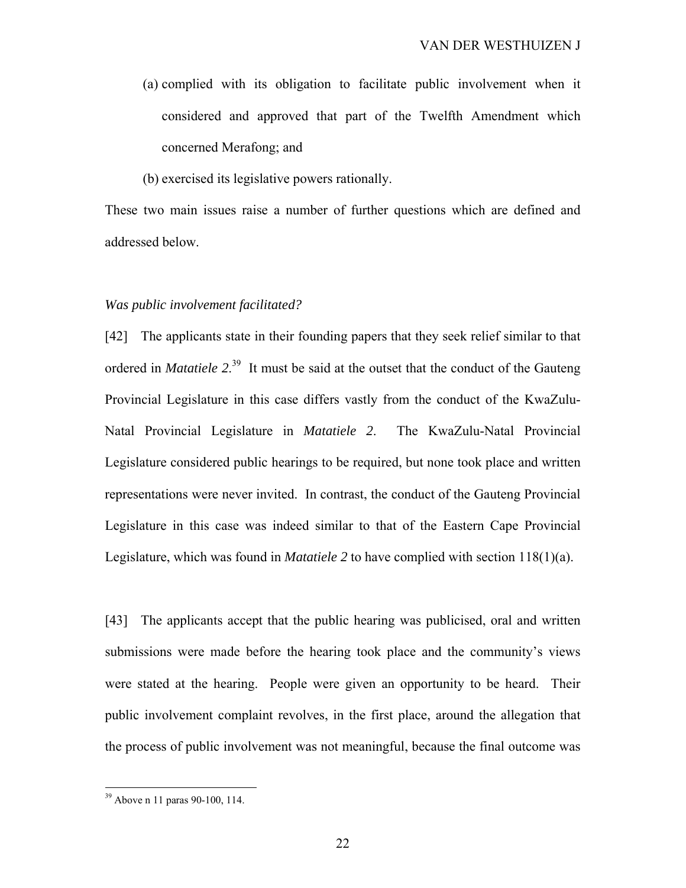(a) complied with its obligation to facilitate public involvement when it considered and approved that part of the Twelfth Amendment which concerned Merafong; and

(b) exercised its legislative powers rationally.

These two main issues raise a number of further questions which are defined and addressed below.

*Was public involvement facilitated?*

[42] The applicants state in their founding papers that they seek relief similar to that ordered in *Matatiele 2*.[39] It must be said at the outset that the conduct of the Gauteng Provincial Legislature in this case differs vastly from the conduct of the KwaZulu-Natal Provincial Legislature in *Matatiele 2*. The KwaZulu-Natal Provincial Legislature considered public hearings to be required, but none took place and written representations were never invited. In contrast, the conduct of the Gauteng Provincial Legislature in this case was indeed similar to that of the Eastern Cape Provincial Legislature, which was found in *Matatiele 2* to have complied with section 118(1)(a).

[43] The applicants accept that the public hearing was publicised, oral and written submissions were made before the hearing took place and the community's views were stated at the hearing. People were given an opportunity to be heard. Their public involvement complaint revolves, in the first place, around the allegation that the process of public involvement was not meaningful, because the final outcome was

---

[39] Above n 11 paras 90-100, 114.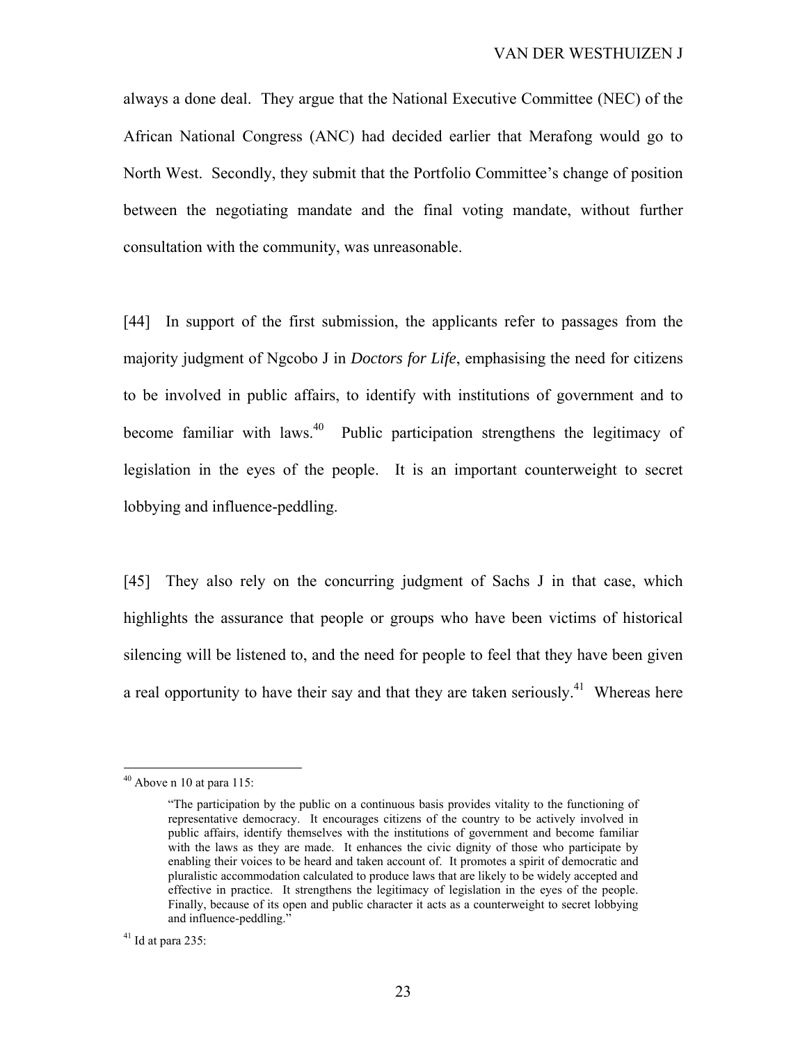always a done deal. They argue that the National Executive Committee (NEC) of the African National Congress (ANC) had decided earlier that Merafong would go to North West. Secondly, they submit that the Portfolio Committee's change of position between the negotiating mandate and the final voting mandate, without further consultation with the community, was unreasonable.

[44] In support of the first submission, the applicants refer to passages from the majority judgment of Ngcobo J in *Doctors for Life*, emphasising the need for citizens to be involved in public affairs, to identify with institutions of government and to become familiar with laws.[40] Public participation strengthens the legitimacy of legislation in the eyes of the people. It is an important counterweight to secret lobbying and influence-peddling.

[45] They also rely on the concurring judgment of Sachs J in that case, which highlights the assurance that people or groups who have been victims of historical silencing will be listened to, and the need for people to feel that they have been given a real opportunity to have their say and that they are taken seriously.[41] Whereas here

---

[40] Above n 10 at para 115:

> "The participation by the public on a continuous basis provides vitality to the functioning of representative democracy. It encourages citizens of the country to be actively involved in public affairs, identify themselves with the institutions of government and become familiar with the laws as they are made. It enhances the civic dignity of those who participate by enabling their voices to be heard and taken account of. It promotes a spirit of democratic and pluralistic accommodation calculated to produce laws that are likely to be widely accepted and effective in practice. It strengthens the legitimacy of legislation in the eyes of the people. Finally, because of its open and public character it acts as a counterweight to secret lobbying and influence-peddling."

[41] Id at para 235: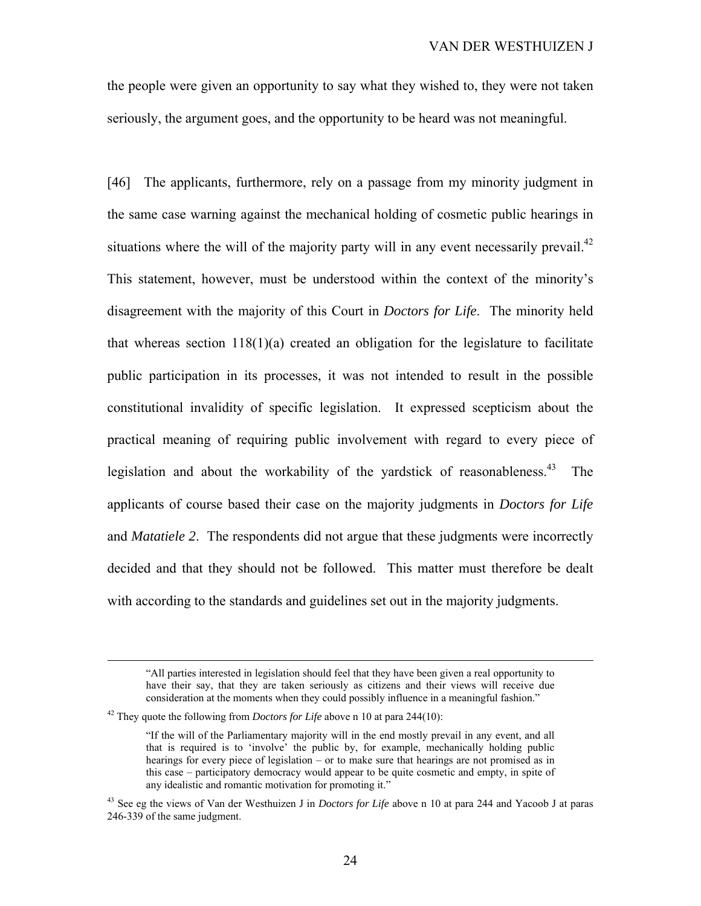the people were given an opportunity to say what they wished to, they were not taken seriously, the argument goes, and the opportunity to be heard was not meaningful.

[46] The applicants, furthermore, rely on a passage from my minority judgment in the same case warning against the mechanical holding of cosmetic public hearings in situations where the will of the majority party will in any event necessarily prevail.[42] This statement, however, must be understood within the context of the minority's disagreement with the majority of this Court in *Doctors for Life*. The minority held that whereas section 118(1)(a) created an obligation for the legislature to facilitate public participation in its processes, it was not intended to result in the possible constitutional invalidity of specific legislation. It expressed scepticism about the practical meaning of requiring public involvement with regard to every piece of legislation and about the workability of the yardstick of reasonableness.[43] The applicants of course based their case on the majority judgments in *Doctors for Life* and *Matatiele 2*. The respondents did not argue that these judgments were incorrectly decided and that they should not be followed. This matter must therefore be dealt with according to the standards and guidelines set out in the majority judgments.

---

> "All parties interested in legislation should feel that they have been given a real opportunity to have their say, that they are taken seriously as citizens and their views will receive due consideration at the moments when they could possibly influence in a meaningful fashion."

[42] They quote the following from *Doctors for Life* above n 10 at para 244(10):

> "If the will of the Parliamentary majority will in the end mostly prevail in any event, and all that is required is to 'involve' the public by, for example, mechanically holding public hearings for every piece of legislation – or to make sure that hearings are not promised as in this case – participatory democracy would appear to be quite cosmetic and empty, in spite of any idealistic and romantic motivation for promoting it."

[43] See eg the views of Van der Westhuizen J in *Doctors for Life* above n 10 at para 244 and Yacoob J at paras 246-339 of the same judgment.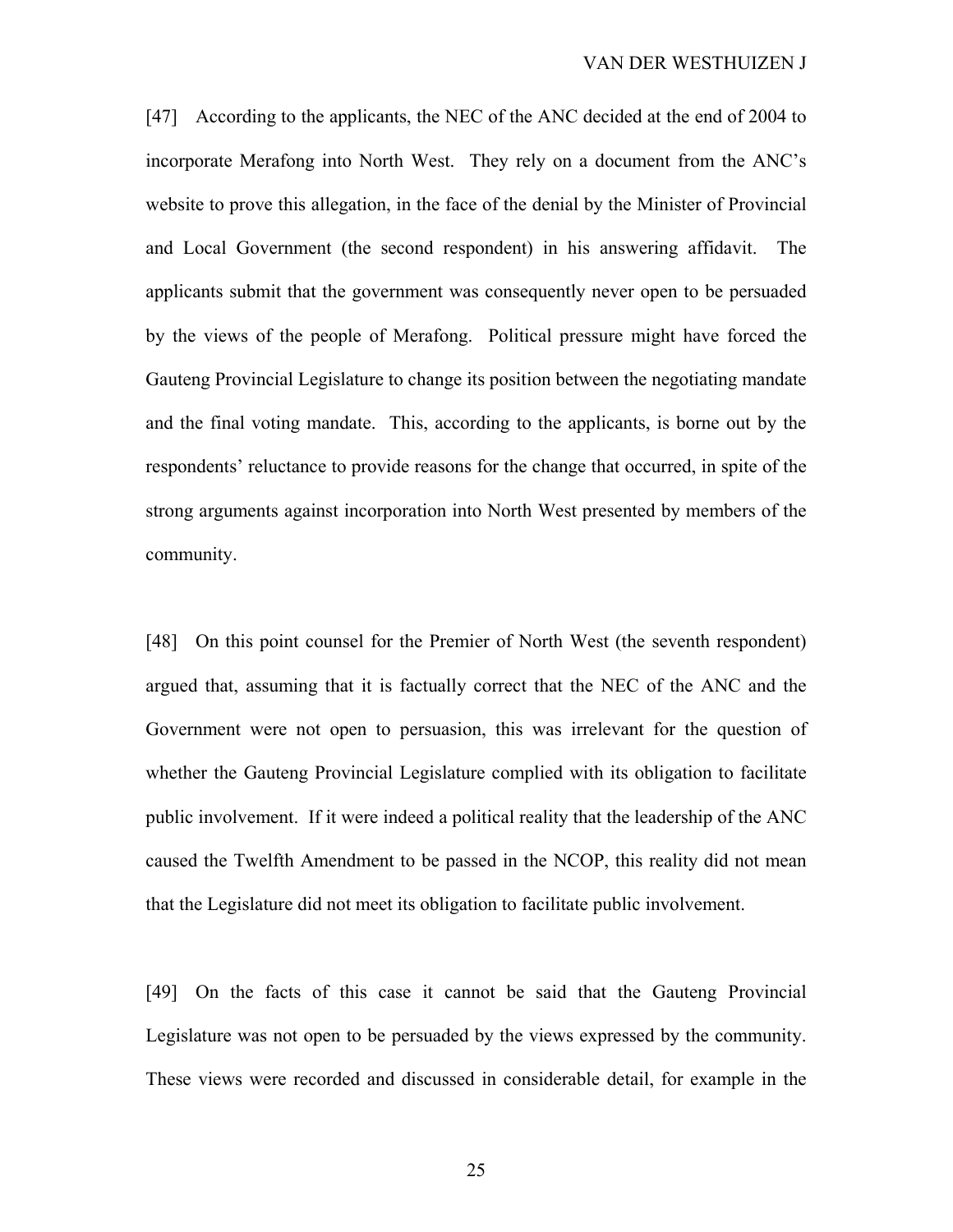[47] According to the applicants, the NEC of the ANC decided at the end of 2004 to incorporate Merafong into North West. They rely on a document from the ANC's website to prove this allegation, in the face of the denial by the Minister of Provincial and Local Government (the second respondent) in his answering affidavit. The applicants submit that the government was consequently never open to be persuaded by the views of the people of Merafong. Political pressure might have forced the Gauteng Provincial Legislature to change its position between the negotiating mandate and the final voting mandate. This, according to the applicants, is borne out by the respondents' reluctance to provide reasons for the change that occurred, in spite of the strong arguments against incorporation into North West presented by members of the community.

[48] On this point counsel for the Premier of North West (the seventh respondent) argued that, assuming that it is factually correct that the NEC of the ANC and the Government were not open to persuasion, this was irrelevant for the question of whether the Gauteng Provincial Legislature complied with its obligation to facilitate public involvement. If it were indeed a political reality that the leadership of the ANC caused the Twelfth Amendment to be passed in the NCOP, this reality did not mean that the Legislature did not meet its obligation to facilitate public involvement.

[49] On the facts of this case it cannot be said that the Gauteng Provincial Legislature was not open to be persuaded by the views expressed by the community. These views were recorded and discussed in considerable detail, for example in the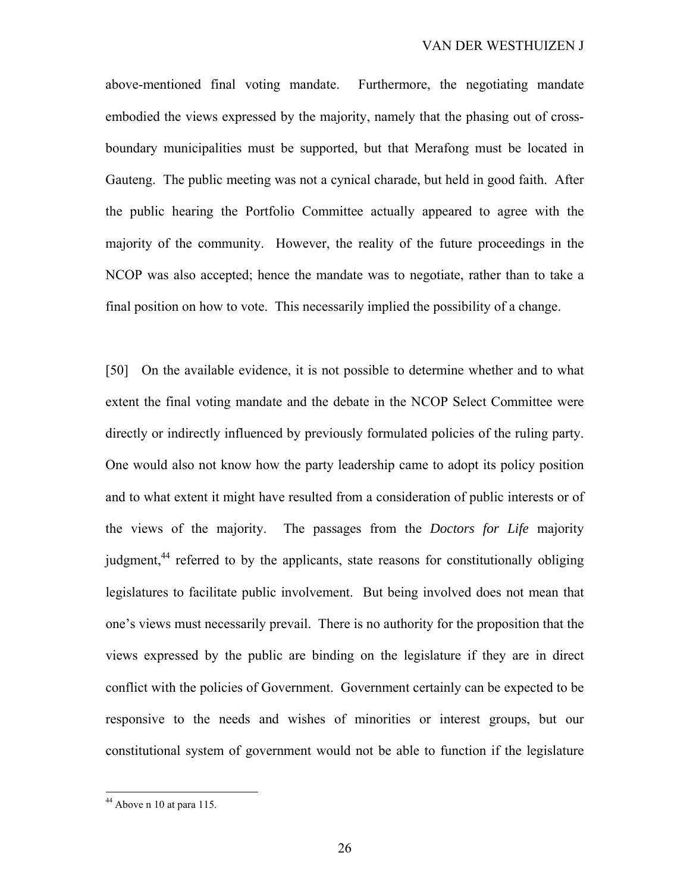above-mentioned final voting mandate. Furthermore, the negotiating mandate embodied the views expressed by the majority, namely that the phasing out of cross-boundary municipalities must be supported, but that Merafong must be located in Gauteng. The public meeting was not a cynical charade, but held in good faith. After the public hearing the Portfolio Committee actually appeared to agree with the majority of the community. However, the reality of the future proceedings in the NCOP was also accepted; hence the mandate was to negotiate, rather than to take a final position on how to vote. This necessarily implied the possibility of a change.

[50] On the available evidence, it is not possible to determine whether and to what extent the final voting mandate and the debate in the NCOP Select Committee were directly or indirectly influenced by previously formulated policies of the ruling party. One would also not know how the party leadership came to adopt its policy position and to what extent it might have resulted from a consideration of public interests or of the views of the majority. The passages from the *Doctors for Life* majority judgment,[44] referred to by the applicants, state reasons for constitutionally obliging legislatures to facilitate public involvement. But being involved does not mean that one's views must necessarily prevail. There is no authority for the proposition that the views expressed by the public are binding on the legislature if they are in direct conflict with the policies of Government. Government certainly can be expected to be responsive to the needs and wishes of minorities or interest groups, but our constitutional system of government would not be able to function if the legislature

---

[44] Above n 10 at para 115.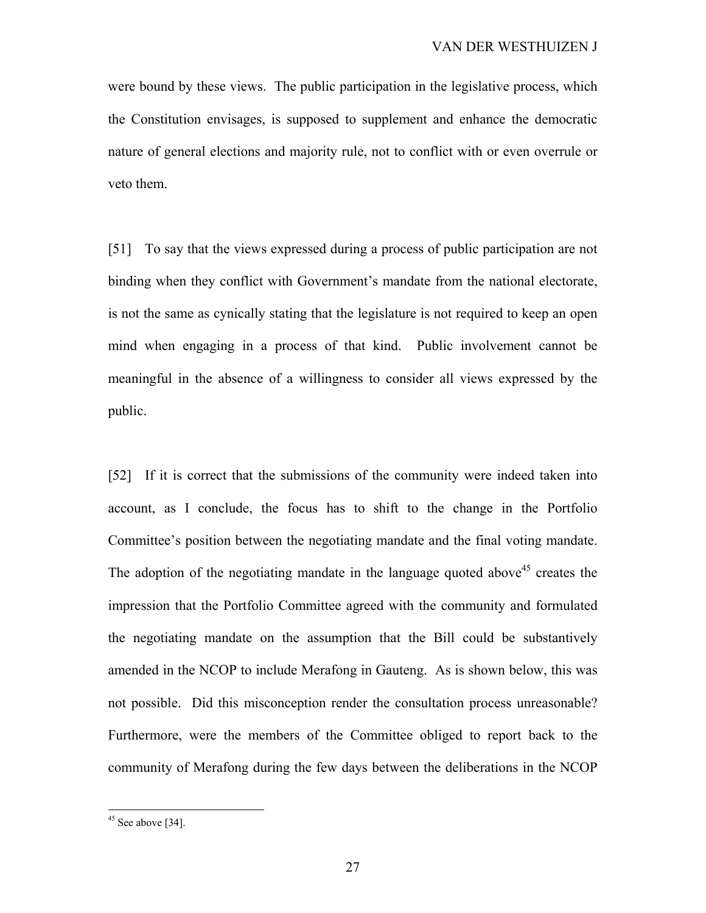were bound by these views. The public participation in the legislative process, which the Constitution envisages, is supposed to supplement and enhance the democratic nature of general elections and majority rule, not to conflict with or even overrule or veto them.

[51] To say that the views expressed during a process of public participation are not binding when they conflict with Government's mandate from the national electorate, is not the same as cynically stating that the legislature is not required to keep an open mind when engaging in a process of that kind. Public involvement cannot be meaningful in the absence of a willingness to consider all views expressed by the public.

[52] If it is correct that the submissions of the community were indeed taken into account, as I conclude, the focus has to shift to the change in the Portfolio Committee's position between the negotiating mandate and the final voting mandate. The adoption of the negotiating mandate in the language quoted above[45] creates the impression that the Portfolio Committee agreed with the community and formulated the negotiating mandate on the assumption that the Bill could be substantively amended in the NCOP to include Merafong in Gauteng. As is shown below, this was not possible. Did this misconception render the consultation process unreasonable? Furthermore, were the members of the Committee obliged to report back to the community of Merafong during the few days between the deliberations in the NCOP

[45] See above [34].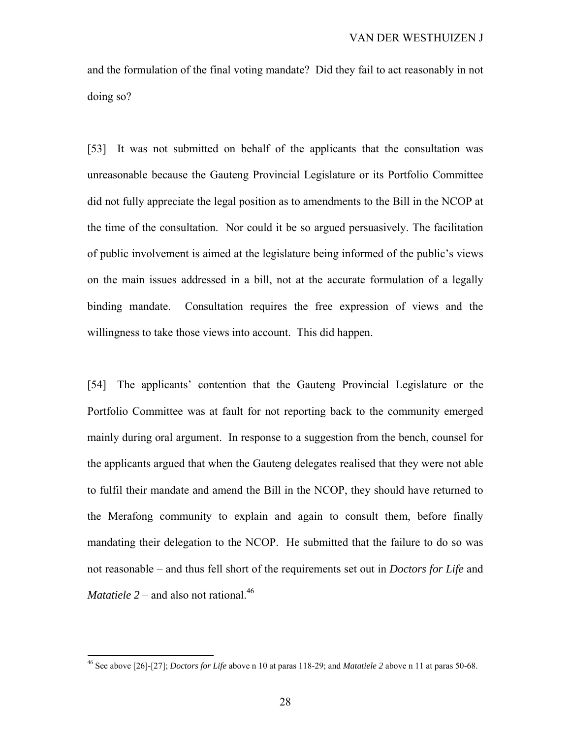and the formulation of the final voting mandate? Did they fail to act reasonably in not doing so?

[53] It was not submitted on behalf of the applicants that the consultation was unreasonable because the Gauteng Provincial Legislature or its Portfolio Committee did not fully appreciate the legal position as to amendments to the Bill in the NCOP at the time of the consultation. Nor could it be so argued persuasively. The facilitation of public involvement is aimed at the legislature being informed of the public's views on the main issues addressed in a bill, not at the accurate formulation of a legally binding mandate. Consultation requires the free expression of views and the willingness to take those views into account. This did happen.

[54] The applicants' contention that the Gauteng Provincial Legislature or the Portfolio Committee was at fault for not reporting back to the community emerged mainly during oral argument. In response to a suggestion from the bench, counsel for the applicants argued that when the Gauteng delegates realised that they were not able to fulfil their mandate and amend the Bill in the NCOP, they should have returned to the Merafong community to explain and again to consult them, before finally mandating their delegation to the NCOP. He submitted that the failure to do so was not reasonable – and thus fell short of the requirements set out in *Doctors for Life* and *Matatiele 2* – and also not rational.[46]

---

[46] See above [26]-[27]; *Doctors for Life* above n 10 at paras 118-29; and *Matatiele 2* above n 11 at paras 50-68.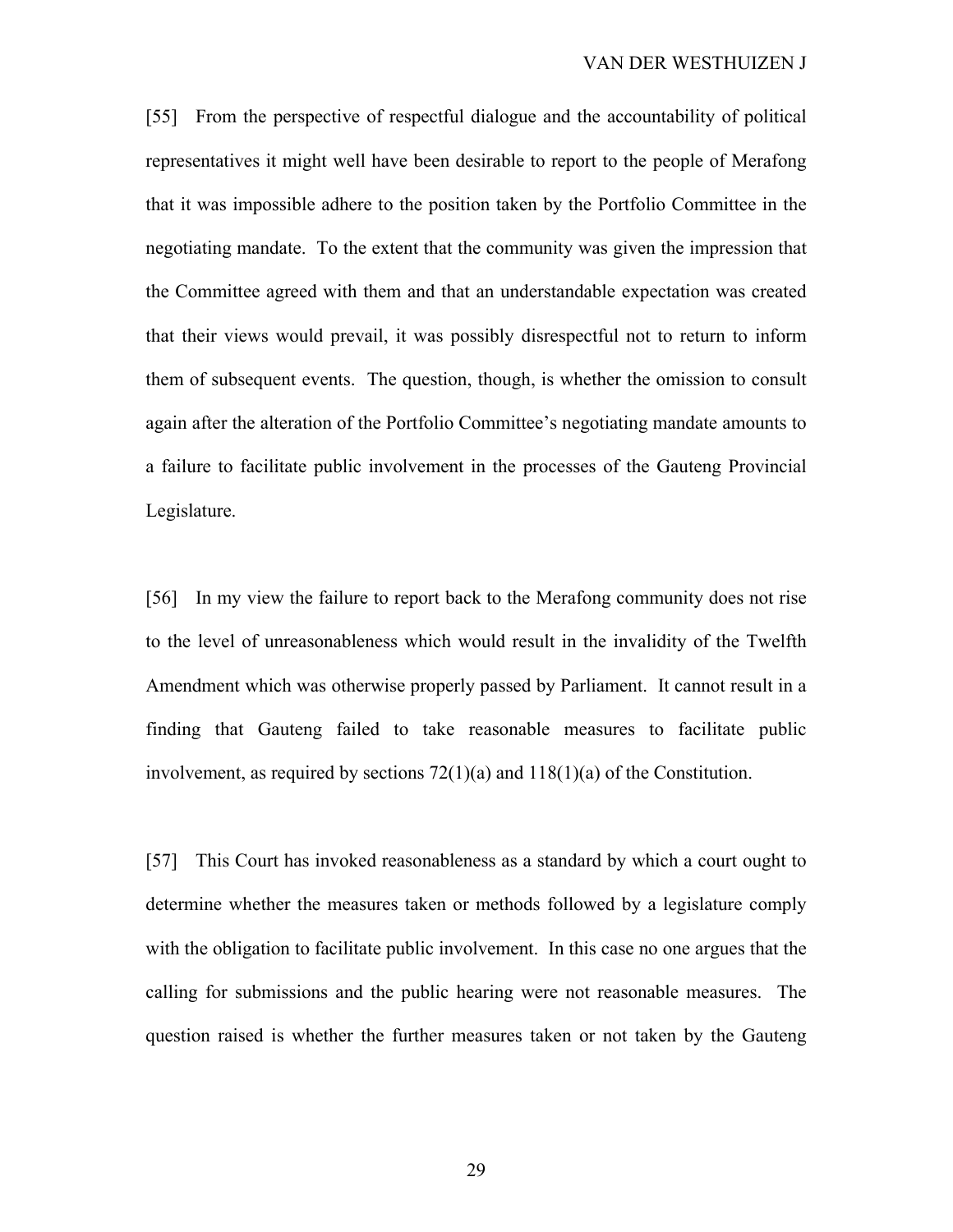[55] From the perspective of respectful dialogue and the accountability of political representatives it might well have been desirable to report to the people of Merafong that it was impossible adhere to the position taken by the Portfolio Committee in the negotiating mandate. To the extent that the community was given the impression that the Committee agreed with them and that an understandable expectation was created that their views would prevail, it was possibly disrespectful not to return to inform them of subsequent events. The question, though, is whether the omission to consult again after the alteration of the Portfolio Committee's negotiating mandate amounts to a failure to facilitate public involvement in the processes of the Gauteng Provincial Legislature.

[56] In my view the failure to report back to the Merafong community does not rise to the level of unreasonableness which would result in the invalidity of the Twelfth Amendment which was otherwise properly passed by Parliament. It cannot result in a finding that Gauteng failed to take reasonable measures to facilitate public involvement, as required by sections 72(1)(a) and 118(1)(a) of the Constitution.

[57] This Court has invoked reasonableness as a standard by which a court ought to determine whether the measures taken or methods followed by a legislature comply with the obligation to facilitate public involvement. In this case no one argues that the calling for submissions and the public hearing were not reasonable measures. The question raised is whether the further measures taken or not taken by the Gauteng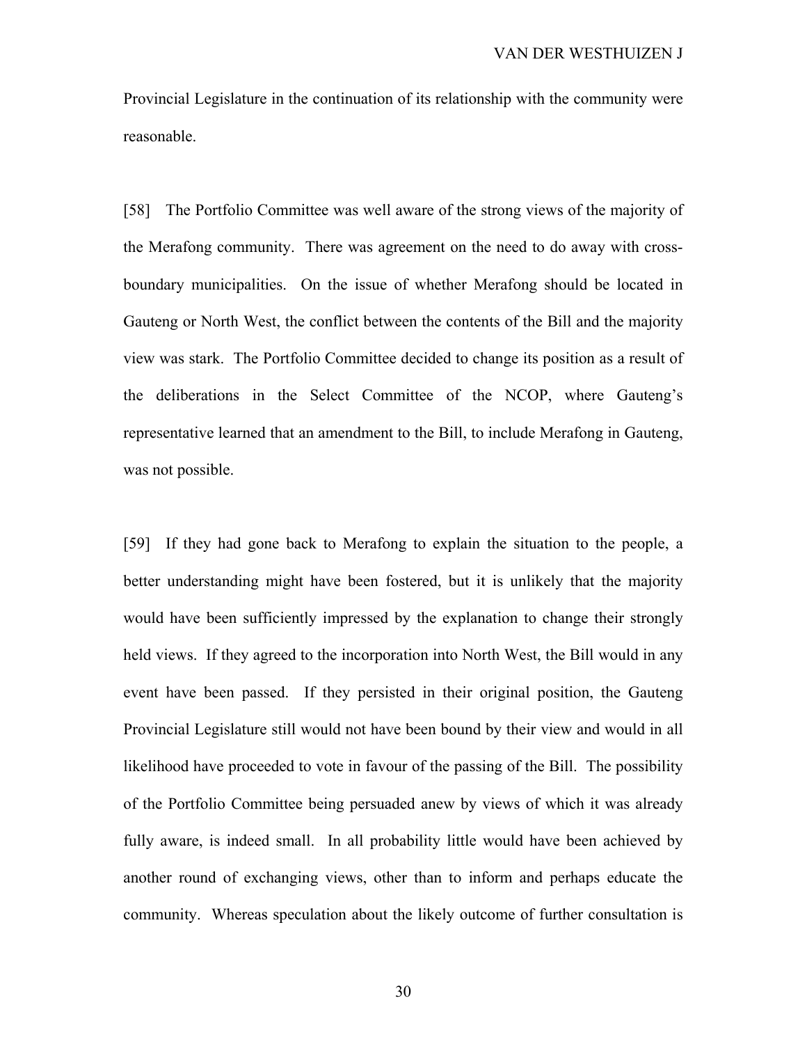Provincial Legislature in the continuation of its relationship with the community were reasonable.

[58] The Portfolio Committee was well aware of the strong views of the majority of the Merafong community. There was agreement on the need to do away with cross-boundary municipalities. On the issue of whether Merafong should be located in Gauteng or North West, the conflict between the contents of the Bill and the majority view was stark. The Portfolio Committee decided to change its position as a result of the deliberations in the Select Committee of the NCOP, where Gauteng's representative learned that an amendment to the Bill, to include Merafong in Gauteng, was not possible.

[59] If they had gone back to Merafong to explain the situation to the people, a better understanding might have been fostered, but it is unlikely that the majority would have been sufficiently impressed by the explanation to change their strongly held views. If they agreed to the incorporation into North West, the Bill would in any event have been passed. If they persisted in their original position, the Gauteng Provincial Legislature still would not have been bound by their view and would in all likelihood have proceeded to vote in favour of the passing of the Bill. The possibility of the Portfolio Committee being persuaded anew by views of which it was already fully aware, is indeed small. In all probability little would have been achieved by another round of exchanging views, other than to inform and perhaps educate the community. Whereas speculation about the likely outcome of further consultation is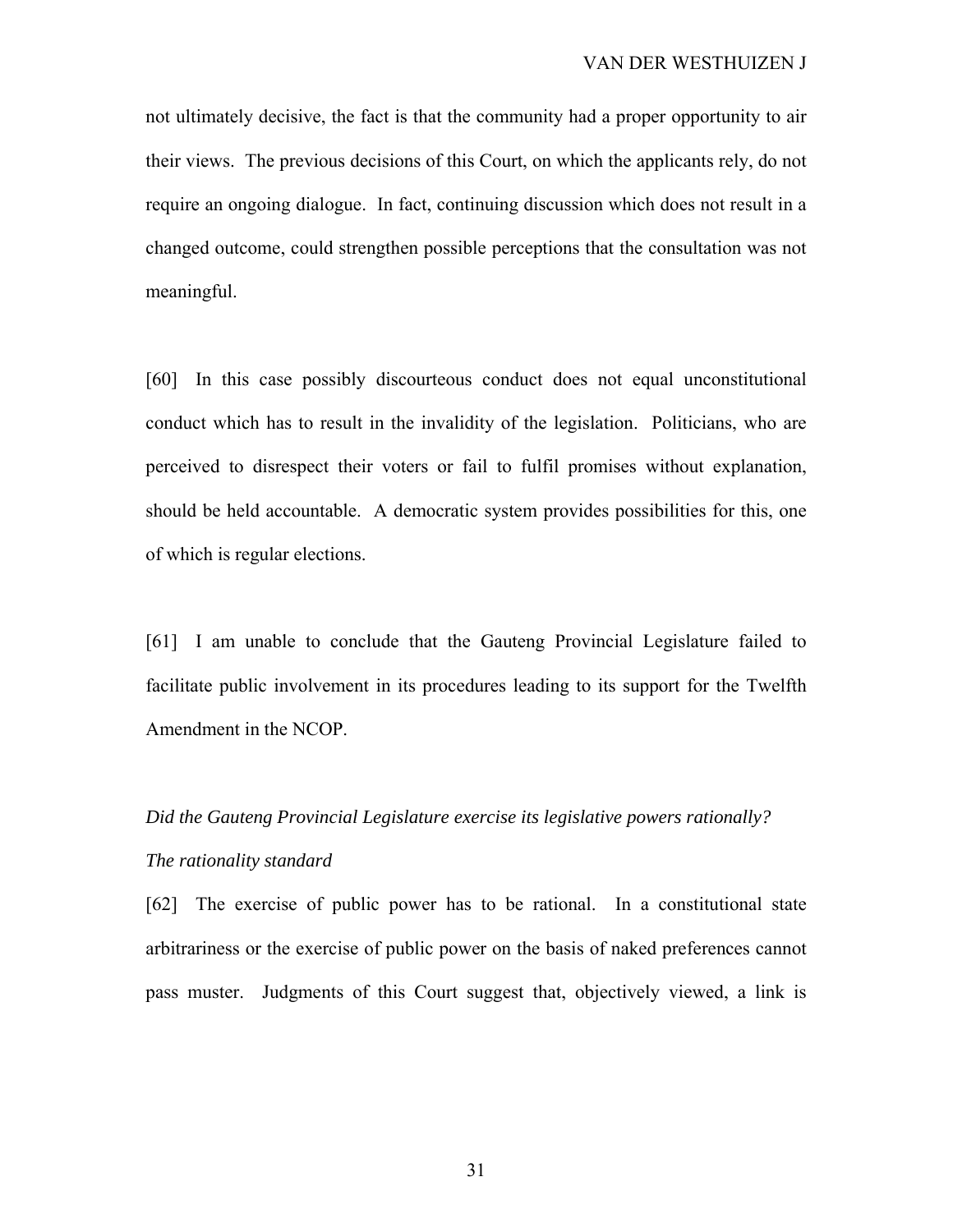not ultimately decisive, the fact is that the community had a proper opportunity to air their views. The previous decisions of this Court, on which the applicants rely, do not require an ongoing dialogue. In fact, continuing discussion which does not result in a changed outcome, could strengthen possible perceptions that the consultation was not meaningful.

[60] In this case possibly discourteous conduct does not equal unconstitutional conduct which has to result in the invalidity of the legislation. Politicians, who are perceived to disrespect their voters or fail to fulfil promises without explanation, should be held accountable. A democratic system provides possibilities for this, one of which is regular elections.

[61] I am unable to conclude that the Gauteng Provincial Legislature failed to facilitate public involvement in its procedures leading to its support for the Twelfth Amendment in the NCOP.

*Did the Gauteng Provincial Legislature exercise its legislative powers rationally?*

*The rationality standard*

[62] The exercise of public power has to be rational. In a constitutional state arbitrariness or the exercise of public power on the basis of naked preferences cannot pass muster. Judgments of this Court suggest that, objectively viewed, a link is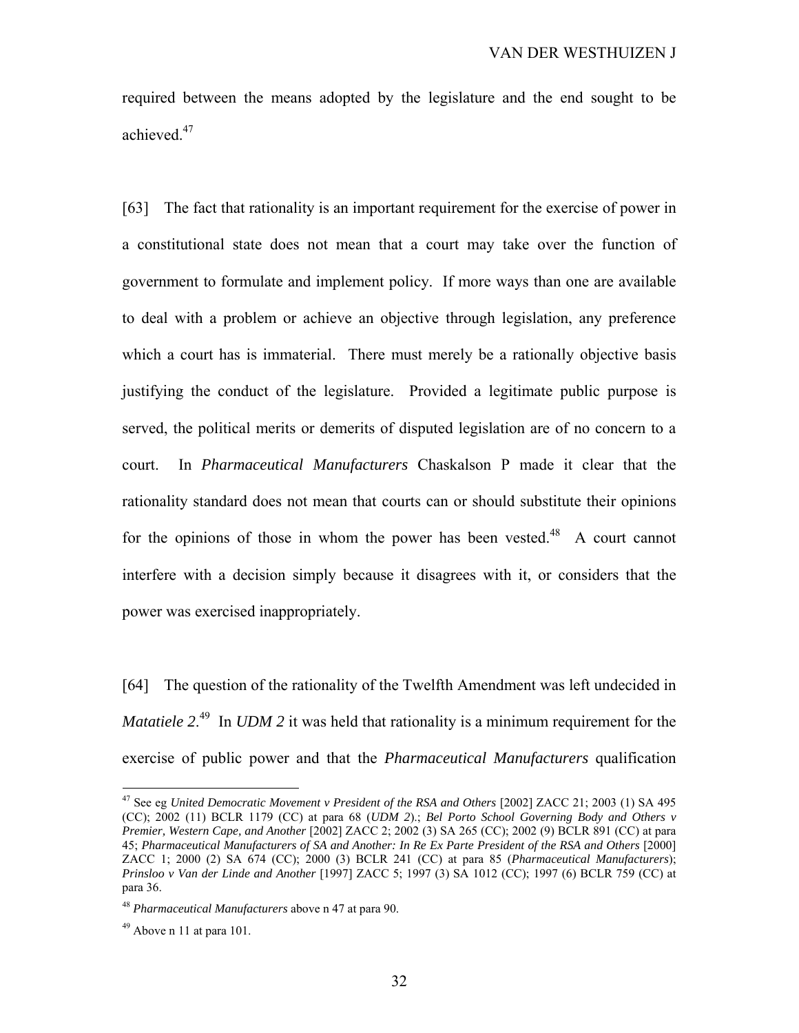required between the means adopted by the legislature and the end sought to be achieved.[47]

[63] The fact that rationality is an important requirement for the exercise of power in a constitutional state does not mean that a court may take over the function of government to formulate and implement policy. If more ways than one are available to deal with a problem or achieve an objective through legislation, any preference which a court has is immaterial. There must merely be a rationally objective basis justifying the conduct of the legislature. Provided a legitimate public purpose is served, the political merits or demerits of disputed legislation are of no concern to a court. In *Pharmaceutical Manufacturers* Chaskalson P made it clear that the rationality standard does not mean that courts can or should substitute their opinions for the opinions of those in whom the power has been vested.[48] A court cannot interfere with a decision simply because it disagrees with it, or considers that the power was exercised inappropriately.

[64] The question of the rationality of the Twelfth Amendment was left undecided in *Matatiele 2*.[49] In *UDM 2* it was held that rationality is a minimum requirement for the exercise of public power and that the *Pharmaceutical Manufacturers* qualification

---

[47] See eg *United Democratic Movement v President of the RSA and Others* [2002] ZACC 21; 2003 (1) SA 495 (CC); 2002 (11) BCLR 1179 (CC) at para 68 (*UDM 2*).; *Bel Porto School Governing Body and Others v Premier, Western Cape, and Another* [2002] ZACC 2; 2002 (3) SA 265 (CC); 2002 (9) BCLR 891 (CC) at para 45; *Pharmaceutical Manufacturers of SA and Another: In Re Ex Parte President of the RSA and Others* [2000] ZACC 1; 2000 (2) SA 674 (CC); 2000 (3) BCLR 241 (CC) at para 85 (*Pharmaceutical Manufacturers*); *Prinsloo v Van der Linde and Another* [1997] ZACC 5; 1997 (3) SA 1012 (CC); 1997 (6) BCLR 759 (CC) at para 36.

[48] *Pharmaceutical Manufacturers* above n 47 at para 90.

[49] Above n 11 at para 101.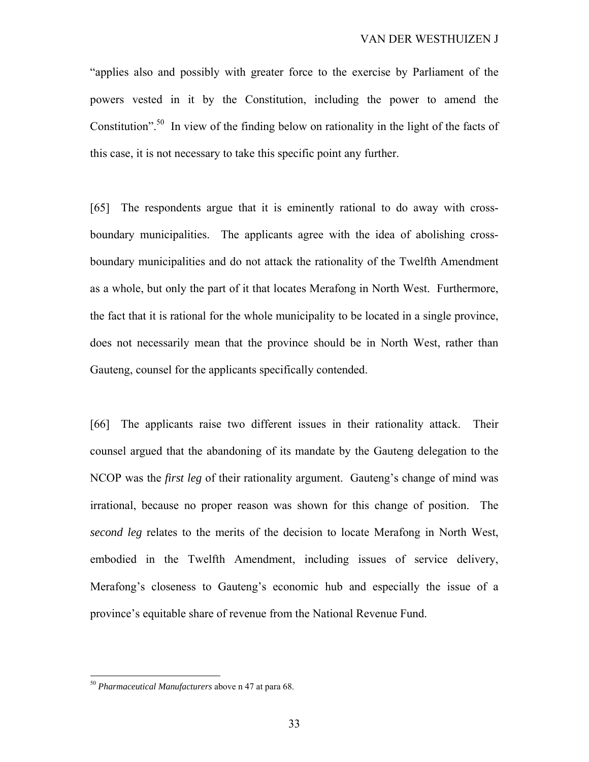"applies also and possibly with greater force to the exercise by Parliament of the powers vested in it by the Constitution, including the power to amend the Constitution".[50] In view of the finding below on rationality in the light of the facts of this case, it is not necessary to take this specific point any further.

[65] The respondents argue that it is eminently rational to do away with cross-boundary municipalities. The applicants agree with the idea of abolishing cross-boundary municipalities and do not attack the rationality of the Twelfth Amendment as a whole, but only the part of it that locates Merafong in North West. Furthermore, the fact that it is rational for the whole municipality to be located in a single province, does not necessarily mean that the province should be in North West, rather than Gauteng, counsel for the applicants specifically contended.

[66] The applicants raise two different issues in their rationality attack. Their counsel argued that the abandoning of its mandate by the Gauteng delegation to the NCOP was the *first leg* of their rationality argument. Gauteng's change of mind was irrational, because no proper reason was shown for this change of position. The *second leg* relates to the merits of the decision to locate Merafong in North West, embodied in the Twelfth Amendment, including issues of service delivery, Merafong's closeness to Gauteng's economic hub and especially the issue of a province's equitable share of revenue from the National Revenue Fund.

[50] *Pharmaceutical Manufacturers* above n 47 at para 68.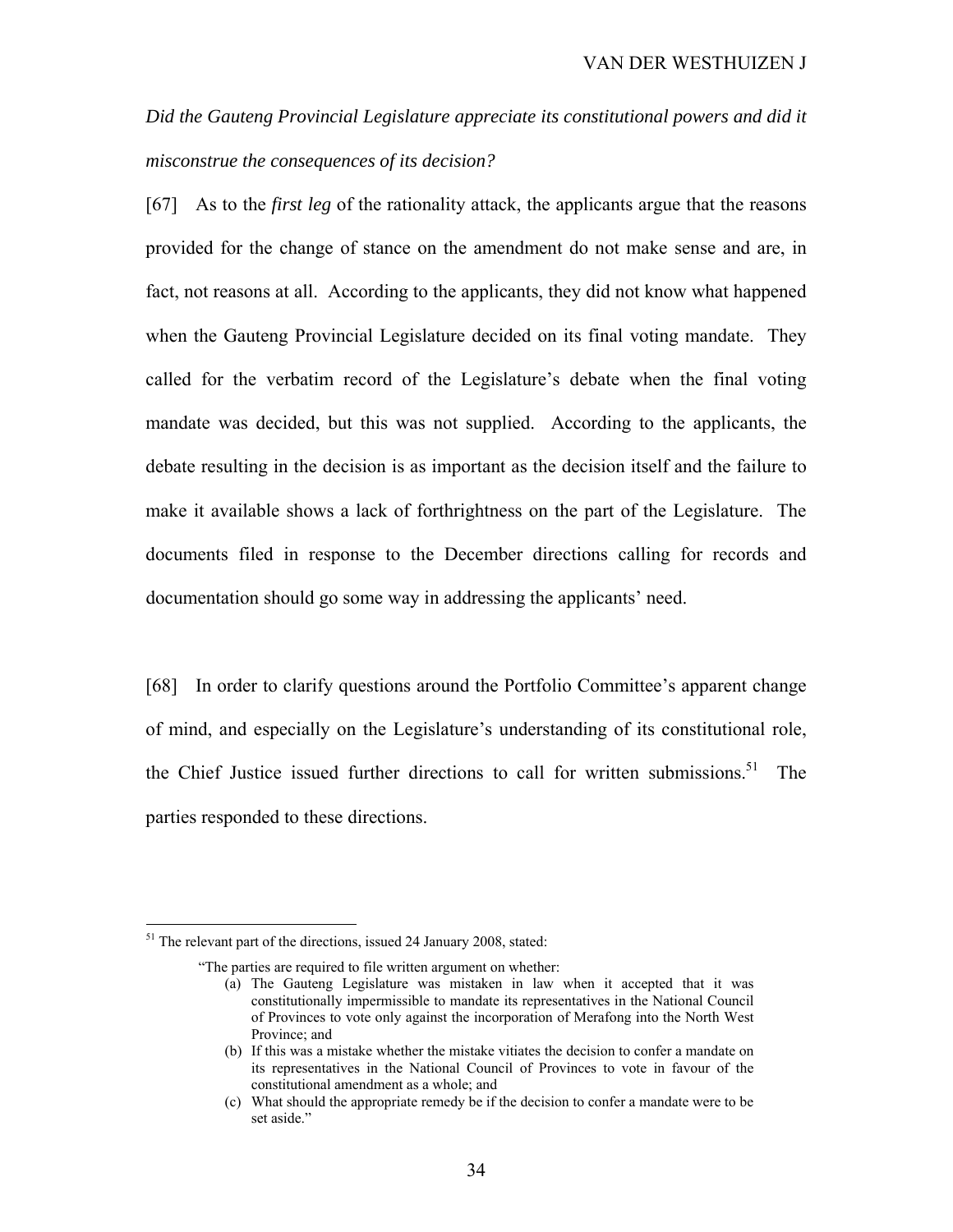*Did the Gauteng Provincial Legislature appreciate its constitutional powers and did it misconstrue the consequences of its decision?*

[67] As to the *first leg* of the rationality attack, the applicants argue that the reasons provided for the change of stance on the amendment do not make sense and are, in fact, not reasons at all. According to the applicants, they did not know what happened when the Gauteng Provincial Legislature decided on its final voting mandate. They called for the verbatim record of the Legislature's debate when the final voting mandate was decided, but this was not supplied. According to the applicants, the debate resulting in the decision is as important as the decision itself and the failure to make it available shows a lack of forthrightness on the part of the Legislature. The documents filed in response to the December directions calling for records and documentation should go some way in addressing the applicants' need.

[68] In order to clarify questions around the Portfolio Committee's apparent change of mind, and especially on the Legislature's understanding of its constitutional role, the Chief Justice issued further directions to call for written submissions.[51] The parties responded to these directions.

---

[51] The relevant part of the directions, issued 24 January 2008, stated:

> "The parties are required to file written argument on whether:
> (a) The Gauteng Legislature was mistaken in law when it accepted that it was constitutionally impermissible to mandate its representatives in the National Council of Provinces to vote only against the incorporation of Merafong into the North West Province; and
> (b) If this was a mistake whether the mistake vitiates the decision to confer a mandate on its representatives in the National Council of Provinces to vote in favour of the constitutional amendment as a whole; and
> (c) What should the appropriate remedy be if the decision to confer a mandate were to be set aside."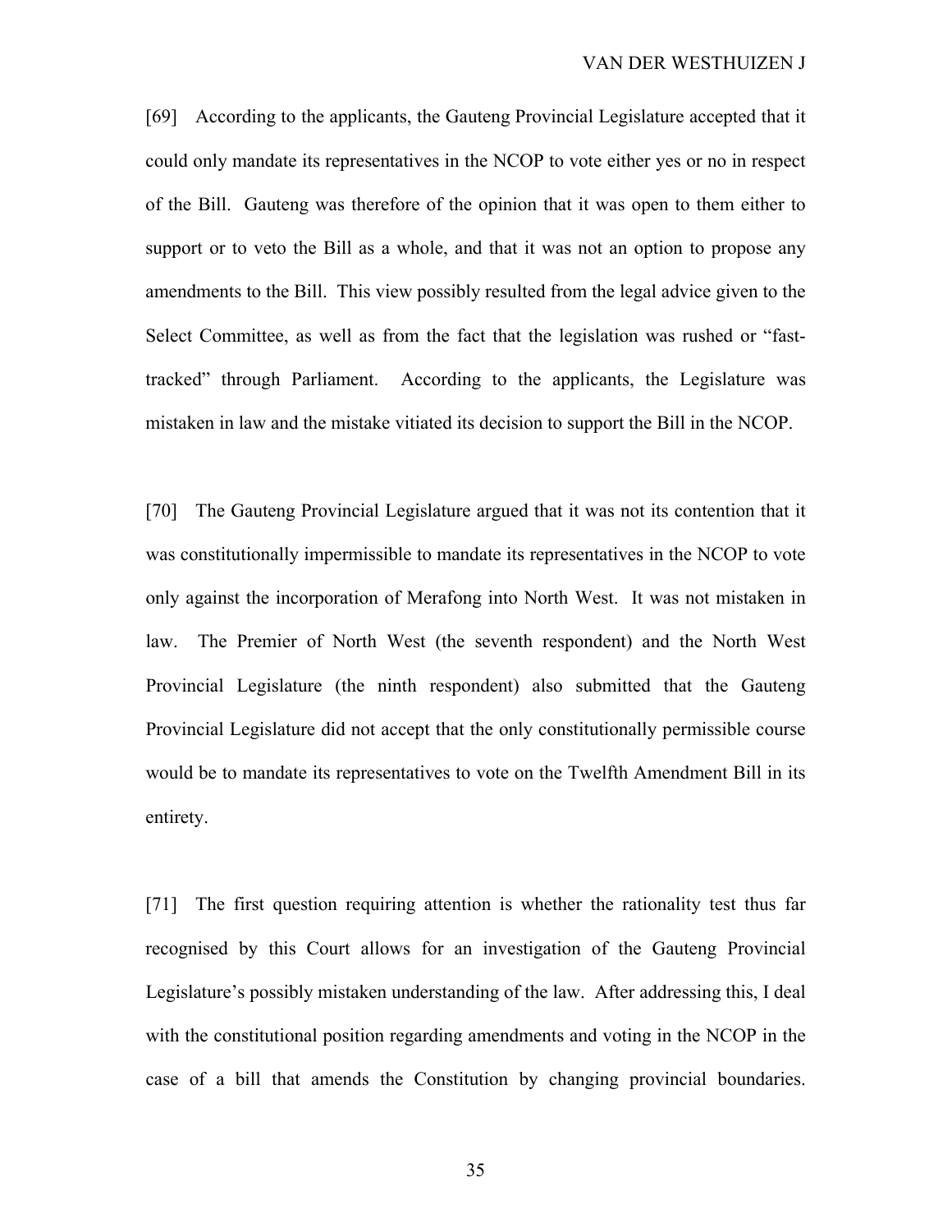[69] According to the applicants, the Gauteng Provincial Legislature accepted that it could only mandate its representatives in the NCOP to vote either yes or no in respect of the Bill. Gauteng was therefore of the opinion that it was open to them either to support or to veto the Bill as a whole, and that it was not an option to propose any amendments to the Bill. This view possibly resulted from the legal advice given to the Select Committee, as well as from the fact that the legislation was rushed or "fast-tracked" through Parliament. According to the applicants, the Legislature was mistaken in law and the mistake vitiated its decision to support the Bill in the NCOP.

[70] The Gauteng Provincial Legislature argued that it was not its contention that it was constitutionally impermissible to mandate its representatives in the NCOP to vote only against the incorporation of Merafong into North West. It was not mistaken in law. The Premier of North West (the seventh respondent) and the North West Provincial Legislature (the ninth respondent) also submitted that the Gauteng Provincial Legislature did not accept that the only constitutionally permissible course would be to mandate its representatives to vote on the Twelfth Amendment Bill in its entirety.

[71] The first question requiring attention is whether the rationality test thus far recognised by this Court allows for an investigation of the Gauteng Provincial Legislature's possibly mistaken understanding of the law. After addressing this, I deal with the constitutional position regarding amendments and voting in the NCOP in the case of a bill that amends the Constitution by changing provincial boundaries.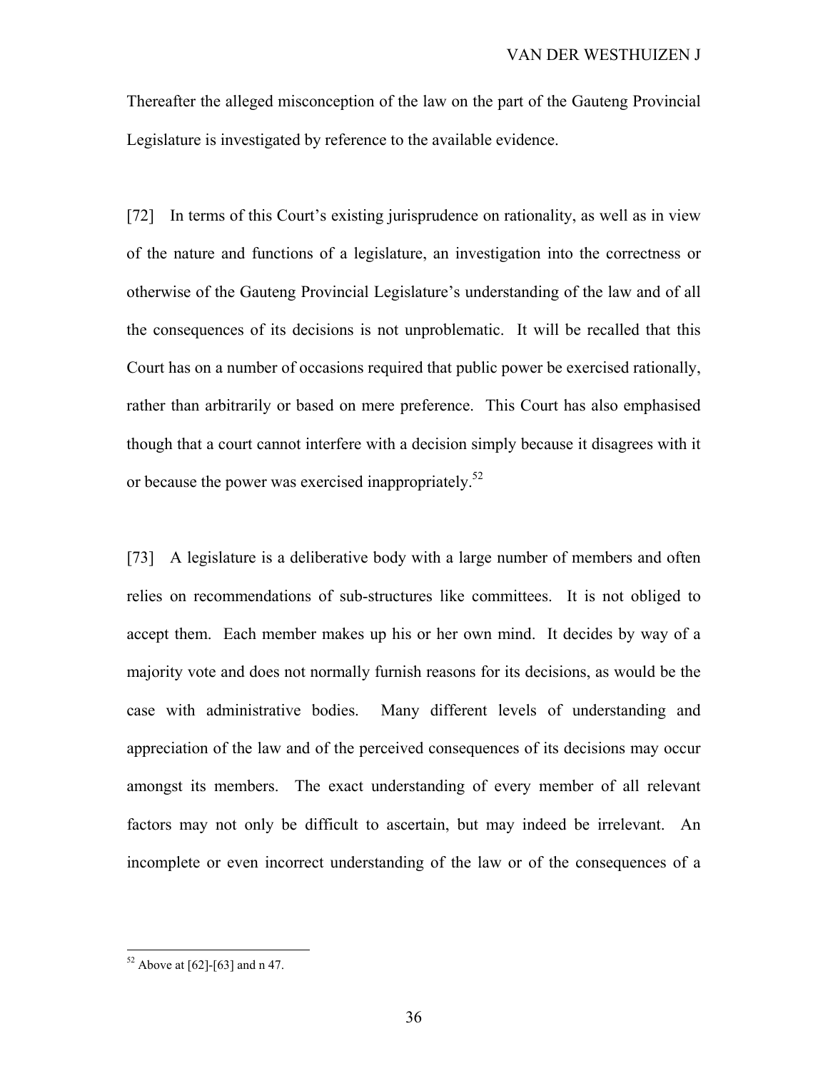Thereafter the alleged misconception of the law on the part of the Gauteng Provincial Legislature is investigated by reference to the available evidence.

[72] In terms of this Court's existing jurisprudence on rationality, as well as in view of the nature and functions of a legislature, an investigation into the correctness or otherwise of the Gauteng Provincial Legislature's understanding of the law and of all the consequences of its decisions is not unproblematic. It will be recalled that this Court has on a number of occasions required that public power be exercised rationally, rather than arbitrarily or based on mere preference. This Court has also emphasised though that a court cannot interfere with a decision simply because it disagrees with it or because the power was exercised inappropriately.[52]

[73] A legislature is a deliberative body with a large number of members and often relies on recommendations of sub-structures like committees. It is not obliged to accept them. Each member makes up his or her own mind. It decides by way of a majority vote and does not normally furnish reasons for its decisions, as would be the case with administrative bodies. Many different levels of understanding and appreciation of the law and of the perceived consequences of its decisions may occur amongst its members. The exact understanding of every member of all relevant factors may not only be difficult to ascertain, but may indeed be irrelevant. An incomplete or even incorrect understanding of the law or of the consequences of a

---

[52] Above at [62]-[63] and n 47.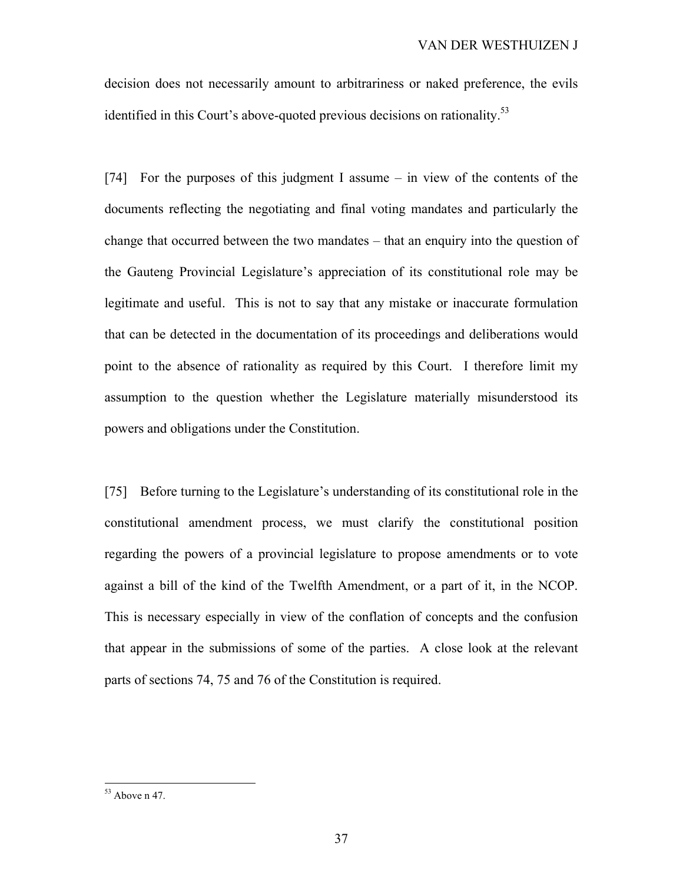decision does not necessarily amount to arbitrariness or naked preference, the evils identified in this Court's above-quoted previous decisions on rationality.[53]

[74] For the purposes of this judgment I assume – in view of the contents of the documents reflecting the negotiating and final voting mandates and particularly the change that occurred between the two mandates – that an enquiry into the question of the Gauteng Provincial Legislature's appreciation of its constitutional role may be legitimate and useful. This is not to say that any mistake or inaccurate formulation that can be detected in the documentation of its proceedings and deliberations would point to the absence of rationality as required by this Court. I therefore limit my assumption to the question whether the Legislature materially misunderstood its powers and obligations under the Constitution.

[75] Before turning to the Legislature's understanding of its constitutional role in the constitutional amendment process, we must clarify the constitutional position regarding the powers of a provincial legislature to propose amendments or to vote against a bill of the kind of the Twelfth Amendment, or a part of it, in the NCOP. This is necessary especially in view of the conflation of concepts and the confusion that appear in the submissions of some of the parties. A close look at the relevant parts of sections 74, 75 and 76 of the Constitution is required.

---

[53] Above n 47.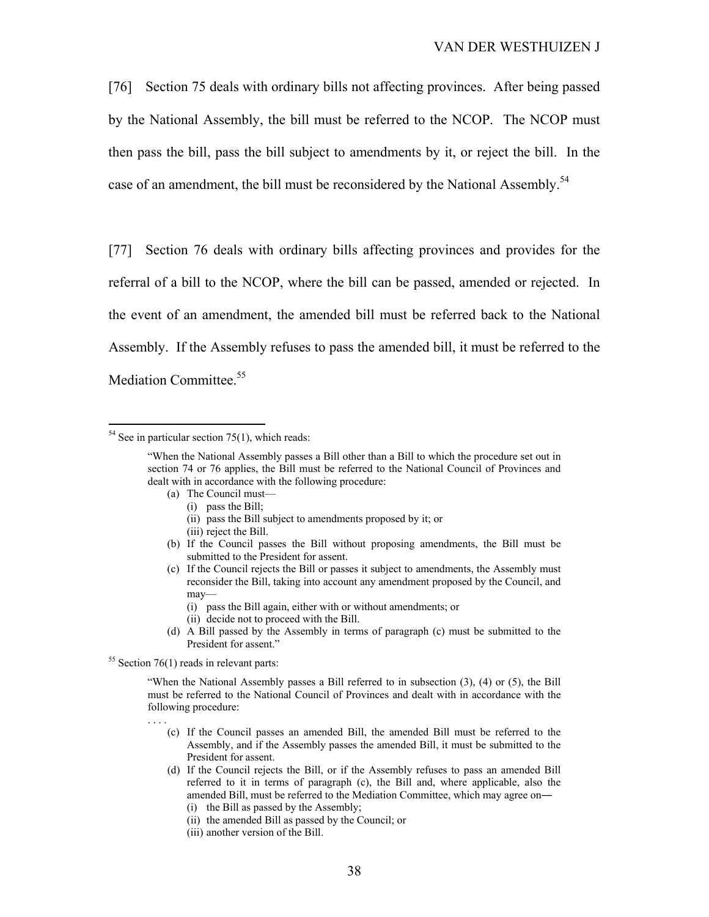[76] Section 75 deals with ordinary bills not affecting provinces. After being passed by the National Assembly, the bill must be referred to the NCOP. The NCOP must then pass the bill, pass the bill subject to amendments by it, or reject the bill. In the case of an amendment, the bill must be reconsidered by the National Assembly.[54]

[77] Section 76 deals with ordinary bills affecting provinces and provides for the referral of a bill to the NCOP, where the bill can be passed, amended or rejected. In the event of an amendment, the amended bill must be referred back to the National Assembly. If the Assembly refuses to pass the amended bill, it must be referred to the Mediation Committee.[55]

---

[54] See in particular section 75(1), which reads:

> "When the National Assembly passes a Bill other than a Bill to which the procedure set out in section 74 or 76 applies, the Bill must be referred to the National Council of Provinces and dealt with in accordance with the following procedure:
> (a) The Council must—
> (i) pass the Bill;
> (ii) pass the Bill subject to amendments proposed by it; or
> (iii) reject the Bill.
> (b) If the Council passes the Bill without proposing amendments, the Bill must be submitted to the President for assent.
> (c) If the Council rejects the Bill or passes it subject to amendments, the Assembly must reconsider the Bill, taking into account any amendment proposed by the Council, and may—
> (i) pass the Bill again, either with or without amendments; or
> (ii) decide not to proceed with the Bill.
> (d) A Bill passed by the Assembly in terms of paragraph (c) must be submitted to the President for assent."

[55] Section 76(1) reads in relevant parts:

> "When the National Assembly passes a Bill referred to in subsection (3), (4) or (5), the Bill must be referred to the National Council of Provinces and dealt with in accordance with the following procedure:
> . . . .
> (c) If the Council passes an amended Bill, the amended Bill must be referred to the Assembly, and if the Assembly passes the amended Bill, it must be submitted to the President for assent.
> (d) If the Council rejects the Bill, or if the Assembly refuses to pass an amended Bill referred to it in terms of paragraph (c), the Bill and, where applicable, also the amended Bill, must be referred to the Mediation Committee, which may agree on—
> (i) the Bill as passed by the Assembly;
> (ii) the amended Bill as passed by the Council; or
> (iii) another version of the Bill.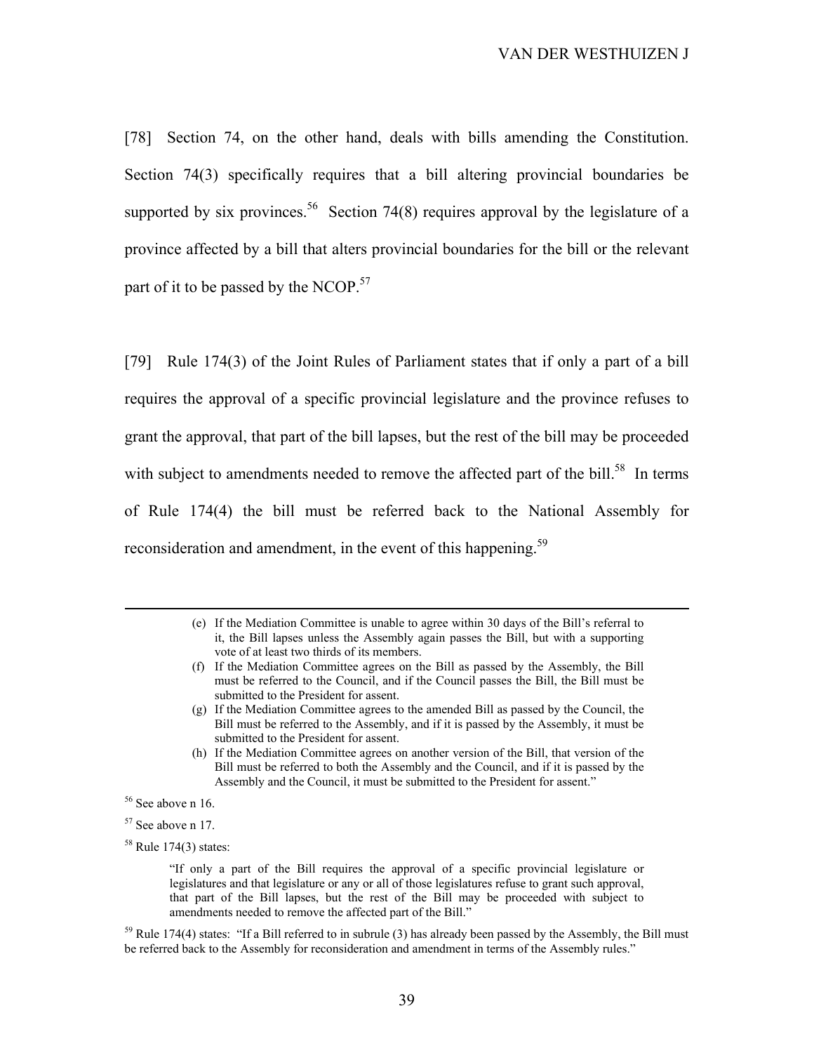[78] Section 74, on the other hand, deals with bills amending the Constitution. Section 74(3) specifically requires that a bill altering provincial boundaries be supported by six provinces.[56] Section 74(8) requires approval by the legislature of a province affected by a bill that alters provincial boundaries for the bill or the relevant part of it to be passed by the NCOP.[57]

[79] Rule 174(3) of the Joint Rules of Parliament states that if only a part of a bill requires the approval of a specific provincial legislature and the province refuses to grant the approval, that part of the bill lapses, but the rest of the bill may be proceeded with subject to amendments needed to remove the affected part of the bill.[58] In terms of Rule 174(4) the bill must be referred back to the National Assembly for reconsideration and amendment, in the event of this happening.[59]

---

> (e) If the Mediation Committee is unable to agree within 30 days of the Bill's referral to it, the Bill lapses unless the Assembly again passes the Bill, but with a supporting vote of at least two thirds of its members.
>
> (f) If the Mediation Committee agrees on the Bill as passed by the Assembly, the Bill must be referred to the Council, and if the Council passes the Bill, the Bill must be submitted to the President for assent.
>
> (g) If the Mediation Committee agrees to the amended Bill as passed by the Council, the Bill must be referred to the Assembly, and if it is passed by the Assembly, it must be submitted to the President for assent.
>
> (h) If the Mediation Committee agrees on another version of the Bill, that version of the Bill must be referred to both the Assembly and the Council, and if it is passed by the Assembly and the Council, it must be submitted to the President for assent."

[56] See above n 16.

[57] See above n 17.

[58] Rule 174(3) states:

> "If only a part of the Bill requires the approval of a specific provincial legislature or legislatures and that legislature or any or all of those legislatures refuse to grant such approval, that part of the Bill lapses, but the rest of the Bill may be proceeded with subject to amendments needed to remove the affected part of the Bill."

[59] Rule 174(4) states: "If a Bill referred to in subrule (3) has already been passed by the Assembly, the Bill must be referred back to the Assembly for reconsideration and amendment in terms of the Assembly rules."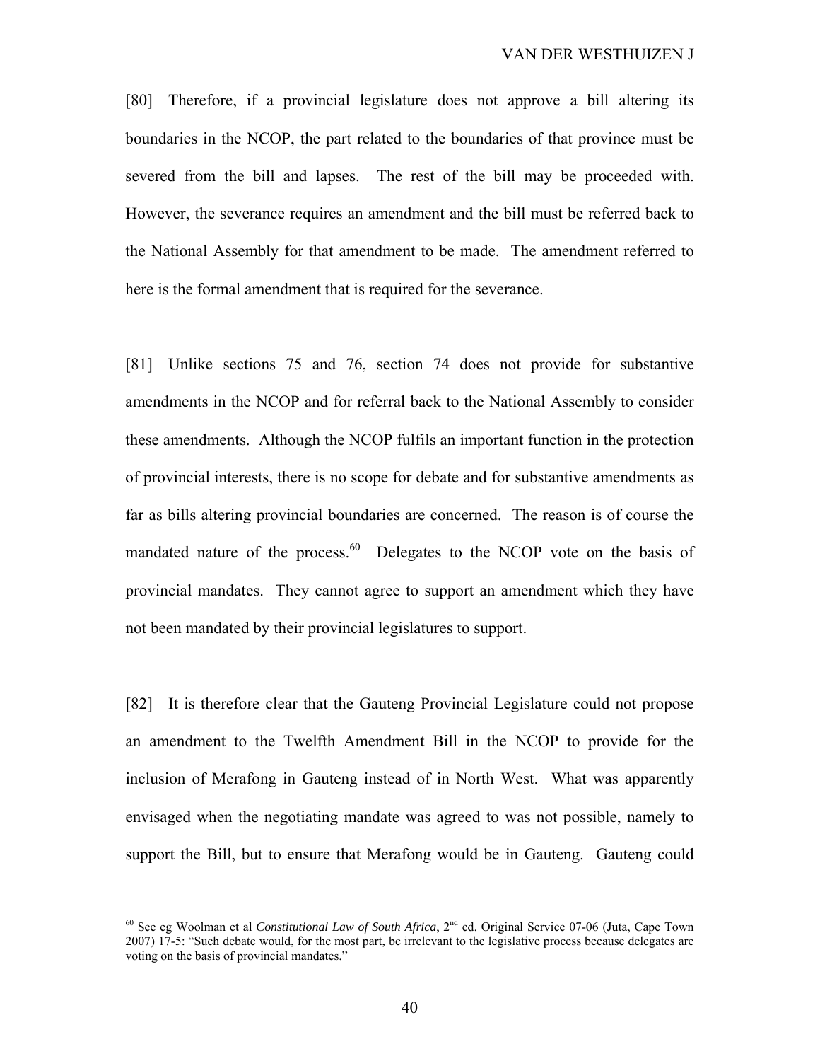[80] Therefore, if a provincial legislature does not approve a bill altering its boundaries in the NCOP, the part related to the boundaries of that province must be severed from the bill and lapses. The rest of the bill may be proceeded with. However, the severance requires an amendment and the bill must be referred back to the National Assembly for that amendment to be made. The amendment referred to here is the formal amendment that is required for the severance.

[81] Unlike sections 75 and 76, section 74 does not provide for substantive amendments in the NCOP and for referral back to the National Assembly to consider these amendments. Although the NCOP fulfils an important function in the protection of provincial interests, there is no scope for debate and for substantive amendments as far as bills altering provincial boundaries are concerned. The reason is of course the mandated nature of the process.[60] Delegates to the NCOP vote on the basis of provincial mandates. They cannot agree to support an amendment which they have not been mandated by their provincial legislatures to support.

[82] It is therefore clear that the Gauteng Provincial Legislature could not propose an amendment to the Twelfth Amendment Bill in the NCOP to provide for the inclusion of Merafong in Gauteng instead of in North West. What was apparently envisaged when the negotiating mandate was agreed to was not possible, namely to support the Bill, but to ensure that Merafong would be in Gauteng. Gauteng could

---

[60] See eg Woolman et al *Constitutional Law of South Africa*, 2nd ed. Original Service 07-06 (Juta, Cape Town 2007) 17-5: "Such debate would, for the most part, be irrelevant to the legislative process because delegates are voting on the basis of provincial mandates."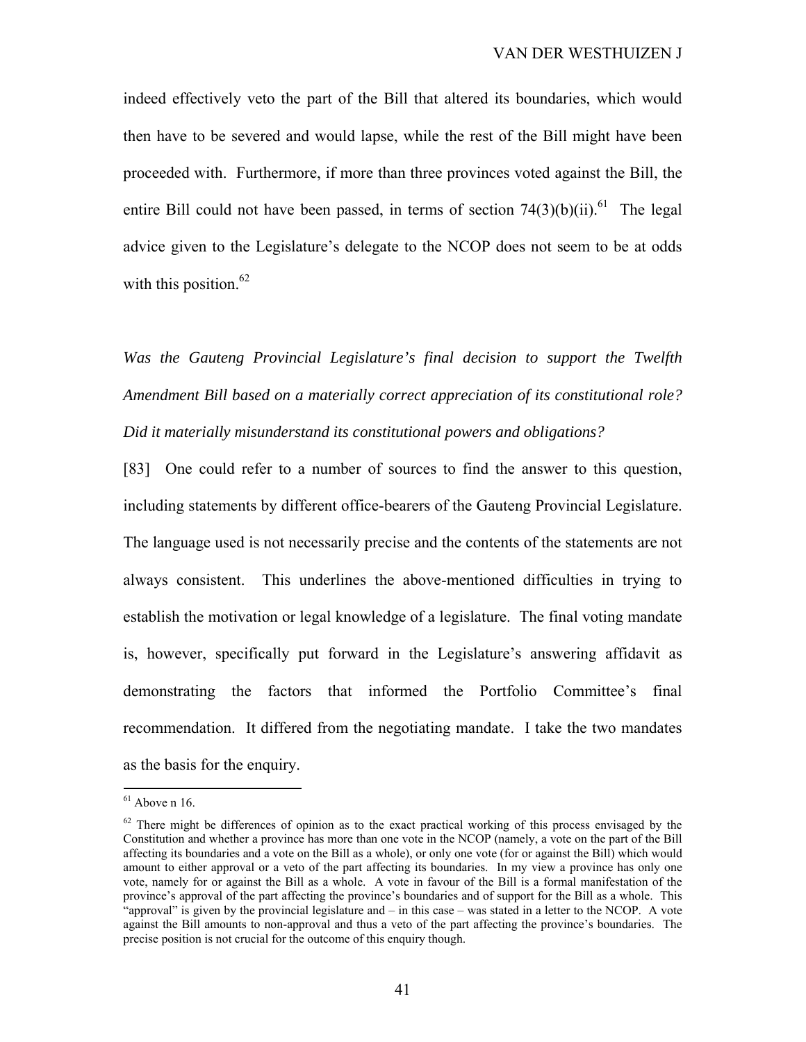indeed effectively veto the part of the Bill that altered its boundaries, which would then have to be severed and would lapse, while the rest of the Bill might have been proceeded with. Furthermore, if more than three provinces voted against the Bill, the entire Bill could not have been passed, in terms of section 74(3)(b)(ii).[61] The legal advice given to the Legislature's delegate to the NCOP does not seem to be at odds with this position.[62]

*Was the Gauteng Provincial Legislature's final decision to support the Twelfth Amendment Bill based on a materially correct appreciation of its constitutional role? Did it materially misunderstand its constitutional powers and obligations?*

[83] One could refer to a number of sources to find the answer to this question, including statements by different office-bearers of the Gauteng Provincial Legislature. The language used is not necessarily precise and the contents of the statements are not always consistent. This underlines the above-mentioned difficulties in trying to establish the motivation or legal knowledge of a legislature. The final voting mandate is, however, specifically put forward in the Legislature's answering affidavit as demonstrating the factors that informed the Portfolio Committee's final recommendation. It differed from the negotiating mandate. I take the two mandates as the basis for the enquiry.

---

[61] Above n 16.

[62] There might be differences of opinion as to the exact practical working of this process envisaged by the Constitution and whether a province has more than one vote in the NCOP (namely, a vote on the part of the Bill affecting its boundaries and a vote on the Bill as a whole), or only one vote (for or against the Bill) which would amount to either approval or a veto of the part affecting its boundaries. In my view a province has only one vote, namely for or against the Bill as a whole. A vote in favour of the Bill is a formal manifestation of the province's approval of the part affecting the province's boundaries and of support for the Bill as a whole. This "approval" is given by the provincial legislature and – in this case – was stated in a letter to the NCOP. A vote against the Bill amounts to non-approval and thus a veto of the part affecting the province's boundaries. The precise position is not crucial for the outcome of this enquiry though.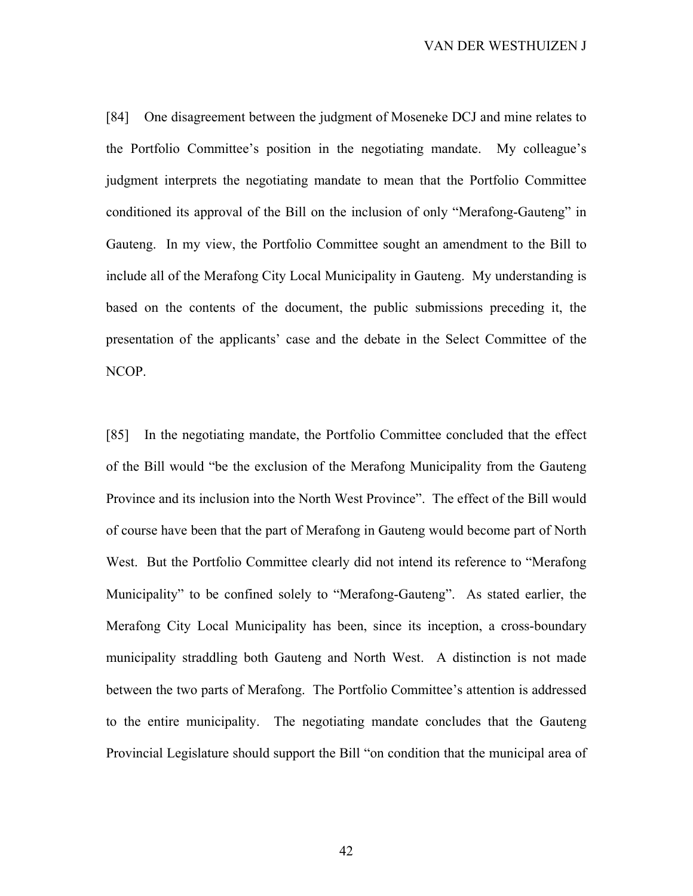[84] One disagreement between the judgment of Moseneke DCJ and mine relates to the Portfolio Committee's position in the negotiating mandate. My colleague's judgment interprets the negotiating mandate to mean that the Portfolio Committee conditioned its approval of the Bill on the inclusion of only "Merafong-Gauteng" in Gauteng. In my view, the Portfolio Committee sought an amendment to the Bill to include all of the Merafong City Local Municipality in Gauteng. My understanding is based on the contents of the document, the public submissions preceding it, the presentation of the applicants' case and the debate in the Select Committee of the NCOP.

[85] In the negotiating mandate, the Portfolio Committee concluded that the effect of the Bill would "be the exclusion of the Merafong Municipality from the Gauteng Province and its inclusion into the North West Province". The effect of the Bill would of course have been that the part of Merafong in Gauteng would become part of North West. But the Portfolio Committee clearly did not intend its reference to "Merafong Municipality" to be confined solely to "Merafong-Gauteng". As stated earlier, the Merafong City Local Municipality has been, since its inception, a cross-boundary municipality straddling both Gauteng and North West. A distinction is not made between the two parts of Merafong. The Portfolio Committee's attention is addressed to the entire municipality. The negotiating mandate concludes that the Gauteng Provincial Legislature should support the Bill "on condition that the municipal area of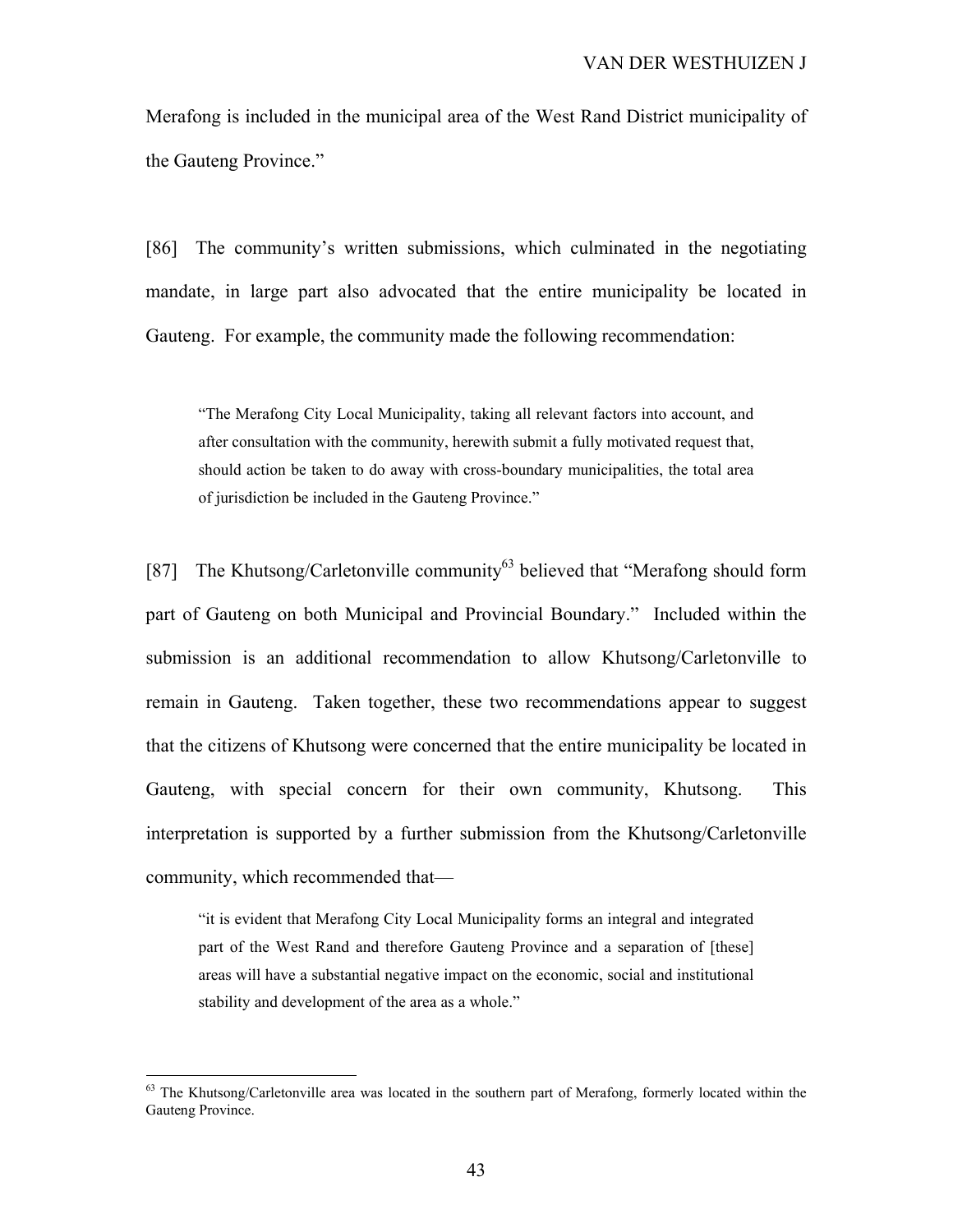Merafong is included in the municipal area of the West Rand District municipality of the Gauteng Province."

[86] The community's written submissions, which culminated in the negotiating mandate, in large part also advocated that the entire municipality be located in Gauteng. For example, the community made the following recommendation:

> "The Merafong City Local Municipality, taking all relevant factors into account, and after consultation with the community, herewith submit a fully motivated request that, should action be taken to do away with cross-boundary municipalities, the total area of jurisdiction be included in the Gauteng Province."

[87] The Khutsong/Carletonville community[63] believed that "Merafong should form part of Gauteng on both Municipal and Provincial Boundary." Included within the submission is an additional recommendation to allow Khutsong/Carletonville to remain in Gauteng. Taken together, these two recommendations appear to suggest that the citizens of Khutsong were concerned that the entire municipality be located in Gauteng, with special concern for their own community, Khutsong. This interpretation is supported by a further submission from the Khutsong/Carletonville community, which recommended that—

> "it is evident that Merafong City Local Municipality forms an integral and integrated part of the West Rand and therefore Gauteng Province and a separation of [these] areas will have a substantial negative impact on the economic, social and institutional stability and development of the area as a whole."

---

[63] The Khutsong/Carletonville area was located in the southern part of Merafong, formerly located within the Gauteng Province.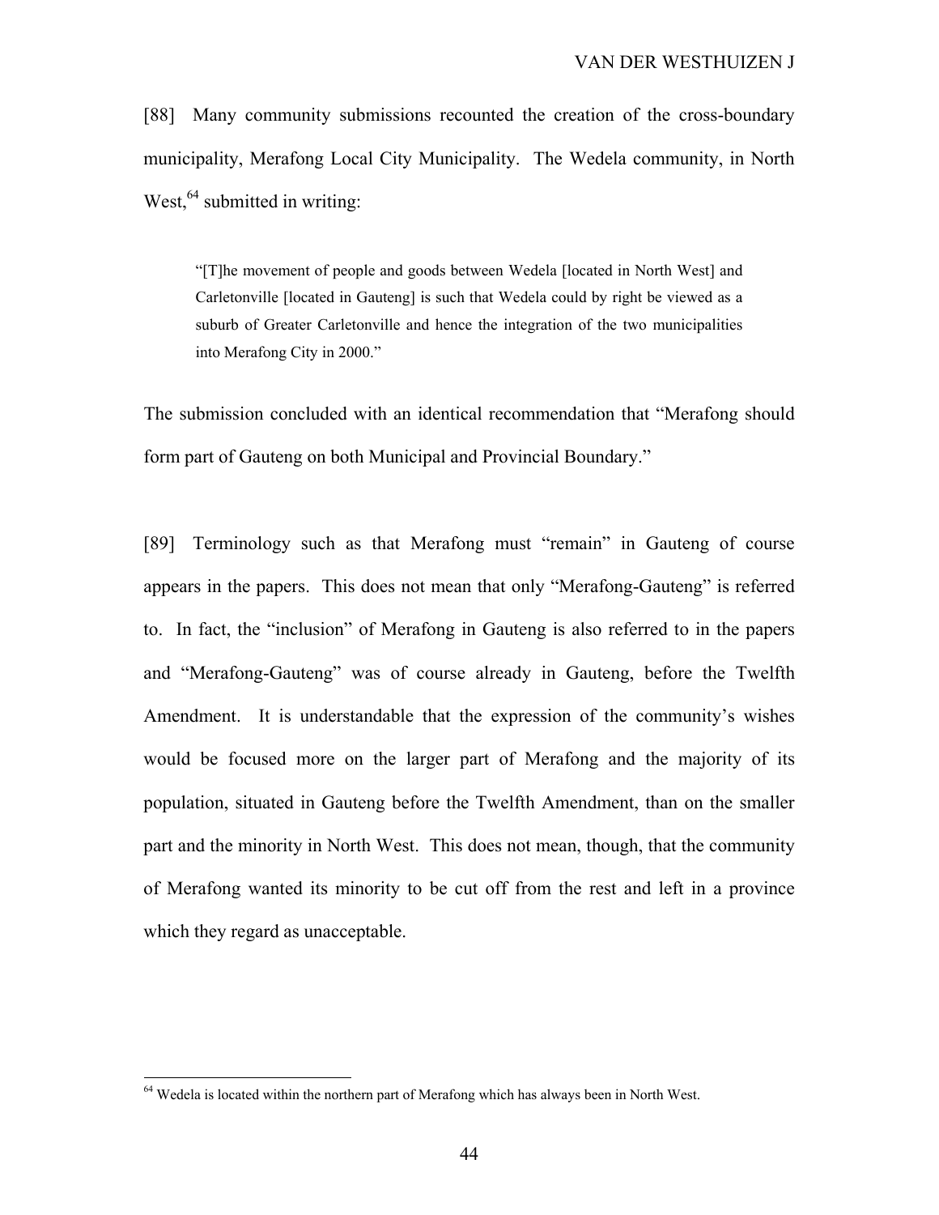[88] Many community submissions recounted the creation of the cross-boundary municipality, Merafong Local City Municipality. The Wedela community, in North West,[64] submitted in writing:

> "[T]he movement of people and goods between Wedela [located in North West] and Carletonville [located in Gauteng] is such that Wedela could by right be viewed as a suburb of Greater Carletonville and hence the integration of the two municipalities into Merafong City in 2000."

The submission concluded with an identical recommendation that "Merafong should form part of Gauteng on both Municipal and Provincial Boundary."

[89] Terminology such as that Merafong must "remain" in Gauteng of course appears in the papers. This does not mean that only "Merafong-Gauteng" is referred to. In fact, the "inclusion" of Merafong in Gauteng is also referred to in the papers and "Merafong-Gauteng" was of course already in Gauteng, before the Twelfth Amendment. It is understandable that the expression of the community's wishes would be focused more on the larger part of Merafong and the majority of its population, situated in Gauteng before the Twelfth Amendment, than on the smaller part and the minority in North West. This does not mean, though, that the community of Merafong wanted its minority to be cut off from the rest and left in a province which they regard as unacceptable.

---

[64] Wedela is located within the northern part of Merafong which has always been in North West.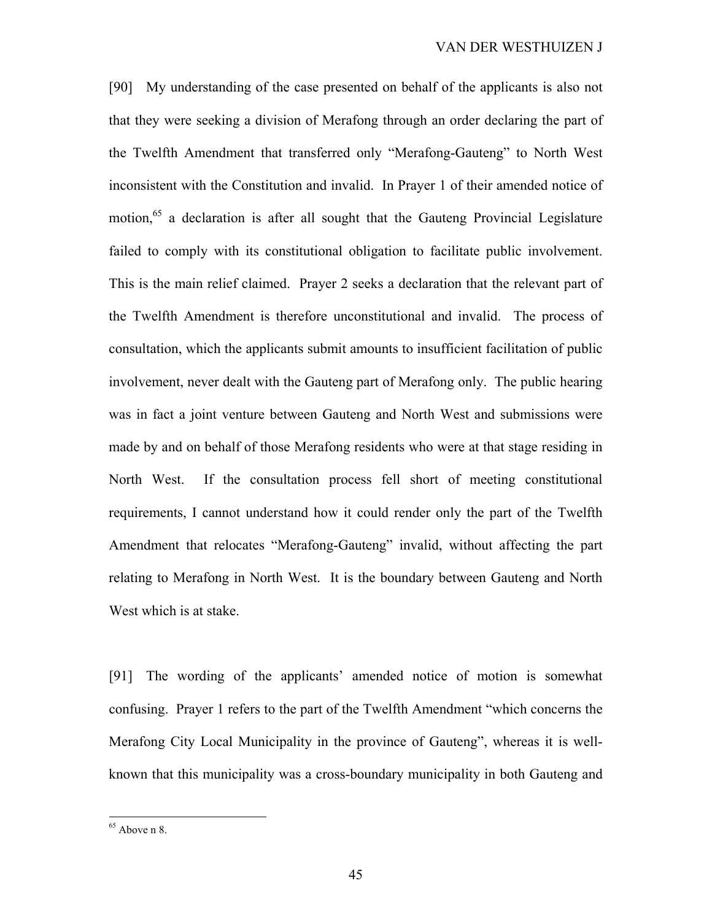[90] My understanding of the case presented on behalf of the applicants is also not that they were seeking a division of Merafong through an order declaring the part of the Twelfth Amendment that transferred only "Merafong-Gauteng" to North West inconsistent with the Constitution and invalid. In Prayer 1 of their amended notice of motion,[65] a declaration is after all sought that the Gauteng Provincial Legislature failed to comply with its constitutional obligation to facilitate public involvement. This is the main relief claimed. Prayer 2 seeks a declaration that the relevant part of the Twelfth Amendment is therefore unconstitutional and invalid. The process of consultation, which the applicants submit amounts to insufficient facilitation of public involvement, never dealt with the Gauteng part of Merafong only. The public hearing was in fact a joint venture between Gauteng and North West and submissions were made by and on behalf of those Merafong residents who were at that stage residing in North West. If the consultation process fell short of meeting constitutional requirements, I cannot understand how it could render only the part of the Twelfth Amendment that relocates "Merafong-Gauteng" invalid, without affecting the part relating to Merafong in North West. It is the boundary between Gauteng and North West which is at stake.

[91] The wording of the applicants' amended notice of motion is somewhat confusing. Prayer 1 refers to the part of the Twelfth Amendment "which concerns the Merafong City Local Municipality in the province of Gauteng", whereas it is well-known that this municipality was a cross-boundary municipality in both Gauteng and

[65] Above n 8.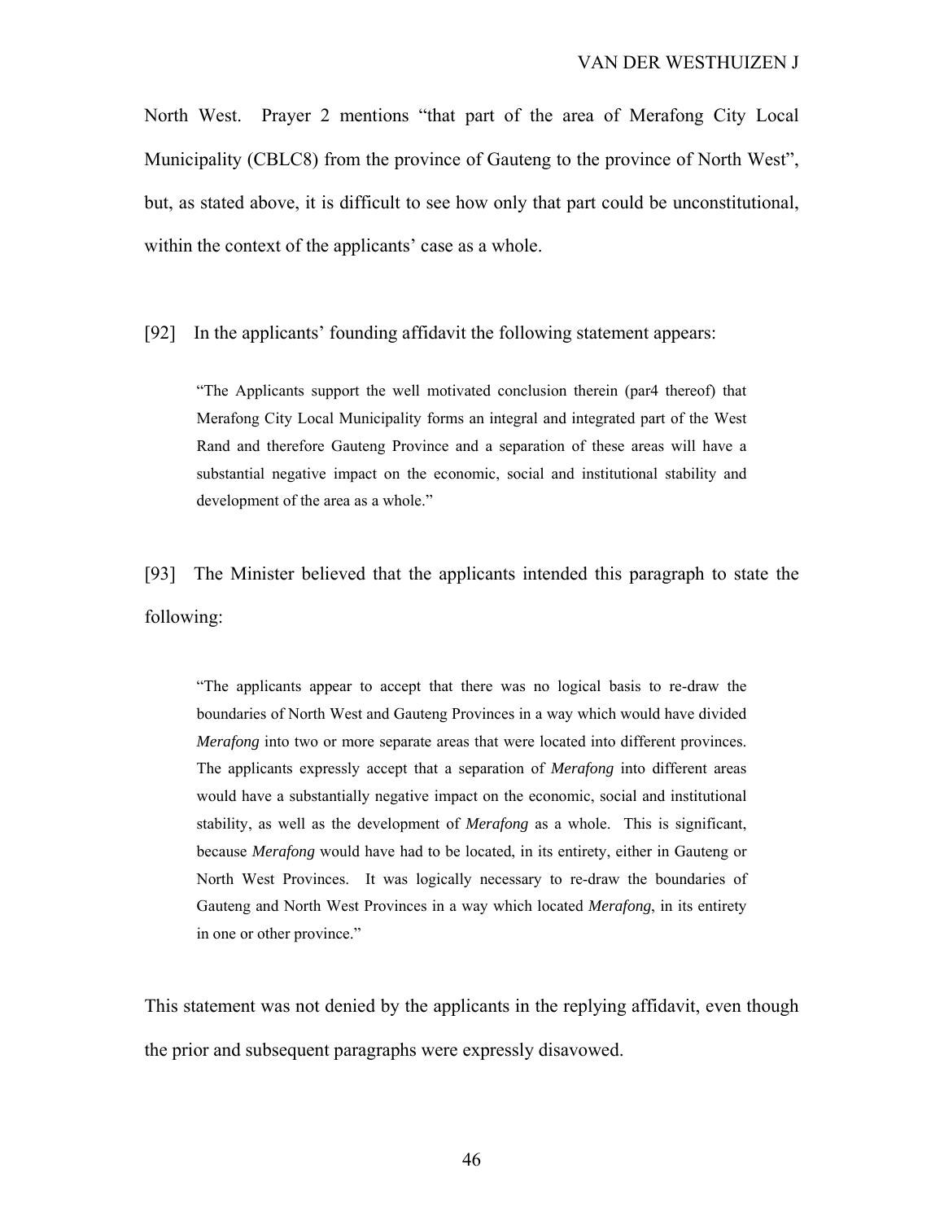North West. Prayer 2 mentions "that part of the area of Merafong City Local Municipality (CBLC8) from the province of Gauteng to the province of North West", but, as stated above, it is difficult to see how only that part could be unconstitutional, within the context of the applicants' case as a whole.

[92] In the applicants' founding affidavit the following statement appears:

> "The Applicants support the well motivated conclusion therein (par4 thereof) that Merafong City Local Municipality forms an integral and integrated part of the West Rand and therefore Gauteng Province and a separation of these areas will have a substantial negative impact on the economic, social and institutional stability and development of the area as a whole."

[93] The Minister believed that the applicants intended this paragraph to state the following:

> "The applicants appear to accept that there was no logical basis to re-draw the boundaries of North West and Gauteng Provinces in a way which would have divided *Merafong* into two or more separate areas that were located into different provinces. The applicants expressly accept that a separation of *Merafong* into different areas would have a substantially negative impact on the economic, social and institutional stability, as well as the development of *Merafong* as a whole. This is significant, because *Merafong* would have had to be located, in its entirety, either in Gauteng or North West Provinces. It was logically necessary to re-draw the boundaries of Gauteng and North West Provinces in a way which located *Merafong*, in its entirety in one or other province."

This statement was not denied by the applicants in the replying affidavit, even though the prior and subsequent paragraphs were expressly disavowed.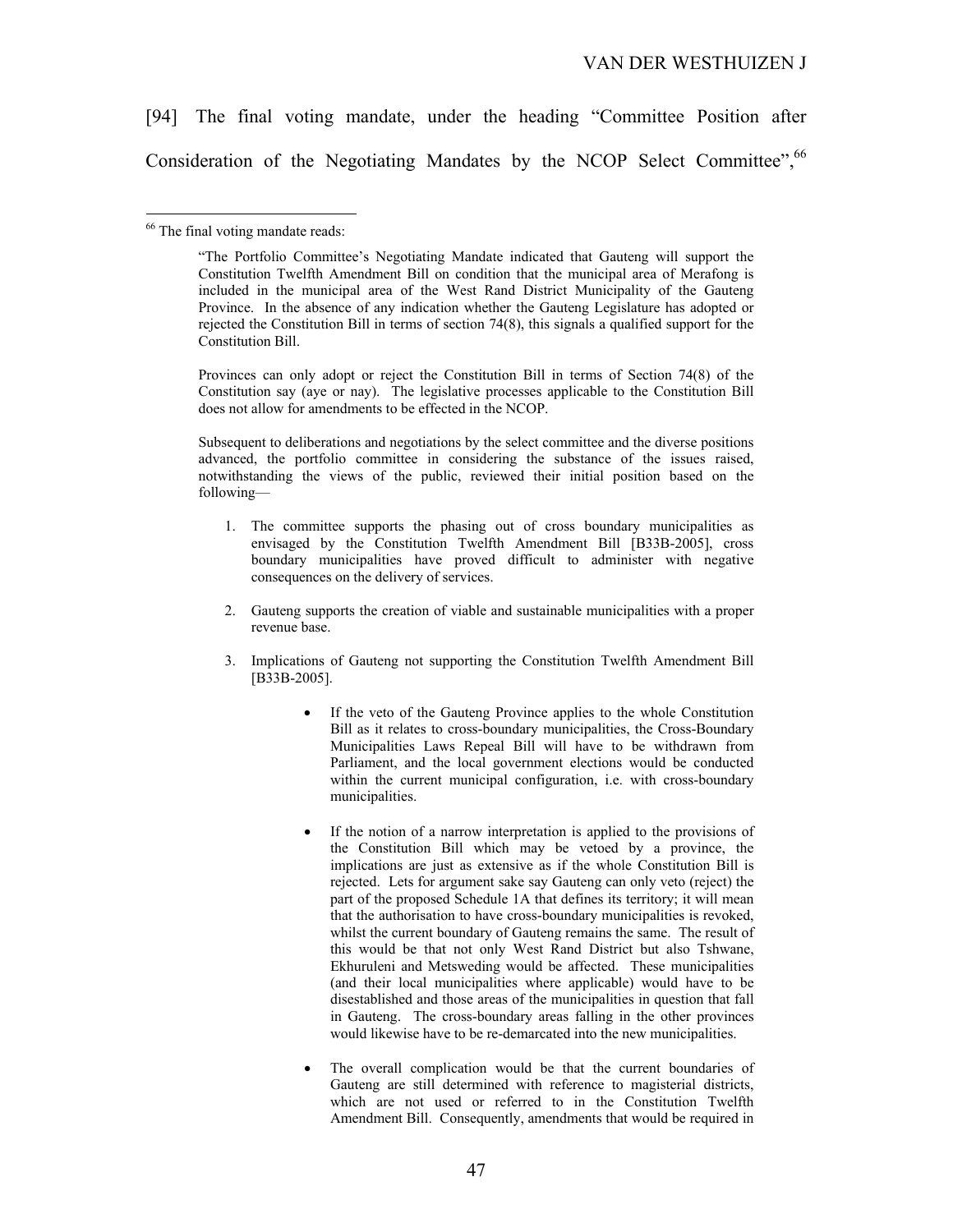[94] The final voting mandate, under the heading "Committee Position after Consideration of the Negotiating Mandates by the NCOP Select Committee",[66]

---

[66] The final voting mandate reads:

> "The Portfolio Committee's Negotiating Mandate indicated that Gauteng will support the Constitution Twelfth Amendment Bill on condition that the municipal area of Merafong is included in the municipal area of the West Rand District Municipality of the Gauteng Province. In the absence of any indication whether the Gauteng Legislature has adopted or rejected the Constitution Bill in terms of section 74(8), this signals a qualified support for the Constitution Bill.
>
> Provinces can only adopt or reject the Constitution Bill in terms of Section 74(8) of the Constitution say (aye or nay). The legislative processes applicable to the Constitution Bill does not allow for amendments to be effected in the NCOP.
>
> Subsequent to deliberations and negotiations by the select committee and the diverse positions advanced, the portfolio committee in considering the substance of the issues raised, notwithstanding the views of the public, reviewed their initial position based on the following—
>
> 1. The committee supports the phasing out of cross boundary municipalities as envisaged by the Constitution Twelfth Amendment Bill [B33B-2005], cross boundary municipalities have proved difficult to administer with negative consequences on the delivery of services.
>
> 2. Gauteng supports the creation of viable and sustainable municipalities with a proper revenue base.
>
> 3. Implications of Gauteng not supporting the Constitution Twelfth Amendment Bill [B33B-2005].
>
>    - If the veto of the Gauteng Province applies to the whole Constitution Bill as it relates to cross-boundary municipalities, the Cross-Boundary Municipalities Laws Repeal Bill will have to be withdrawn from Parliament, and the local government elections would be conducted within the current municipal configuration, i.e. with cross-boundary municipalities.
>
>    - If the notion of a narrow interpretation is applied to the provisions of the Constitution Bill which may be vetoed by a province, the implications are just as extensive as if the whole Constitution Bill is rejected. Lets for argument sake say Gauteng can only veto (reject) the part of the proposed Schedule 1A that defines its territory; it will mean that the authorisation to have cross-boundary municipalities is revoked, whilst the current boundary of Gauteng remains the same. The result of this would be that not only West Rand District but also Tshwane, Ekhuruleni and Metsweding would be affected. These municipalities (and their local municipalities where applicable) would have to be disestablished and those areas of the municipalities in question that fall in Gauteng. The cross-boundary areas falling in the other provinces would likewise have to be re-demarcated into the new municipalities.
>
>    - The overall complication would be that the current boundaries of Gauteng are still determined with reference to magisterial districts, which are not used or referred to in the Constitution Twelfth Amendment Bill. Consequently, amendments that would be required in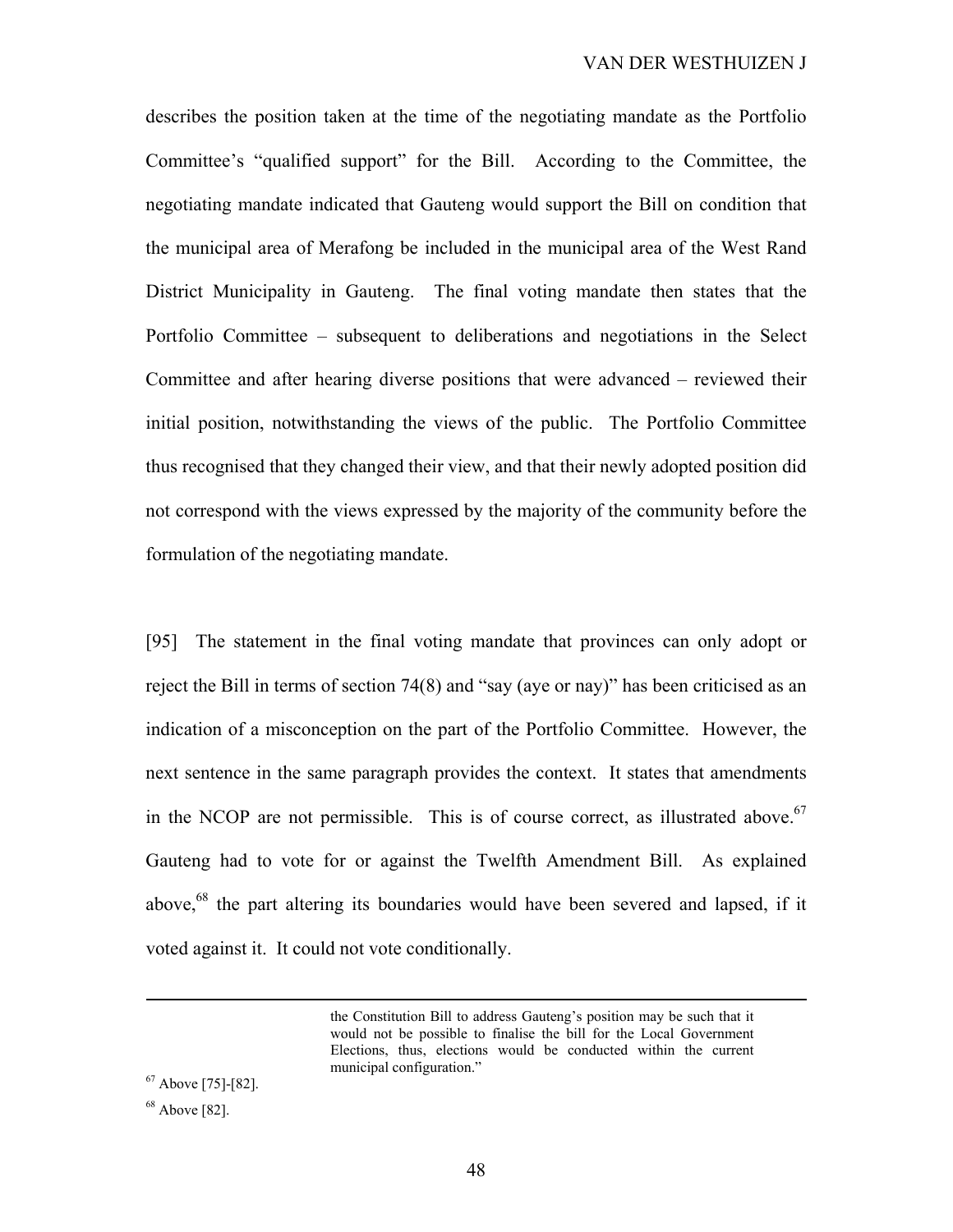describes the position taken at the time of the negotiating mandate as the Portfolio Committee's "qualified support" for the Bill. According to the Committee, the negotiating mandate indicated that Gauteng would support the Bill on condition that the municipal area of Merafong be included in the municipal area of the West Rand District Municipality in Gauteng. The final voting mandate then states that the Portfolio Committee – subsequent to deliberations and negotiations in the Select Committee and after hearing diverse positions that were advanced – reviewed their initial position, notwithstanding the views of the public. The Portfolio Committee thus recognised that they changed their view, and that their newly adopted position did not correspond with the views expressed by the majority of the community before the formulation of the negotiating mandate.

[95] The statement in the final voting mandate that provinces can only adopt or reject the Bill in terms of section 74(8) and "say (aye or nay)" has been criticised as an indication of a misconception on the part of the Portfolio Committee. However, the next sentence in the same paragraph provides the context. It states that amendments in the NCOP are not permissible. This is of course correct, as illustrated above.[67] Gauteng had to vote for or against the Twelfth Amendment Bill. As explained above,[68] the part altering its boundaries would have been severed and lapsed, if it voted against it. It could not vote conditionally.

---

> the Constitution Bill to address Gauteng's position may be such that it would not be possible to finalise the bill for the Local Government Elections, thus, elections would be conducted within the current municipal configuration."

[67] Above [75]-[82].

[68] Above [82].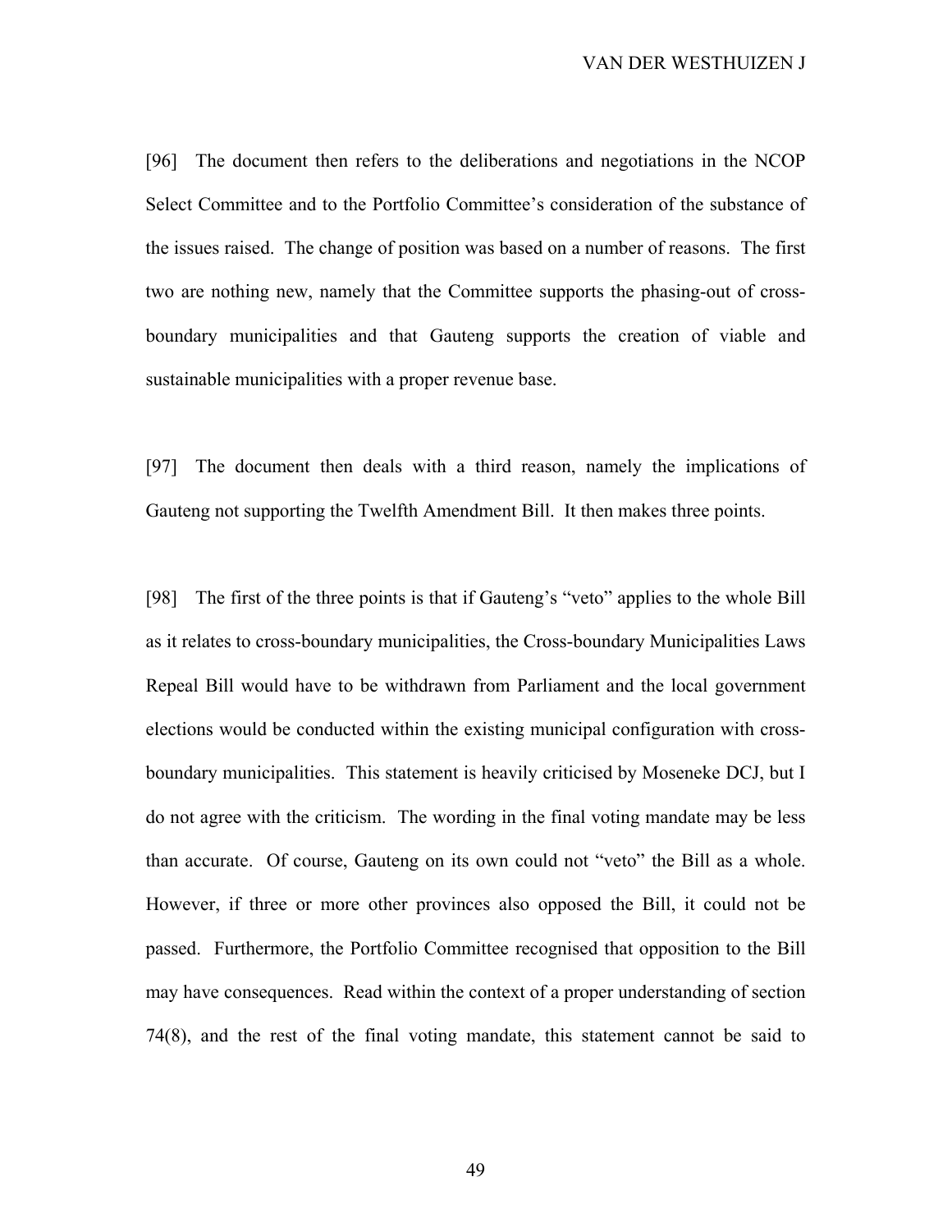[96] The document then refers to the deliberations and negotiations in the NCOP Select Committee and to the Portfolio Committee's consideration of the substance of the issues raised. The change of position was based on a number of reasons. The first two are nothing new, namely that the Committee supports the phasing-out of cross-boundary municipalities and that Gauteng supports the creation of viable and sustainable municipalities with a proper revenue base.

[97] The document then deals with a third reason, namely the implications of Gauteng not supporting the Twelfth Amendment Bill. It then makes three points.

[98] The first of the three points is that if Gauteng's "veto" applies to the whole Bill as it relates to cross-boundary municipalities, the Cross-boundary Municipalities Laws Repeal Bill would have to be withdrawn from Parliament and the local government elections would be conducted within the existing municipal configuration with cross-boundary municipalities. This statement is heavily criticised by Moseneke DCJ, but I do not agree with the criticism. The wording in the final voting mandate may be less than accurate. Of course, Gauteng on its own could not "veto" the Bill as a whole. However, if three or more other provinces also opposed the Bill, it could not be passed. Furthermore, the Portfolio Committee recognised that opposition to the Bill may have consequences. Read within the context of a proper understanding of section 74(8), and the rest of the final voting mandate, this statement cannot be said to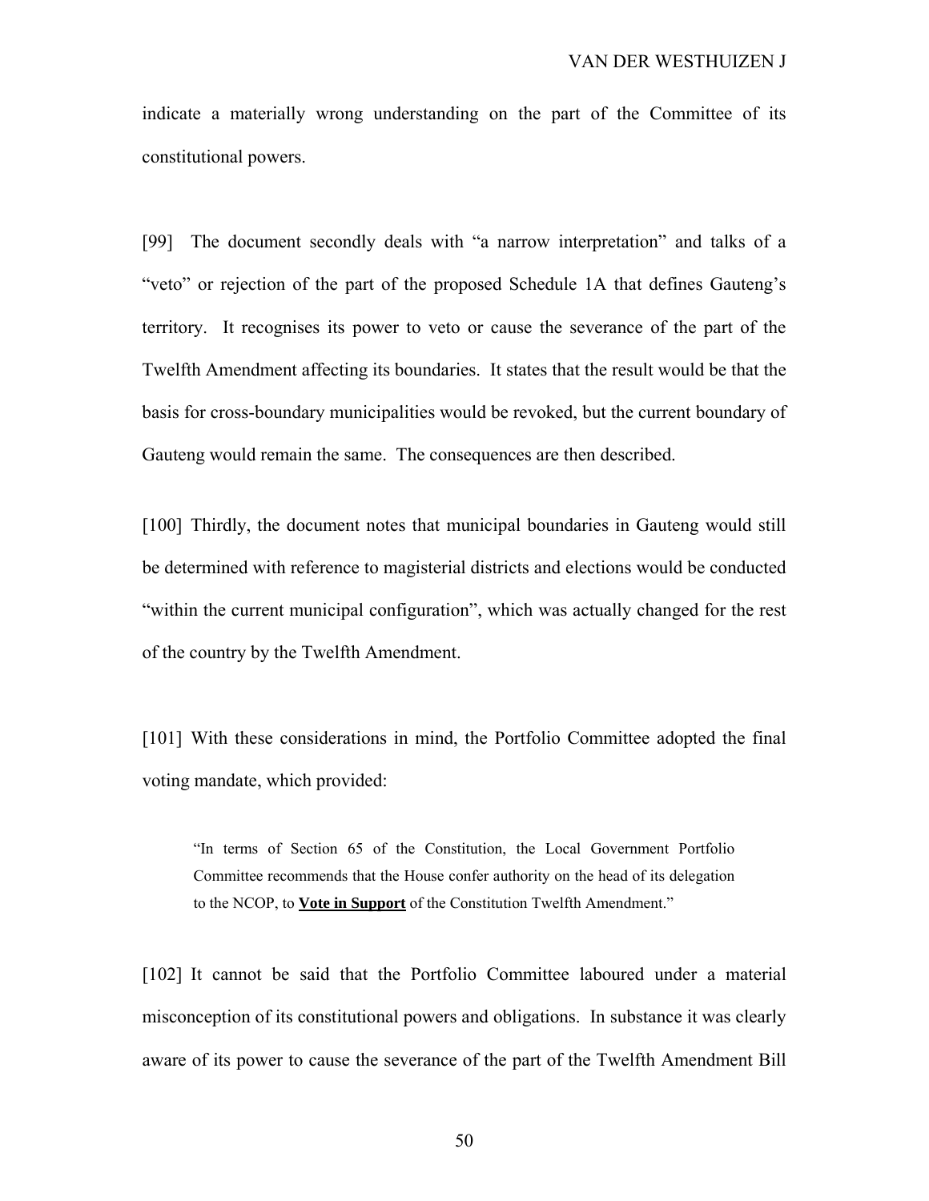indicate a materially wrong understanding on the part of the Committee of its constitutional powers.

[99] The document secondly deals with "a narrow interpretation" and talks of a "veto" or rejection of the part of the proposed Schedule 1A that defines Gauteng's territory. It recognises its power to veto or cause the severance of the part of the Twelfth Amendment affecting its boundaries. It states that the result would be that the basis for cross-boundary municipalities would be revoked, but the current boundary of Gauteng would remain the same. The consequences are then described.

[100] Thirdly, the document notes that municipal boundaries in Gauteng would still be determined with reference to magisterial districts and elections would be conducted "within the current municipal configuration", which was actually changed for the rest of the country by the Twelfth Amendment.

[101] With these considerations in mind, the Portfolio Committee adopted the final voting mandate, which provided:

> "In terms of Section 65 of the Constitution, the Local Government Portfolio Committee recommends that the House confer authority on the head of its delegation to the NCOP, to **Vote in Support** of the Constitution Twelfth Amendment."

[102] It cannot be said that the Portfolio Committee laboured under a material misconception of its constitutional powers and obligations. In substance it was clearly aware of its power to cause the severance of the part of the Twelfth Amendment Bill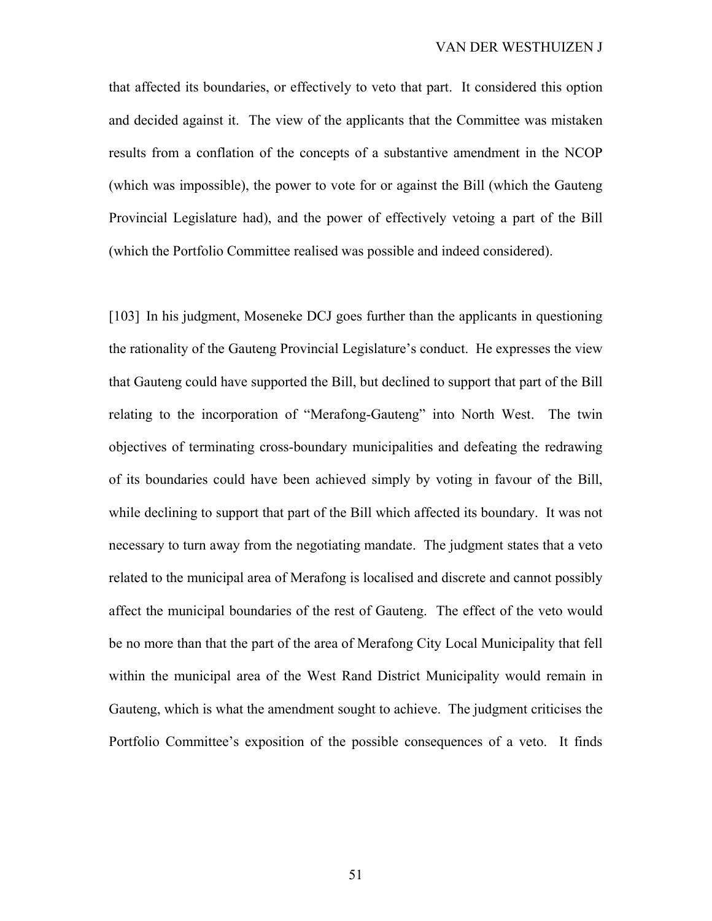that affected its boundaries, or effectively to veto that part. It considered this option and decided against it. The view of the applicants that the Committee was mistaken results from a conflation of the concepts of a substantive amendment in the NCOP (which was impossible), the power to vote for or against the Bill (which the Gauteng Provincial Legislature had), and the power of effectively vetoing a part of the Bill (which the Portfolio Committee realised was possible and indeed considered).

[103] In his judgment, Moseneke DCJ goes further than the applicants in questioning the rationality of the Gauteng Provincial Legislature's conduct. He expresses the view that Gauteng could have supported the Bill, but declined to support that part of the Bill relating to the incorporation of "Merafong-Gauteng" into North West. The twin objectives of terminating cross-boundary municipalities and defeating the redrawing of its boundaries could have been achieved simply by voting in favour of the Bill, while declining to support that part of the Bill which affected its boundary. It was not necessary to turn away from the negotiating mandate. The judgment states that a veto related to the municipal area of Merafong is localised and discrete and cannot possibly affect the municipal boundaries of the rest of Gauteng. The effect of the veto would be no more than that the part of the area of Merafong City Local Municipality that fell within the municipal area of the West Rand District Municipality would remain in Gauteng, which is what the amendment sought to achieve. The judgment criticises the Portfolio Committee's exposition of the possible consequences of a veto. It finds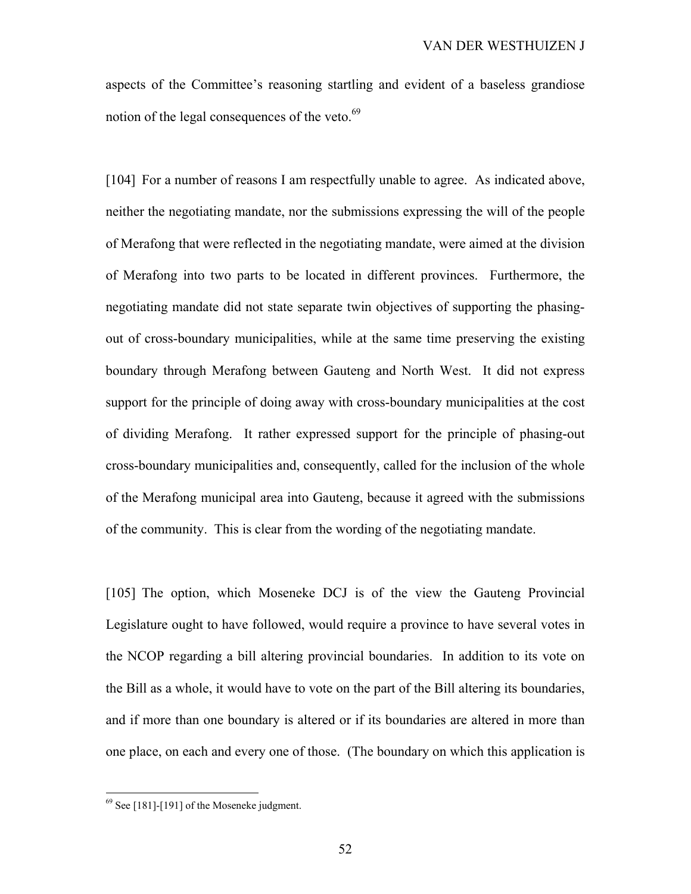aspects of the Committee's reasoning startling and evident of a baseless grandiose notion of the legal consequences of the veto.[69]

[104] For a number of reasons I am respectfully unable to agree. As indicated above, neither the negotiating mandate, nor the submissions expressing the will of the people of Merafong that were reflected in the negotiating mandate, were aimed at the division of Merafong into two parts to be located in different provinces. Furthermore, the negotiating mandate did not state separate twin objectives of supporting the phasing-out of cross-boundary municipalities, while at the same time preserving the existing boundary through Merafong between Gauteng and North West. It did not express support for the principle of doing away with cross-boundary municipalities at the cost of dividing Merafong. It rather expressed support for the principle of phasing-out cross-boundary municipalities and, consequently, called for the inclusion of the whole of the Merafong municipal area into Gauteng, because it agreed with the submissions of the community. This is clear from the wording of the negotiating mandate.

[105] The option, which Moseneke DCJ is of the view the Gauteng Provincial Legislature ought to have followed, would require a province to have several votes in the NCOP regarding a bill altering provincial boundaries. In addition to its vote on the Bill as a whole, it would have to vote on the part of the Bill altering its boundaries, and if more than one boundary is altered or if its boundaries are altered in more than one place, on each and every one of those. (The boundary on which this application is

[69] See [181]-[191] of the Moseneke judgment.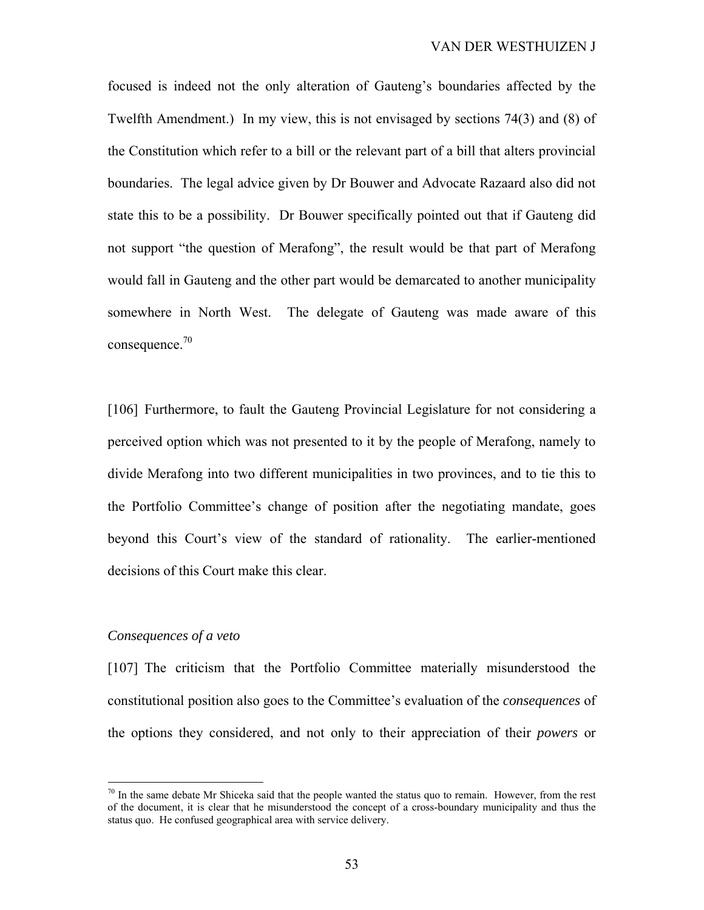focused is indeed not the only alteration of Gauteng's boundaries affected by the Twelfth Amendment.) In my view, this is not envisaged by sections 74(3) and (8) of the Constitution which refer to a bill or the relevant part of a bill that alters provincial boundaries. The legal advice given by Dr Bouwer and Advocate Razaard also did not state this to be a possibility. Dr Bouwer specifically pointed out that if Gauteng did not support "the question of Merafong", the result would be that part of Merafong would fall in Gauteng and the other part would be demarcated to another municipality somewhere in North West. The delegate of Gauteng was made aware of this consequence.[70]

[106] Furthermore, to fault the Gauteng Provincial Legislature for not considering a perceived option which was not presented to it by the people of Merafong, namely to divide Merafong into two different municipalities in two provinces, and to tie this to the Portfolio Committee's change of position after the negotiating mandate, goes beyond this Court's view of the standard of rationality. The earlier-mentioned decisions of this Court make this clear.

*Consequences of a veto*

[107] The criticism that the Portfolio Committee materially misunderstood the constitutional position also goes to the Committee's evaluation of the *consequences* of the options they considered, and not only to their appreciation of their *powers* or

[70] In the same debate Mr Shiceka said that the people wanted the status quo to remain. However, from the rest of the document, it is clear that he misunderstood the concept of a cross-boundary municipality and thus the status quo. He confused geographical area with service delivery.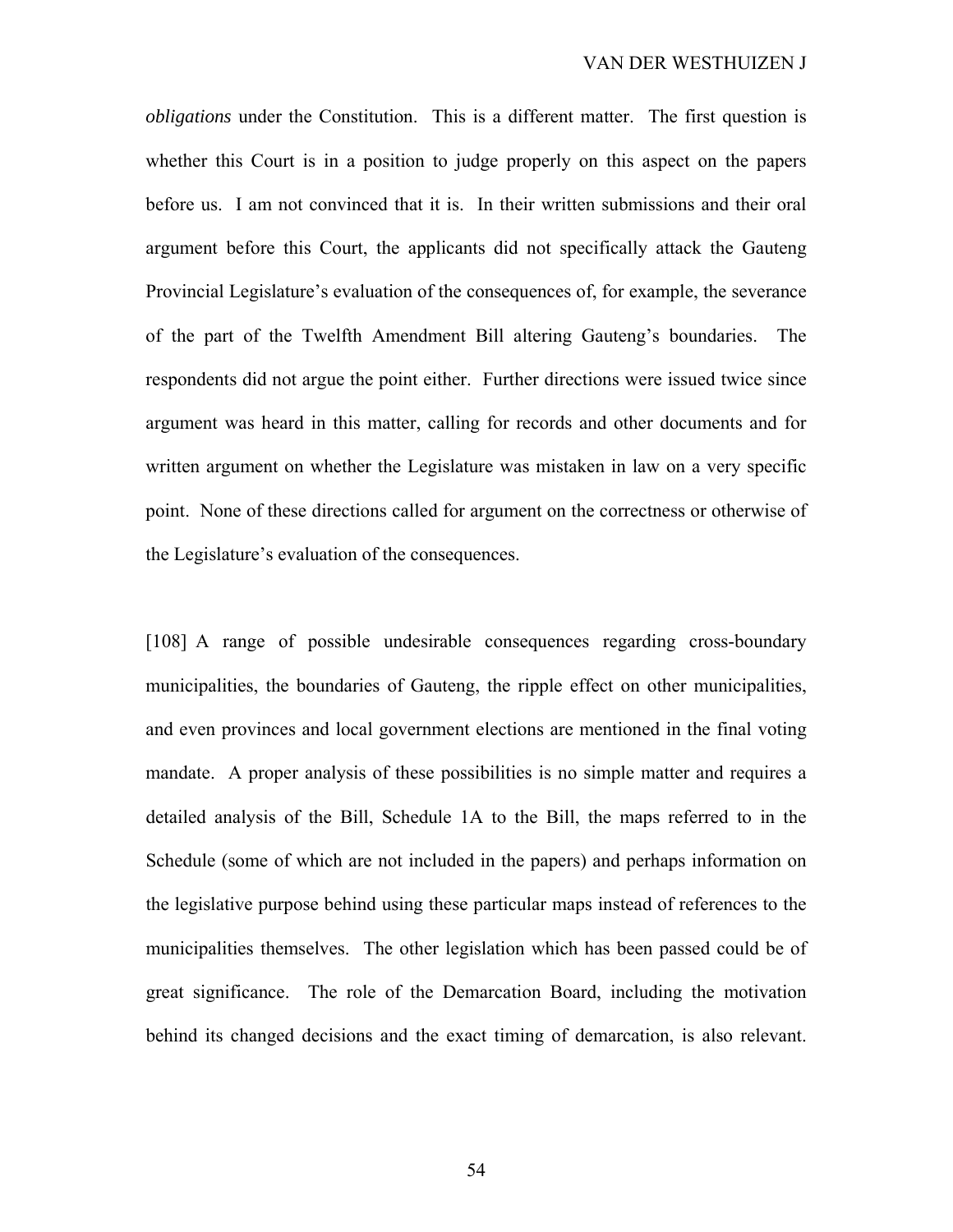*obligations* under the Constitution. This is a different matter. The first question is whether this Court is in a position to judge properly on this aspect on the papers before us. I am not convinced that it is. In their written submissions and their oral argument before this Court, the applicants did not specifically attack the Gauteng Provincial Legislature's evaluation of the consequences of, for example, the severance of the part of the Twelfth Amendment Bill altering Gauteng's boundaries. The respondents did not argue the point either. Further directions were issued twice since argument was heard in this matter, calling for records and other documents and for written argument on whether the Legislature was mistaken in law on a very specific point. None of these directions called for argument on the correctness or otherwise of the Legislature's evaluation of the consequences.

[108] A range of possible undesirable consequences regarding cross-boundary municipalities, the boundaries of Gauteng, the ripple effect on other municipalities, and even provinces and local government elections are mentioned in the final voting mandate. A proper analysis of these possibilities is no simple matter and requires a detailed analysis of the Bill, Schedule 1A to the Bill, the maps referred to in the Schedule (some of which are not included in the papers) and perhaps information on the legislative purpose behind using these particular maps instead of references to the municipalities themselves. The other legislation which has been passed could be of great significance. The role of the Demarcation Board, including the motivation behind its changed decisions and the exact timing of demarcation, is also relevant.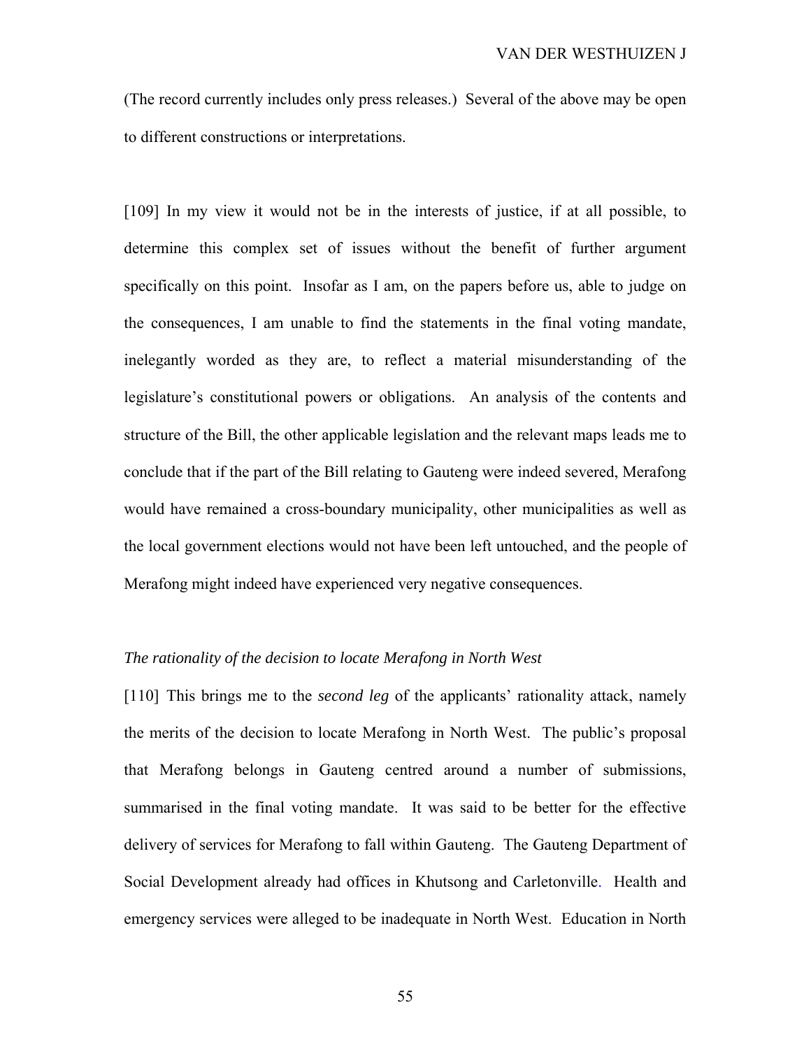(The record currently includes only press releases.) Several of the above may be open to different constructions or interpretations.

[109] In my view it would not be in the interests of justice, if at all possible, to determine this complex set of issues without the benefit of further argument specifically on this point. Insofar as I am, on the papers before us, able to judge on the consequences, I am unable to find the statements in the final voting mandate, inelegantly worded as they are, to reflect a material misunderstanding of the legislature's constitutional powers or obligations. An analysis of the contents and structure of the Bill, the other applicable legislation and the relevant maps leads me to conclude that if the part of the Bill relating to Gauteng were indeed severed, Merafong would have remained a cross-boundary municipality, other municipalities as well as the local government elections would not have been left untouched, and the people of Merafong might indeed have experienced very negative consequences.

*The rationality of the decision to locate Merafong in North West*

[110] This brings me to the *second leg* of the applicants' rationality attack, namely the merits of the decision to locate Merafong in North West. The public's proposal that Merafong belongs in Gauteng centred around a number of submissions, summarised in the final voting mandate. It was said to be better for the effective delivery of services for Merafong to fall within Gauteng. The Gauteng Department of Social Development already had offices in Khutsong and Carletonville. Health and emergency services were alleged to be inadequate in North West. Education in North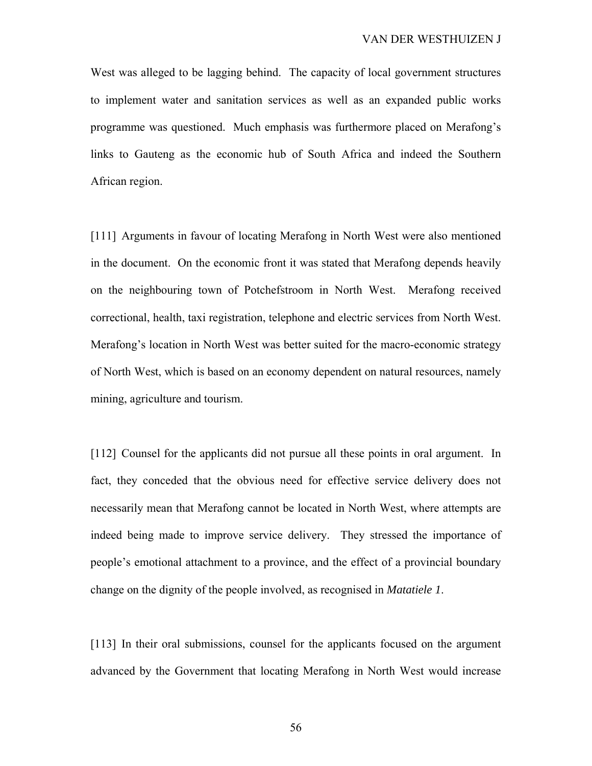West was alleged to be lagging behind. The capacity of local government structures to implement water and sanitation services as well as an expanded public works programme was questioned. Much emphasis was furthermore placed on Merafong's links to Gauteng as the economic hub of South Africa and indeed the Southern African region.

[111] Arguments in favour of locating Merafong in North West were also mentioned in the document. On the economic front it was stated that Merafong depends heavily on the neighbouring town of Potchefstroom in North West. Merafong received correctional, health, taxi registration, telephone and electric services from North West. Merafong's location in North West was better suited for the macro-economic strategy of North West, which is based on an economy dependent on natural resources, namely mining, agriculture and tourism.

[112] Counsel for the applicants did not pursue all these points in oral argument. In fact, they conceded that the obvious need for effective service delivery does not necessarily mean that Merafong cannot be located in North West, where attempts are indeed being made to improve service delivery. They stressed the importance of people's emotional attachment to a province, and the effect of a provincial boundary change on the dignity of the people involved, as recognised in *Matatiele 1*.

[113] In their oral submissions, counsel for the applicants focused on the argument advanced by the Government that locating Merafong in North West would increase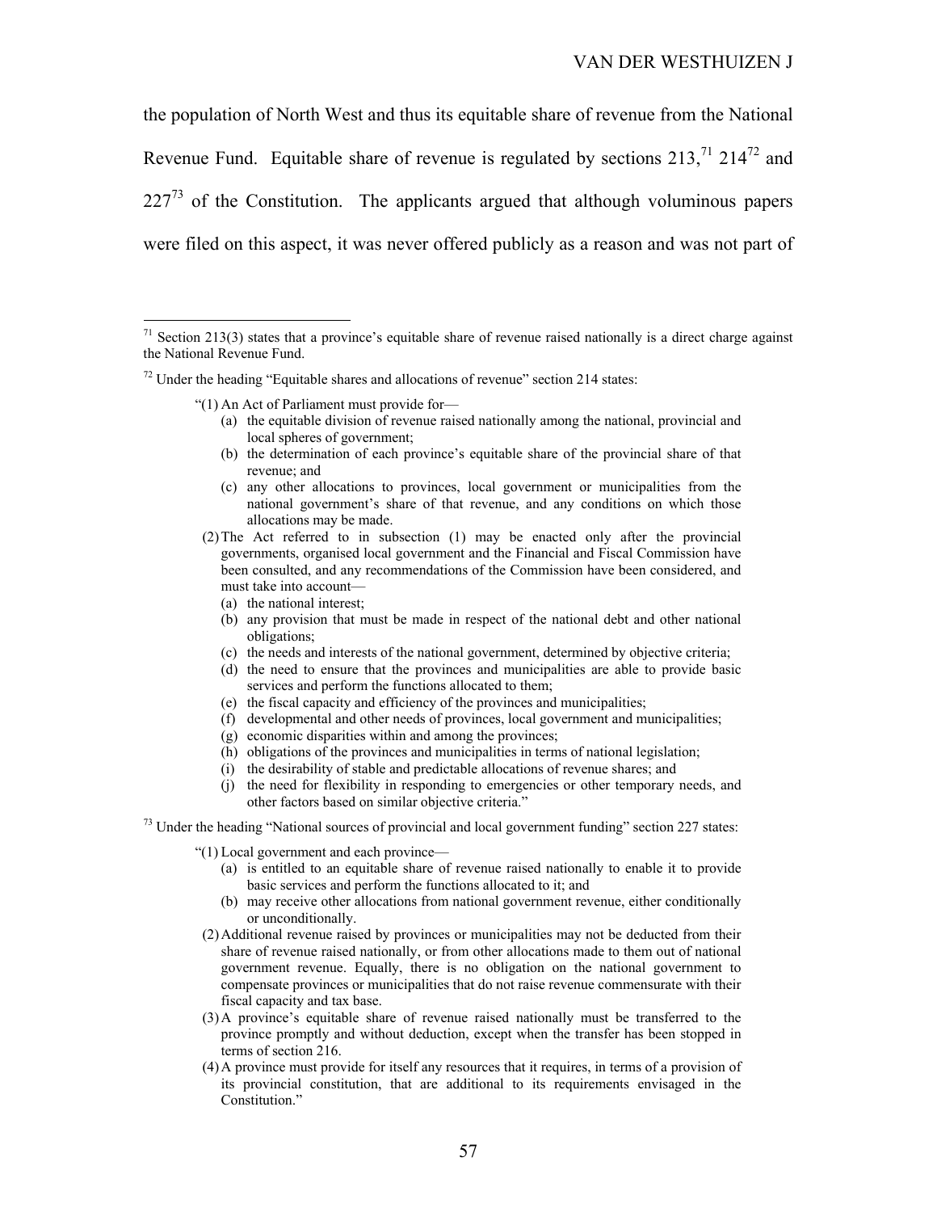the population of North West and thus its equitable share of revenue from the National Revenue Fund. Equitable share of revenue is regulated by sections 213,[71] 214[72] and 227[73] of the Constitution. The applicants argued that although voluminous papers were filed on this aspect, it was never offered publicly as a reason and was not part of

---

[71] Section 213(3) states that a province's equitable share of revenue raised nationally is a direct charge against the National Revenue Fund.

[72] Under the heading "Equitable shares and allocations of revenue" section 214 states:

> "(1) An Act of Parliament must provide for—
> (a) the equitable division of revenue raised nationally among the national, provincial and local spheres of government;
> (b) the determination of each province's equitable share of the provincial share of that revenue; and
> (c) any other allocations to provinces, local government or municipalities from the national government's share of that revenue, and any conditions on which those allocations may be made.
>
> (2) The Act referred to in subsection (1) may be enacted only after the provincial governments, organised local government and the Financial and Fiscal Commission have been consulted, and any recommendations of the Commission have been considered, and must take into account—
> (a) the national interest;
> (b) any provision that must be made in respect of the national debt and other national obligations;
> (c) the needs and interests of the national government, determined by objective criteria;
> (d) the need to ensure that the provinces and municipalities are able to provide basic services and perform the functions allocated to them;
> (e) the fiscal capacity and efficiency of the provinces and municipalities;
> (f) developmental and other needs of provinces, local government and municipalities;
> (g) economic disparities within and among the provinces;
> (h) obligations of the provinces and municipalities in terms of national legislation;
> (i) the desirability of stable and predictable allocations of revenue shares; and
> (j) the need for flexibility in responding to emergencies or other temporary needs, and other factors based on similar objective criteria."

[73] Under the heading "National sources of provincial and local government funding" section 227 states:

> "(1) Local government and each province—
> (a) is entitled to an equitable share of revenue raised nationally to enable it to provide basic services and perform the functions allocated to it; and
> (b) may receive other allocations from national government revenue, either conditionally or unconditionally.
>
> (2) Additional revenue raised by provinces or municipalities may not be deducted from their share of revenue raised nationally, or from other allocations made to them out of national government revenue. Equally, there is no obligation on the national government to compensate provinces or municipalities that do not raise revenue commensurate with their fiscal capacity and tax base.
>
> (3) A province's equitable share of revenue raised nationally must be transferred to the province promptly and without deduction, except when the transfer has been stopped in terms of section 216.
>
> (4) A province must provide for itself any resources that it requires, in terms of a provision of its provincial constitution, that are additional to its requirements envisaged in the Constitution."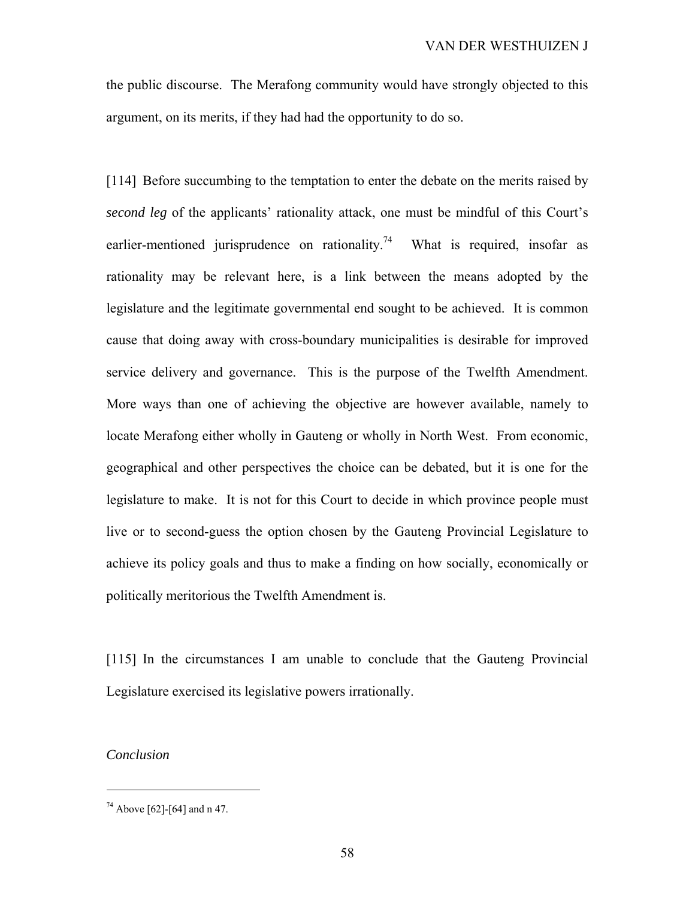the public discourse. The Merafong community would have strongly objected to this argument, on its merits, if they had had the opportunity to do so.

[114] Before succumbing to the temptation to enter the debate on the merits raised by *second leg* of the applicants' rationality attack, one must be mindful of this Court's earlier-mentioned jurisprudence on rationality.[74] What is required, insofar as rationality may be relevant here, is a link between the means adopted by the legislature and the legitimate governmental end sought to be achieved. It is common cause that doing away with cross-boundary municipalities is desirable for improved service delivery and governance. This is the purpose of the Twelfth Amendment. More ways than one of achieving the objective are however available, namely to locate Merafong either wholly in Gauteng or wholly in North West. From economic, geographical and other perspectives the choice can be debated, but it is one for the legislature to make. It is not for this Court to decide in which province people must live or to second-guess the option chosen by the Gauteng Provincial Legislature to achieve its policy goals and thus to make a finding on how socially, economically or politically meritorious the Twelfth Amendment is.

[115] In the circumstances I am unable to conclude that the Gauteng Provincial Legislature exercised its legislative powers irrationally.

*Conclusion*

---

[74] Above [62]-[64] and n 47.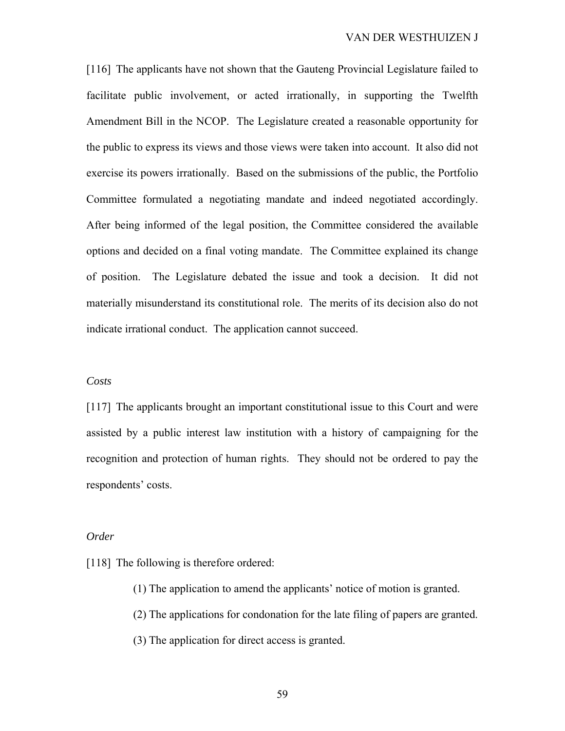[116] The applicants have not shown that the Gauteng Provincial Legislature failed to facilitate public involvement, or acted irrationally, in supporting the Twelfth Amendment Bill in the NCOP. The Legislature created a reasonable opportunity for the public to express its views and those views were taken into account. It also did not exercise its powers irrationally. Based on the submissions of the public, the Portfolio Committee formulated a negotiating mandate and indeed negotiated accordingly. After being informed of the legal position, the Committee considered the available options and decided on a final voting mandate. The Committee explained its change of position. The Legislature debated the issue and took a decision. It did not materially misunderstand its constitutional role. The merits of its decision also do not indicate irrational conduct. The application cannot succeed.

*Costs*

[117] The applicants brought an important constitutional issue to this Court and were assisted by a public interest law institution with a history of campaigning for the recognition and protection of human rights. They should not be ordered to pay the respondents' costs.

*Order*

[118] The following is therefore ordered:

(1) The application to amend the applicants' notice of motion is granted.

(2) The applications for condonation for the late filing of papers are granted.

(3) The application for direct access is granted.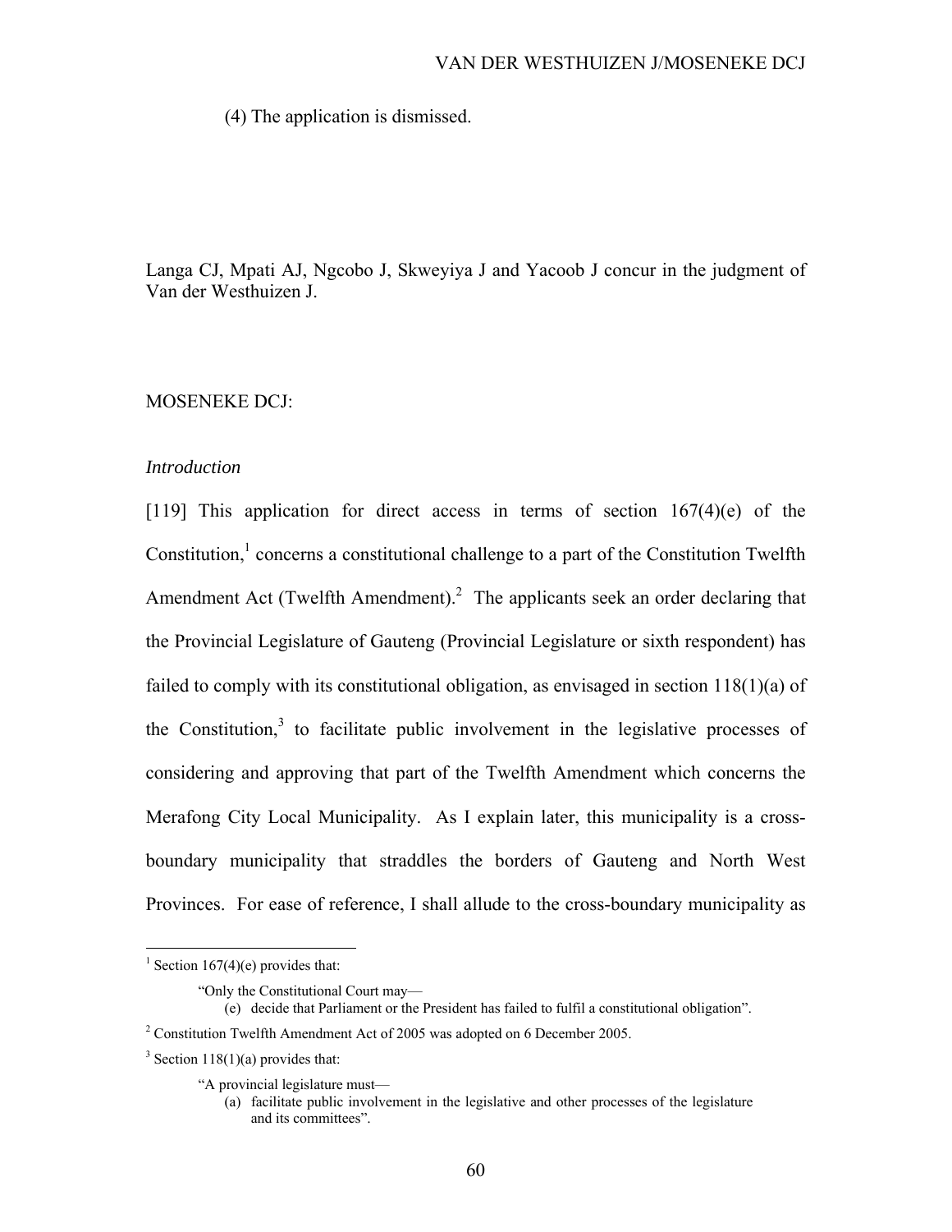(4) The application is dismissed.

Langa CJ, Mpati AJ, Ngcobo J, Skweyiya J and Yacoob J concur in the judgment of Van der Westhuizen J.

MOSENEKE DCJ:

*Introduction*

[119] This application for direct access in terms of section 167(4)(e) of the Constitution,[1] concerns a constitutional challenge to a part of the Constitution Twelfth Amendment Act (Twelfth Amendment).[2] The applicants seek an order declaring that the Provincial Legislature of Gauteng (Provincial Legislature or sixth respondent) has failed to comply with its constitutional obligation, as envisaged in section 118(1)(a) of the Constitution,[3] to facilitate public involvement in the legislative processes of considering and approving that part of the Twelfth Amendment which concerns the Merafong City Local Municipality. As I explain later, this municipality is a cross-boundary municipality that straddles the borders of Gauteng and North West Provinces. For ease of reference, I shall allude to the cross-boundary municipality as

---

[1] Section 167(4)(e) provides that:

> "Only the Constitutional Court may—
> (e) decide that Parliament or the President has failed to fulfil a constitutional obligation".

[2] Constitution Twelfth Amendment Act of 2005 was adopted on 6 December 2005.

[3] Section 118(1)(a) provides that:

> "A provincial legislature must—
> (a) facilitate public involvement in the legislative and other processes of the legislature and its committees".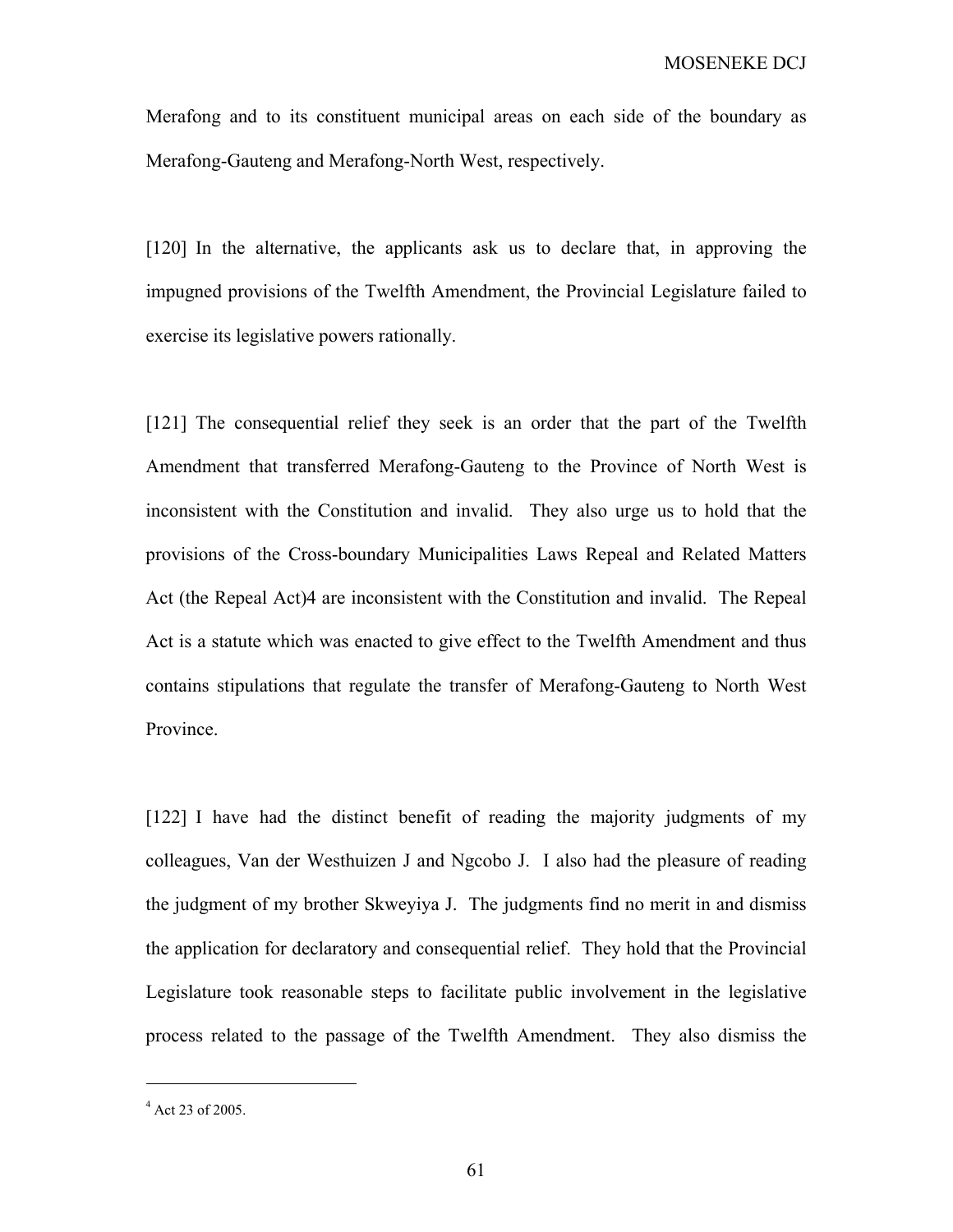Merafong and to its constituent municipal areas on each side of the boundary as Merafong-Gauteng and Merafong-North West, respectively.

[120] In the alternative, the applicants ask us to declare that, in approving the impugned provisions of the Twelfth Amendment, the Provincial Legislature failed to exercise its legislative powers rationally.

[121] The consequential relief they seek is an order that the part of the Twelfth Amendment that transferred Merafong-Gauteng to the Province of North West is inconsistent with the Constitution and invalid. They also urge us to hold that the provisions of the Cross-boundary Municipalities Laws Repeal and Related Matters Act (the Repeal Act)[4] are inconsistent with the Constitution and invalid. The Repeal Act is a statute which was enacted to give effect to the Twelfth Amendment and thus contains stipulations that regulate the transfer of Merafong-Gauteng to North West Province.

[122] I have had the distinct benefit of reading the majority judgments of my colleagues, Van der Westhuizen J and Ngcobo J. I also had the pleasure of reading the judgment of my brother Skweyiya J. The judgments find no merit in and dismiss the application for declaratory and consequential relief. They hold that the Provincial Legislature took reasonable steps to facilitate public involvement in the legislative process related to the passage of the Twelfth Amendment. They also dismiss the

[4] Act 23 of 2005.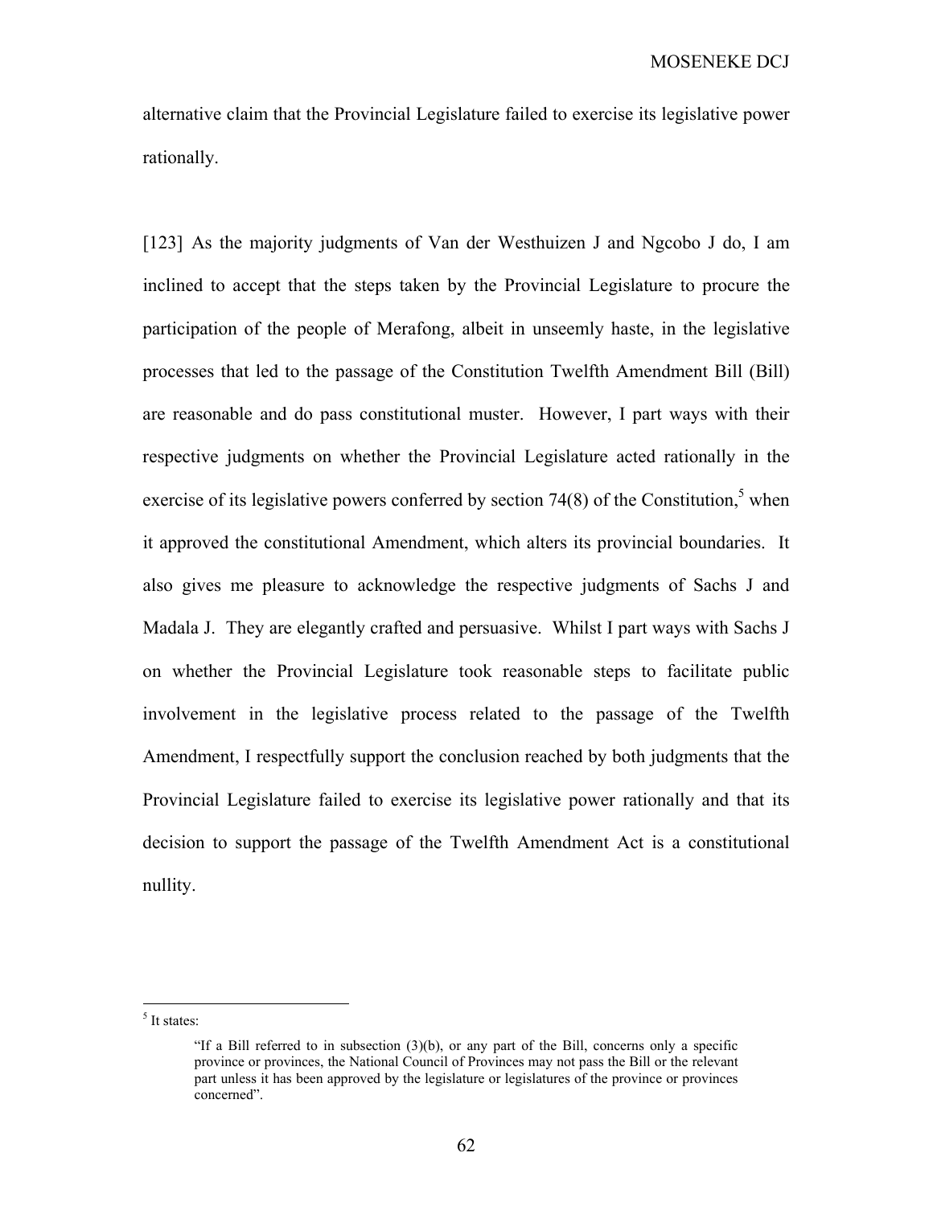alternative claim that the Provincial Legislature failed to exercise its legislative power rationally.

[123] As the majority judgments of Van der Westhuizen J and Ngcobo J do, I am inclined to accept that the steps taken by the Provincial Legislature to procure the participation of the people of Merafong, albeit in unseemly haste, in the legislative processes that led to the passage of the Constitution Twelfth Amendment Bill (Bill) are reasonable and do pass constitutional muster. However, I part ways with their respective judgments on whether the Provincial Legislature acted rationally in the exercise of its legislative powers conferred by section 74(8) of the Constitution,[5] when it approved the constitutional Amendment, which alters its provincial boundaries. It also gives me pleasure to acknowledge the respective judgments of Sachs J and Madala J. They are elegantly crafted and persuasive. Whilst I part ways with Sachs J on whether the Provincial Legislature took reasonable steps to facilitate public involvement in the legislative process related to the passage of the Twelfth Amendment, I respectfully support the conclusion reached by both judgments that the Provincial Legislature failed to exercise its legislative power rationally and that its decision to support the passage of the Twelfth Amendment Act is a constitutional nullity.

---

[5] It states:

> "If a Bill referred to in subsection (3)(b), or any part of the Bill, concerns only a specific province or provinces, the National Council of Provinces may not pass the Bill or the relevant part unless it has been approved by the legislature or legislatures of the province or provinces concerned".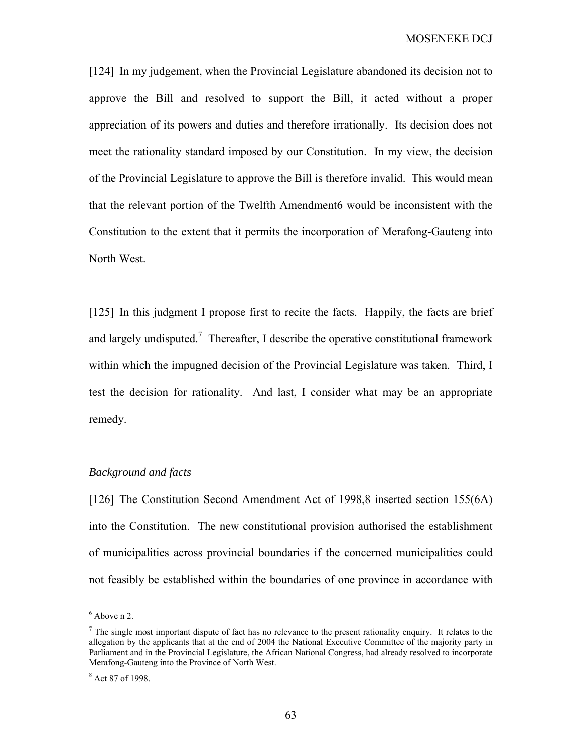[124] In my judgement, when the Provincial Legislature abandoned its decision not to approve the Bill and resolved to support the Bill, it acted without a proper appreciation of its powers and duties and therefore irrationally. Its decision does not meet the rationality standard imposed by our Constitution. In my view, the decision of the Provincial Legislature to approve the Bill is therefore invalid. This would mean that the relevant portion of the Twelfth Amendment6 would be inconsistent with the Constitution to the extent that it permits the incorporation of Merafong-Gauteng into North West.

[125] In this judgment I propose first to recite the facts. Happily, the facts are brief and largely undisputed.[7] Thereafter, I describe the operative constitutional framework within which the impugned decision of the Provincial Legislature was taken. Third, I test the decision for rationality. And last, I consider what may be an appropriate remedy.

*Background and facts*

[126] The Constitution Second Amendment Act of 1998,8 inserted section 155(6A) into the Constitution. The new constitutional provision authorised the establishment of municipalities across provincial boundaries if the concerned municipalities could not feasibly be established within the boundaries of one province in accordance with

---

[6] Above n 2.

[7] The single most important dispute of fact has no relevance to the present rationality enquiry. It relates to the allegation by the applicants that at the end of 2004 the National Executive Committee of the majority party in Parliament and in the Provincial Legislature, the African National Congress, had already resolved to incorporate Merafong-Gauteng into the Province of North West.

[8] Act 87 of 1998.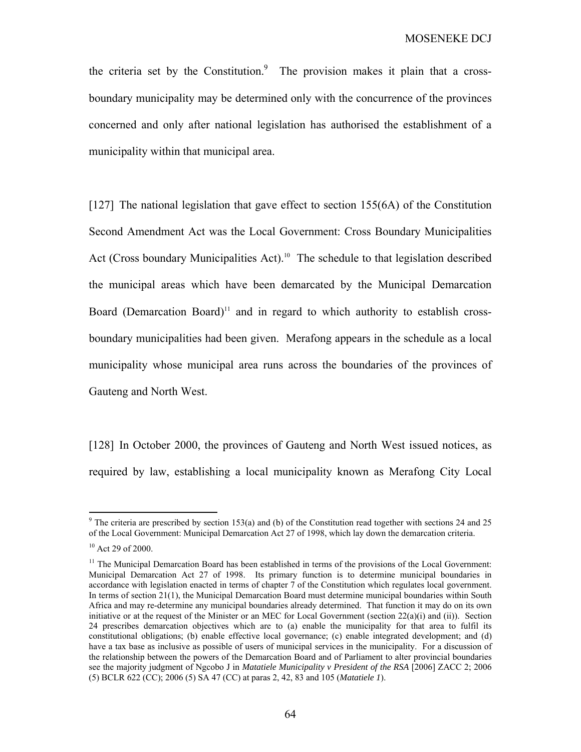the criteria set by the Constitution.[9] The provision makes it plain that a cross-boundary municipality may be determined only with the concurrence of the provinces concerned and only after national legislation has authorised the establishment of a municipality within that municipal area.

[127] The national legislation that gave effect to section 155(6A) of the Constitution Second Amendment Act was the Local Government: Cross Boundary Municipalities Act (Cross boundary Municipalities Act).[10] The schedule to that legislation described the municipal areas which have been demarcated by the Municipal Demarcation Board (Demarcation Board)[11] and in regard to which authority to establish cross-boundary municipalities had been given. Merafong appears in the schedule as a local municipality whose municipal area runs across the boundaries of the provinces of Gauteng and North West.

[128] In October 2000, the provinces of Gauteng and North West issued notices, as required by law, establishing a local municipality known as Merafong City Local

---

[9] The criteria are prescribed by section 153(a) and (b) of the Constitution read together with sections 24 and 25 of the Local Government: Municipal Demarcation Act 27 of 1998, which lay down the demarcation criteria.

[10] Act 29 of 2000.

[11] The Municipal Demarcation Board has been established in terms of the provisions of the Local Government: Municipal Demarcation Act 27 of 1998. Its primary function is to determine municipal boundaries in accordance with legislation enacted in terms of chapter 7 of the Constitution which regulates local government. In terms of section 21(1), the Municipal Demarcation Board must determine municipal boundaries within South Africa and may re-determine any municipal boundaries already determined. That function it may do on its own initiative or at the request of the Minister or an MEC for Local Government (section 22(a)(i) and (ii)). Section 24 prescribes demarcation objectives which are to (a) enable the municipality for that area to fulfil its constitutional obligations; (b) enable effective local governance; (c) enable integrated development; and (d) have a tax base as inclusive as possible of users of municipal services in the municipality. For a discussion of the relationship between the powers of the Demarcation Board and of Parliament to alter provincial boundaries see the majority judgment of Ngcobo J in *Matatiele Municipality v President of the RSA* [2006] ZACC 2; 2006 (5) BCLR 622 (CC); 2006 (5) SA 47 (CC) at paras 2, 42, 83 and 105 (*Matatiele 1*).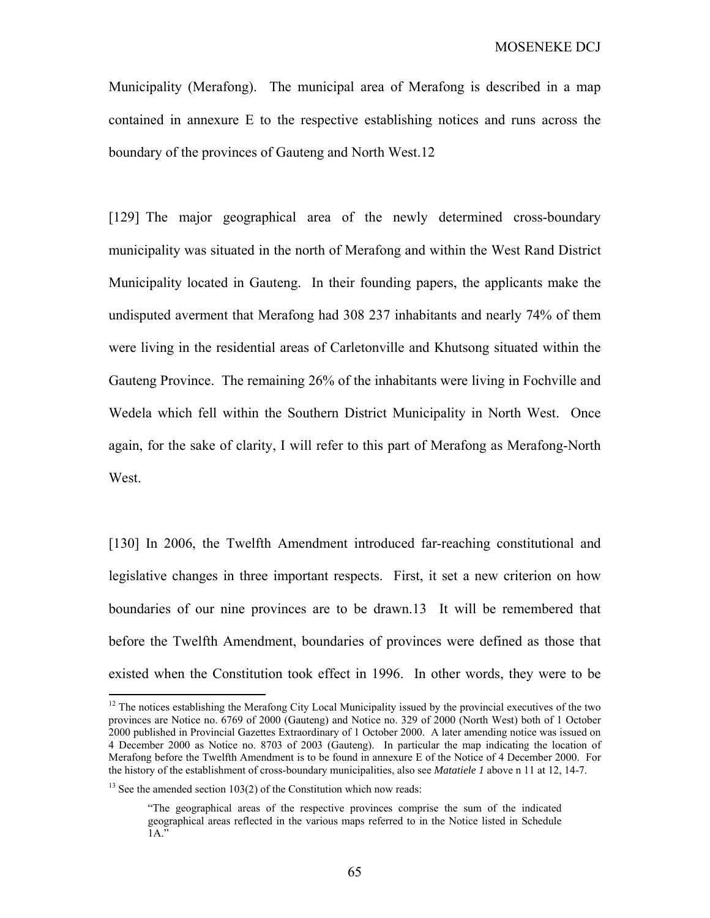Municipality (Merafong). The municipal area of Merafong is described in a map contained in annexure E to the respective establishing notices and runs across the boundary of the provinces of Gauteng and North West.[12]

[129] The major geographical area of the newly determined cross-boundary municipality was situated in the north of Merafong and within the West Rand District Municipality located in Gauteng. In their founding papers, the applicants make the undisputed averment that Merafong had 308 237 inhabitants and nearly 74% of them were living in the residential areas of Carletonville and Khutsong situated within the Gauteng Province. The remaining 26% of the inhabitants were living in Fochville and Wedela which fell within the Southern District Municipality in North West. Once again, for the sake of clarity, I will refer to this part of Merafong as Merafong-North West.

[130] In 2006, the Twelfth Amendment introduced far-reaching constitutional and legislative changes in three important respects. First, it set a new criterion on how boundaries of our nine provinces are to be drawn.[13] It will be remembered that before the Twelfth Amendment, boundaries of provinces were defined as those that existed when the Constitution took effect in 1996. In other words, they were to be

---

[12] The notices establishing the Merafong City Local Municipality issued by the provincial executives of the two provinces are Notice no. 6769 of 2000 (Gauteng) and Notice no. 329 of 2000 (North West) both of 1 October 2000 published in Provincial Gazettes Extraordinary of 1 October 2000. A later amending notice was issued on 4 December 2000 as Notice no. 8703 of 2003 (Gauteng). In particular the map indicating the location of Merafong before the Twelfth Amendment is to be found in annexure E of the Notice of 4 December 2000. For the history of the establishment of cross-boundary municipalities, also see *Matatiele 1* above n 11 at 12, 14-7.

[13] See the amended section 103(2) of the Constitution which now reads:

> "The geographical areas of the respective provinces comprise the sum of the indicated geographical areas reflected in the various maps referred to in the Notice listed in Schedule 1A."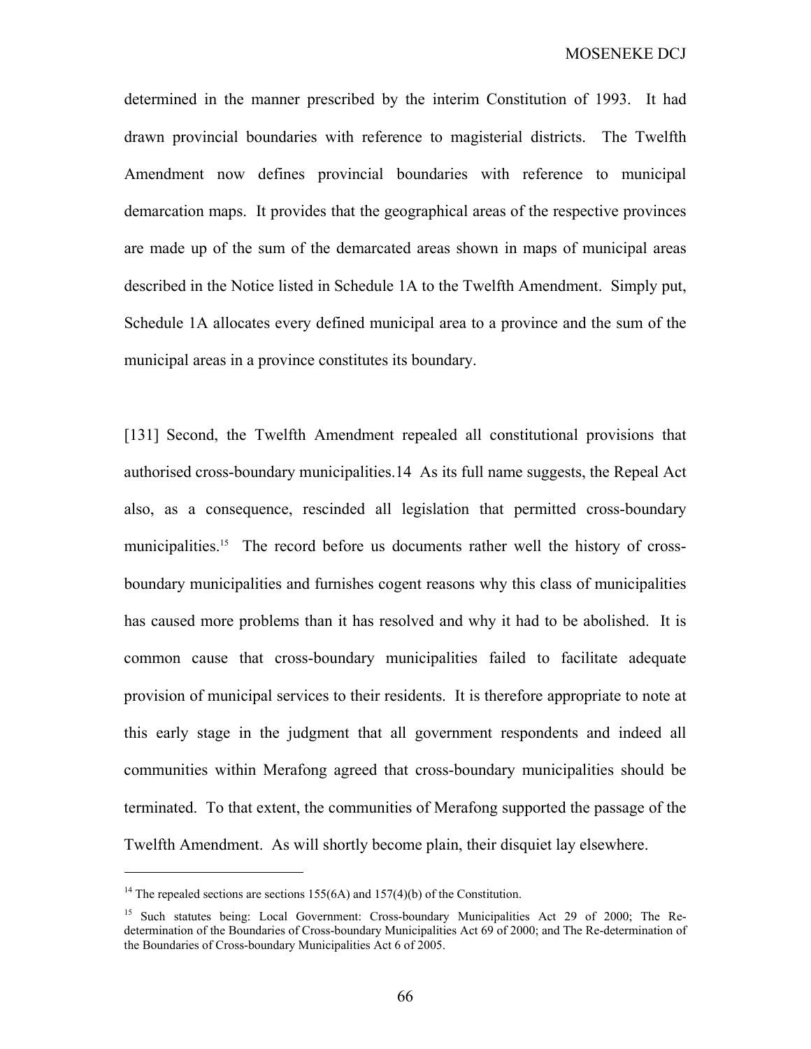determined in the manner prescribed by the interim Constitution of 1993. It had drawn provincial boundaries with reference to magisterial districts. The Twelfth Amendment now defines provincial boundaries with reference to municipal demarcation maps. It provides that the geographical areas of the respective provinces are made up of the sum of the demarcated areas shown in maps of municipal areas described in the Notice listed in Schedule 1A to the Twelfth Amendment. Simply put, Schedule 1A allocates every defined municipal area to a province and the sum of the municipal areas in a province constitutes its boundary.

[131] Second, the Twelfth Amendment repealed all constitutional provisions that authorised cross-boundary municipalities.14 As its full name suggests, the Repeal Act also, as a consequence, rescinded all legislation that permitted cross-boundary municipalities.[15] The record before us documents rather well the history of cross-boundary municipalities and furnishes cogent reasons why this class of municipalities has caused more problems than it has resolved and why it had to be abolished. It is common cause that cross-boundary municipalities failed to facilitate adequate provision of municipal services to their residents. It is therefore appropriate to note at this early stage in the judgment that all government respondents and indeed all communities within Merafong agreed that cross-boundary municipalities should be terminated. To that extent, the communities of Merafong supported the passage of the Twelfth Amendment. As will shortly become plain, their disquiet lay elsewhere.

---

[14] The repealed sections are sections 155(6A) and 157(4)(b) of the Constitution.

[15] Such statutes being: Local Government: Cross-boundary Municipalities Act 29 of 2000; The Re-determination of the Boundaries of Cross-boundary Municipalities Act 69 of 2000; and The Re-determination of the Boundaries of Cross-boundary Municipalities Act 6 of 2005.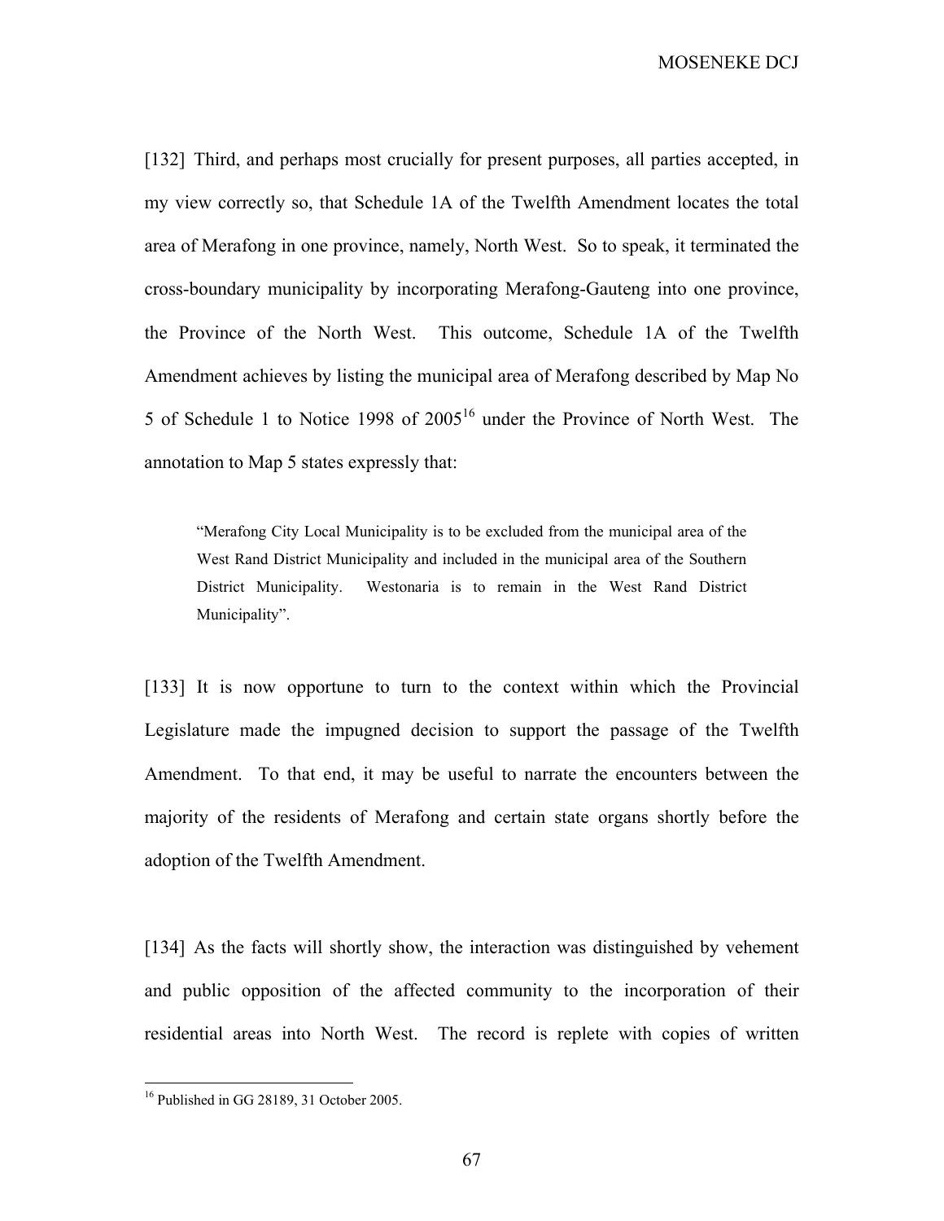[132] Third, and perhaps most crucially for present purposes, all parties accepted, in my view correctly so, that Schedule 1A of the Twelfth Amendment locates the total area of Merafong in one province, namely, North West. So to speak, it terminated the cross-boundary municipality by incorporating Merafong-Gauteng into one province, the Province of the North West. This outcome, Schedule 1A of the Twelfth Amendment achieves by listing the municipal area of Merafong described by Map No 5 of Schedule 1 to Notice 1998 of 2005[16] under the Province of North West. The annotation to Map 5 states expressly that:

> "Merafong City Local Municipality is to be excluded from the municipal area of the West Rand District Municipality and included in the municipal area of the Southern District Municipality. Westonaria is to remain in the West Rand District Municipality".

[133] It is now opportune to turn to the context within which the Provincial Legislature made the impugned decision to support the passage of the Twelfth Amendment. To that end, it may be useful to narrate the encounters between the majority of the residents of Merafong and certain state organs shortly before the adoption of the Twelfth Amendment.

[134] As the facts will shortly show, the interaction was distinguished by vehement and public opposition of the affected community to the incorporation of their residential areas into North West. The record is replete with copies of written

[16] Published in GG 28189, 31 October 2005.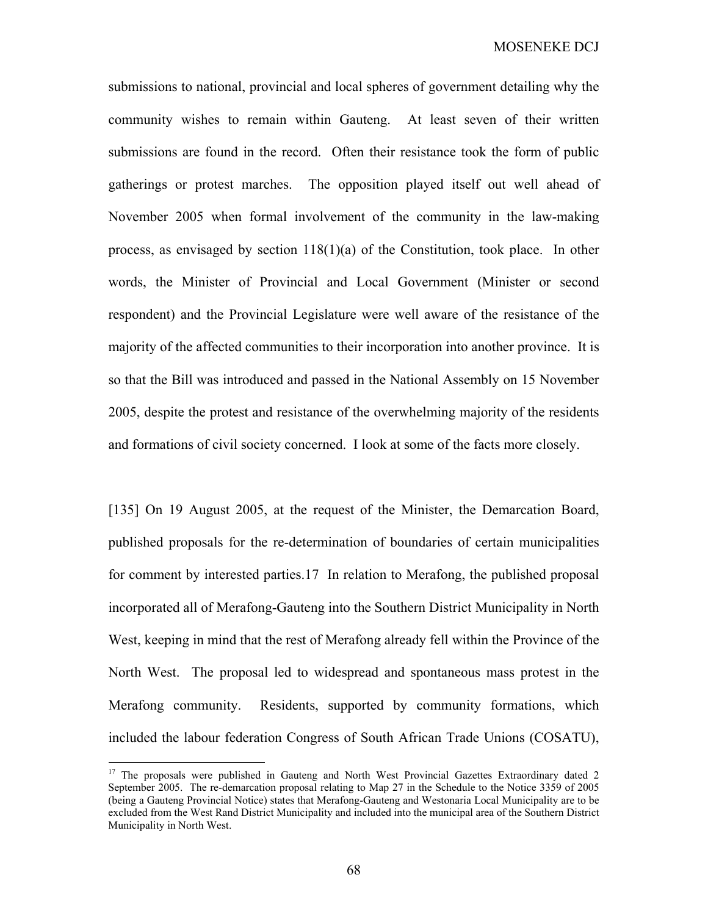submissions to national, provincial and local spheres of government detailing why the community wishes to remain within Gauteng. At least seven of their written submissions are found in the record. Often their resistance took the form of public gatherings or protest marches. The opposition played itself out well ahead of November 2005 when formal involvement of the community in the law-making process, as envisaged by section 118(1)(a) of the Constitution, took place. In other words, the Minister of Provincial and Local Government (Minister or second respondent) and the Provincial Legislature were well aware of the resistance of the majority of the affected communities to their incorporation into another province. It is so that the Bill was introduced and passed in the National Assembly on 15 November 2005, despite the protest and resistance of the overwhelming majority of the residents and formations of civil society concerned. I look at some of the facts more closely.

[135] On 19 August 2005, at the request of the Minister, the Demarcation Board, published proposals for the re-determination of boundaries of certain municipalities for comment by interested parties.17 In relation to Merafong, the published proposal incorporated all of Merafong-Gauteng into the Southern District Municipality in North West, keeping in mind that the rest of Merafong already fell within the Province of the North West. The proposal led to widespread and spontaneous mass protest in the Merafong community. Residents, supported by community formations, which included the labour federation Congress of South African Trade Unions (COSATU),

---

[17] The proposals were published in Gauteng and North West Provincial Gazettes Extraordinary dated 2 September 2005. The re-demarcation proposal relating to Map 27 in the Schedule to the Notice 3359 of 2005 (being a Gauteng Provincial Notice) states that Merafong-Gauteng and Westonaria Local Municipality are to be excluded from the West Rand District Municipality and included into the municipal area of the Southern District Municipality in North West.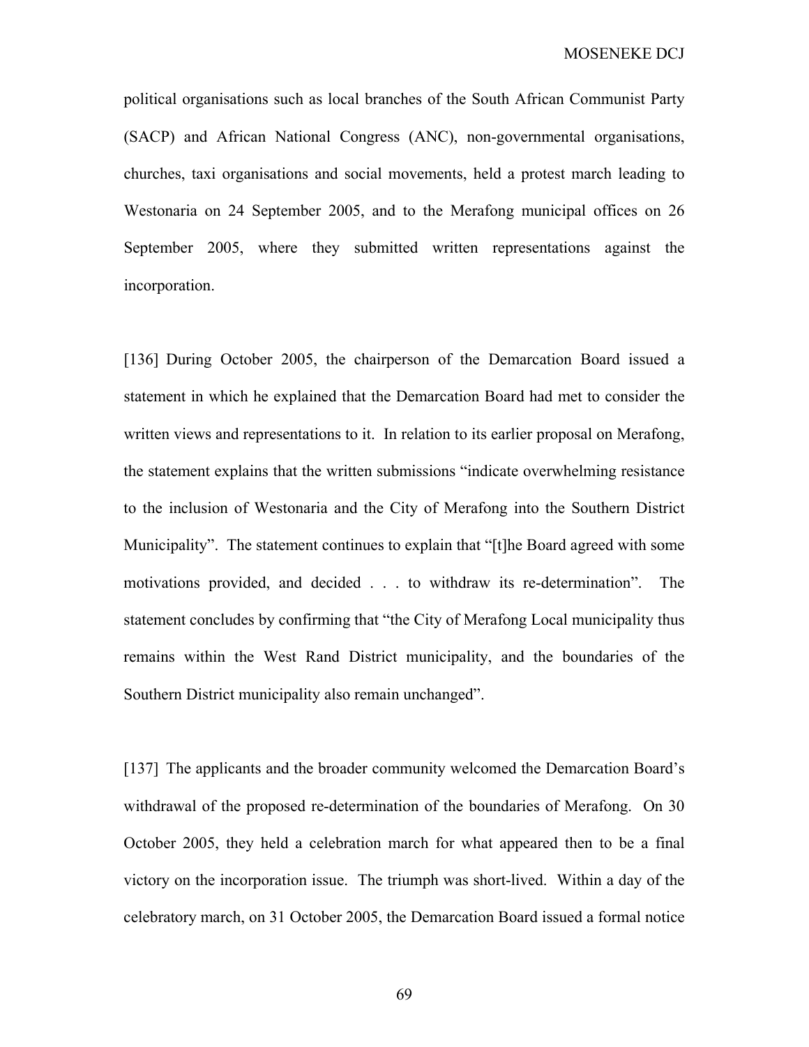political organisations such as local branches of the South African Communist Party (SACP) and African National Congress (ANC), non-governmental organisations, churches, taxi organisations and social movements, held a protest march leading to Westonaria on 24 September 2005, and to the Merafong municipal offices on 26 September 2005, where they submitted written representations against the incorporation.

[136] During October 2005, the chairperson of the Demarcation Board issued a statement in which he explained that the Demarcation Board had met to consider the written views and representations to it. In relation to its earlier proposal on Merafong, the statement explains that the written submissions "indicate overwhelming resistance to the inclusion of Westonaria and the City of Merafong into the Southern District Municipality". The statement continues to explain that "[t]he Board agreed with some motivations provided, and decided . . . to withdraw its re-determination". The statement concludes by confirming that "the City of Merafong Local municipality thus remains within the West Rand District municipality, and the boundaries of the Southern District municipality also remain unchanged".

[137] The applicants and the broader community welcomed the Demarcation Board's withdrawal of the proposed re-determination of the boundaries of Merafong. On 30 October 2005, they held a celebration march for what appeared then to be a final victory on the incorporation issue. The triumph was short-lived. Within a day of the celebratory march, on 31 October 2005, the Demarcation Board issued a formal notice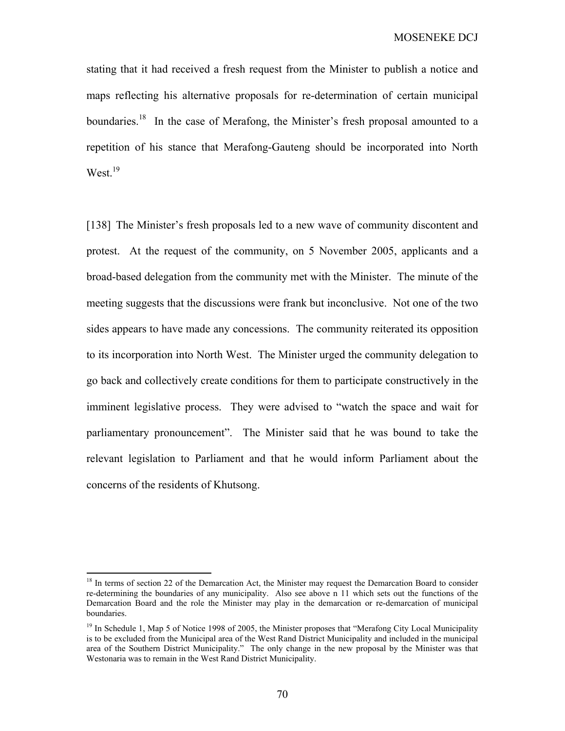stating that it had received a fresh request from the Minister to publish a notice and maps reflecting his alternative proposals for re-determination of certain municipal boundaries.[18] In the case of Merafong, the Minister's fresh proposal amounted to a repetition of his stance that Merafong-Gauteng should be incorporated into North West.[19]

[138] The Minister's fresh proposals led to a new wave of community discontent and protest. At the request of the community, on 5 November 2005, applicants and a broad-based delegation from the community met with the Minister. The minute of the meeting suggests that the discussions were frank but inconclusive. Not one of the two sides appears to have made any concessions. The community reiterated its opposition to its incorporation into North West. The Minister urged the community delegation to go back and collectively create conditions for them to participate constructively in the imminent legislative process. They were advised to "watch the space and wait for parliamentary pronouncement". The Minister said that he was bound to take the relevant legislation to Parliament and that he would inform Parliament about the concerns of the residents of Khutsong.

---

[18] In terms of section 22 of the Demarcation Act, the Minister may request the Demarcation Board to consider re-determining the boundaries of any municipality. Also see above n 11 which sets out the functions of the Demarcation Board and the role the Minister may play in the demarcation or re-demarcation of municipal boundaries.

[19] In Schedule 1, Map 5 of Notice 1998 of 2005, the Minister proposes that "Merafong City Local Municipality is to be excluded from the Municipal area of the West Rand District Municipality and included in the municipal area of the Southern District Municipality." The only change in the new proposal by the Minister was that Westonaria was to remain in the West Rand District Municipality.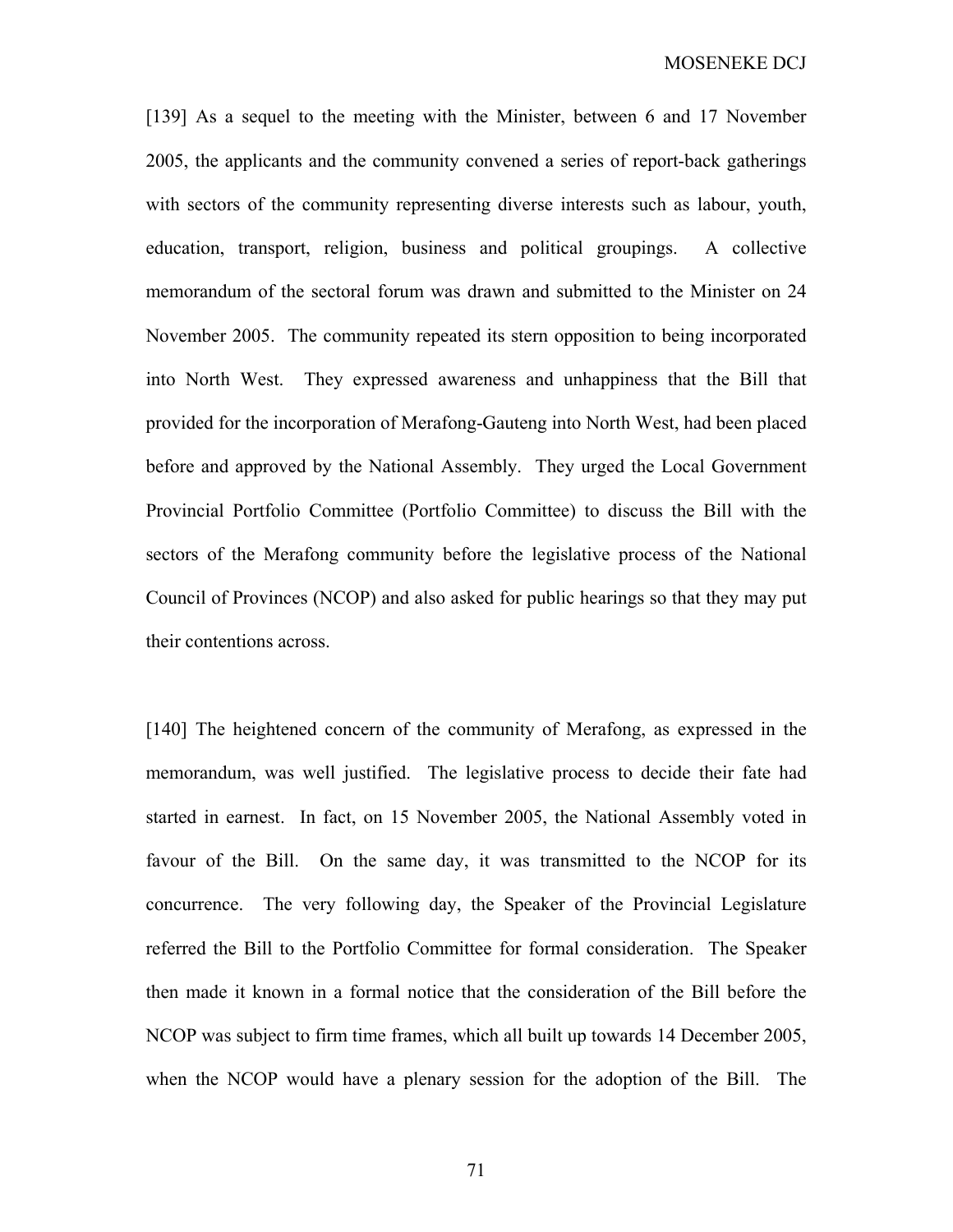[139] As a sequel to the meeting with the Minister, between 6 and 17 November 2005, the applicants and the community convened a series of report-back gatherings with sectors of the community representing diverse interests such as labour, youth, education, transport, religion, business and political groupings. A collective memorandum of the sectoral forum was drawn and submitted to the Minister on 24 November 2005. The community repeated its stern opposition to being incorporated into North West. They expressed awareness and unhappiness that the Bill that provided for the incorporation of Merafong-Gauteng into North West, had been placed before and approved by the National Assembly. They urged the Local Government Provincial Portfolio Committee (Portfolio Committee) to discuss the Bill with the sectors of the Merafong community before the legislative process of the National Council of Provinces (NCOP) and also asked for public hearings so that they may put their contentions across.

[140] The heightened concern of the community of Merafong, as expressed in the memorandum, was well justified. The legislative process to decide their fate had started in earnest. In fact, on 15 November 2005, the National Assembly voted in favour of the Bill. On the same day, it was transmitted to the NCOP for its concurrence. The very following day, the Speaker of the Provincial Legislature referred the Bill to the Portfolio Committee for formal consideration. The Speaker then made it known in a formal notice that the consideration of the Bill before the NCOP was subject to firm time frames, which all built up towards 14 December 2005, when the NCOP would have a plenary session for the adoption of the Bill. The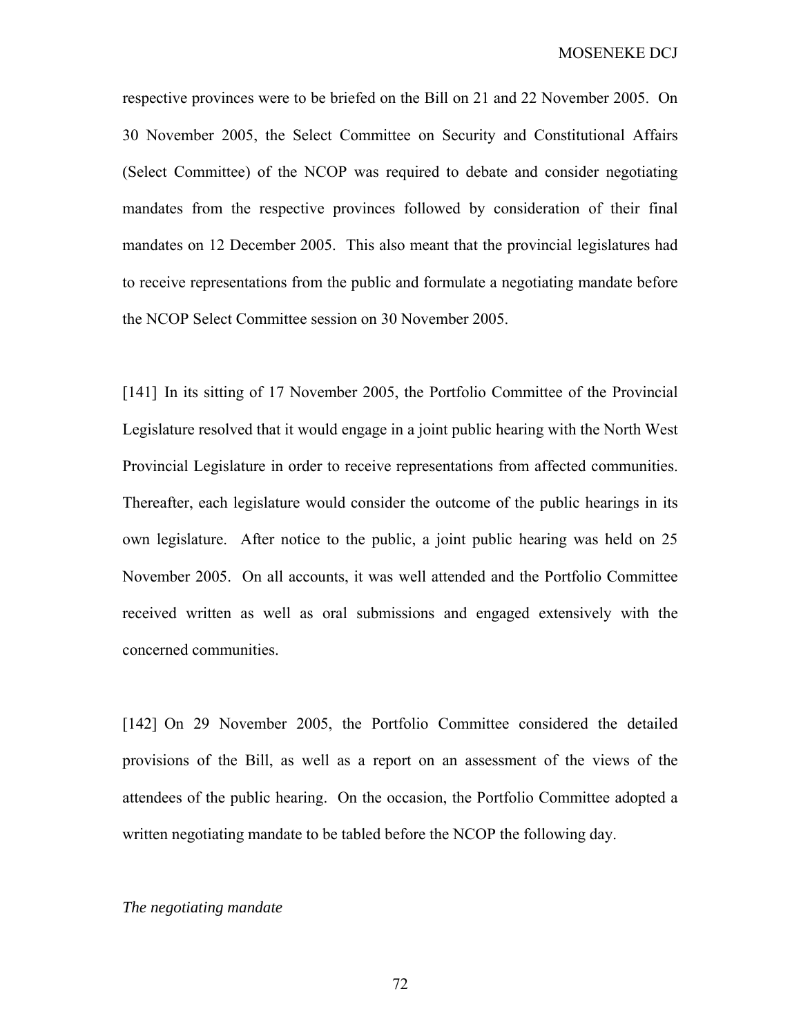respective provinces were to be briefed on the Bill on 21 and 22 November 2005. On 30 November 2005, the Select Committee on Security and Constitutional Affairs (Select Committee) of the NCOP was required to debate and consider negotiating mandates from the respective provinces followed by consideration of their final mandates on 12 December 2005. This also meant that the provincial legislatures had to receive representations from the public and formulate a negotiating mandate before the NCOP Select Committee session on 30 November 2005.

[141] In its sitting of 17 November 2005, the Portfolio Committee of the Provincial Legislature resolved that it would engage in a joint public hearing with the North West Provincial Legislature in order to receive representations from affected communities. Thereafter, each legislature would consider the outcome of the public hearings in its own legislature. After notice to the public, a joint public hearing was held on 25 November 2005. On all accounts, it was well attended and the Portfolio Committee received written as well as oral submissions and engaged extensively with the concerned communities.

[142] On 29 November 2005, the Portfolio Committee considered the detailed provisions of the Bill, as well as a report on an assessment of the views of the attendees of the public hearing. On the occasion, the Portfolio Committee adopted a written negotiating mandate to be tabled before the NCOP the following day.

*The negotiating mandate*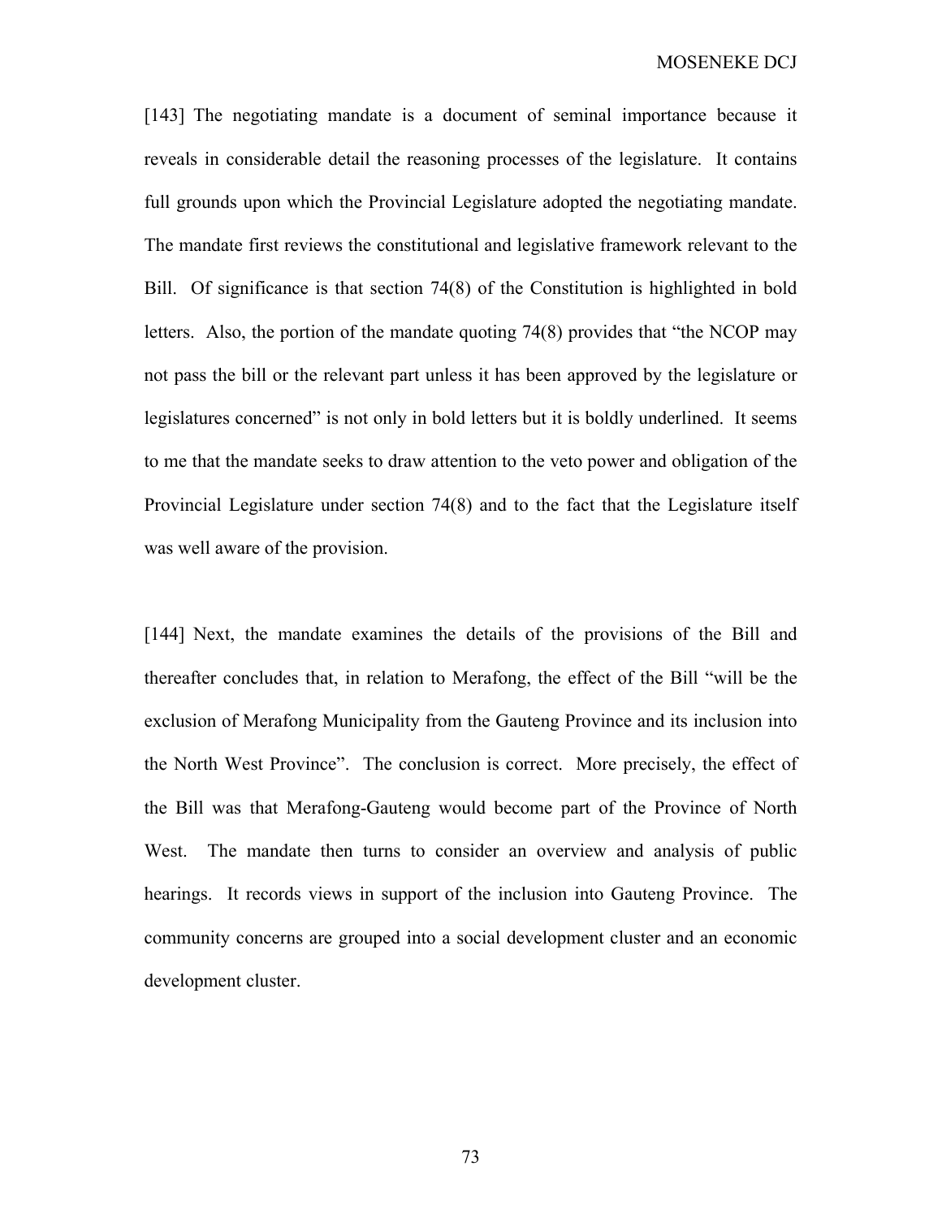[143] The negotiating mandate is a document of seminal importance because it reveals in considerable detail the reasoning processes of the legislature. It contains full grounds upon which the Provincial Legislature adopted the negotiating mandate. The mandate first reviews the constitutional and legislative framework relevant to the Bill. Of significance is that section 74(8) of the Constitution is highlighted in bold letters. Also, the portion of the mandate quoting 74(8) provides that "the NCOP may not pass the bill or the relevant part unless it has been approved by the legislature or legislatures concerned" is not only in bold letters but it is boldly underlined. It seems to me that the mandate seeks to draw attention to the veto power and obligation of the Provincial Legislature under section 74(8) and to the fact that the Legislature itself was well aware of the provision.

[144] Next, the mandate examines the details of the provisions of the Bill and thereafter concludes that, in relation to Merafong, the effect of the Bill "will be the exclusion of Merafong Municipality from the Gauteng Province and its inclusion into the North West Province". The conclusion is correct. More precisely, the effect of the Bill was that Merafong-Gauteng would become part of the Province of North West. The mandate then turns to consider an overview and analysis of public hearings. It records views in support of the inclusion into Gauteng Province. The community concerns are grouped into a social development cluster and an economic development cluster.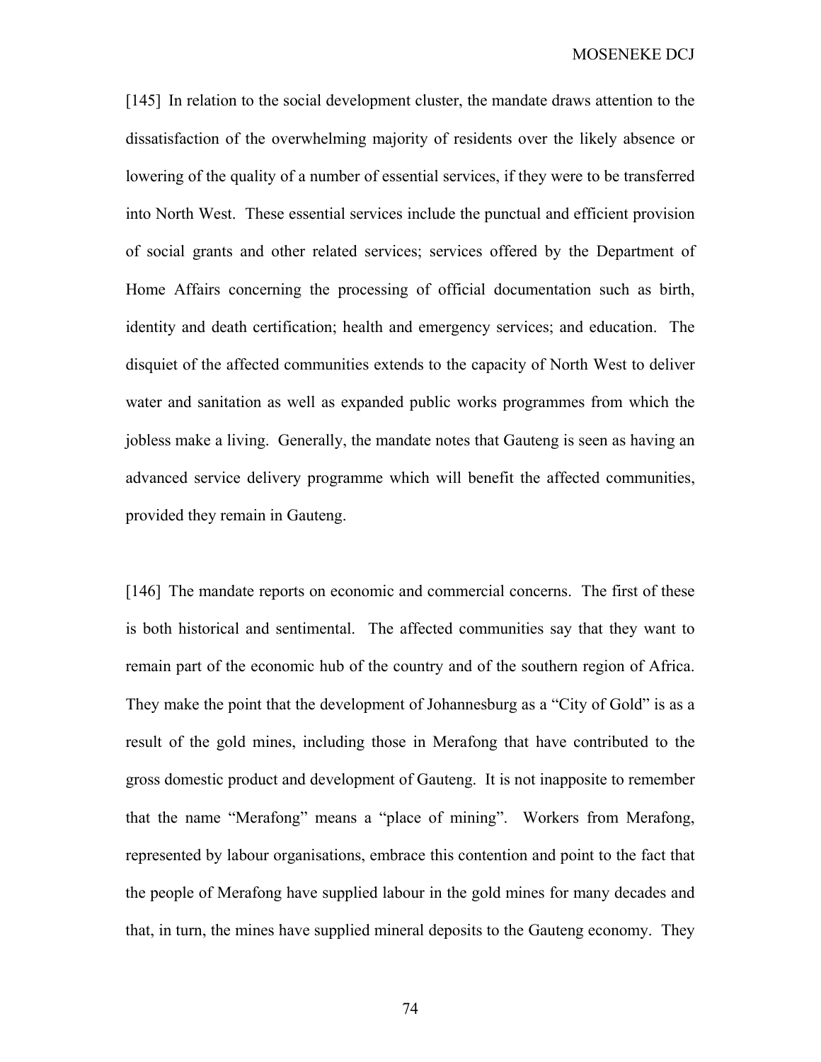[145] In relation to the social development cluster, the mandate draws attention to the dissatisfaction of the overwhelming majority of residents over the likely absence or lowering of the quality of a number of essential services, if they were to be transferred into North West. These essential services include the punctual and efficient provision of social grants and other related services; services offered by the Department of Home Affairs concerning the processing of official documentation such as birth, identity and death certification; health and emergency services; and education. The disquiet of the affected communities extends to the capacity of North West to deliver water and sanitation as well as expanded public works programmes from which the jobless make a living. Generally, the mandate notes that Gauteng is seen as having an advanced service delivery programme which will benefit the affected communities, provided they remain in Gauteng.

[146] The mandate reports on economic and commercial concerns. The first of these is both historical and sentimental. The affected communities say that they want to remain part of the economic hub of the country and of the southern region of Africa. They make the point that the development of Johannesburg as a "City of Gold" is as a result of the gold mines, including those in Merafong that have contributed to the gross domestic product and development of Gauteng. It is not inapposite to remember that the name "Merafong" means a "place of mining". Workers from Merafong, represented by labour organisations, embrace this contention and point to the fact that the people of Merafong have supplied labour in the gold mines for many decades and that, in turn, the mines have supplied mineral deposits to the Gauteng economy. They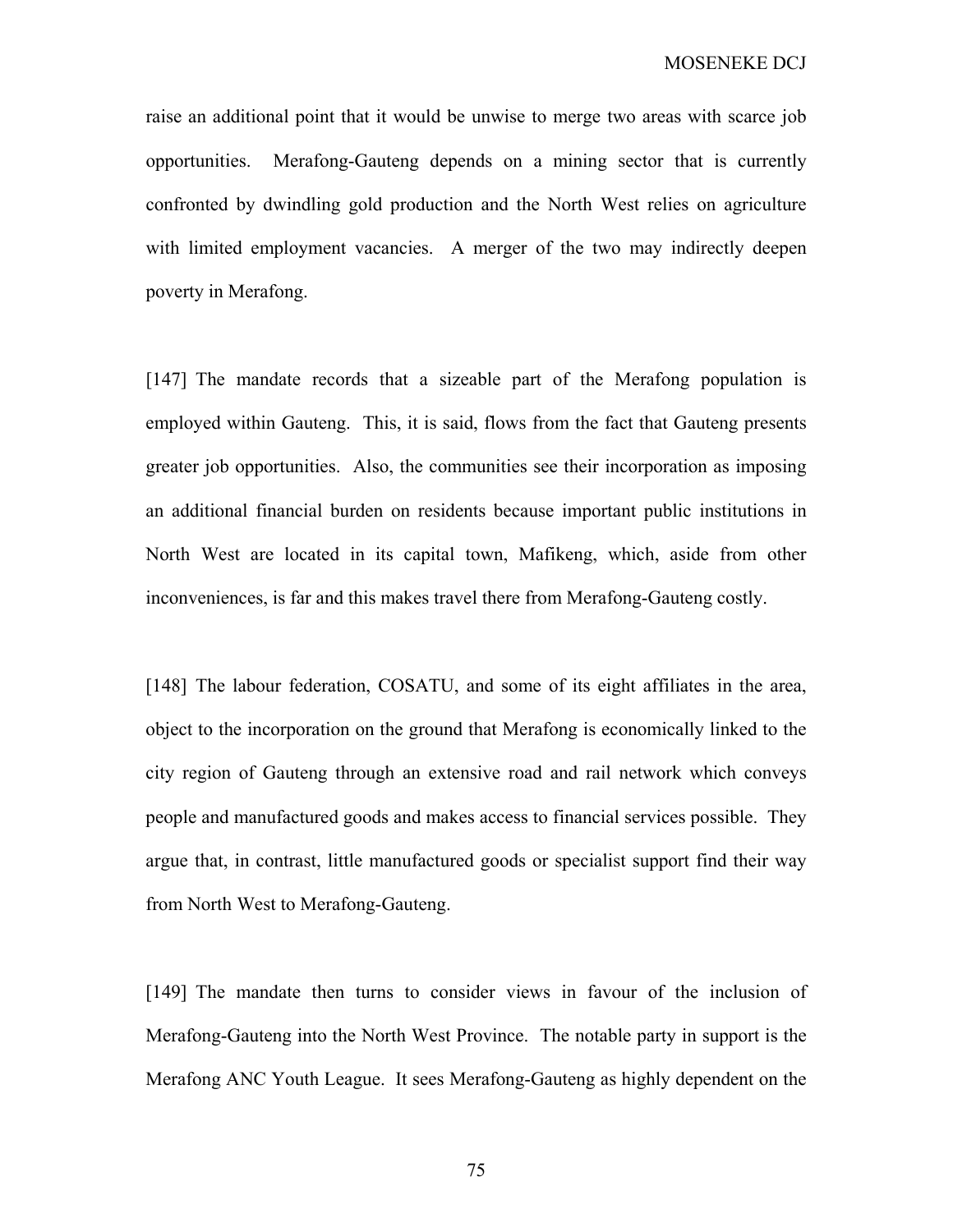raise an additional point that it would be unwise to merge two areas with scarce job opportunities. Merafong-Gauteng depends on a mining sector that is currently confronted by dwindling gold production and the North West relies on agriculture with limited employment vacancies. A merger of the two may indirectly deepen poverty in Merafong.

[147] The mandate records that a sizeable part of the Merafong population is employed within Gauteng. This, it is said, flows from the fact that Gauteng presents greater job opportunities. Also, the communities see their incorporation as imposing an additional financial burden on residents because important public institutions in North West are located in its capital town, Mafikeng, which, aside from other inconveniences, is far and this makes travel there from Merafong-Gauteng costly.

[148] The labour federation, COSATU, and some of its eight affiliates in the area, object to the incorporation on the ground that Merafong is economically linked to the city region of Gauteng through an extensive road and rail network which conveys people and manufactured goods and makes access to financial services possible. They argue that, in contrast, little manufactured goods or specialist support find their way from North West to Merafong-Gauteng.

[149] The mandate then turns to consider views in favour of the inclusion of Merafong-Gauteng into the North West Province. The notable party in support is the Merafong ANC Youth League. It sees Merafong-Gauteng as highly dependent on the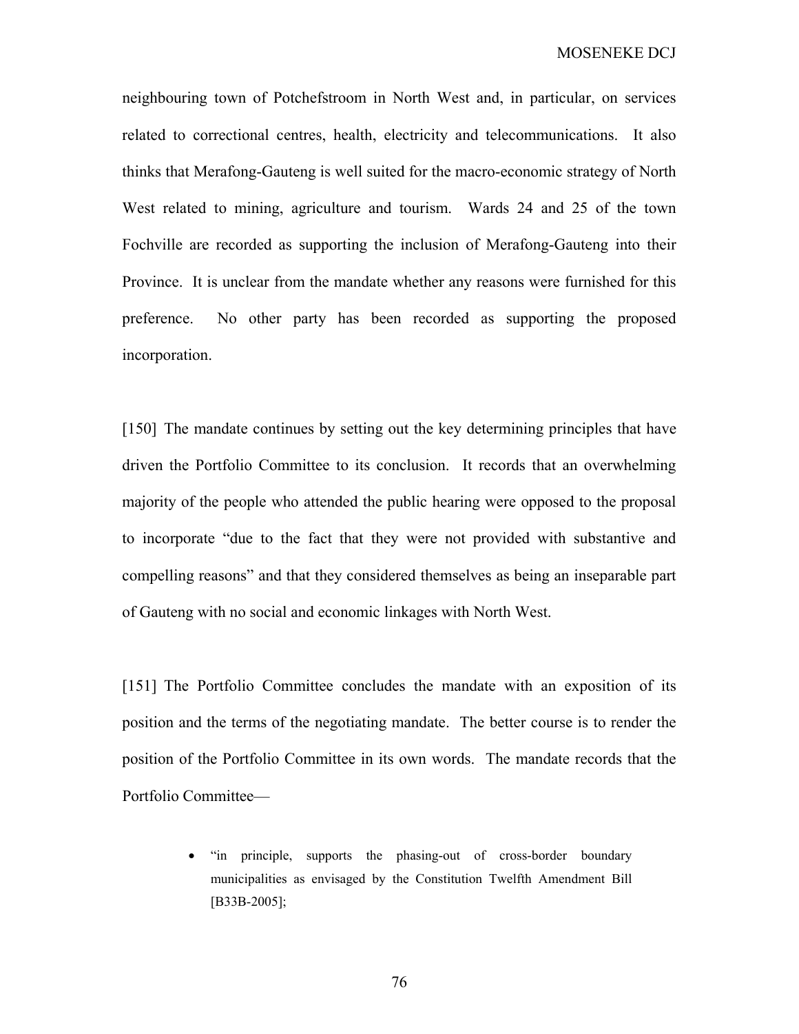neighbouring town of Potchefstroom in North West and, in particular, on services related to correctional centres, health, electricity and telecommunications. It also thinks that Merafong-Gauteng is well suited for the macro-economic strategy of North West related to mining, agriculture and tourism. Wards 24 and 25 of the town Fochville are recorded as supporting the inclusion of Merafong-Gauteng into their Province. It is unclear from the mandate whether any reasons were furnished for this preference. No other party has been recorded as supporting the proposed incorporation.

[150] The mandate continues by setting out the key determining principles that have driven the Portfolio Committee to its conclusion. It records that an overwhelming majority of the people who attended the public hearing were opposed to the proposal to incorporate "due to the fact that they were not provided with substantive and compelling reasons" and that they considered themselves as being an inseparable part of Gauteng with no social and economic linkages with North West.

[151] The Portfolio Committee concludes the mandate with an exposition of its position and the terms of the negotiating mandate. The better course is to render the position of the Portfolio Committee in its own words. The mandate records that the Portfolio Committee—

- "in principle, supports the phasing-out of cross-border boundary municipalities as envisaged by the Constitution Twelfth Amendment Bill [B33B-2005];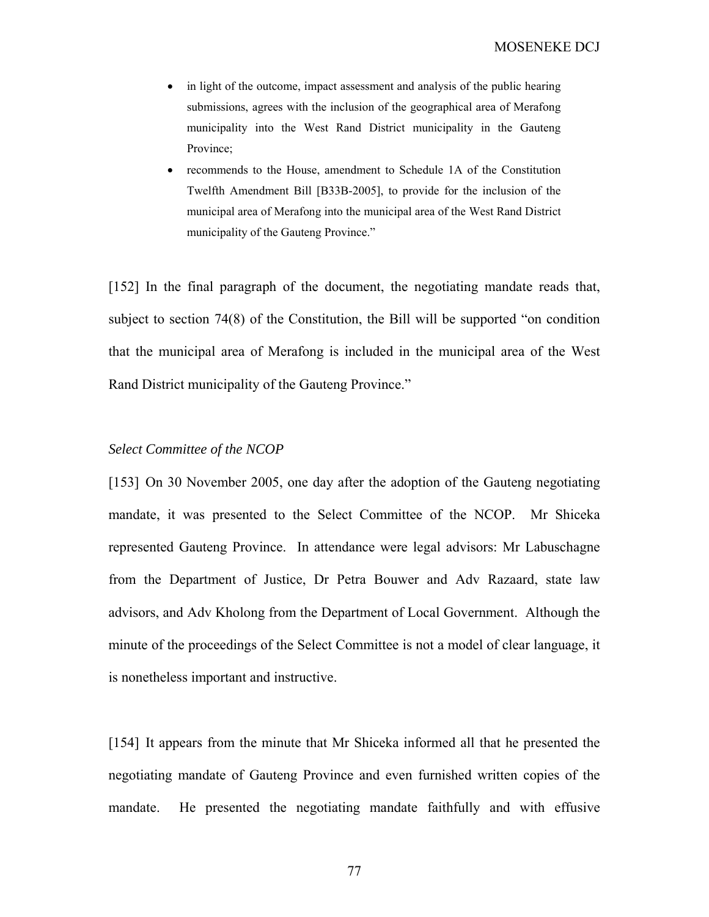- in light of the outcome, impact assessment and analysis of the public hearing submissions, agrees with the inclusion of the geographical area of Merafong municipality into the West Rand District municipality in the Gauteng Province;
- recommends to the House, amendment to Schedule 1A of the Constitution Twelfth Amendment Bill [B33B-2005], to provide for the inclusion of the municipal area of Merafong into the municipal area of the West Rand District municipality of the Gauteng Province."

[152] In the final paragraph of the document, the negotiating mandate reads that, subject to section 74(8) of the Constitution, the Bill will be supported "on condition that the municipal area of Merafong is included in the municipal area of the West Rand District municipality of the Gauteng Province."

*Select Committee of the NCOP*

[153] On 30 November 2005, one day after the adoption of the Gauteng negotiating mandate, it was presented to the Select Committee of the NCOP. Mr Shiceka represented Gauteng Province. In attendance were legal advisors: Mr Labuschagne from the Department of Justice, Dr Petra Bouwer and Adv Razaard, state law advisors, and Adv Kholong from the Department of Local Government. Although the minute of the proceedings of the Select Committee is not a model of clear language, it is nonetheless important and instructive.

[154] It appears from the minute that Mr Shiceka informed all that he presented the negotiating mandate of Gauteng Province and even furnished written copies of the mandate. He presented the negotiating mandate faithfully and with effusive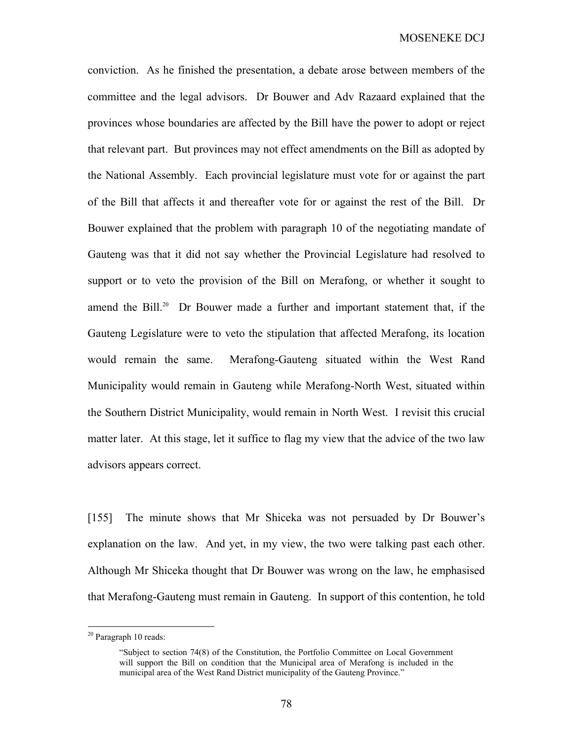conviction. As he finished the presentation, a debate arose between members of the committee and the legal advisors. Dr Bouwer and Adv Razaard explained that the provinces whose boundaries are affected by the Bill have the power to adopt or reject that relevant part. But provinces may not effect amendments on the Bill as adopted by the National Assembly. Each provincial legislature must vote for or against the part of the Bill that affects it and thereafter vote for or against the rest of the Bill. Dr Bouwer explained that the problem with paragraph 10 of the negotiating mandate of Gauteng was that it did not say whether the Provincial Legislature had resolved to support or to veto the provision of the Bill on Merafong, or whether it sought to amend the Bill.[20] Dr Bouwer made a further and important statement that, if the Gauteng Legislature were to veto the stipulation that affected Merafong, its location would remain the same. Merafong-Gauteng situated within the West Rand Municipality would remain in Gauteng while Merafong-North West, situated within the Southern District Municipality, would remain in North West. I revisit this crucial matter later. At this stage, let it suffice to flag my view that the advice of the two law advisors appears correct.

[155] The minute shows that Mr Shiceka was not persuaded by Dr Bouwer's explanation on the law. And yet, in my view, the two were talking past each other. Although Mr Shiceka thought that Dr Bouwer was wrong on the law, he emphasised that Merafong-Gauteng must remain in Gauteng. In support of this contention, he told

---

[20] Paragraph 10 reads:

> "Subject to section 74(8) of the Constitution, the Portfolio Committee on Local Government will support the Bill on condition that the Municipal area of Merafong is included in the municipal area of the West Rand District municipality of the Gauteng Province."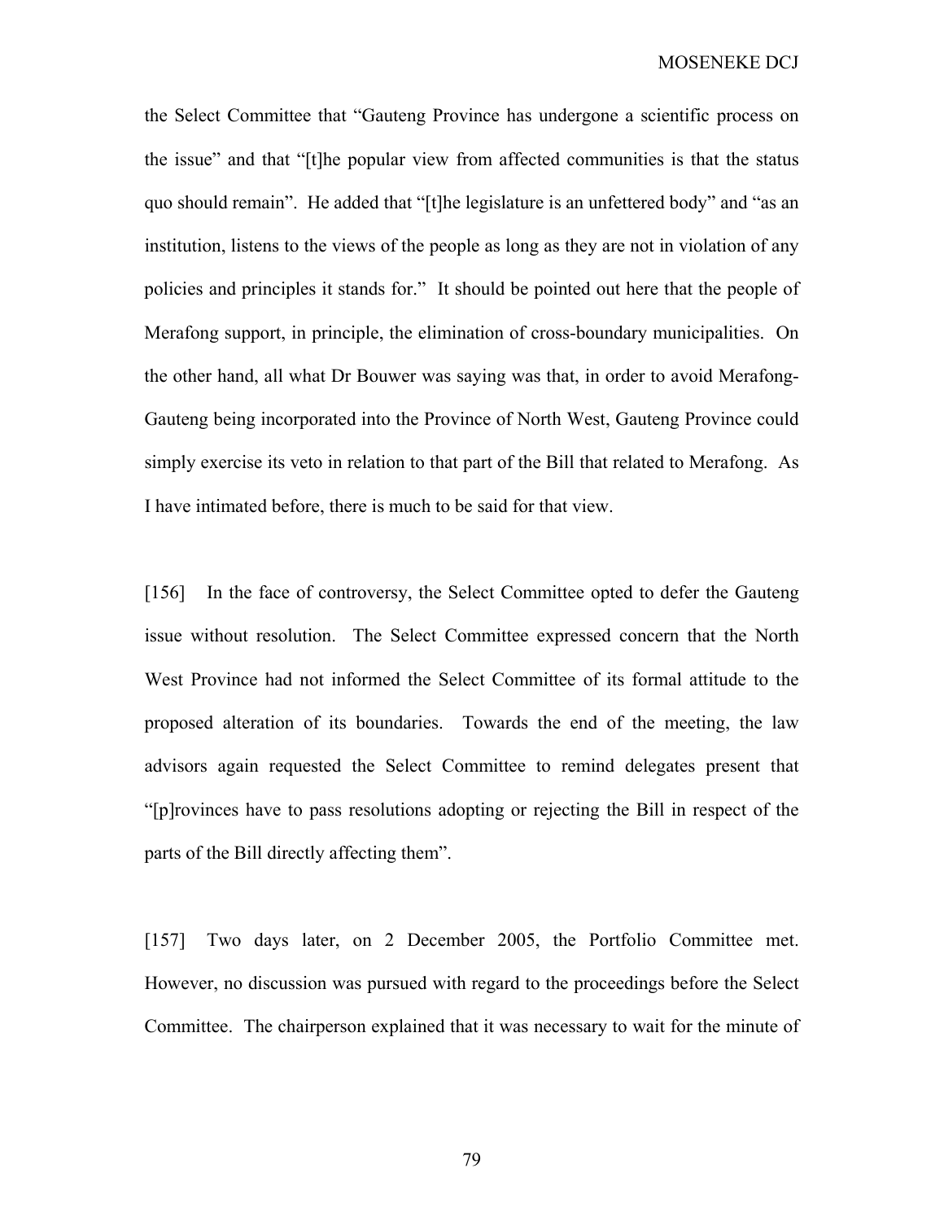the Select Committee that "Gauteng Province has undergone a scientific process on the issue" and that "[t]he popular view from affected communities is that the status quo should remain". He added that "[t]he legislature is an unfettered body" and "as an institution, listens to the views of the people as long as they are not in violation of any policies and principles it stands for." It should be pointed out here that the people of Merafong support, in principle, the elimination of cross-boundary municipalities. On the other hand, all what Dr Bouwer was saying was that, in order to avoid Merafong-Gauteng being incorporated into the Province of North West, Gauteng Province could simply exercise its veto in relation to that part of the Bill that related to Merafong. As I have intimated before, there is much to be said for that view.

[156] In the face of controversy, the Select Committee opted to defer the Gauteng issue without resolution. The Select Committee expressed concern that the North West Province had not informed the Select Committee of its formal attitude to the proposed alteration of its boundaries. Towards the end of the meeting, the law advisors again requested the Select Committee to remind delegates present that "[p]rovinces have to pass resolutions adopting or rejecting the Bill in respect of the parts of the Bill directly affecting them".

[157] Two days later, on 2 December 2005, the Portfolio Committee met. However, no discussion was pursued with regard to the proceedings before the Select Committee. The chairperson explained that it was necessary to wait for the minute of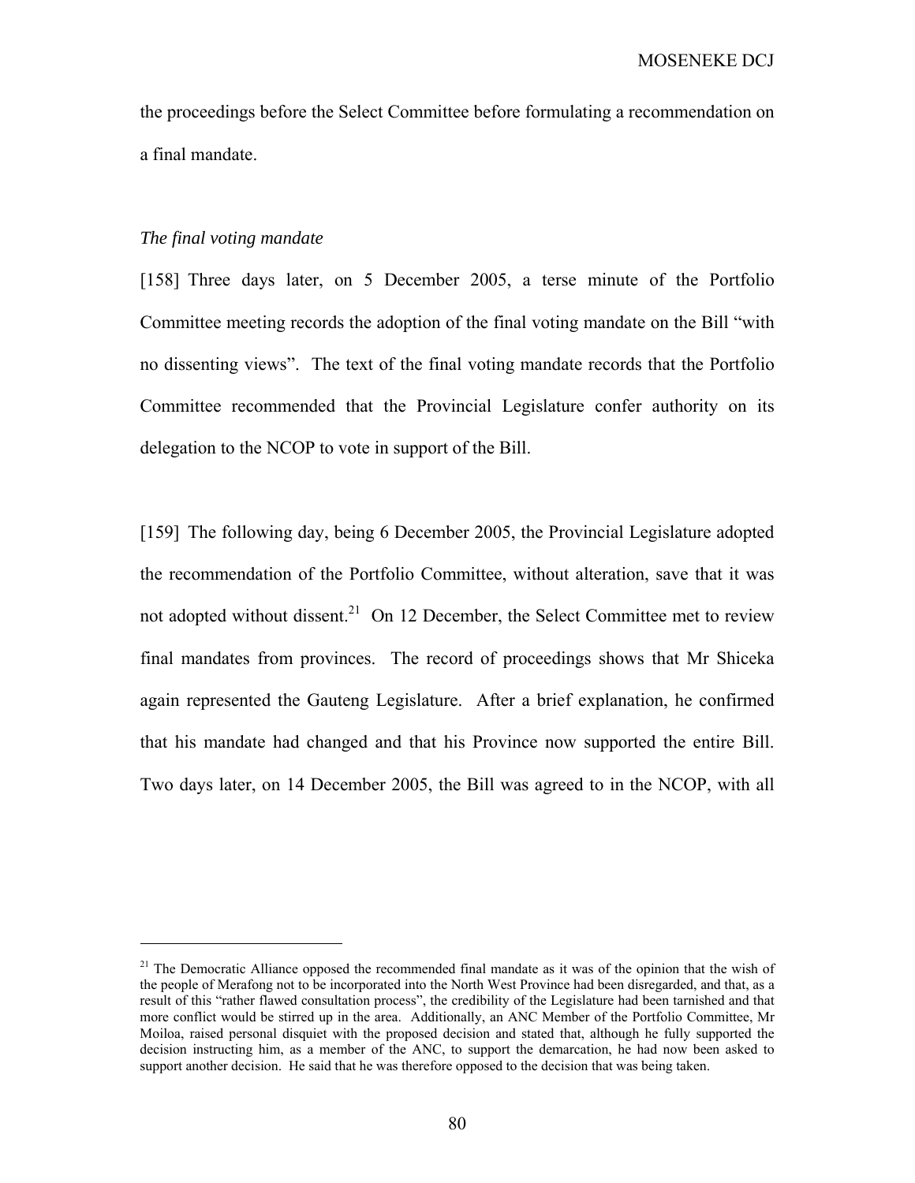the proceedings before the Select Committee before formulating a recommendation on a final mandate.

*The final voting mandate*

[158] Three days later, on 5 December 2005, a terse minute of the Portfolio Committee meeting records the adoption of the final voting mandate on the Bill "with no dissenting views". The text of the final voting mandate records that the Portfolio Committee recommended that the Provincial Legislature confer authority on its delegation to the NCOP to vote in support of the Bill.

[159] The following day, being 6 December 2005, the Provincial Legislature adopted the recommendation of the Portfolio Committee, without alteration, save that it was not adopted without dissent.[21] On 12 December, the Select Committee met to review final mandates from provinces. The record of proceedings shows that Mr Shiceka again represented the Gauteng Legislature. After a brief explanation, he confirmed that his mandate had changed and that his Province now supported the entire Bill. Two days later, on 14 December 2005, the Bill was agreed to in the NCOP, with all

[21] The Democratic Alliance opposed the recommended final mandate as it was of the opinion that the wish of the people of Merafong not to be incorporated into the North West Province had been disregarded, and that, as a result of this "rather flawed consultation process", the credibility of the Legislature had been tarnished and that more conflict would be stirred up in the area. Additionally, an ANC Member of the Portfolio Committee, Mr Moiloa, raised personal disquiet with the proposed decision and stated that, although he fully supported the decision instructing him, as a member of the ANC, to support the demarcation, he had now been asked to support another decision. He said that he was therefore opposed to the decision that was being taken.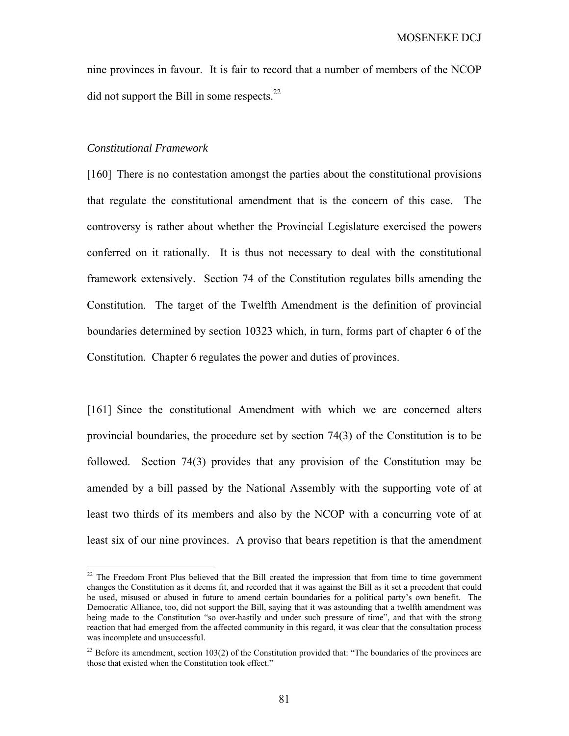nine provinces in favour. It is fair to record that a number of members of the NCOP did not support the Bill in some respects.[22]

*Constitutional Framework*

[160] There is no contestation amongst the parties about the constitutional provisions that regulate the constitutional amendment that is the concern of this case. The controversy is rather about whether the Provincial Legislature exercised the powers conferred on it rationally. It is thus not necessary to deal with the constitutional framework extensively. Section 74 of the Constitution regulates bills amending the Constitution. The target of the Twelfth Amendment is the definition of provincial boundaries determined by section 103[23] which, in turn, forms part of chapter 6 of the Constitution. Chapter 6 regulates the power and duties of provinces.

[161] Since the constitutional Amendment with which we are concerned alters provincial boundaries, the procedure set by section 74(3) of the Constitution is to be followed. Section 74(3) provides that any provision of the Constitution may be amended by a bill passed by the National Assembly with the supporting vote of at least two thirds of its members and also by the NCOP with a concurring vote of at least six of our nine provinces. A proviso that bears repetition is that the amendment

[22] The Freedom Front Plus believed that the Bill created the impression that from time to time government changes the Constitution as it deems fit, and recorded that it was against the Bill as it set a precedent that could be used, misused or abused in future to amend certain boundaries for a political party's own benefit. The Democratic Alliance, too, did not support the Bill, saying that it was astounding that a twelfth amendment was being made to the Constitution "so over-hastily and under such pressure of time", and that with the strong reaction that had emerged from the affected community in this regard, it was clear that the consultation process was incomplete and unsuccessful.

[23] Before its amendment, section 103(2) of the Constitution provided that: "The boundaries of the provinces are those that existed when the Constitution took effect."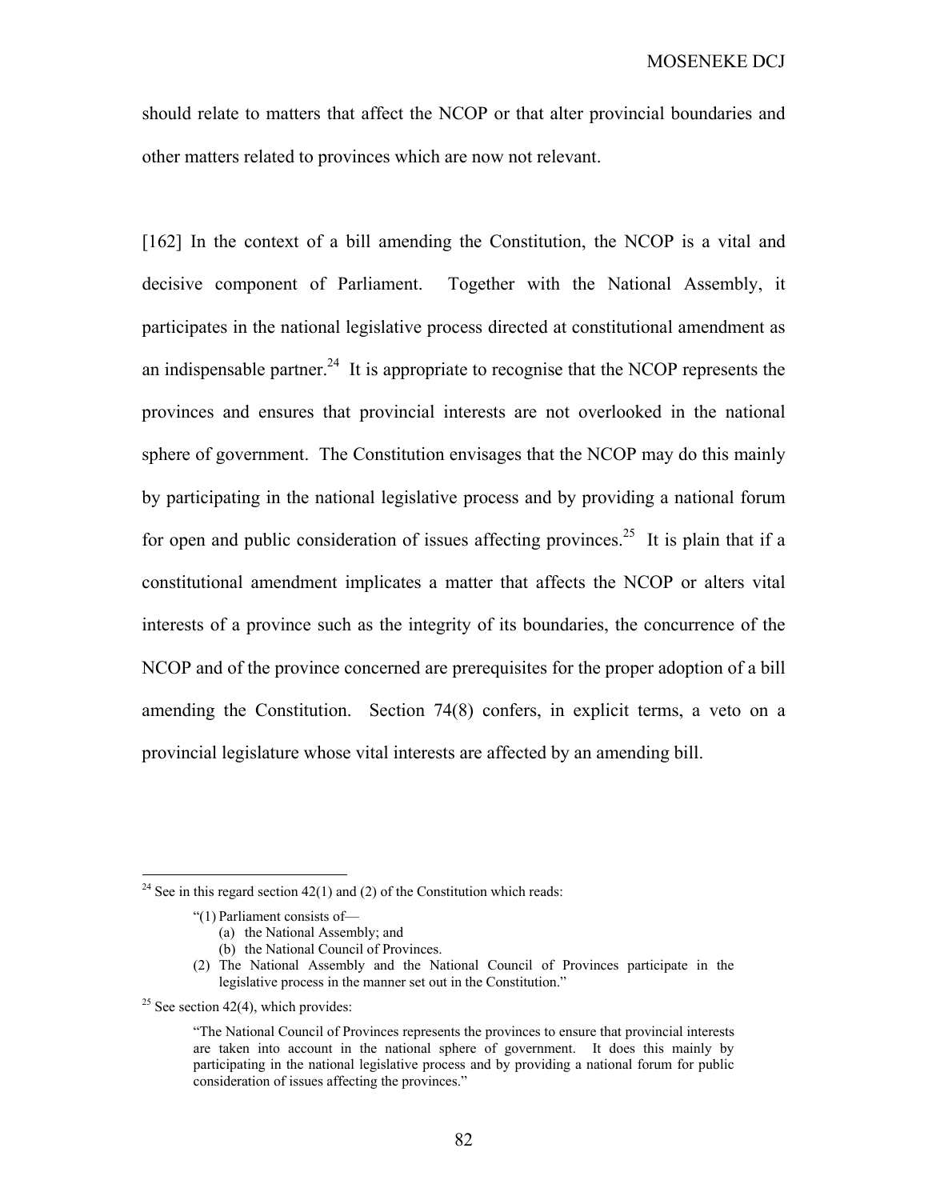should relate to matters that affect the NCOP or that alter provincial boundaries and other matters related to provinces which are now not relevant.

[162] In the context of a bill amending the Constitution, the NCOP is a vital and decisive component of Parliament. Together with the National Assembly, it participates in the national legislative process directed at constitutional amendment as an indispensable partner.[24] It is appropriate to recognise that the NCOP represents the provinces and ensures that provincial interests are not overlooked in the national sphere of government. The Constitution envisages that the NCOP may do this mainly by participating in the national legislative process and by providing a national forum for open and public consideration of issues affecting provinces.[25] It is plain that if a constitutional amendment implicates a matter that affects the NCOP or alters vital interests of a province such as the integrity of its boundaries, the concurrence of the NCOP and of the province concerned are prerequisites for the proper adoption of a bill amending the Constitution. Section 74(8) confers, in explicit terms, a veto on a provincial legislature whose vital interests are affected by an amending bill.

---

[24] See in this regard section 42(1) and (2) of the Constitution which reads:

> "(1) Parliament consists of—
> (a) the National Assembly; and
> (b) the National Council of Provinces.
> (2) The National Assembly and the National Council of Provinces participate in the legislative process in the manner set out in the Constitution."

[25] See section 42(4), which provides:

> "The National Council of Provinces represents the provinces to ensure that provincial interests are taken into account in the national sphere of government. It does this mainly by participating in the national legislative process and by providing a national forum for public consideration of issues affecting the provinces."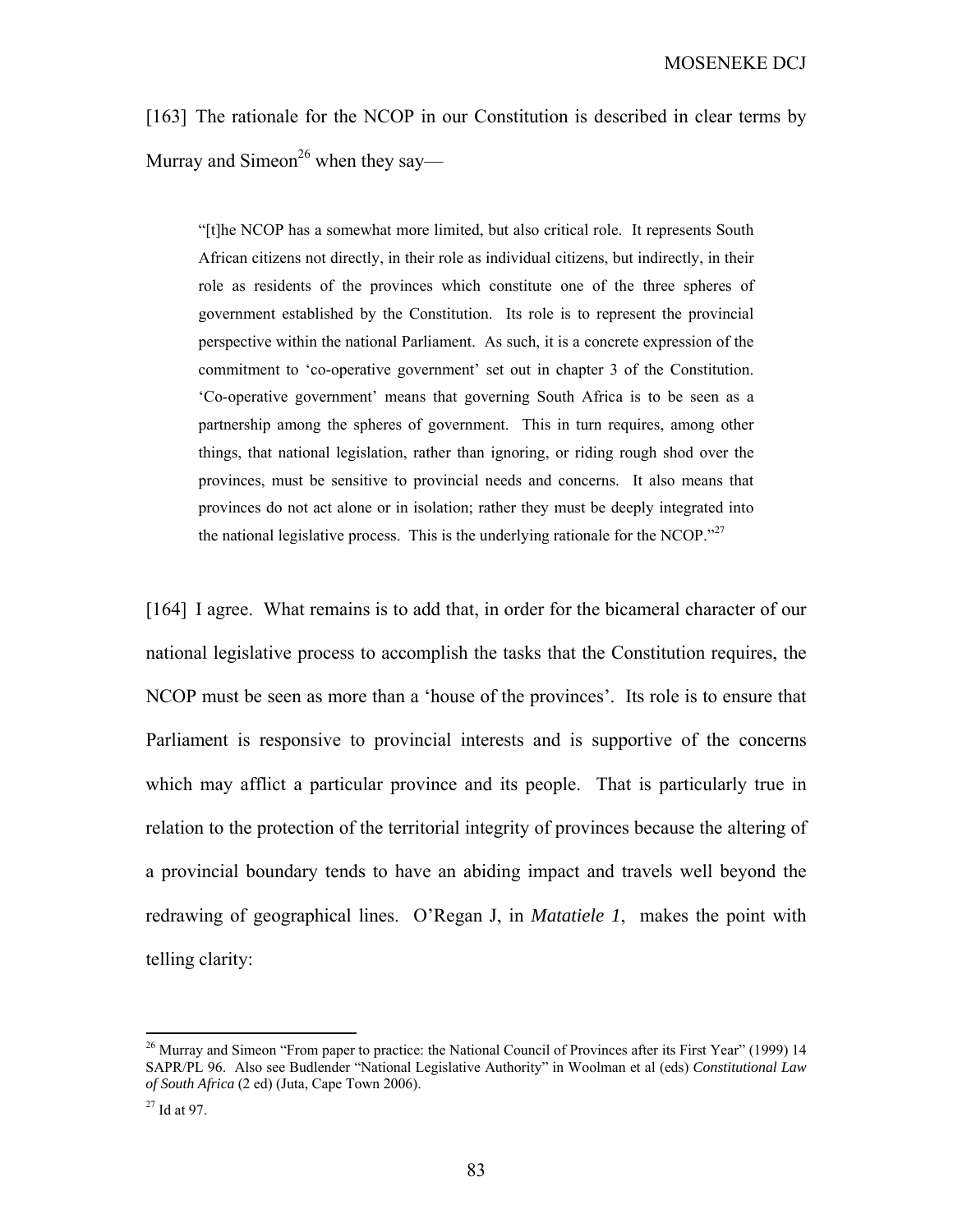[163] The rationale for the NCOP in our Constitution is described in clear terms by Murray and Simeon[26] when they say—

> "[t]he NCOP has a somewhat more limited, but also critical role. It represents South African citizens not directly, in their role as individual citizens, but indirectly, in their role as residents of the provinces which constitute one of the three spheres of government established by the Constitution. Its role is to represent the provincial perspective within the national Parliament. As such, it is a concrete expression of the commitment to 'co-operative government' set out in chapter 3 of the Constitution. 'Co-operative government' means that governing South Africa is to be seen as a partnership among the spheres of government. This in turn requires, among other things, that national legislation, rather than ignoring, or riding rough shod over the provinces, must be sensitive to provincial needs and concerns. It also means that provinces do not act alone or in isolation; rather they must be deeply integrated into the national legislative process. This is the underlying rationale for the NCOP."[27]

[164] I agree. What remains is to add that, in order for the bicameral character of our national legislative process to accomplish the tasks that the Constitution requires, the NCOP must be seen as more than a 'house of the provinces'. Its role is to ensure that Parliament is responsive to provincial interests and is supportive of the concerns which may afflict a particular province and its people. That is particularly true in relation to the protection of the territorial integrity of provinces because the altering of a provincial boundary tends to have an abiding impact and travels well beyond the redrawing of geographical lines. O'Regan J, in *Matatiele 1*, makes the point with telling clarity:

---

[26] Murray and Simeon "From paper to practice: the National Council of Provinces after its First Year" (1999) 14 SAPR/PL 96. Also see Budlender "National Legislative Authority" in Woolman et al (eds) *Constitutional Law of South Africa* (2 ed) (Juta, Cape Town 2006).

[27] Id at 97.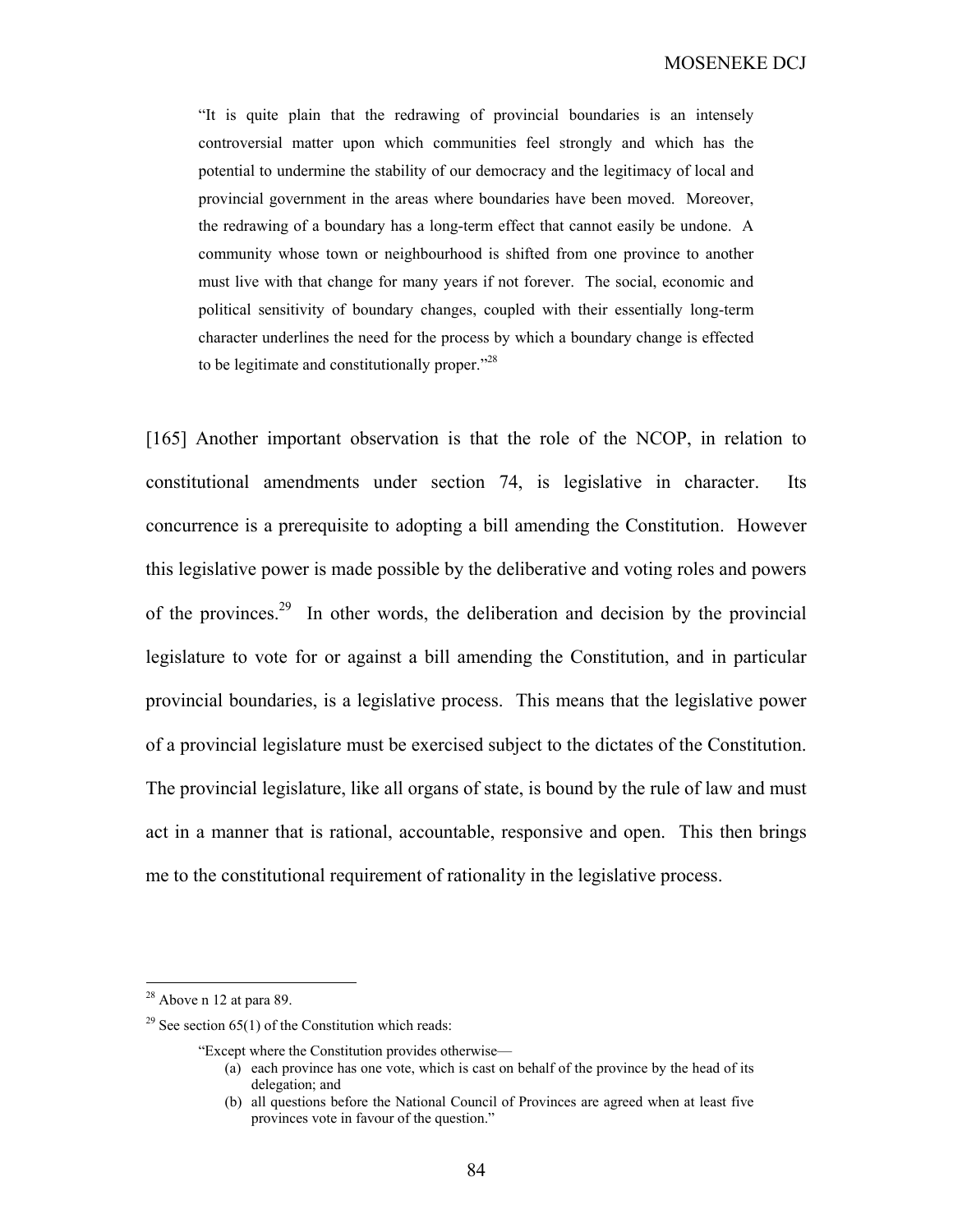> "It is quite plain that the redrawing of provincial boundaries is an intensely controversial matter upon which communities feel strongly and which has the potential to undermine the stability of our democracy and the legitimacy of local and provincial government in the areas where boundaries have been moved. Moreover, the redrawing of a boundary has a long-term effect that cannot easily be undone. A community whose town or neighbourhood is shifted from one province to another must live with that change for many years if not forever. The social, economic and political sensitivity of boundary changes, coupled with their essentially long-term character underlines the need for the process by which a boundary change is effected to be legitimate and constitutionally proper."[28]

[165] Another important observation is that the role of the NCOP, in relation to constitutional amendments under section 74, is legislative in character. Its concurrence is a prerequisite to adopting a bill amending the Constitution. However this legislative power is made possible by the deliberative and voting roles and powers of the provinces.[29] In other words, the deliberation and decision by the provincial legislature to vote for or against a bill amending the Constitution, and in particular provincial boundaries, is a legislative process. This means that the legislative power of a provincial legislature must be exercised subject to the dictates of the Constitution. The provincial legislature, like all organs of state, is bound by the rule of law and must act in a manner that is rational, accountable, responsive and open. This then brings me to the constitutional requirement of rationality in the legislative process.

---

[28] Above n 12 at para 89.

[29] See section 65(1) of the Constitution which reads:

> "Except where the Constitution provides otherwise—
> (a) each province has one vote, which is cast on behalf of the province by the head of its delegation; and
> (b) all questions before the National Council of Provinces are agreed when at least five provinces vote in favour of the question."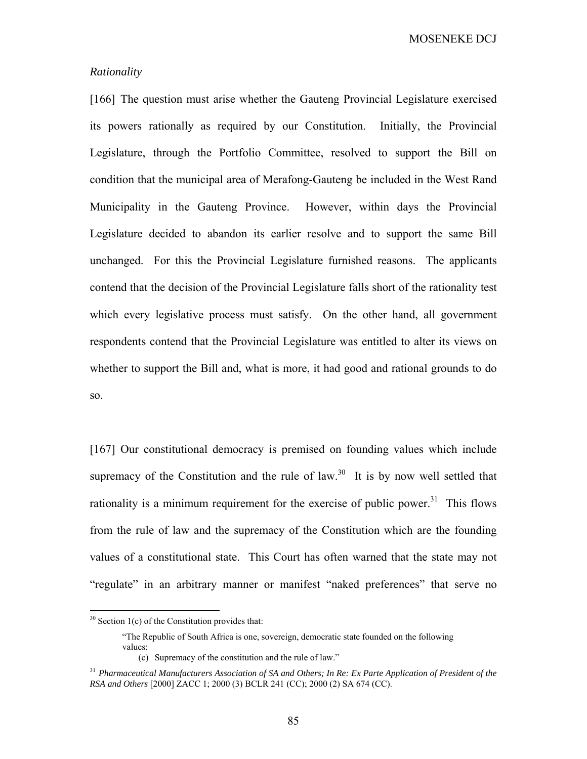*Rationality*

[166] The question must arise whether the Gauteng Provincial Legislature exercised its powers rationally as required by our Constitution. Initially, the Provincial Legislature, through the Portfolio Committee, resolved to support the Bill on condition that the municipal area of Merafong-Gauteng be included in the West Rand Municipality in the Gauteng Province. However, within days the Provincial Legislature decided to abandon its earlier resolve and to support the same Bill unchanged. For this the Provincial Legislature furnished reasons. The applicants contend that the decision of the Provincial Legislature falls short of the rationality test which every legislative process must satisfy. On the other hand, all government respondents contend that the Provincial Legislature was entitled to alter its views on whether to support the Bill and, what is more, it had good and rational grounds to do so.

[167] Our constitutional democracy is premised on founding values which include supremacy of the Constitution and the rule of law.[30] It is by now well settled that rationality is a minimum requirement for the exercise of public power.[31] This flows from the rule of law and the supremacy of the Constitution which are the founding values of a constitutional state. This Court has often warned that the state may not "regulate" in an arbitrary manner or manifest "naked preferences" that serve no

---

[30] Section 1(c) of the Constitution provides that:

> "The Republic of South Africa is one, sovereign, democratic state founded on the following values:
>
> (c) Supremacy of the constitution and the rule of law."

[31] *Pharmaceutical Manufacturers Association of SA and Others; In Re: Ex Parte Application of President of the RSA and Others* [2000] ZACC 1; 2000 (3) BCLR 241 (CC); 2000 (2) SA 674 (CC).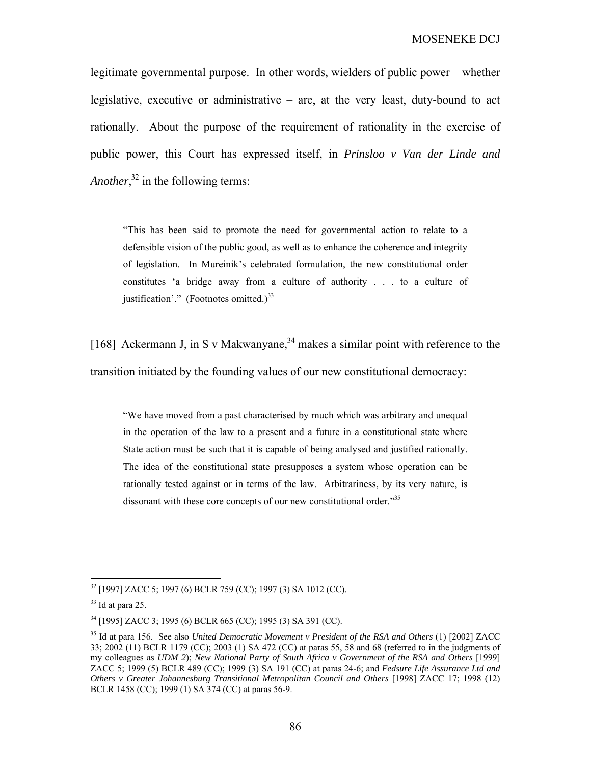legitimate governmental purpose. In other words, wielders of public power – whether legislative, executive or administrative – are, at the very least, duty-bound to act rationally. About the purpose of the requirement of rationality in the exercise of public power, this Court has expressed itself, in *Prinsloo v Van der Linde and Another*,[32] in the following terms:

> "This has been said to promote the need for governmental action to relate to a defensible vision of the public good, as well as to enhance the coherence and integrity of legislation. In Mureinik's celebrated formulation, the new constitutional order constitutes 'a bridge away from a culture of authority . . . to a culture of justification'." (Footnotes omitted.)[33]

[168] Ackermann J, in S v Makwanyane,[34] makes a similar point with reference to the transition initiated by the founding values of our new constitutional democracy:

> "We have moved from a past characterised by much which was arbitrary and unequal in the operation of the law to a present and a future in a constitutional state where State action must be such that it is capable of being analysed and justified rationally. The idea of the constitutional state presupposes a system whose operation can be rationally tested against or in terms of the law. Arbitrariness, by its very nature, is dissonant with these core concepts of our new constitutional order."[35]

---

[32] [1997] ZACC 5; 1997 (6) BCLR 759 (CC); 1997 (3) SA 1012 (CC).

[33] Id at para 25.

[34] [1995] ZACC 3; 1995 (6) BCLR 665 (CC); 1995 (3) SA 391 (CC).

[35] Id at para 156. See also *United Democratic Movement v President of the RSA and Others* (1) [2002] ZACC 33; 2002 (11) BCLR 1179 (CC); 2003 (1) SA 472 (CC) at paras 55, 58 and 68 (referred to in the judgments of my colleagues as *UDM 2*); *New National Party of South Africa v Government of the RSA and Others* [1999] ZACC 5; 1999 (5) BCLR 489 (CC); 1999 (3) SA 191 (CC) at paras 24-6; and *Fedsure Life Assurance Ltd and Others v Greater Johannesburg Transitional Metropolitan Council and Others* [1998] ZACC 17; 1998 (12) BCLR 1458 (CC); 1999 (1) SA 374 (CC) at paras 56-9.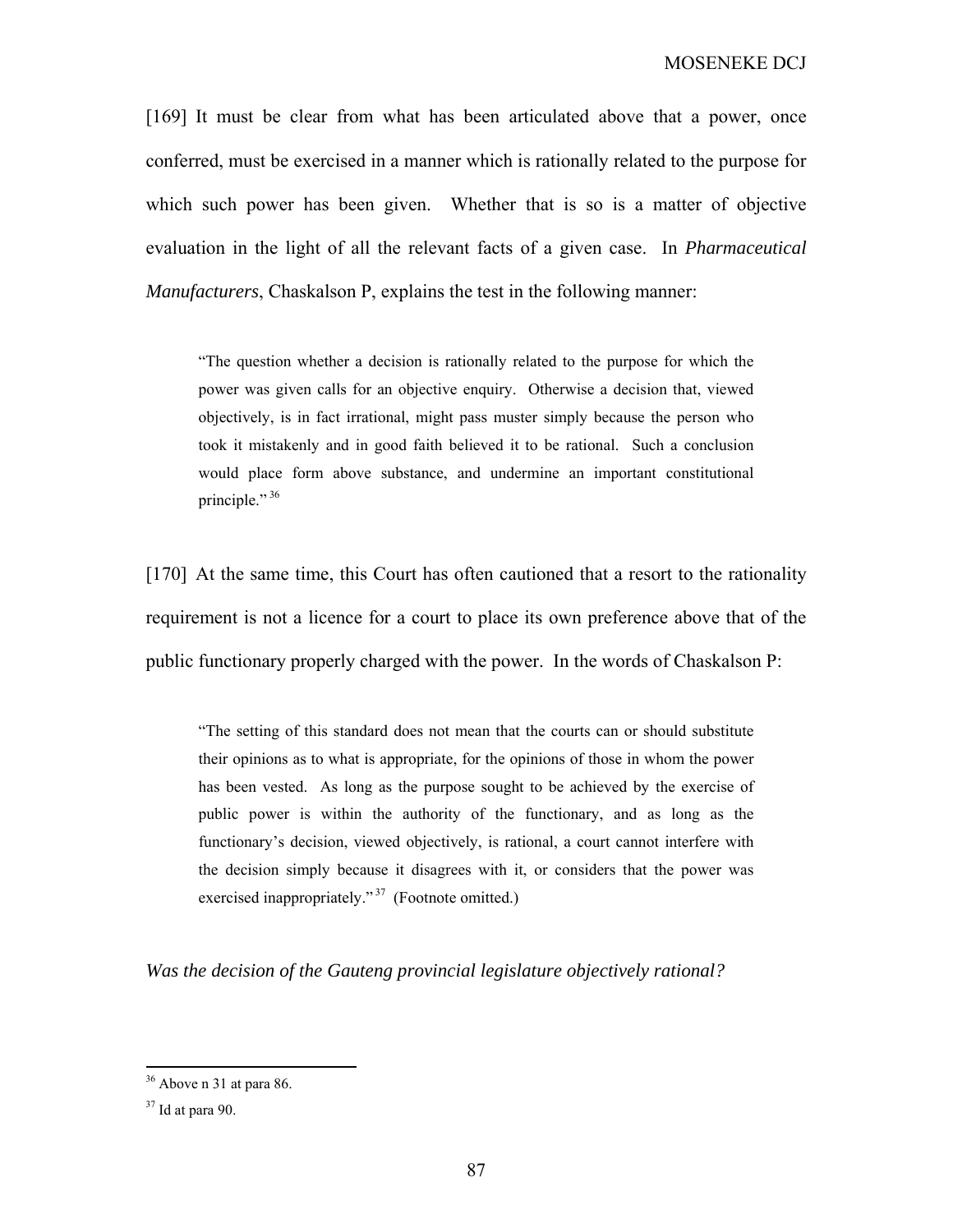[169] It must be clear from what has been articulated above that a power, once conferred, must be exercised in a manner which is rationally related to the purpose for which such power has been given. Whether that is so is a matter of objective evaluation in the light of all the relevant facts of a given case. In *Pharmaceutical Manufacturers*, Chaskalson P, explains the test in the following manner:

> "The question whether a decision is rationally related to the purpose for which the power was given calls for an objective enquiry. Otherwise a decision that, viewed objectively, is in fact irrational, might pass muster simply because the person who took it mistakenly and in good faith believed it to be rational. Such a conclusion would place form above substance, and undermine an important constitutional principle."[36]

[170] At the same time, this Court has often cautioned that a resort to the rationality requirement is not a licence for a court to place its own preference above that of the public functionary properly charged with the power. In the words of Chaskalson P:

> "The setting of this standard does not mean that the courts can or should substitute their opinions as to what is appropriate, for the opinions of those in whom the power has been vested. As long as the purpose sought to be achieved by the exercise of public power is within the authority of the functionary, and as long as the functionary's decision, viewed objectively, is rational, a court cannot interfere with the decision simply because it disagrees with it, or considers that the power was exercised inappropriately."[37] (Footnote omitted.)

*Was the decision of the Gauteng provincial legislature objectively rational?*

---

[36] Above n 31 at para 86.

[37] Id at para 90.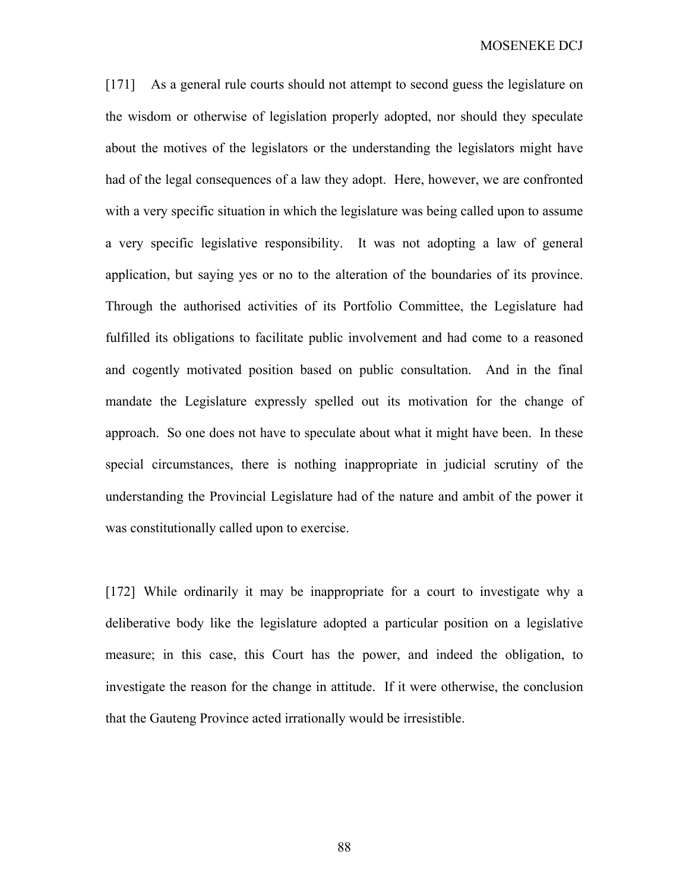[171] As a general rule courts should not attempt to second guess the legislature on the wisdom or otherwise of legislation properly adopted, nor should they speculate about the motives of the legislators or the understanding the legislators might have had of the legal consequences of a law they adopt. Here, however, we are confronted with a very specific situation in which the legislature was being called upon to assume a very specific legislative responsibility. It was not adopting a law of general application, but saying yes or no to the alteration of the boundaries of its province. Through the authorised activities of its Portfolio Committee, the Legislature had fulfilled its obligations to facilitate public involvement and had come to a reasoned and cogently motivated position based on public consultation. And in the final mandate the Legislature expressly spelled out its motivation for the change of approach. So one does not have to speculate about what it might have been. In these special circumstances, there is nothing inappropriate in judicial scrutiny of the understanding the Provincial Legislature had of the nature and ambit of the power it was constitutionally called upon to exercise.

[172] While ordinarily it may be inappropriate for a court to investigate why a deliberative body like the legislature adopted a particular position on a legislative measure; in this case, this Court has the power, and indeed the obligation, to investigate the reason for the change in attitude. If it were otherwise, the conclusion that the Gauteng Province acted irrationally would be irresistible.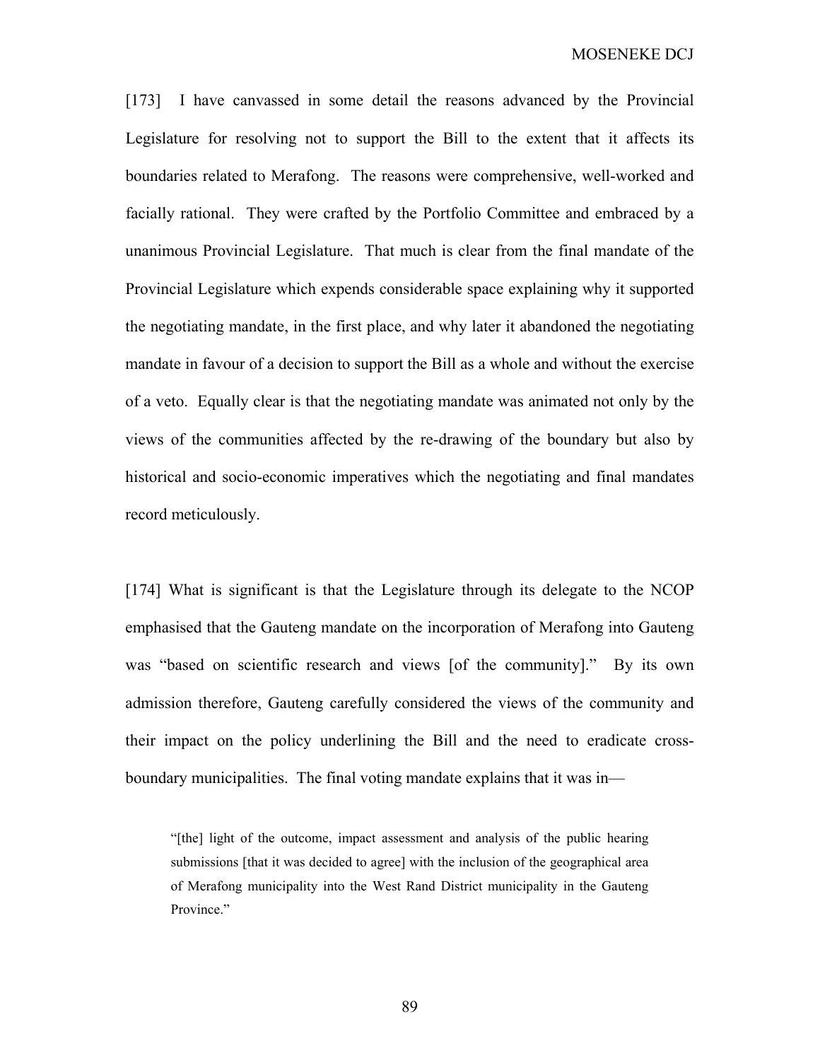[173] I have canvassed in some detail the reasons advanced by the Provincial Legislature for resolving not to support the Bill to the extent that it affects its boundaries related to Merafong. The reasons were comprehensive, well-worked and facially rational. They were crafted by the Portfolio Committee and embraced by a unanimous Provincial Legislature. That much is clear from the final mandate of the Provincial Legislature which expends considerable space explaining why it supported the negotiating mandate, in the first place, and why later it abandoned the negotiating mandate in favour of a decision to support the Bill as a whole and without the exercise of a veto. Equally clear is that the negotiating mandate was animated not only by the views of the communities affected by the re-drawing of the boundary but also by historical and socio-economic imperatives which the negotiating and final mandates record meticulously.

[174] What is significant is that the Legislature through its delegate to the NCOP emphasised that the Gauteng mandate on the incorporation of Merafong into Gauteng was "based on scientific research and views [of the community]." By its own admission therefore, Gauteng carefully considered the views of the community and their impact on the policy underlining the Bill and the need to eradicate cross-boundary municipalities. The final voting mandate explains that it was in—

> "[the] light of the outcome, impact assessment and analysis of the public hearing submissions [that it was decided to agree] with the inclusion of the geographical area of Merafong municipality into the West Rand District municipality in the Gauteng Province."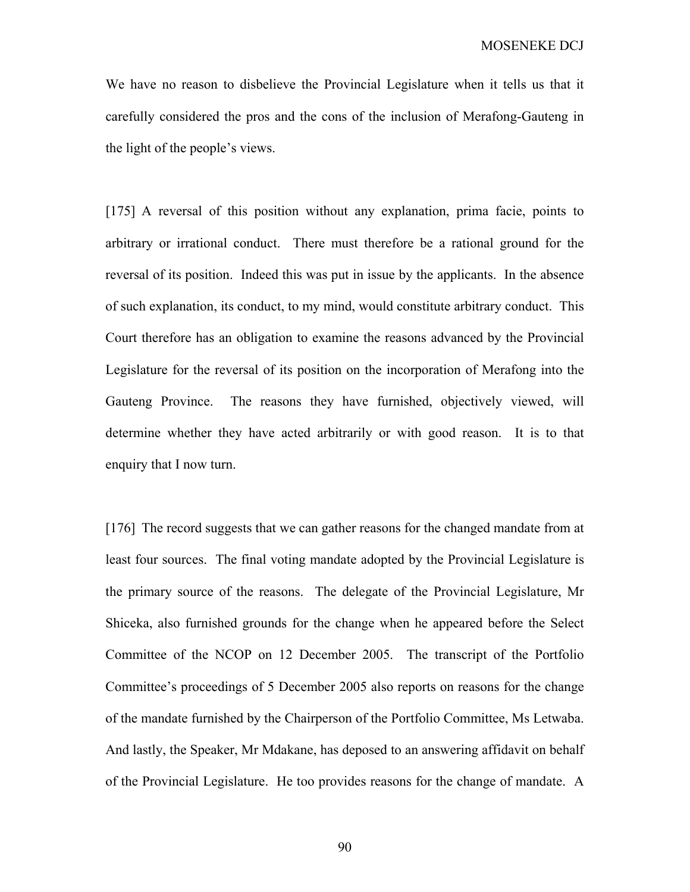We have no reason to disbelieve the Provincial Legislature when it tells us that it carefully considered the pros and the cons of the inclusion of Merafong-Gauteng in the light of the people's views.

[175] A reversal of this position without any explanation, prima facie, points to arbitrary or irrational conduct. There must therefore be a rational ground for the reversal of its position. Indeed this was put in issue by the applicants. In the absence of such explanation, its conduct, to my mind, would constitute arbitrary conduct. This Court therefore has an obligation to examine the reasons advanced by the Provincial Legislature for the reversal of its position on the incorporation of Merafong into the Gauteng Province. The reasons they have furnished, objectively viewed, will determine whether they have acted arbitrarily or with good reason. It is to that enquiry that I now turn.

[176] The record suggests that we can gather reasons for the changed mandate from at least four sources. The final voting mandate adopted by the Provincial Legislature is the primary source of the reasons. The delegate of the Provincial Legislature, Mr Shiceka, also furnished grounds for the change when he appeared before the Select Committee of the NCOP on 12 December 2005. The transcript of the Portfolio Committee's proceedings of 5 December 2005 also reports on reasons for the change of the mandate furnished by the Chairperson of the Portfolio Committee, Ms Letwaba. And lastly, the Speaker, Mr Mdakane, has deposed to an answering affidavit on behalf of the Provincial Legislature. He too provides reasons for the change of mandate. A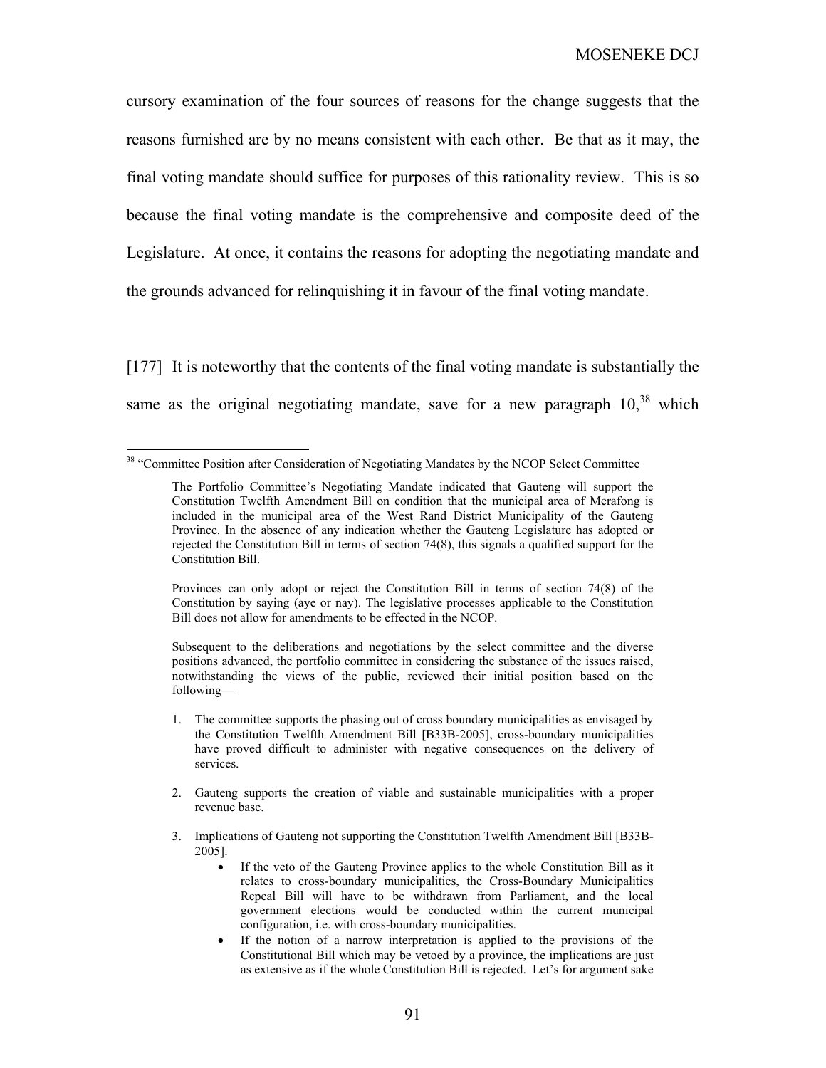cursory examination of the four sources of reasons for the change suggests that the reasons furnished are by no means consistent with each other. Be that as it may, the final voting mandate should suffice for purposes of this rationality review. This is so because the final voting mandate is the comprehensive and composite deed of the Legislature. At once, it contains the reasons for adopting the negotiating mandate and the grounds advanced for relinquishing it in favour of the final voting mandate.

[177] It is noteworthy that the contents of the final voting mandate is substantially the same as the original negotiating mandate, save for a new paragraph 10,[38] which

---

[38] "Committee Position after Consideration of Negotiating Mandates by the NCOP Select Committee

> The Portfolio Committee's Negotiating Mandate indicated that Gauteng will support the Constitution Twelfth Amendment Bill on condition that the municipal area of Merafong is included in the municipal area of the West Rand District Municipality of the Gauteng Province. In the absence of any indication whether the Gauteng Legislature has adopted or rejected the Constitution Bill in terms of section 74(8), this signals a qualified support for the Constitution Bill.
>
> Provinces can only adopt or reject the Constitution Bill in terms of section 74(8) of the Constitution by saying (aye or nay). The legislative processes applicable to the Constitution Bill does not allow for amendments to be effected in the NCOP.
>
> Subsequent to the deliberations and negotiations by the select committee and the diverse positions advanced, the portfolio committee in considering the substance of the issues raised, notwithstanding the views of the public, reviewed their initial position based on the following—
>
> 1. The committee supports the phasing out of cross boundary municipalities as envisaged by the Constitution Twelfth Amendment Bill [B33B-2005], cross-boundary municipalities have proved difficult to administer with negative consequences on the delivery of services.
>
> 2. Gauteng supports the creation of viable and sustainable municipalities with a proper revenue base.
>
> 3. Implications of Gauteng not supporting the Constitution Twelfth Amendment Bill [B33B-2005].
>     - If the veto of the Gauteng Province applies to the whole Constitution Bill as it relates to cross-boundary municipalities, the Cross-Boundary Municipalities Repeal Bill will have to be withdrawn from Parliament, and the local government elections would be conducted within the current municipal configuration, i.e. with cross-boundary municipalities.
>     - If the notion of a narrow interpretation is applied to the provisions of the Constitutional Bill which may be vetoed by a province, the implications are just as extensive as if the whole Constitution Bill is rejected. Let's for argument sake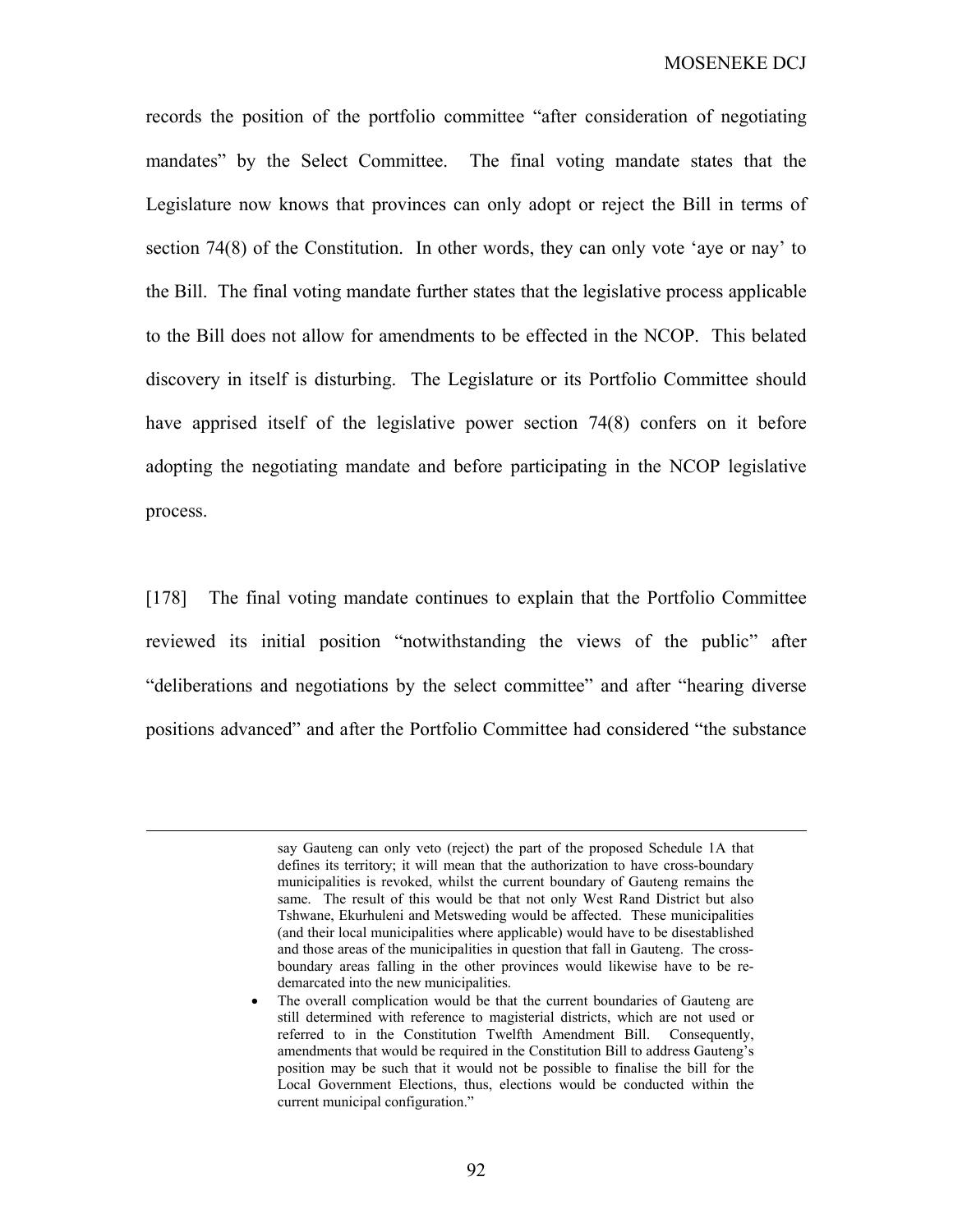records the position of the portfolio committee "after consideration of negotiating mandates" by the Select Committee. The final voting mandate states that the Legislature now knows that provinces can only adopt or reject the Bill in terms of section 74(8) of the Constitution. In other words, they can only vote 'aye or nay' to the Bill. The final voting mandate further states that the legislative process applicable to the Bill does not allow for amendments to be effected in the NCOP. This belated discovery in itself is disturbing. The Legislature or its Portfolio Committee should have apprised itself of the legislative power section 74(8) confers on it before adopting the negotiating mandate and before participating in the NCOP legislative process.

[178] The final voting mandate continues to explain that the Portfolio Committee reviewed its initial position "notwithstanding the views of the public" after "deliberations and negotiations by the select committee" and after "hearing diverse positions advanced" and after the Portfolio Committee had considered "the substance

---

say Gauteng can only veto (reject) the part of the proposed Schedule 1A that defines its territory; it will mean that the authorization to have cross-boundary municipalities is revoked, whilst the current boundary of Gauteng remains the same. The result of this would be that not only West Rand District but also Tshwane, Ekurhuleni and Metsweding would be affected. These municipalities (and their local municipalities where applicable) would have to be disestablished and those areas of the municipalities in question that fall in Gauteng. The cross-boundary areas falling in the other provinces would likewise have to be re-demarcated into the new municipalities.

- The overall complication would be that the current boundaries of Gauteng are still determined with reference to magisterial districts, which are not used or referred to in the Constitution Twelfth Amendment Bill. Consequently, amendments that would be required in the Constitution Bill to address Gauteng's position may be such that it would not be possible to finalise the bill for the Local Government Elections, thus, elections would be conducted within the current municipal configuration."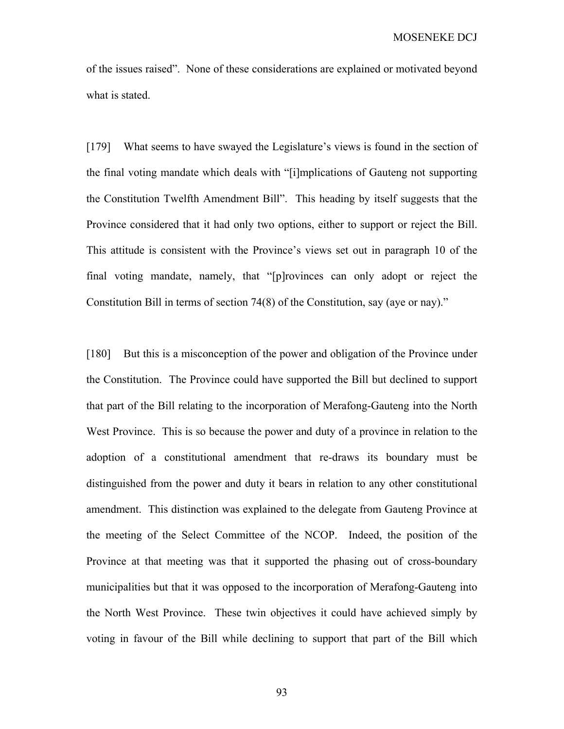of the issues raised". None of these considerations are explained or motivated beyond what is stated.

[179] What seems to have swayed the Legislature's views is found in the section of the final voting mandate which deals with "[i]mplications of Gauteng not supporting the Constitution Twelfth Amendment Bill". This heading by itself suggests that the Province considered that it had only two options, either to support or reject the Bill. This attitude is consistent with the Province's views set out in paragraph 10 of the final voting mandate, namely, that "[p]rovinces can only adopt or reject the Constitution Bill in terms of section 74(8) of the Constitution, say (aye or nay)."

[180] But this is a misconception of the power and obligation of the Province under the Constitution. The Province could have supported the Bill but declined to support that part of the Bill relating to the incorporation of Merafong-Gauteng into the North West Province. This is so because the power and duty of a province in relation to the adoption of a constitutional amendment that re-draws its boundary must be distinguished from the power and duty it bears in relation to any other constitutional amendment. This distinction was explained to the delegate from Gauteng Province at the meeting of the Select Committee of the NCOP. Indeed, the position of the Province at that meeting was that it supported the phasing out of cross-boundary municipalities but that it was opposed to the incorporation of Merafong-Gauteng into the North West Province. These twin objectives it could have achieved simply by voting in favour of the Bill while declining to support that part of the Bill which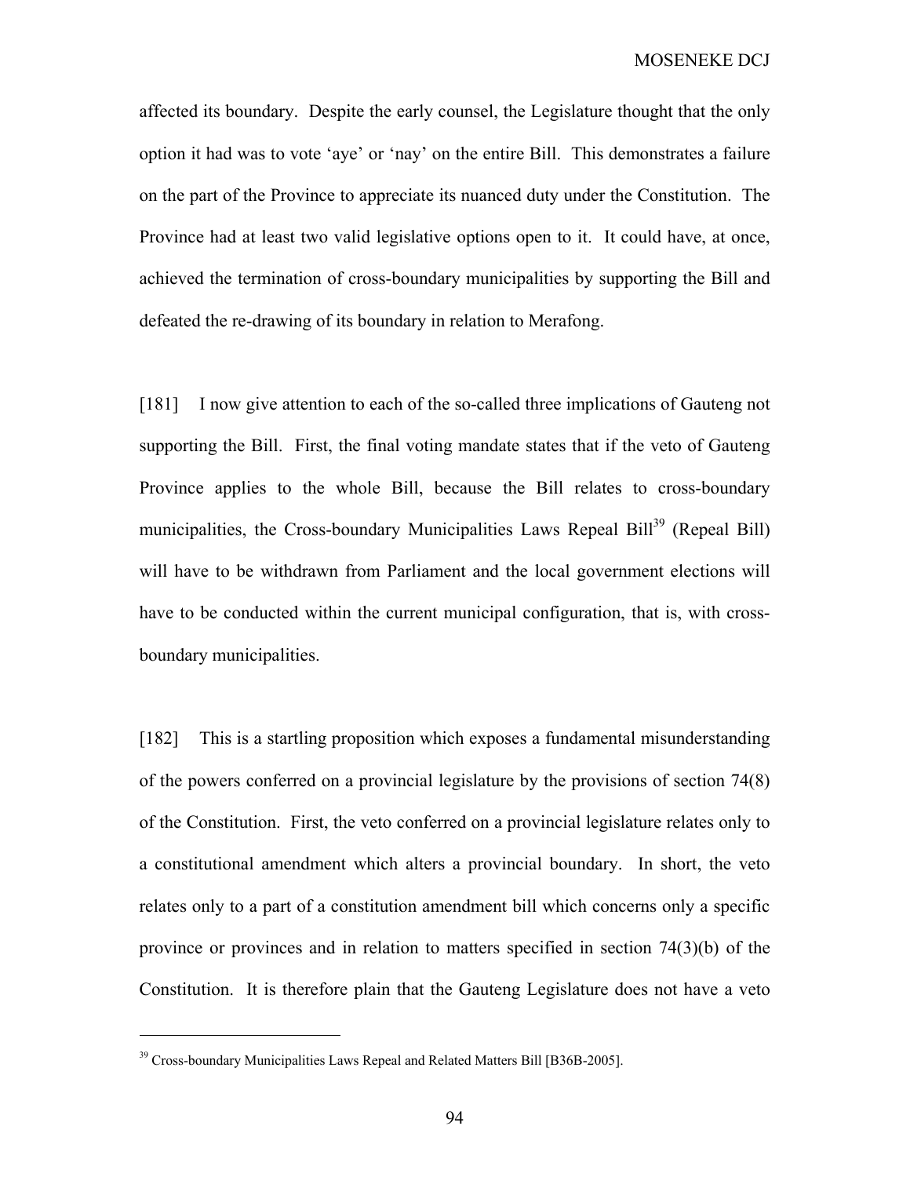affected its boundary. Despite the early counsel, the Legislature thought that the only option it had was to vote 'aye' or 'nay' on the entire Bill. This demonstrates a failure on the part of the Province to appreciate its nuanced duty under the Constitution. The Province had at least two valid legislative options open to it. It could have, at once, achieved the termination of cross-boundary municipalities by supporting the Bill and defeated the re-drawing of its boundary in relation to Merafong.

[181] I now give attention to each of the so-called three implications of Gauteng not supporting the Bill. First, the final voting mandate states that if the veto of Gauteng Province applies to the whole Bill, because the Bill relates to cross-boundary municipalities, the Cross-boundary Municipalities Laws Repeal Bill[39] (Repeal Bill) will have to be withdrawn from Parliament and the local government elections will have to be conducted within the current municipal configuration, that is, with cross-boundary municipalities.

[182] This is a startling proposition which exposes a fundamental misunderstanding of the powers conferred on a provincial legislature by the provisions of section 74(8) of the Constitution. First, the veto conferred on a provincial legislature relates only to a constitutional amendment which alters a provincial boundary. In short, the veto relates only to a part of a constitution amendment bill which concerns only a specific province or provinces and in relation to matters specified in section 74(3)(b) of the Constitution. It is therefore plain that the Gauteng Legislature does not have a veto

---

[39] Cross-boundary Municipalities Laws Repeal and Related Matters Bill [B36B-2005].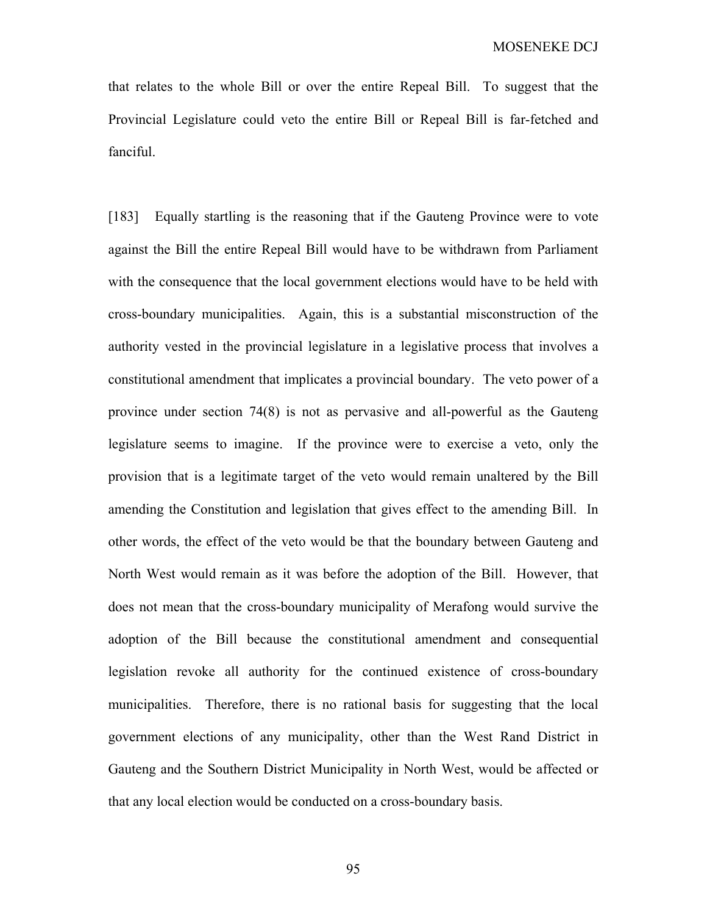that relates to the whole Bill or over the entire Repeal Bill. To suggest that the Provincial Legislature could veto the entire Bill or Repeal Bill is far-fetched and fanciful.

[183] Equally startling is the reasoning that if the Gauteng Province were to vote against the Bill the entire Repeal Bill would have to be withdrawn from Parliament with the consequence that the local government elections would have to be held with cross-boundary municipalities. Again, this is a substantial misconstruction of the authority vested in the provincial legislature in a legislative process that involves a constitutional amendment that implicates a provincial boundary. The veto power of a province under section 74(8) is not as pervasive and all-powerful as the Gauteng legislature seems to imagine. If the province were to exercise a veto, only the provision that is a legitimate target of the veto would remain unaltered by the Bill amending the Constitution and legislation that gives effect to the amending Bill. In other words, the effect of the veto would be that the boundary between Gauteng and North West would remain as it was before the adoption of the Bill. However, that does not mean that the cross-boundary municipality of Merafong would survive the adoption of the Bill because the constitutional amendment and consequential legislation revoke all authority for the continued existence of cross-boundary municipalities. Therefore, there is no rational basis for suggesting that the local government elections of any municipality, other than the West Rand District in Gauteng and the Southern District Municipality in North West, would be affected or that any local election would be conducted on a cross-boundary basis.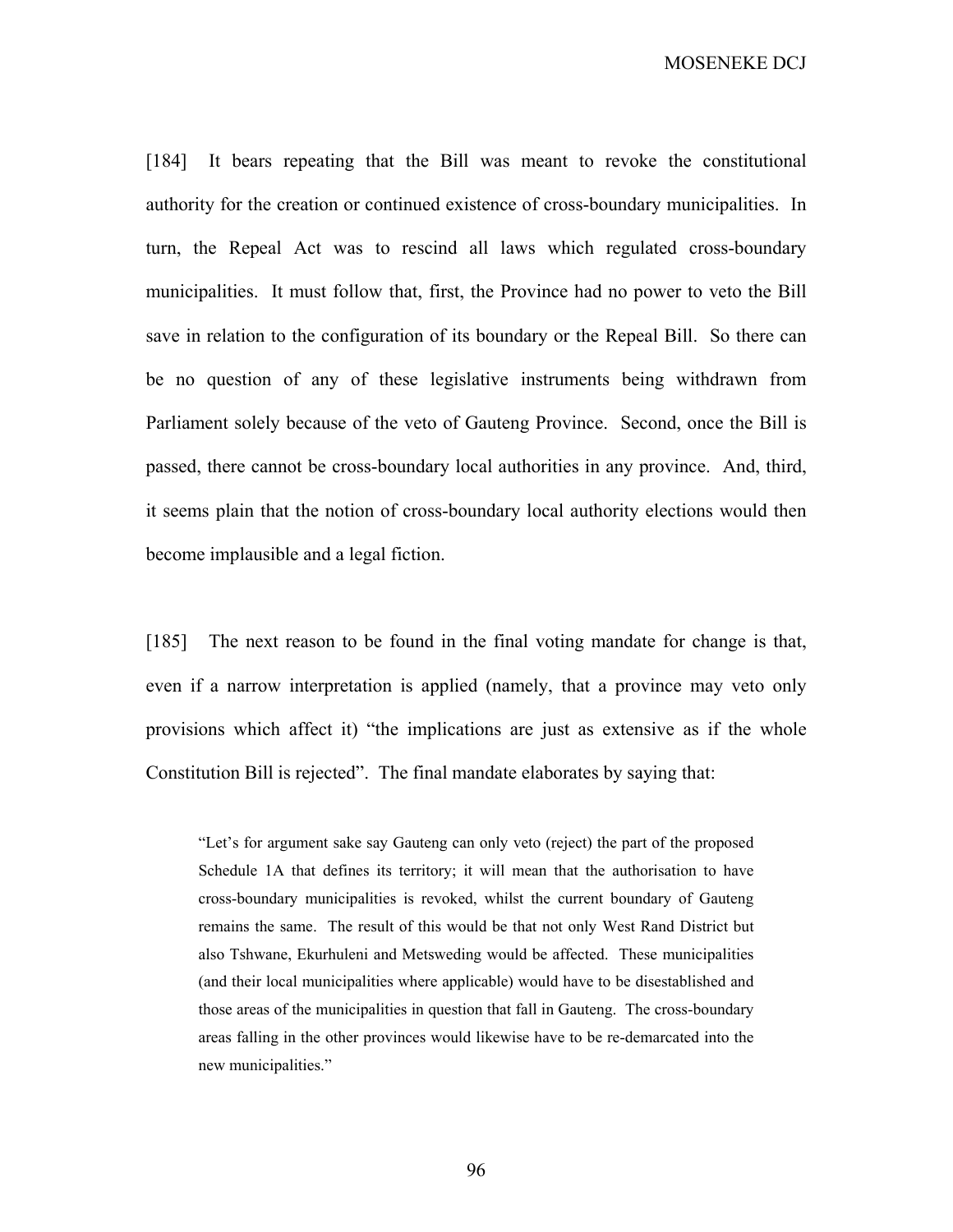[184] It bears repeating that the Bill was meant to revoke the constitutional authority for the creation or continued existence of cross-boundary municipalities. In turn, the Repeal Act was to rescind all laws which regulated cross-boundary municipalities. It must follow that, first, the Province had no power to veto the Bill save in relation to the configuration of its boundary or the Repeal Bill. So there can be no question of any of these legislative instruments being withdrawn from Parliament solely because of the veto of Gauteng Province. Second, once the Bill is passed, there cannot be cross-boundary local authorities in any province. And, third, it seems plain that the notion of cross-boundary local authority elections would then become implausible and a legal fiction.

[185] The next reason to be found in the final voting mandate for change is that, even if a narrow interpretation is applied (namely, that a province may veto only provisions which affect it) "the implications are just as extensive as if the whole Constitution Bill is rejected". The final mandate elaborates by saying that:

> "Let's for argument sake say Gauteng can only veto (reject) the part of the proposed Schedule 1A that defines its territory; it will mean that the authorisation to have cross-boundary municipalities is revoked, whilst the current boundary of Gauteng remains the same. The result of this would be that not only West Rand District but also Tshwane, Ekurhuleni and Metsweding would be affected. These municipalities (and their local municipalities where applicable) would have to be disestablished and those areas of the municipalities in question that fall in Gauteng. The cross-boundary areas falling in the other provinces would likewise have to be re-demarcated into the new municipalities."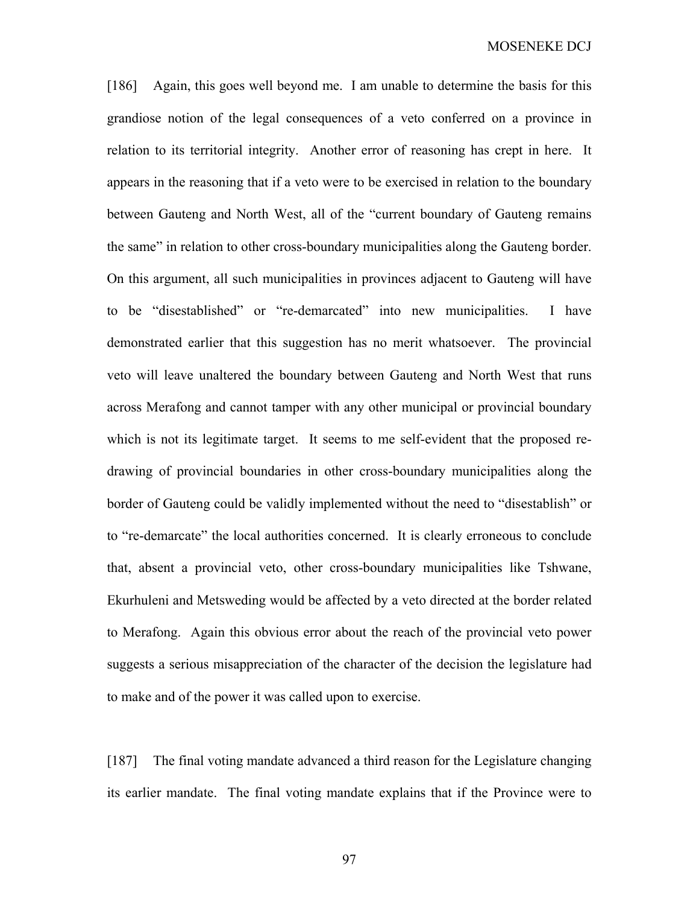[186] Again, this goes well beyond me. I am unable to determine the basis for this grandiose notion of the legal consequences of a veto conferred on a province in relation to its territorial integrity. Another error of reasoning has crept in here. It appears in the reasoning that if a veto were to be exercised in relation to the boundary between Gauteng and North West, all of the "current boundary of Gauteng remains the same" in relation to other cross-boundary municipalities along the Gauteng border. On this argument, all such municipalities in provinces adjacent to Gauteng will have to be "disestablished" or "re-demarcated" into new municipalities. I have demonstrated earlier that this suggestion has no merit whatsoever. The provincial veto will leave unaltered the boundary between Gauteng and North West that runs across Merafong and cannot tamper with any other municipal or provincial boundary which is not its legitimate target. It seems to me self-evident that the proposed re-drawing of provincial boundaries in other cross-boundary municipalities along the border of Gauteng could be validly implemented without the need to "disestablish" or to "re-demarcate" the local authorities concerned. It is clearly erroneous to conclude that, absent a provincial veto, other cross-boundary municipalities like Tshwane, Ekurhuleni and Metsweding would be affected by a veto directed at the border related to Merafong. Again this obvious error about the reach of the provincial veto power suggests a serious misappreciation of the character of the decision the legislature had to make and of the power it was called upon to exercise.

[187] The final voting mandate advanced a third reason for the Legislature changing its earlier mandate. The final voting mandate explains that if the Province were to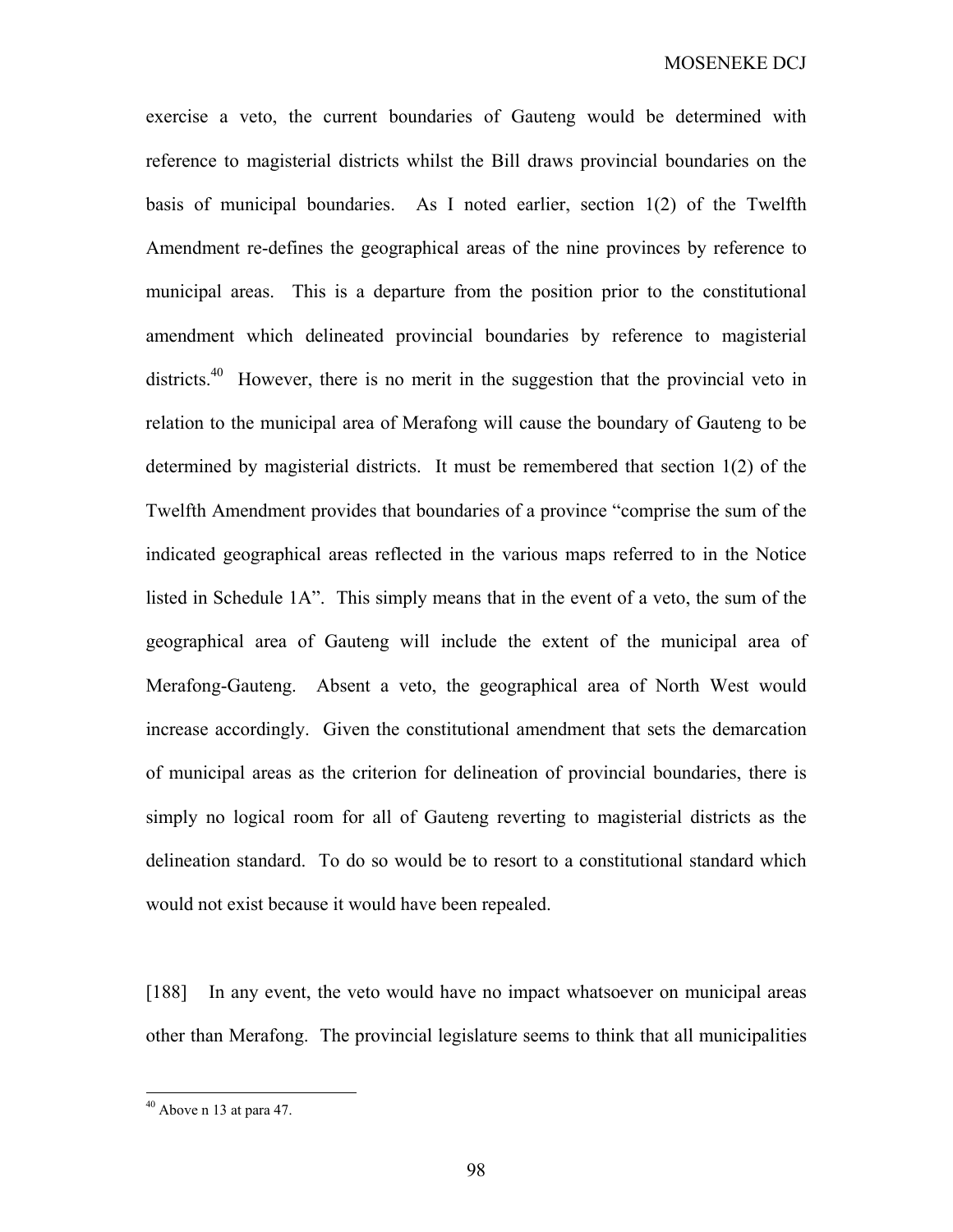exercise a veto, the current boundaries of Gauteng would be determined with reference to magisterial districts whilst the Bill draws provincial boundaries on the basis of municipal boundaries. As I noted earlier, section 1(2) of the Twelfth Amendment re-defines the geographical areas of the nine provinces by reference to municipal areas. This is a departure from the position prior to the constitutional amendment which delineated provincial boundaries by reference to magisterial districts.[40] However, there is no merit in the suggestion that the provincial veto in relation to the municipal area of Merafong will cause the boundary of Gauteng to be determined by magisterial districts. It must be remembered that section 1(2) of the Twelfth Amendment provides that boundaries of a province "comprise the sum of the indicated geographical areas reflected in the various maps referred to in the Notice listed in Schedule 1A". This simply means that in the event of a veto, the sum of the geographical area of Gauteng will include the extent of the municipal area of Merafong-Gauteng. Absent a veto, the geographical area of North West would increase accordingly. Given the constitutional amendment that sets the demarcation of municipal areas as the criterion for delineation of provincial boundaries, there is simply no logical room for all of Gauteng reverting to magisterial districts as the delineation standard. To do so would be to resort to a constitutional standard which would not exist because it would have been repealed.

[188] In any event, the veto would have no impact whatsoever on municipal areas other than Merafong. The provincial legislature seems to think that all municipalities

[40] Above n 13 at para 47.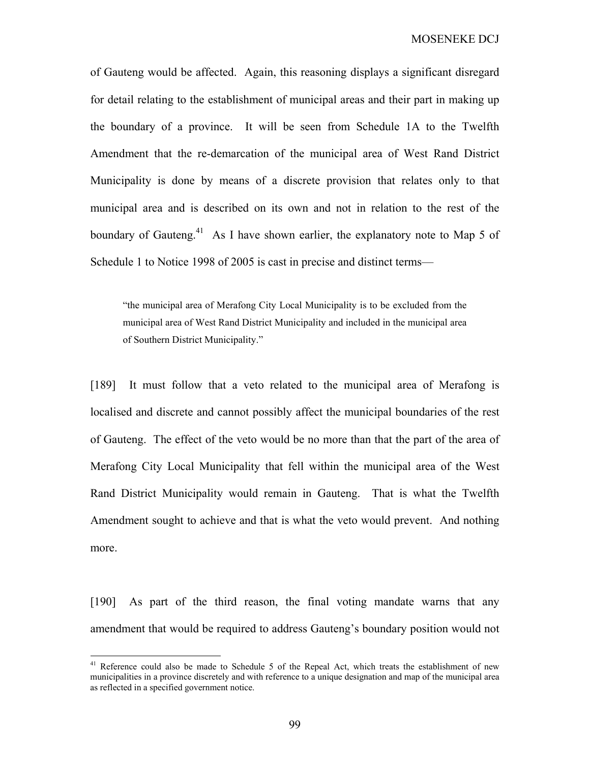of Gauteng would be affected. Again, this reasoning displays a significant disregard for detail relating to the establishment of municipal areas and their part in making up the boundary of a province. It will be seen from Schedule 1A to the Twelfth Amendment that the re-demarcation of the municipal area of West Rand District Municipality is done by means of a discrete provision that relates only to that municipal area and is described on its own and not in relation to the rest of the boundary of Gauteng.[41] As I have shown earlier, the explanatory note to Map 5 of Schedule 1 to Notice 1998 of 2005 is cast in precise and distinct terms—

> "the municipal area of Merafong City Local Municipality is to be excluded from the municipal area of West Rand District Municipality and included in the municipal area of Southern District Municipality."

[189] It must follow that a veto related to the municipal area of Merafong is localised and discrete and cannot possibly affect the municipal boundaries of the rest of Gauteng. The effect of the veto would be no more than that the part of the area of Merafong City Local Municipality that fell within the municipal area of the West Rand District Municipality would remain in Gauteng. That is what the Twelfth Amendment sought to achieve and that is what the veto would prevent. And nothing more.

[190] As part of the third reason, the final voting mandate warns that any amendment that would be required to address Gauteng's boundary position would not

[41] Reference could also be made to Schedule 5 of the Repeal Act, which treats the establishment of new municipalities in a province discretely and with reference to a unique designation and map of the municipal area as reflected in a specified government notice.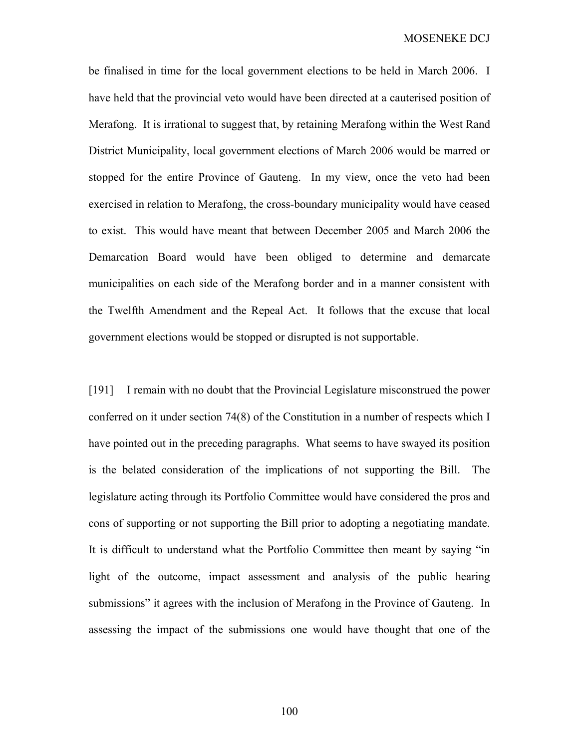be finalised in time for the local government elections to be held in March 2006. I have held that the provincial veto would have been directed at a cauterised position of Merafong. It is irrational to suggest that, by retaining Merafong within the West Rand District Municipality, local government elections of March 2006 would be marred or stopped for the entire Province of Gauteng. In my view, once the veto had been exercised in relation to Merafong, the cross-boundary municipality would have ceased to exist. This would have meant that between December 2005 and March 2006 the Demarcation Board would have been obliged to determine and demarcate municipalities on each side of the Merafong border and in a manner consistent with the Twelfth Amendment and the Repeal Act. It follows that the excuse that local government elections would be stopped or disrupted is not supportable.

[191] I remain with no doubt that the Provincial Legislature misconstrued the power conferred on it under section 74(8) of the Constitution in a number of respects which I have pointed out in the preceding paragraphs. What seems to have swayed its position is the belated consideration of the implications of not supporting the Bill. The legislature acting through its Portfolio Committee would have considered the pros and cons of supporting or not supporting the Bill prior to adopting a negotiating mandate. It is difficult to understand what the Portfolio Committee then meant by saying "in light of the outcome, impact assessment and analysis of the public hearing submissions" it agrees with the inclusion of Merafong in the Province of Gauteng. In assessing the impact of the submissions one would have thought that one of the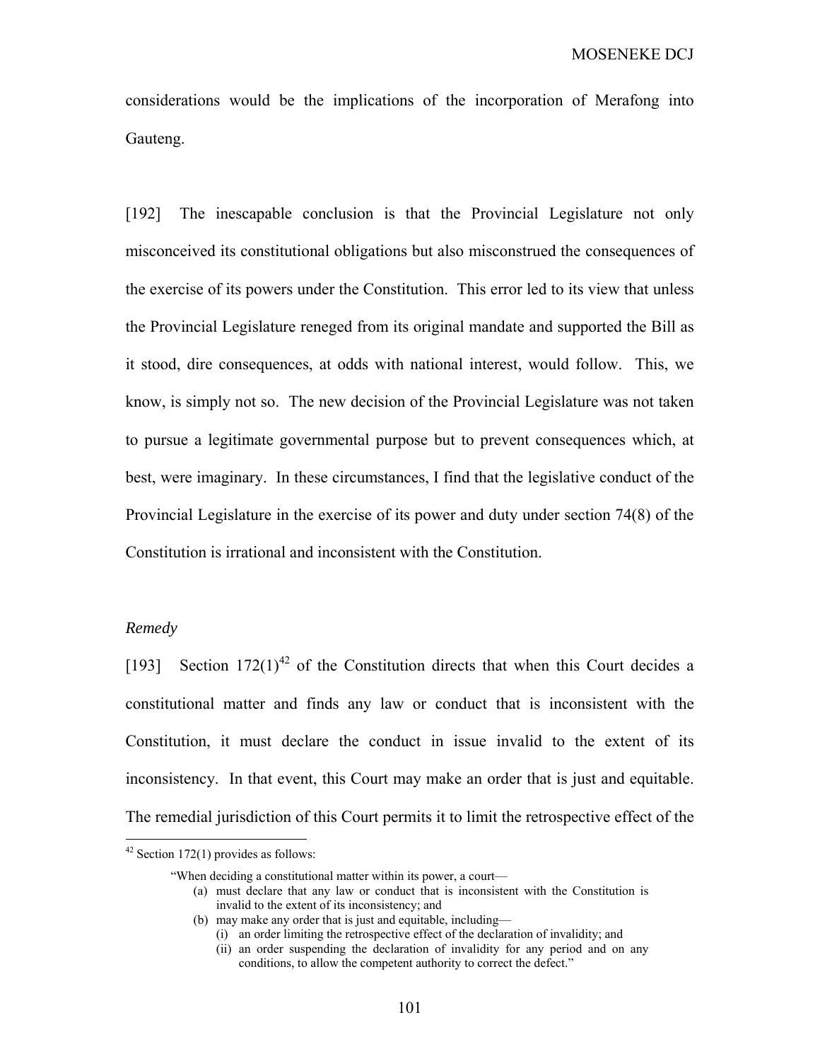considerations would be the implications of the incorporation of Merafong into Gauteng.

[192] The inescapable conclusion is that the Provincial Legislature not only misconceived its constitutional obligations but also misconstrued the consequences of the exercise of its powers under the Constitution. This error led to its view that unless the Provincial Legislature reneged from its original mandate and supported the Bill as it stood, dire consequences, at odds with national interest, would follow. This, we know, is simply not so. The new decision of the Provincial Legislature was not taken to pursue a legitimate governmental purpose but to prevent consequences which, at best, were imaginary. In these circumstances, I find that the legislative conduct of the Provincial Legislature in the exercise of its power and duty under section 74(8) of the Constitution is irrational and inconsistent with the Constitution.

*Remedy*

[193] Section 172(1)[42] of the Constitution directs that when this Court decides a constitutional matter and finds any law or conduct that is inconsistent with the Constitution, it must declare the conduct in issue invalid to the extent of its inconsistency. In that event, this Court may make an order that is just and equitable. The remedial jurisdiction of this Court permits it to limit the retrospective effect of the

---

[42] Section 172(1) provides as follows:

> "When deciding a constitutional matter within its power, a court—
> (a) must declare that any law or conduct that is inconsistent with the Constitution is invalid to the extent of its inconsistency; and
> (b) may make any order that is just and equitable, including—
> (i) an order limiting the retrospective effect of the declaration of invalidity; and
> (ii) an order suspending the declaration of invalidity for any period and on any conditions, to allow the competent authority to correct the defect."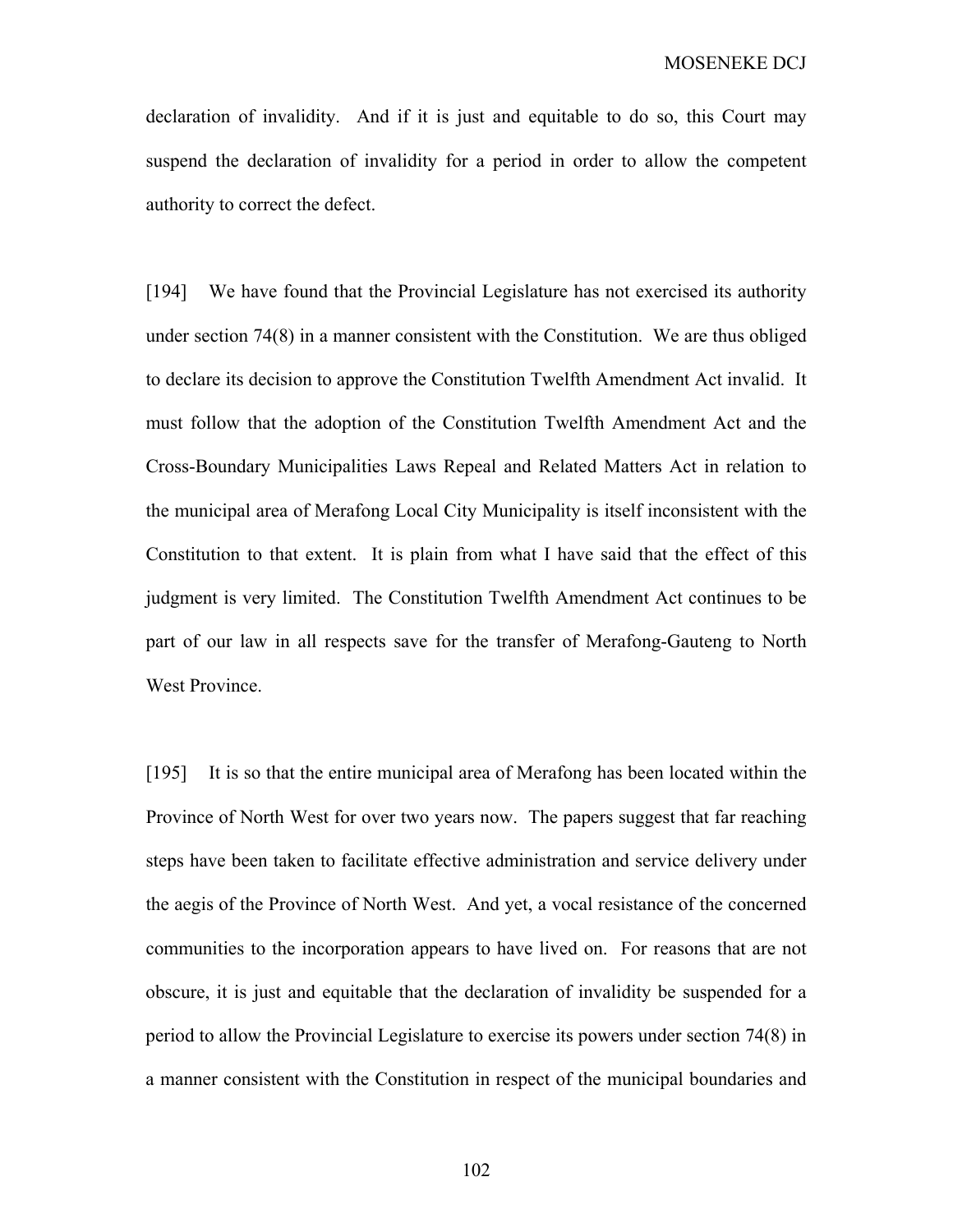declaration of invalidity. And if it is just and equitable to do so, this Court may suspend the declaration of invalidity for a period in order to allow the competent authority to correct the defect.

[194] We have found that the Provincial Legislature has not exercised its authority under section 74(8) in a manner consistent with the Constitution. We are thus obliged to declare its decision to approve the Constitution Twelfth Amendment Act invalid. It must follow that the adoption of the Constitution Twelfth Amendment Act and the Cross-Boundary Municipalities Laws Repeal and Related Matters Act in relation to the municipal area of Merafong Local City Municipality is itself inconsistent with the Constitution to that extent. It is plain from what I have said that the effect of this judgment is very limited. The Constitution Twelfth Amendment Act continues to be part of our law in all respects save for the transfer of Merafong-Gauteng to North West Province.

[195] It is so that the entire municipal area of Merafong has been located within the Province of North West for over two years now. The papers suggest that far reaching steps have been taken to facilitate effective administration and service delivery under the aegis of the Province of North West. And yet, a vocal resistance of the concerned communities to the incorporation appears to have lived on. For reasons that are not obscure, it is just and equitable that the declaration of invalidity be suspended for a period to allow the Provincial Legislature to exercise its powers under section 74(8) in a manner consistent with the Constitution in respect of the municipal boundaries and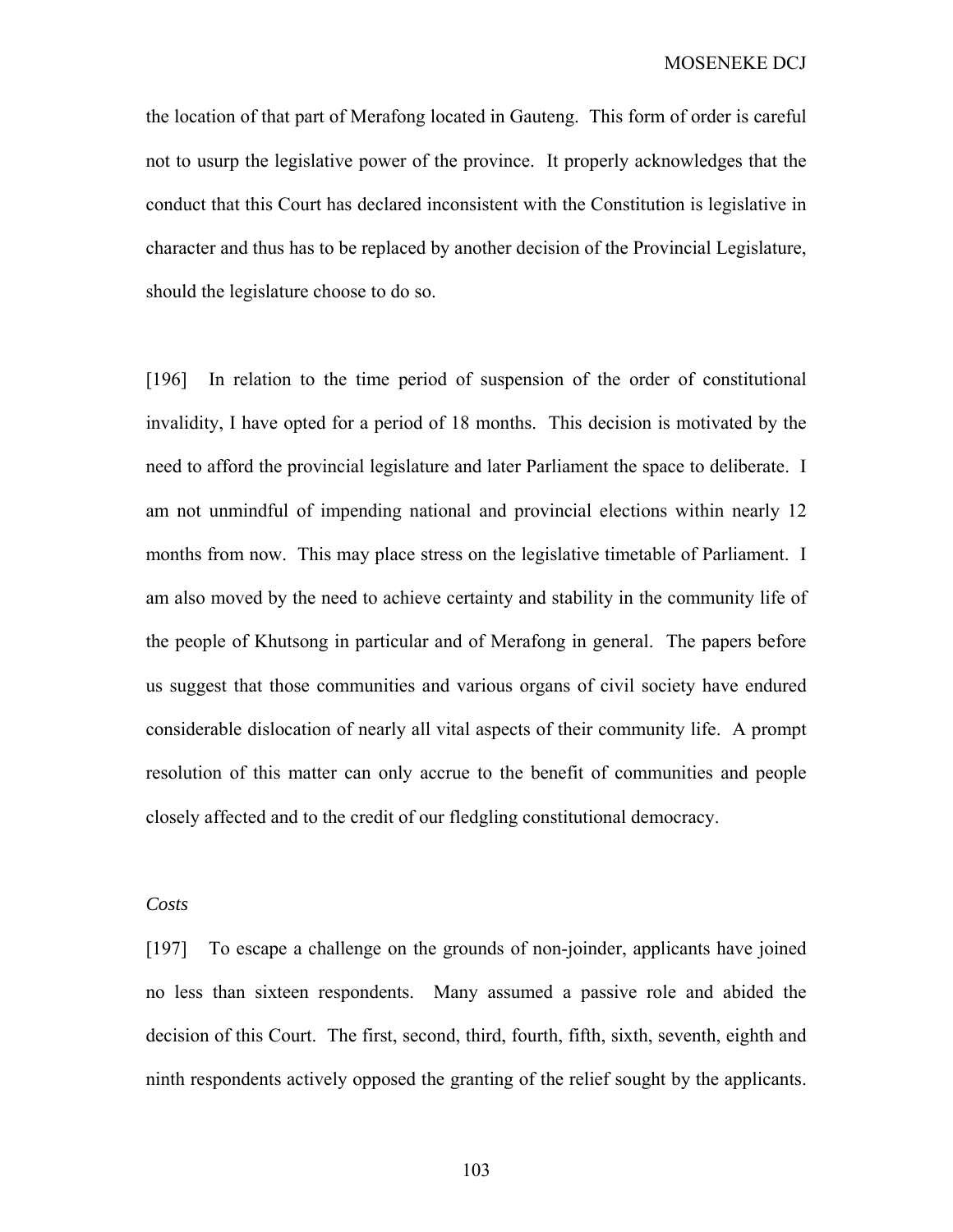the location of that part of Merafong located in Gauteng. This form of order is careful not to usurp the legislative power of the province. It properly acknowledges that the conduct that this Court has declared inconsistent with the Constitution is legislative in character and thus has to be replaced by another decision of the Provincial Legislature, should the legislature choose to do so.

[196] In relation to the time period of suspension of the order of constitutional invalidity, I have opted for a period of 18 months. This decision is motivated by the need to afford the provincial legislature and later Parliament the space to deliberate. I am not unmindful of impending national and provincial elections within nearly 12 months from now. This may place stress on the legislative timetable of Parliament. I am also moved by the need to achieve certainty and stability in the community life of the people of Khutsong in particular and of Merafong in general. The papers before us suggest that those communities and various organs of civil society have endured considerable dislocation of nearly all vital aspects of their community life. A prompt resolution of this matter can only accrue to the benefit of communities and people closely affected and to the credit of our fledgling constitutional democracy.

*Costs*

[197] To escape a challenge on the grounds of non-joinder, applicants have joined no less than sixteen respondents. Many assumed a passive role and abided the decision of this Court. The first, second, third, fourth, fifth, sixth, seventh, eighth and ninth respondents actively opposed the granting of the relief sought by the applicants.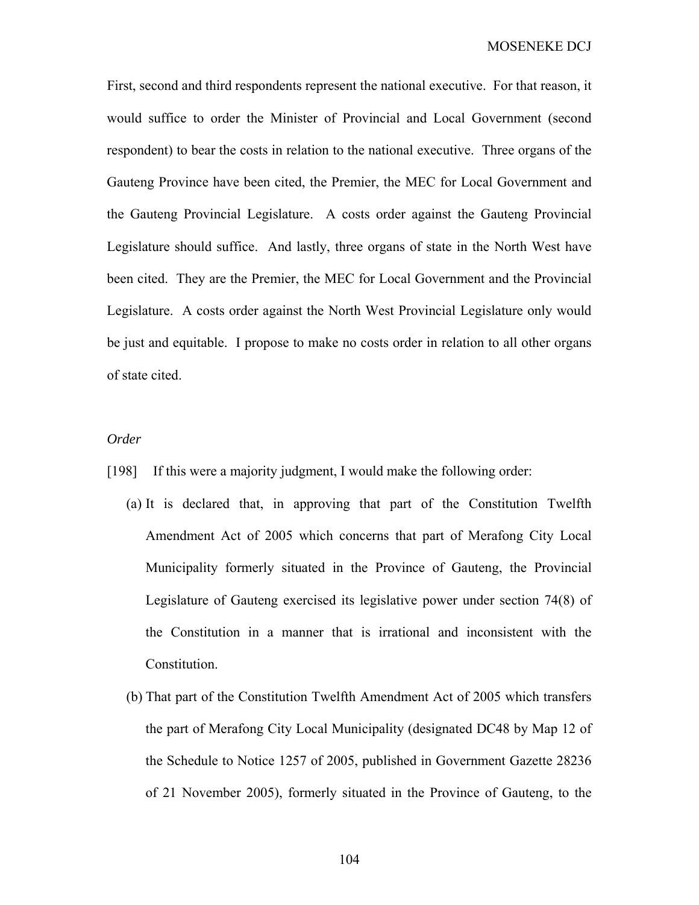First, second and third respondents represent the national executive. For that reason, it would suffice to order the Minister of Provincial and Local Government (second respondent) to bear the costs in relation to the national executive. Three organs of the Gauteng Province have been cited, the Premier, the MEC for Local Government and the Gauteng Provincial Legislature. A costs order against the Gauteng Provincial Legislature should suffice. And lastly, three organs of state in the North West have been cited. They are the Premier, the MEC for Local Government and the Provincial Legislature. A costs order against the North West Provincial Legislature only would be just and equitable. I propose to make no costs order in relation to all other organs of state cited.

*Order*

[198] If this were a majority judgment, I would make the following order:

(a) It is declared that, in approving that part of the Constitution Twelfth Amendment Act of 2005 which concerns that part of Merafong City Local Municipality formerly situated in the Province of Gauteng, the Provincial Legislature of Gauteng exercised its legislative power under section 74(8) of the Constitution in a manner that is irrational and inconsistent with the Constitution.

(b) That part of the Constitution Twelfth Amendment Act of 2005 which transfers the part of Merafong City Local Municipality (designated DC48 by Map 12 of the Schedule to Notice 1257 of 2005, published in Government Gazette 28236 of 21 November 2005), formerly situated in the Province of Gauteng, to the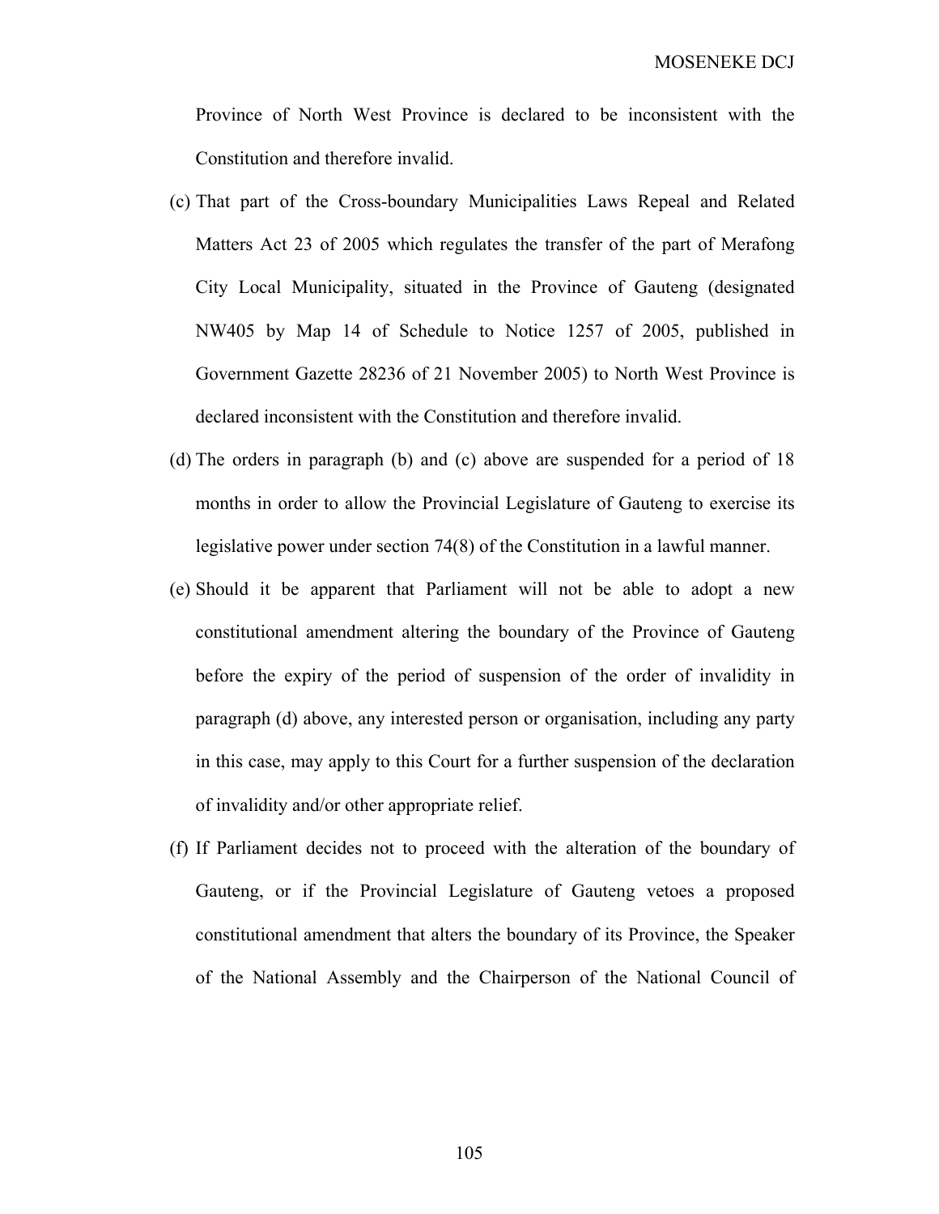Province of North West Province is declared to be inconsistent with the Constitution and therefore invalid.

(c) That part of the Cross-boundary Municipalities Laws Repeal and Related Matters Act 23 of 2005 which regulates the transfer of the part of Merafong City Local Municipality, situated in the Province of Gauteng (designated NW405 by Map 14 of Schedule to Notice 1257 of 2005, published in Government Gazette 28236 of 21 November 2005) to North West Province is declared inconsistent with the Constitution and therefore invalid.

(d) The orders in paragraph (b) and (c) above are suspended for a period of 18 months in order to allow the Provincial Legislature of Gauteng to exercise its legislative power under section 74(8) of the Constitution in a lawful manner.

(e) Should it be apparent that Parliament will not be able to adopt a new constitutional amendment altering the boundary of the Province of Gauteng before the expiry of the period of suspension of the order of invalidity in paragraph (d) above, any interested person or organisation, including any party in this case, may apply to this Court for a further suspension of the declaration of invalidity and/or other appropriate relief.

(f) If Parliament decides not to proceed with the alteration of the boundary of Gauteng, or if the Provincial Legislature of Gauteng vetoes a proposed constitutional amendment that alters the boundary of its Province, the Speaker of the National Assembly and the Chairperson of the National Council of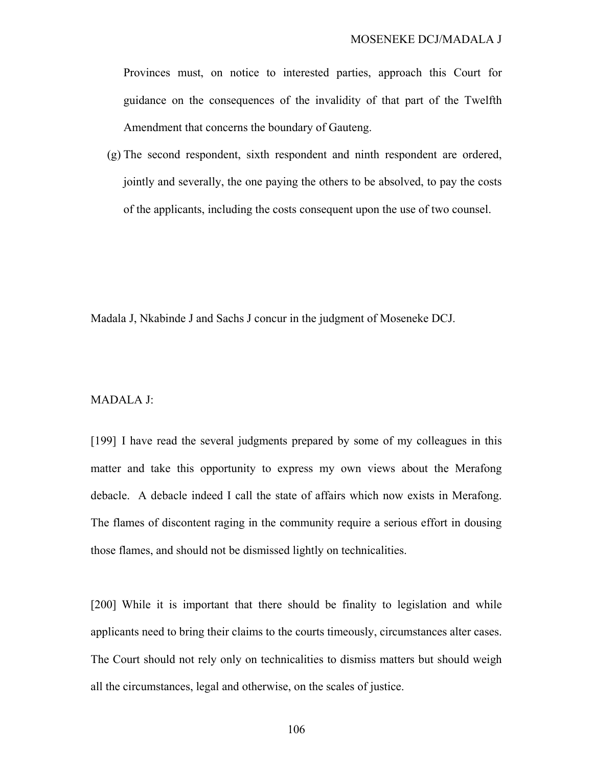Provinces must, on notice to interested parties, approach this Court for guidance on the consequences of the invalidity of that part of the Twelfth Amendment that concerns the boundary of Gauteng.

(g) The second respondent, sixth respondent and ninth respondent are ordered, jointly and severally, the one paying the others to be absolved, to pay the costs of the applicants, including the costs consequent upon the use of two counsel.

Madala J, Nkabinde J and Sachs J concur in the judgment of Moseneke DCJ.

MADALA J:

[199] I have read the several judgments prepared by some of my colleagues in this matter and take this opportunity to express my own views about the Merafong debacle. A debacle indeed I call the state of affairs which now exists in Merafong. The flames of discontent raging in the community require a serious effort in dousing those flames, and should not be dismissed lightly on technicalities.

[200] While it is important that there should be finality to legislation and while applicants need to bring their claims to the courts timeously, circumstances alter cases. The Court should not rely only on technicalities to dismiss matters but should weigh all the circumstances, legal and otherwise, on the scales of justice.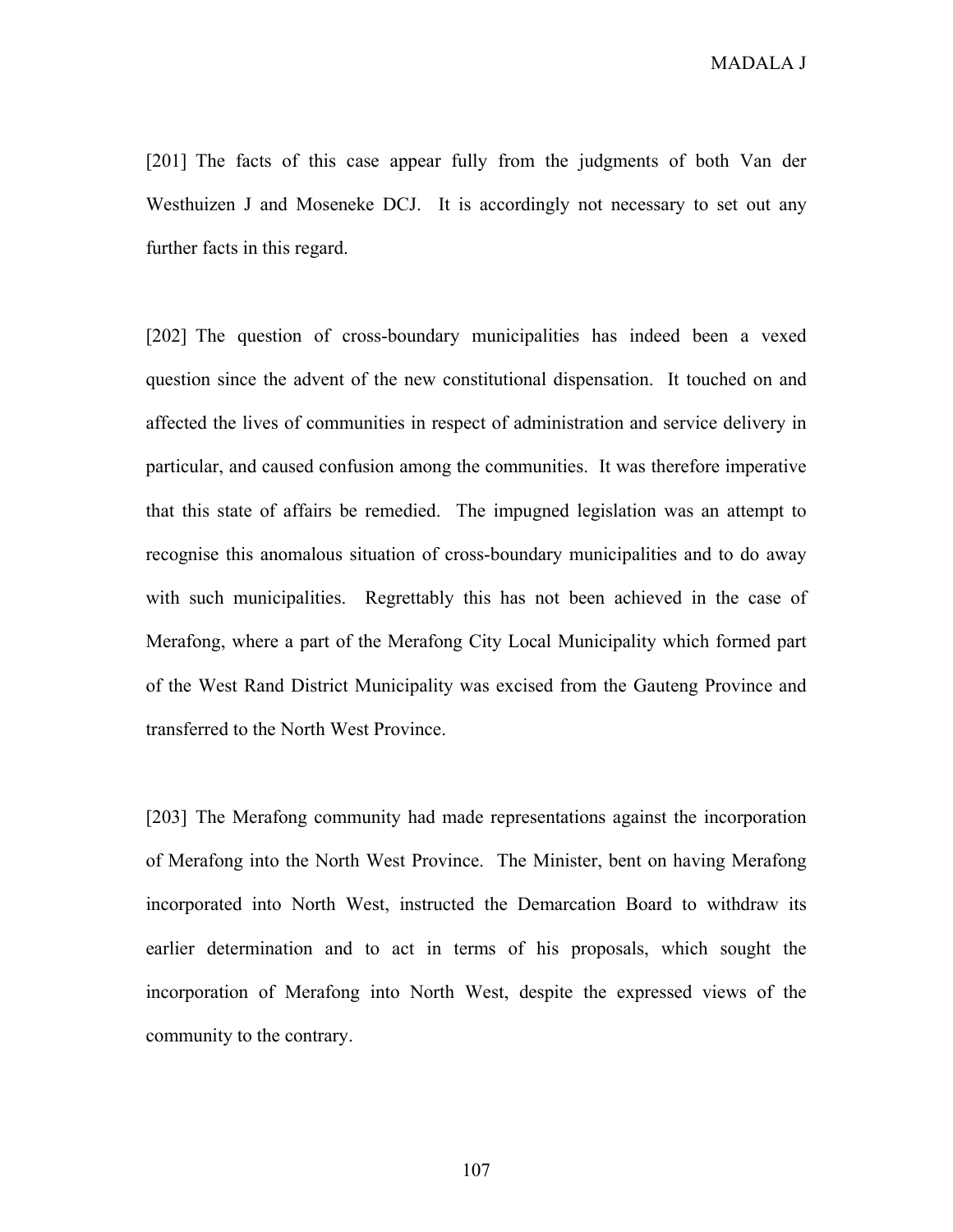[201] The facts of this case appear fully from the judgments of both Van der Westhuizen J and Moseneke DCJ. It is accordingly not necessary to set out any further facts in this regard.

[202] The question of cross-boundary municipalities has indeed been a vexed question since the advent of the new constitutional dispensation. It touched on and affected the lives of communities in respect of administration and service delivery in particular, and caused confusion among the communities. It was therefore imperative that this state of affairs be remedied. The impugned legislation was an attempt to recognise this anomalous situation of cross-boundary municipalities and to do away with such municipalities. Regrettably this has not been achieved in the case of Merafong, where a part of the Merafong City Local Municipality which formed part of the West Rand District Municipality was excised from the Gauteng Province and transferred to the North West Province.

[203] The Merafong community had made representations against the incorporation of Merafong into the North West Province. The Minister, bent on having Merafong incorporated into North West, instructed the Demarcation Board to withdraw its earlier determination and to act in terms of his proposals, which sought the incorporation of Merafong into North West, despite the expressed views of the community to the contrary.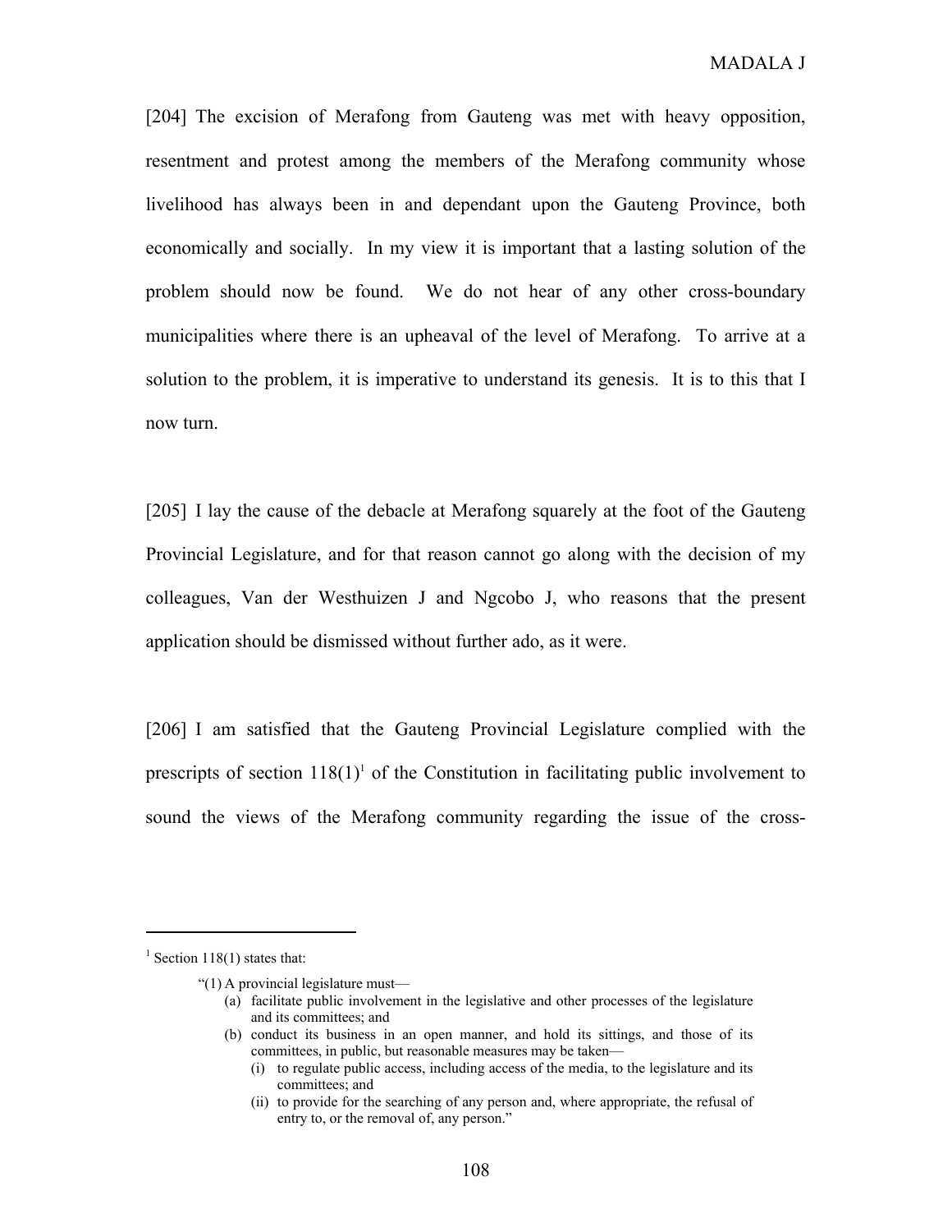[204] The excision of Merafong from Gauteng was met with heavy opposition, resentment and protest among the members of the Merafong community whose livelihood has always been in and dependant upon the Gauteng Province, both economically and socially. In my view it is important that a lasting solution of the problem should now be found. We do not hear of any other cross-boundary municipalities where there is an upheaval of the level of Merafong. To arrive at a solution to the problem, it is imperative to understand its genesis. It is to this that I now turn.

[205] I lay the cause of the debacle at Merafong squarely at the foot of the Gauteng Provincial Legislature, and for that reason cannot go along with the decision of my colleagues, Van der Westhuizen J and Ngcobo J, who reasons that the present application should be dismissed without further ado, as it were.

[206] I am satisfied that the Gauteng Provincial Legislature complied with the prescripts of section 118(1)[1] of the Constitution in facilitating public involvement to sound the views of the Merafong community regarding the issue of the cross-

---

[1] Section 118(1) states that:

> "(1) A provincial legislature must—
> (a) facilitate public involvement in the legislative and other processes of the legislature and its committees; and
> (b) conduct its business in an open manner, and hold its sittings, and those of its committees, in public, but reasonable measures may be taken—
> (i) to regulate public access, including access of the media, to the legislature and its committees; and
> (ii) to provide for the searching of any person and, where appropriate, the refusal of entry to, or the removal of, any person."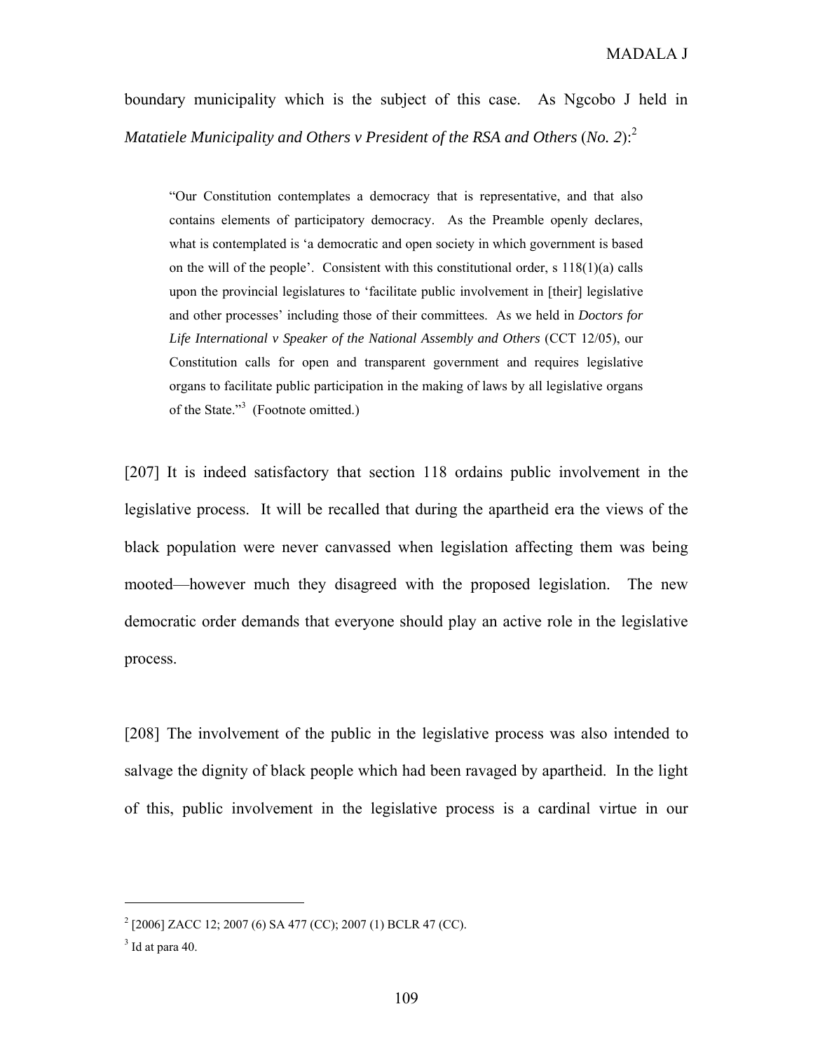boundary municipality which is the subject of this case. As Ngcobo J held in *Matatiele Municipality and Others v President of the RSA and Others* (*No. 2*):[2]

> "Our Constitution contemplates a democracy that is representative, and that also contains elements of participatory democracy. As the Preamble openly declares, what is contemplated is 'a democratic and open society in which government is based on the will of the people'. Consistent with this constitutional order, s 118(1)(a) calls upon the provincial legislatures to 'facilitate public involvement in [their] legislative and other processes' including those of their committees. As we held in *Doctors for Life International v Speaker of the National Assembly and Others* (CCT 12/05), our Constitution calls for open and transparent government and requires legislative organs to facilitate public participation in the making of laws by all legislative organs of the State."[3] (Footnote omitted.)

[207] It is indeed satisfactory that section 118 ordains public involvement in the legislative process. It will be recalled that during the apartheid era the views of the black population were never canvassed when legislation affecting them was being mooted—however much they disagreed with the proposed legislation. The new democratic order demands that everyone should play an active role in the legislative process.

[208] The involvement of the public in the legislative process was also intended to salvage the dignity of black people which had been ravaged by apartheid. In the light of this, public involvement in the legislative process is a cardinal virtue in our

---

[2] [2006] ZACC 12; 2007 (6) SA 477 (CC); 2007 (1) BCLR 47 (CC).

[3] Id at para 40.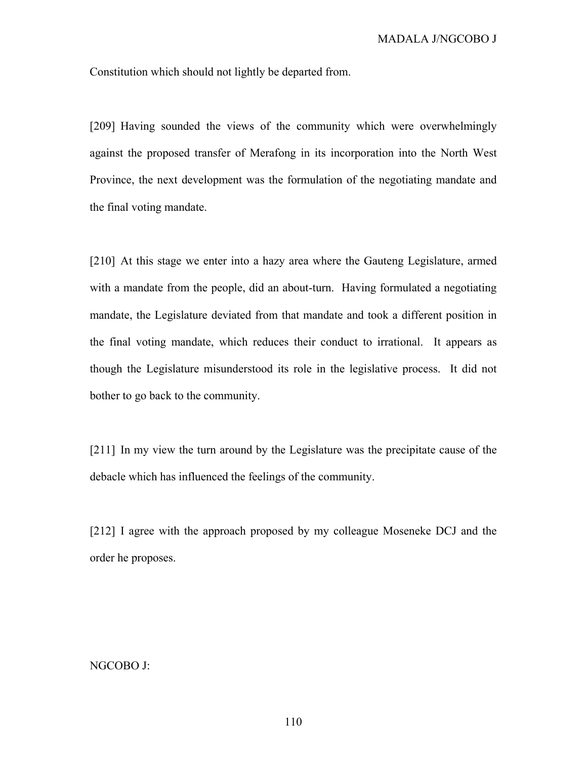Constitution which should not lightly be departed from.

[209] Having sounded the views of the community which were overwhelmingly against the proposed transfer of Merafong in its incorporation into the North West Province, the next development was the formulation of the negotiating mandate and the final voting mandate.

[210] At this stage we enter into a hazy area where the Gauteng Legislature, armed with a mandate from the people, did an about-turn. Having formulated a negotiating mandate, the Legislature deviated from that mandate and took a different position in the final voting mandate, which reduces their conduct to irrational. It appears as though the Legislature misunderstood its role in the legislative process. It did not bother to go back to the community.

[211] In my view the turn around by the Legislature was the precipitate cause of the debacle which has influenced the feelings of the community.

[212] I agree with the approach proposed by my colleague Moseneke DCJ and the order he proposes.

NGCOBO J: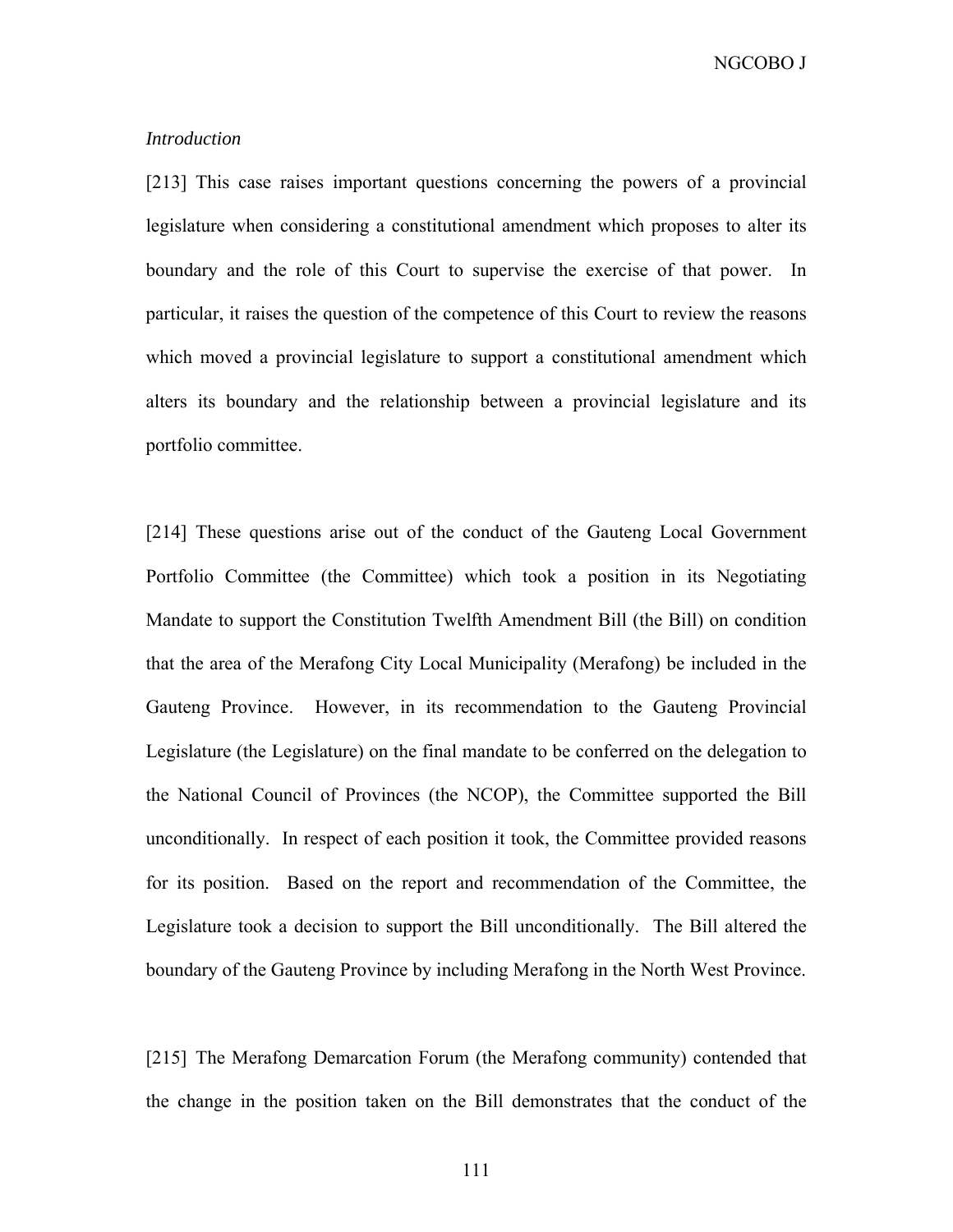*Introduction*

[213] This case raises important questions concerning the powers of a provincial legislature when considering a constitutional amendment which proposes to alter its boundary and the role of this Court to supervise the exercise of that power. In particular, it raises the question of the competence of this Court to review the reasons which moved a provincial legislature to support a constitutional amendment which alters its boundary and the relationship between a provincial legislature and its portfolio committee.

[214] These questions arise out of the conduct of the Gauteng Local Government Portfolio Committee (the Committee) which took a position in its Negotiating Mandate to support the Constitution Twelfth Amendment Bill (the Bill) on condition that the area of the Merafong City Local Municipality (Merafong) be included in the Gauteng Province. However, in its recommendation to the Gauteng Provincial Legislature (the Legislature) on the final mandate to be conferred on the delegation to the National Council of Provinces (the NCOP), the Committee supported the Bill unconditionally. In respect of each position it took, the Committee provided reasons for its position. Based on the report and recommendation of the Committee, the Legislature took a decision to support the Bill unconditionally. The Bill altered the boundary of the Gauteng Province by including Merafong in the North West Province.

[215] The Merafong Demarcation Forum (the Merafong community) contended that the change in the position taken on the Bill demonstrates that the conduct of the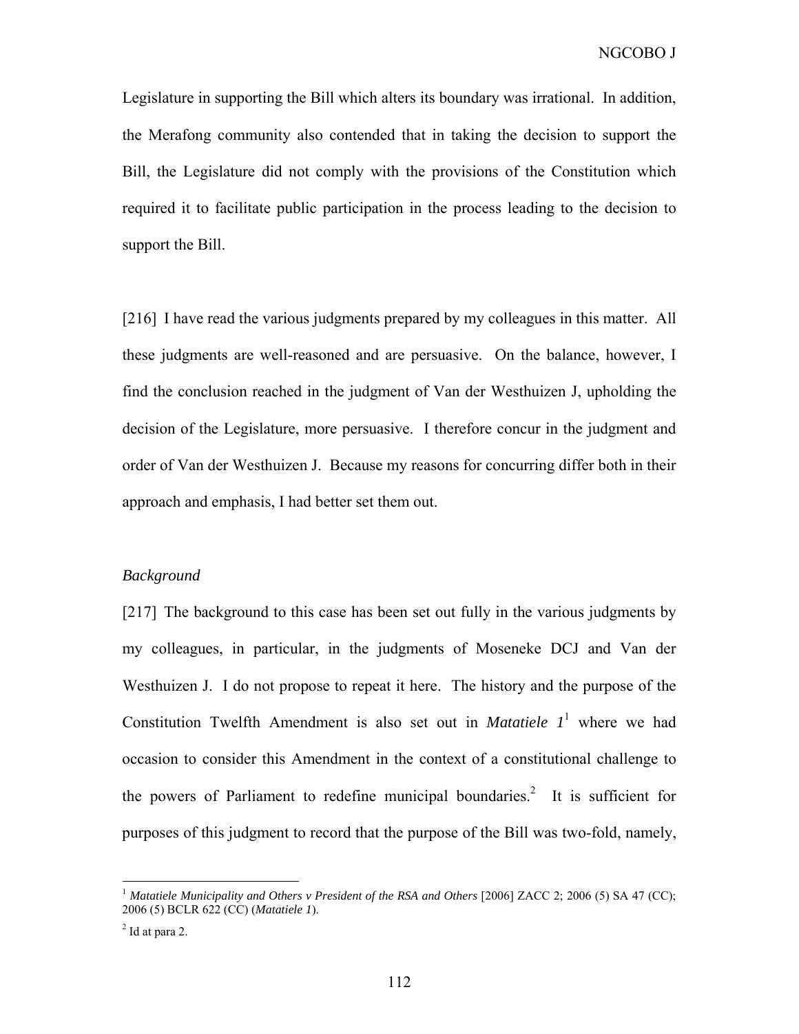Legislature in supporting the Bill which alters its boundary was irrational. In addition, the Merafong community also contended that in taking the decision to support the Bill, the Legislature did not comply with the provisions of the Constitution which required it to facilitate public participation in the process leading to the decision to support the Bill.

[216] I have read the various judgments prepared by my colleagues in this matter. All these judgments are well-reasoned and are persuasive. On the balance, however, I find the conclusion reached in the judgment of Van der Westhuizen J, upholding the decision of the Legislature, more persuasive. I therefore concur in the judgment and order of Van der Westhuizen J. Because my reasons for concurring differ both in their approach and emphasis, I had better set them out.

*Background*

[217] The background to this case has been set out fully in the various judgments by my colleagues, in particular, in the judgments of Moseneke DCJ and Van der Westhuizen J. I do not propose to repeat it here. The history and the purpose of the Constitution Twelfth Amendment is also set out in ***Matatiele 1***[1] where we had occasion to consider this Amendment in the context of a constitutional challenge to the powers of Parliament to redefine municipal boundaries.[2] It is sufficient for purposes of this judgment to record that the purpose of the Bill was two-fold, namely,

---

[1] *Matatiele Municipality and Others v President of the RSA and Others* [2006] ZACC 2; 2006 (5) SA 47 (CC); 2006 (5) BCLR 622 (CC) (*Matatiele 1*).

[2] Id at para 2.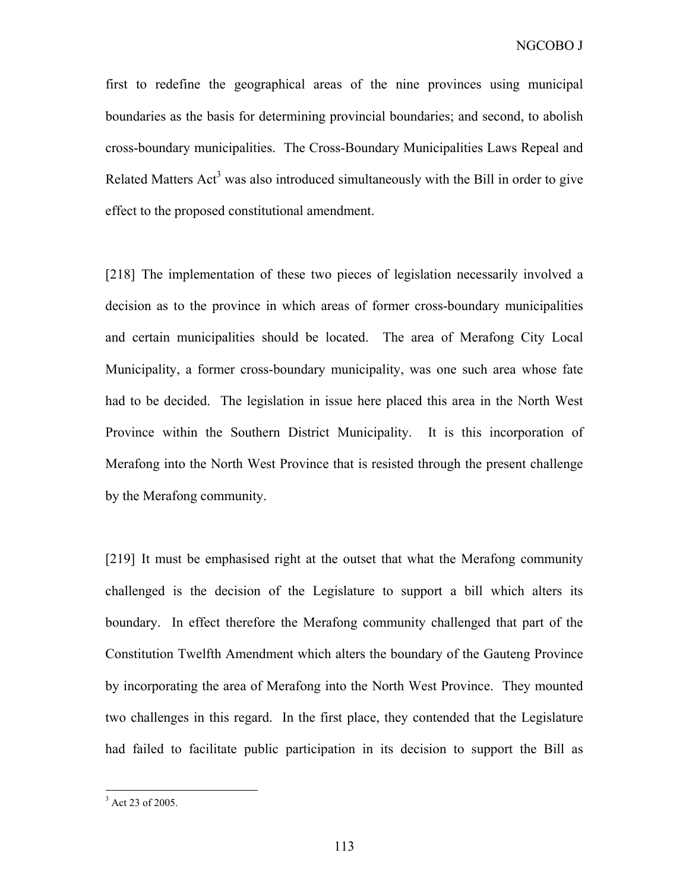first to redefine the geographical areas of the nine provinces using municipal boundaries as the basis for determining provincial boundaries; and second, to abolish cross-boundary municipalities. The Cross-Boundary Municipalities Laws Repeal and Related Matters Act[3] was also introduced simultaneously with the Bill in order to give effect to the proposed constitutional amendment.

[218] The implementation of these two pieces of legislation necessarily involved a decision as to the province in which areas of former cross-boundary municipalities and certain municipalities should be located. The area of Merafong City Local Municipality, a former cross-boundary municipality, was one such area whose fate had to be decided. The legislation in issue here placed this area in the North West Province within the Southern District Municipality. It is this incorporation of Merafong into the North West Province that is resisted through the present challenge by the Merafong community.

[219] It must be emphasised right at the outset that what the Merafong community challenged is the decision of the Legislature to support a bill which alters its boundary. In effect therefore the Merafong community challenged that part of the Constitution Twelfth Amendment which alters the boundary of the Gauteng Province by incorporating the area of Merafong into the North West Province. They mounted two challenges in this regard. In the first place, they contended that the Legislature had failed to facilitate public participation in its decision to support the Bill as

[3] Act 23 of 2005.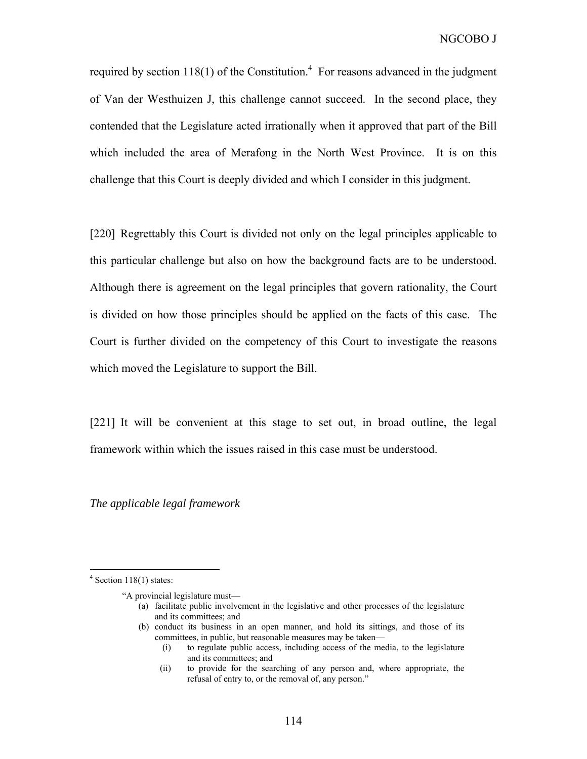required by section 118(1) of the Constitution.[4] For reasons advanced in the judgment of Van der Westhuizen J, this challenge cannot succeed. In the second place, they contended that the Legislature acted irrationally when it approved that part of the Bill which included the area of Merafong in the North West Province. It is on this challenge that this Court is deeply divided and which I consider in this judgment.

[220] Regrettably this Court is divided not only on the legal principles applicable to this particular challenge but also on how the background facts are to be understood. Although there is agreement on the legal principles that govern rationality, the Court is divided on how those principles should be applied on the facts of this case. The Court is further divided on the competency of this Court to investigate the reasons which moved the Legislature to support the Bill.

[221] It will be convenient at this stage to set out, in broad outline, the legal framework within which the issues raised in this case must be understood.

*The applicable legal framework*

---

[4] Section 118(1) states:

> "A provincial legislature must—
> (a) facilitate public involvement in the legislative and other processes of the legislature and its committees; and
> (b) conduct its business in an open manner, and hold its sittings, and those of its committees, in public, but reasonable measures may be taken—
> (i) to regulate public access, including access of the media, to the legislature and its committees; and
> (ii) to provide for the searching of any person and, where appropriate, the refusal of entry to, or the removal of, any person."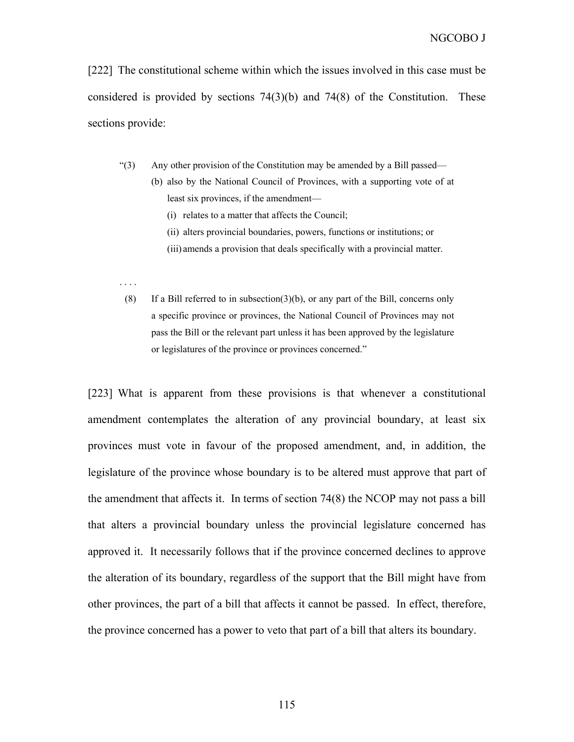[222] The constitutional scheme within which the issues involved in this case must be considered is provided by sections 74(3)(b) and 74(8) of the Constitution. These sections provide:

> "(3) Any other provision of the Constitution may be amended by a Bill passed—
>
> (b) also by the National Council of Provinces, with a supporting vote of at least six provinces, if the amendment—
>
> (i) relates to a matter that affects the Council;
>
> (ii) alters provincial boundaries, powers, functions or institutions; or
>
> (iii) amends a provision that deals specifically with a provincial matter.
>
> . . . .
>
> (8) If a Bill referred to in subsection(3)(b), or any part of the Bill, concerns only a specific province or provinces, the National Council of Provinces may not pass the Bill or the relevant part unless it has been approved by the legislature or legislatures of the province or provinces concerned."

[223] What is apparent from these provisions is that whenever a constitutional amendment contemplates the alteration of any provincial boundary, at least six provinces must vote in favour of the proposed amendment, and, in addition, the legislature of the province whose boundary is to be altered must approve that part of the amendment that affects it. In terms of section 74(8) the NCOP may not pass a bill that alters a provincial boundary unless the provincial legislature concerned has approved it. It necessarily follows that if the province concerned declines to approve the alteration of its boundary, regardless of the support that the Bill might have from other provinces, the part of a bill that affects it cannot be passed. In effect, therefore, the province concerned has a power to veto that part of a bill that alters its boundary.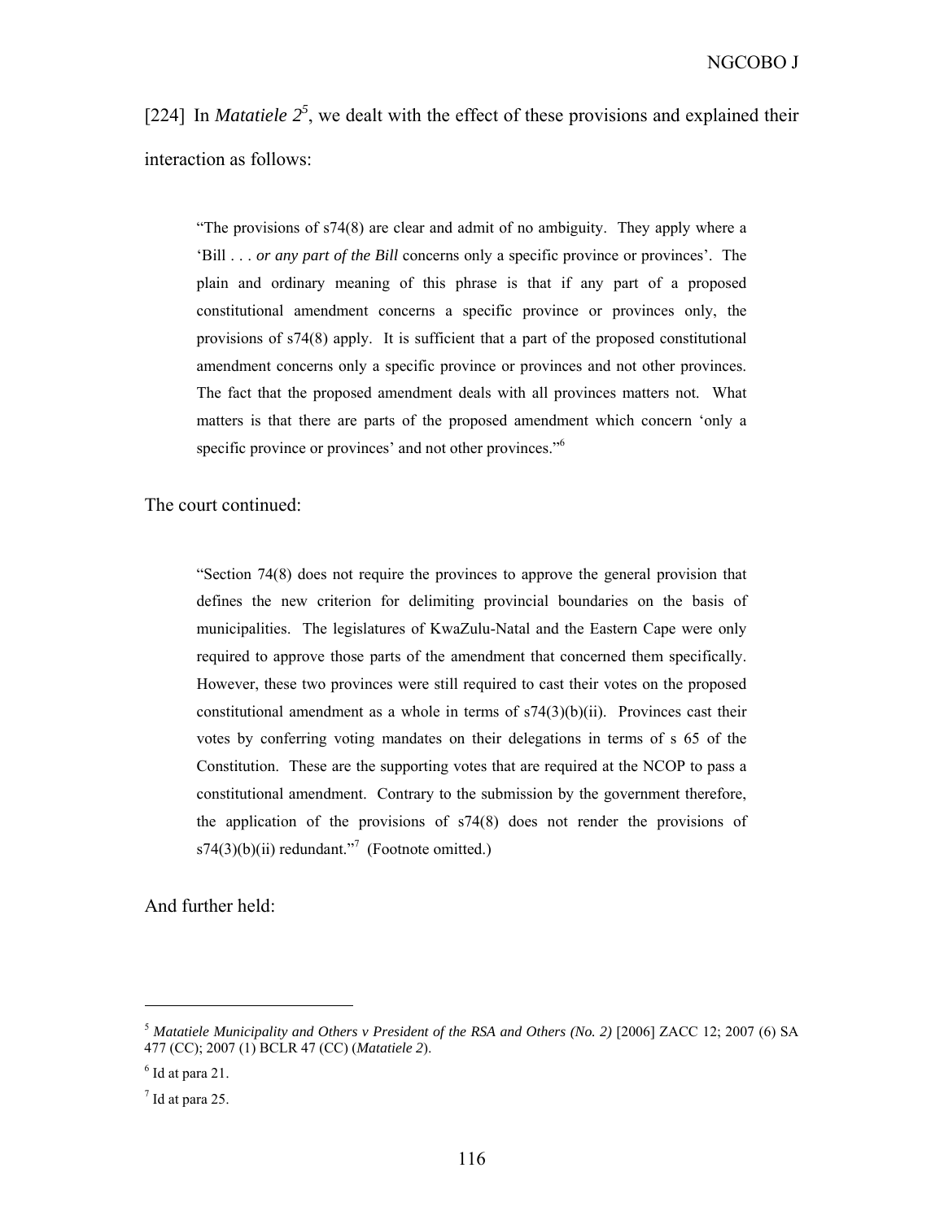[224] In *Matatiele 2*[5], we dealt with the effect of these provisions and explained their interaction as follows:

> "The provisions of s74(8) are clear and admit of no ambiguity. They apply where a 'Bill . . . *or any part of the Bill* concerns only a specific province or provinces'. The plain and ordinary meaning of this phrase is that if any part of a proposed constitutional amendment concerns a specific province or provinces only, the provisions of s74(8) apply. It is sufficient that a part of the proposed constitutional amendment concerns only a specific province or provinces and not other provinces. The fact that the proposed amendment deals with all provinces matters not. What matters is that there are parts of the proposed amendment which concern 'only a specific province or provinces' and not other provinces."[6]

The court continued:

> "Section 74(8) does not require the provinces to approve the general provision that defines the new criterion for delimiting provincial boundaries on the basis of municipalities. The legislatures of KwaZulu-Natal and the Eastern Cape were only required to approve those parts of the amendment that concerned them specifically. However, these two provinces were still required to cast their votes on the proposed constitutional amendment as a whole in terms of s74(3)(b)(ii). Provinces cast their votes by conferring voting mandates on their delegations in terms of s 65 of the Constitution. These are the supporting votes that are required at the NCOP to pass a constitutional amendment. Contrary to the submission by the government therefore, the application of the provisions of s74(8) does not render the provisions of s74(3)(b)(ii) redundant."[7] (Footnote omitted.)

And further held:

---

[5] *Matatiele Municipality and Others v President of the RSA and Others (No. 2)* [2006] ZACC 12; 2007 (6) SA 477 (CC); 2007 (1) BCLR 47 (CC) (*Matatiele 2*).

[6] Id at para 21.

[7] Id at para 25.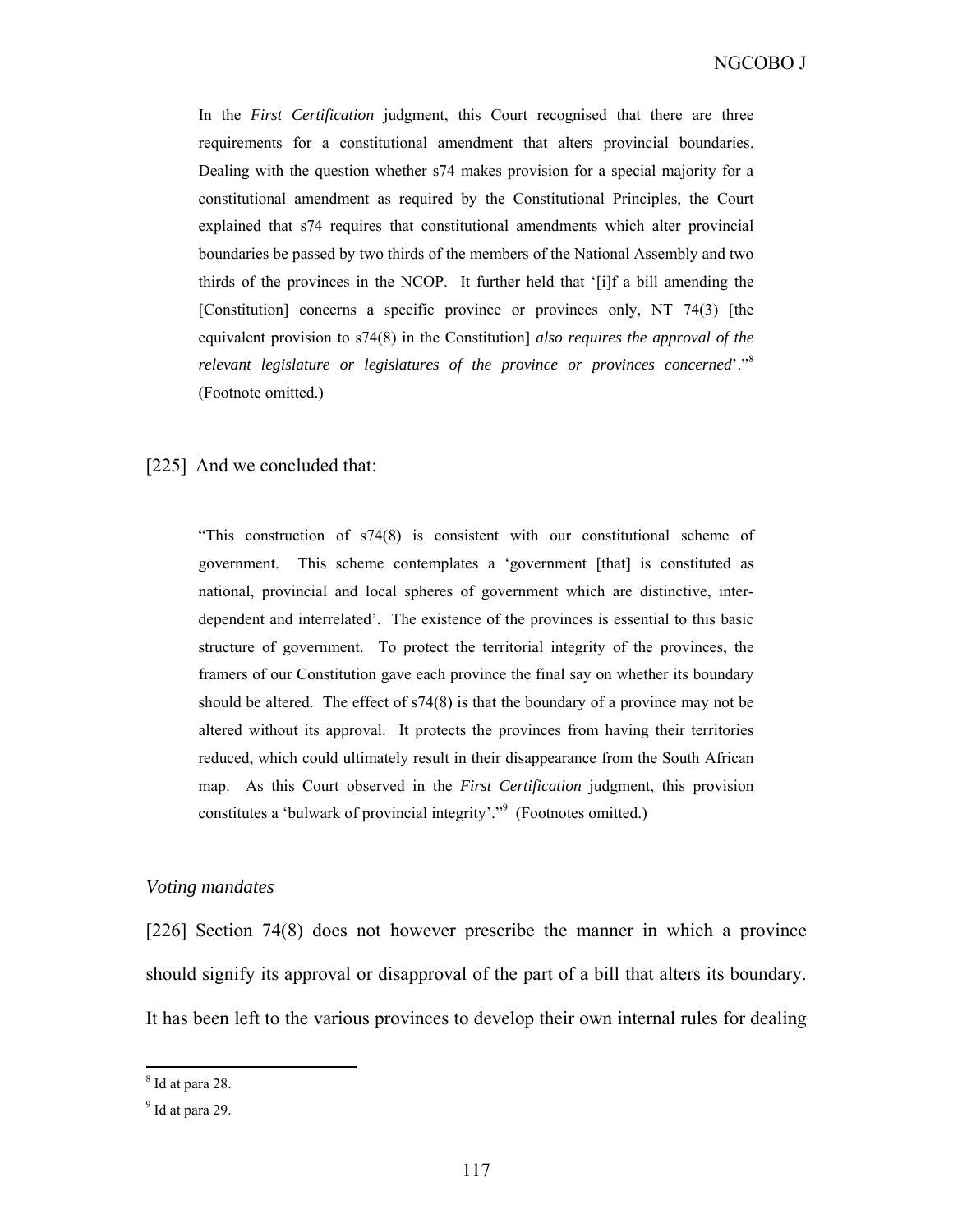> In the *First Certification* judgment, this Court recognised that there are three requirements for a constitutional amendment that alters provincial boundaries. Dealing with the question whether s74 makes provision for a special majority for a constitutional amendment as required by the Constitutional Principles, the Court explained that s74 requires that constitutional amendments which alter provincial boundaries be passed by two thirds of the members of the National Assembly and two thirds of the provinces in the NCOP. It further held that '[i]f a bill amending the [Constitution] concerns a specific province or provinces only, NT 74(3) [the equivalent provision to s74(8) in the Constitution] *also requires the approval of the relevant legislature or legislatures of the province or provinces concerned*'."[8] (Footnote omitted.)

[225] And we concluded that:

> "This construction of s74(8) is consistent with our constitutional scheme of government. This scheme contemplates a 'government [that] is constituted as national, provincial and local spheres of government which are distinctive, inter-dependent and interrelated'. The existence of the provinces is essential to this basic structure of government. To protect the territorial integrity of the provinces, the framers of our Constitution gave each province the final say on whether its boundary should be altered. The effect of s74(8) is that the boundary of a province may not be altered without its approval. It protects the provinces from having their territories reduced, which could ultimately result in their disappearance from the South African map. As this Court observed in the *First Certification* judgment, this provision constitutes a 'bulwark of provincial integrity'."[9] (Footnotes omitted.)

*Voting mandates*

[226] Section 74(8) does not however prescribe the manner in which a province should signify its approval or disapproval of the part of a bill that alters its boundary. It has been left to the various provinces to develop their own internal rules for dealing

---

[8] Id at para 28.

[9] Id at para 29.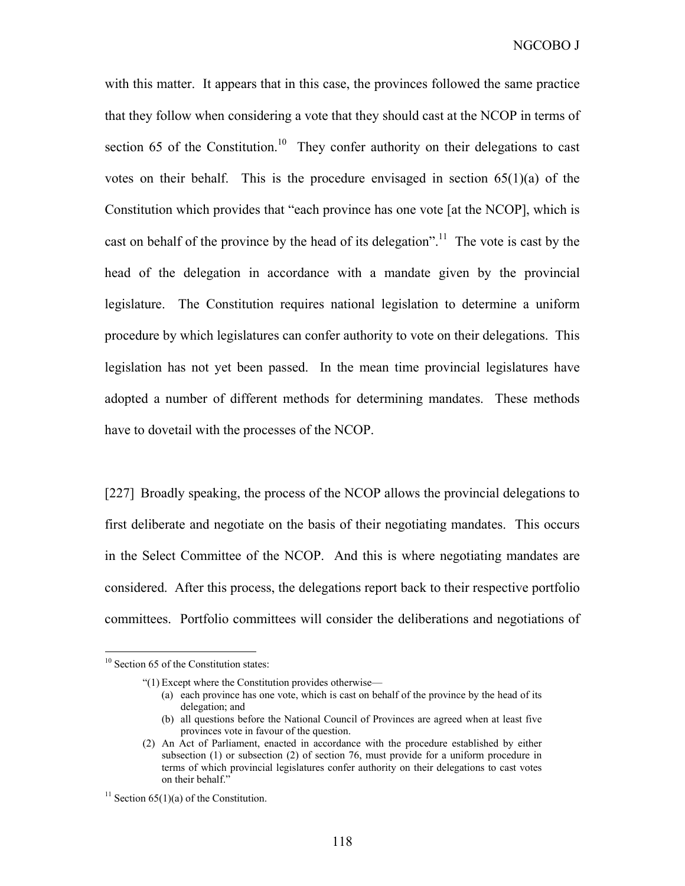with this matter. It appears that in this case, the provinces followed the same practice that they follow when considering a vote that they should cast at the NCOP in terms of section 65 of the Constitution.[10] They confer authority on their delegations to cast votes on their behalf. This is the procedure envisaged in section 65(1)(a) of the Constitution which provides that "each province has one vote [at the NCOP], which is cast on behalf of the province by the head of its delegation".[11] The vote is cast by the head of the delegation in accordance with a mandate given by the provincial legislature. The Constitution requires national legislation to determine a uniform procedure by which legislatures can confer authority to vote on their delegations. This legislation has not yet been passed. In the mean time provincial legislatures have adopted a number of different methods for determining mandates. These methods have to dovetail with the processes of the NCOP.

[227] Broadly speaking, the process of the NCOP allows the provincial delegations to first deliberate and negotiate on the basis of their negotiating mandates. This occurs in the Select Committee of the NCOP. And this is where negotiating mandates are considered. After this process, the delegations report back to their respective portfolio committees. Portfolio committees will consider the deliberations and negotiations of

---

[10] Section 65 of the Constitution states:

> "(1) Except where the Constitution provides otherwise—
> (a) each province has one vote, which is cast on behalf of the province by the head of its delegation; and
> (b) all questions before the National Council of Provinces are agreed when at least five provinces vote in favour of the question.
>
> (2) An Act of Parliament, enacted in accordance with the procedure established by either subsection (1) or subsection (2) of section 76, must provide for a uniform procedure in terms of which provincial legislatures confer authority on their delegations to cast votes on their behalf."

[11] Section 65(1)(a) of the Constitution.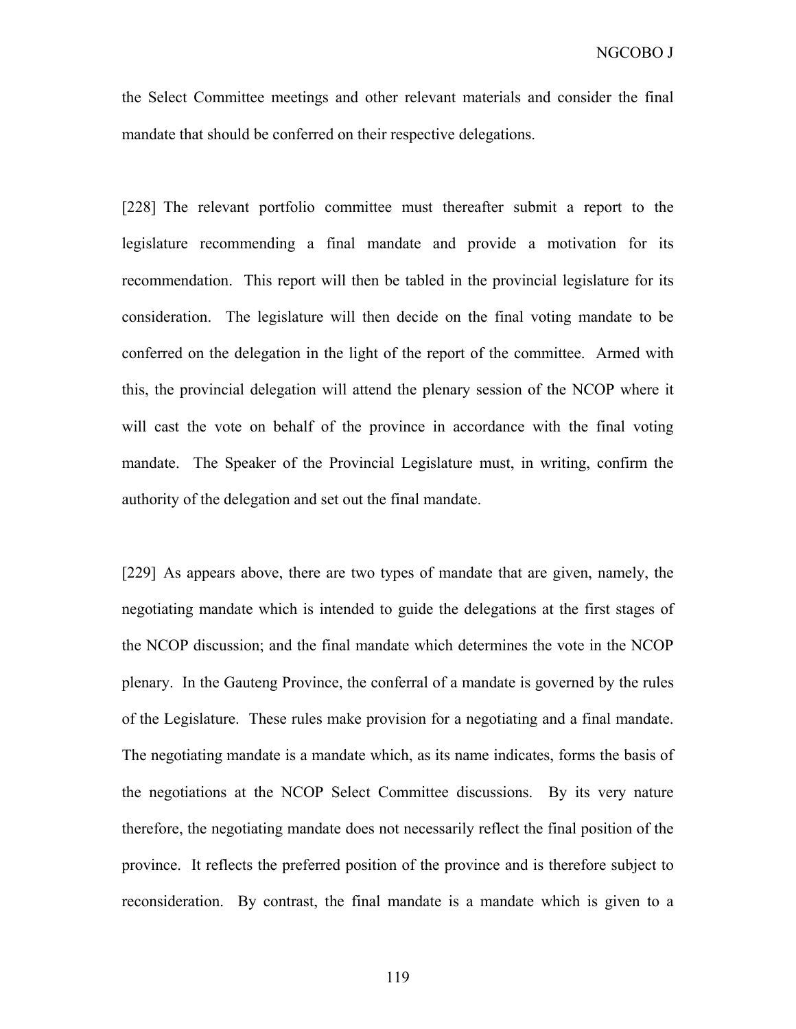the Select Committee meetings and other relevant materials and consider the final mandate that should be conferred on their respective delegations.

[228] The relevant portfolio committee must thereafter submit a report to the legislature recommending a final mandate and provide a motivation for its recommendation. This report will then be tabled in the provincial legislature for its consideration. The legislature will then decide on the final voting mandate to be conferred on the delegation in the light of the report of the committee. Armed with this, the provincial delegation will attend the plenary session of the NCOP where it will cast the vote on behalf of the province in accordance with the final voting mandate. The Speaker of the Provincial Legislature must, in writing, confirm the authority of the delegation and set out the final mandate.

[229] As appears above, there are two types of mandate that are given, namely, the negotiating mandate which is intended to guide the delegations at the first stages of the NCOP discussion; and the final mandate which determines the vote in the NCOP plenary. In the Gauteng Province, the conferral of a mandate is governed by the rules of the Legislature. These rules make provision for a negotiating and a final mandate. The negotiating mandate is a mandate which, as its name indicates, forms the basis of the negotiations at the NCOP Select Committee discussions. By its very nature therefore, the negotiating mandate does not necessarily reflect the final position of the province. It reflects the preferred position of the province and is therefore subject to reconsideration. By contrast, the final mandate is a mandate which is given to a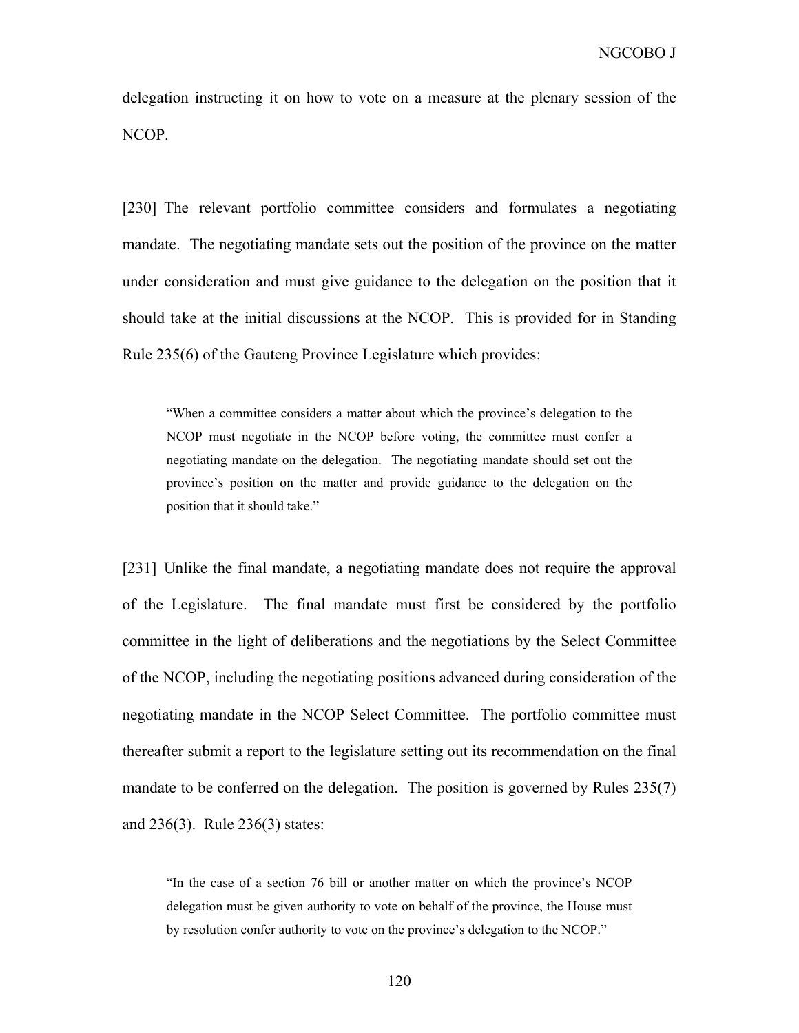delegation instructing it on how to vote on a measure at the plenary session of the NCOP.

[230] The relevant portfolio committee considers and formulates a negotiating mandate. The negotiating mandate sets out the position of the province on the matter under consideration and must give guidance to the delegation on the position that it should take at the initial discussions at the NCOP. This is provided for in Standing Rule 235(6) of the Gauteng Province Legislature which provides:

> "When a committee considers a matter about which the province's delegation to the NCOP must negotiate in the NCOP before voting, the committee must confer a negotiating mandate on the delegation. The negotiating mandate should set out the province's position on the matter and provide guidance to the delegation on the position that it should take."

[231] Unlike the final mandate, a negotiating mandate does not require the approval of the Legislature. The final mandate must first be considered by the portfolio committee in the light of deliberations and the negotiations by the Select Committee of the NCOP, including the negotiating positions advanced during consideration of the negotiating mandate in the NCOP Select Committee. The portfolio committee must thereafter submit a report to the legislature setting out its recommendation on the final mandate to be conferred on the delegation. The position is governed by Rules 235(7) and 236(3). Rule 236(3) states:

> "In the case of a section 76 bill or another matter on which the province's NCOP delegation must be given authority to vote on behalf of the province, the House must by resolution confer authority to vote on the province's delegation to the NCOP."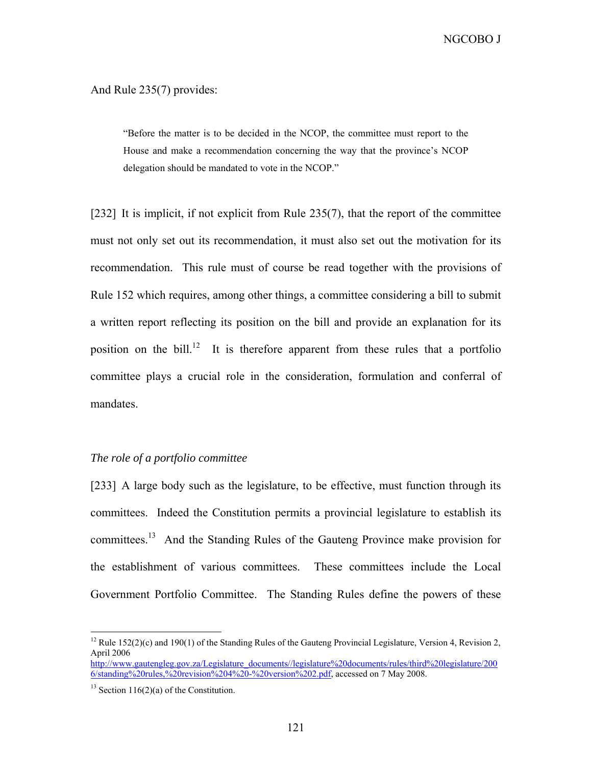And Rule 235(7) provides:

> "Before the matter is to be decided in the NCOP, the committee must report to the House and make a recommendation concerning the way that the province's NCOP delegation should be mandated to vote in the NCOP."

[232] It is implicit, if not explicit from Rule 235(7), that the report of the committee must not only set out its recommendation, it must also set out the motivation for its recommendation. This rule must of course be read together with the provisions of Rule 152 which requires, among other things, a committee considering a bill to submit a written report reflecting its position on the bill and provide an explanation for its position on the bill.[12] It is therefore apparent from these rules that a portfolio committee plays a crucial role in the consideration, formulation and conferral of mandates.

*The role of a portfolio committee*

[233] A large body such as the legislature, to be effective, must function through its committees. Indeed the Constitution permits a provincial legislature to establish its committees.[13] And the Standing Rules of the Gauteng Province make provision for the establishment of various committees. These committees include the Local Government Portfolio Committee. The Standing Rules define the powers of these

---

[12] Rule 152(2)(c) and 190(1) of the Standing Rules of the Gauteng Provincial Legislature, Version 4, Revision 2, April 2006 http://www.gautengleg.gov.za/Legislature_documents//legislature%20documents/rules/third%20legislature/2006/standing%20rules,%20revision%204%20-%20version%202.pdf, accessed on 7 May 2008.

[13] Section 116(2)(a) of the Constitution.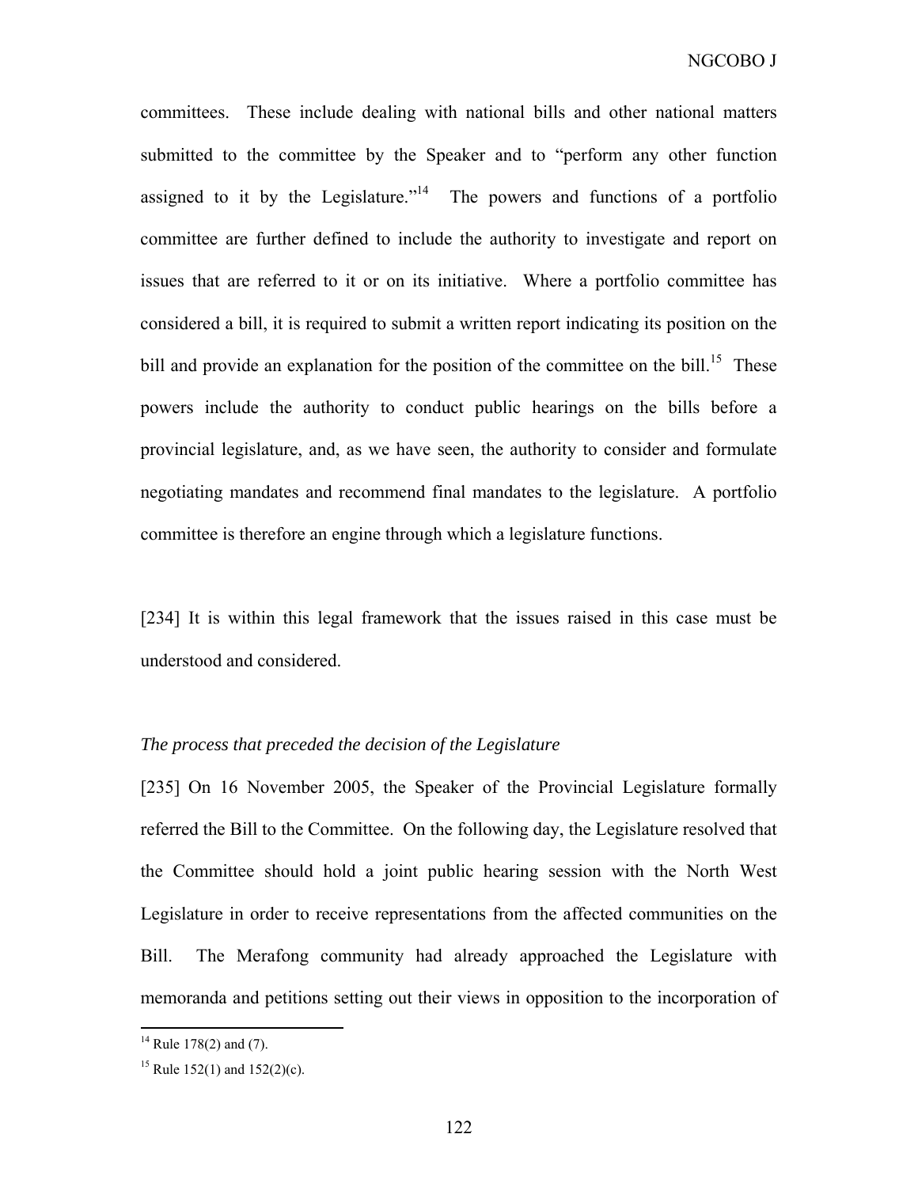committees. These include dealing with national bills and other national matters submitted to the committee by the Speaker and to "perform any other function assigned to it by the Legislature."[14] The powers and functions of a portfolio committee are further defined to include the authority to investigate and report on issues that are referred to it or on its initiative. Where a portfolio committee has considered a bill, it is required to submit a written report indicating its position on the bill and provide an explanation for the position of the committee on the bill.[15] These powers include the authority to conduct public hearings on the bills before a provincial legislature, and, as we have seen, the authority to consider and formulate negotiating mandates and recommend final mandates to the legislature. A portfolio committee is therefore an engine through which a legislature functions.

[234] It is within this legal framework that the issues raised in this case must be understood and considered.

*The process that preceded the decision of the Legislature*

[235] On 16 November 2005, the Speaker of the Provincial Legislature formally referred the Bill to the Committee. On the following day, the Legislature resolved that the Committee should hold a joint public hearing session with the North West Legislature in order to receive representations from the affected communities on the Bill. The Merafong community had already approached the Legislature with memoranda and petitions setting out their views in opposition to the incorporation of

---

[14] Rule 178(2) and (7).

[15] Rule 152(1) and 152(2)(c).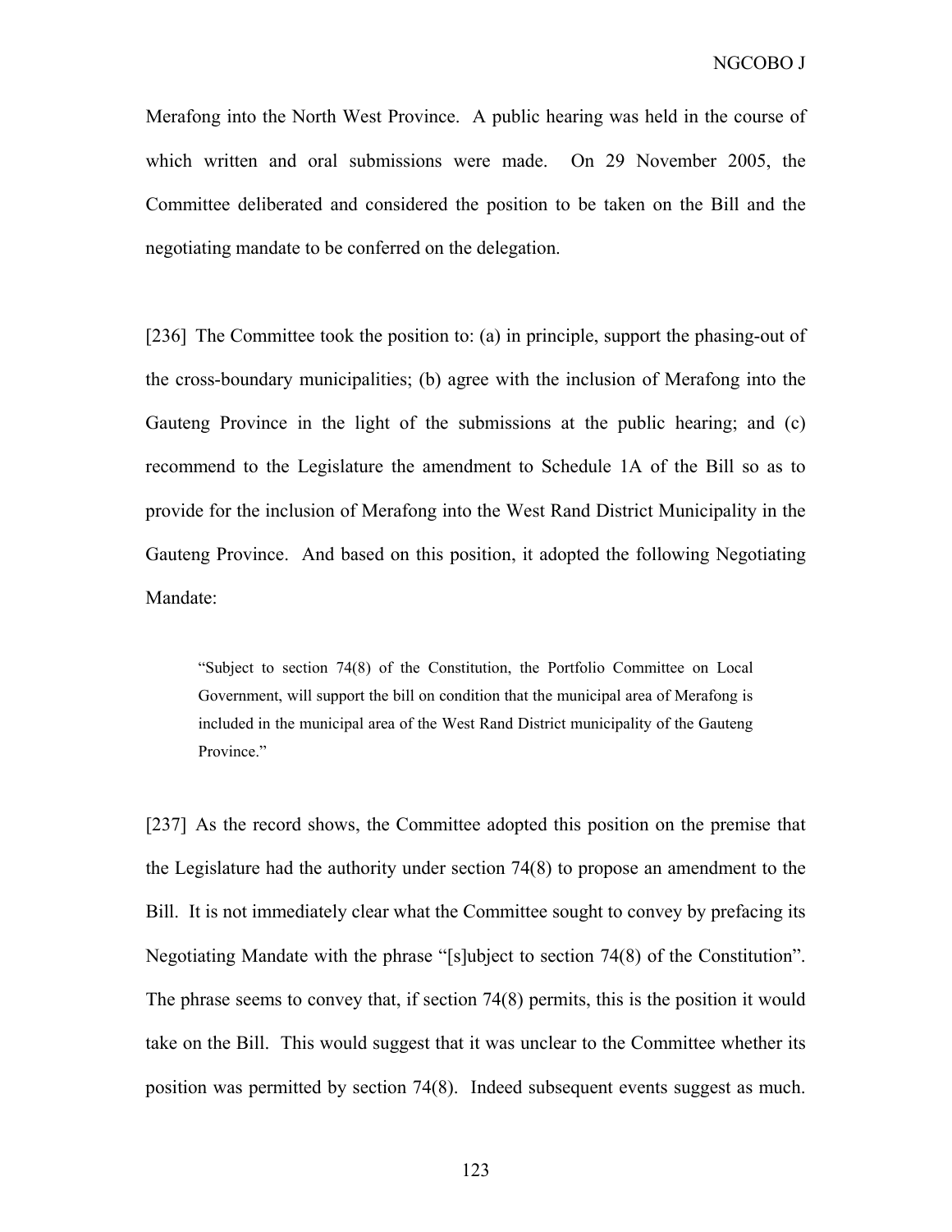Merafong into the North West Province. A public hearing was held in the course of which written and oral submissions were made. On 29 November 2005, the Committee deliberated and considered the position to be taken on the Bill and the negotiating mandate to be conferred on the delegation.

[236] The Committee took the position to: (a) in principle, support the phasing-out of the cross-boundary municipalities; (b) agree with the inclusion of Merafong into the Gauteng Province in the light of the submissions at the public hearing; and (c) recommend to the Legislature the amendment to Schedule 1A of the Bill so as to provide for the inclusion of Merafong into the West Rand District Municipality in the Gauteng Province. And based on this position, it adopted the following Negotiating Mandate:

> "Subject to section 74(8) of the Constitution, the Portfolio Committee on Local Government, will support the bill on condition that the municipal area of Merafong is included in the municipal area of the West Rand District municipality of the Gauteng Province."

[237] As the record shows, the Committee adopted this position on the premise that the Legislature had the authority under section 74(8) to propose an amendment to the Bill. It is not immediately clear what the Committee sought to convey by prefacing its Negotiating Mandate with the phrase "[s]ubject to section 74(8) of the Constitution". The phrase seems to convey that, if section 74(8) permits, this is the position it would take on the Bill. This would suggest that it was unclear to the Committee whether its position was permitted by section 74(8). Indeed subsequent events suggest as much.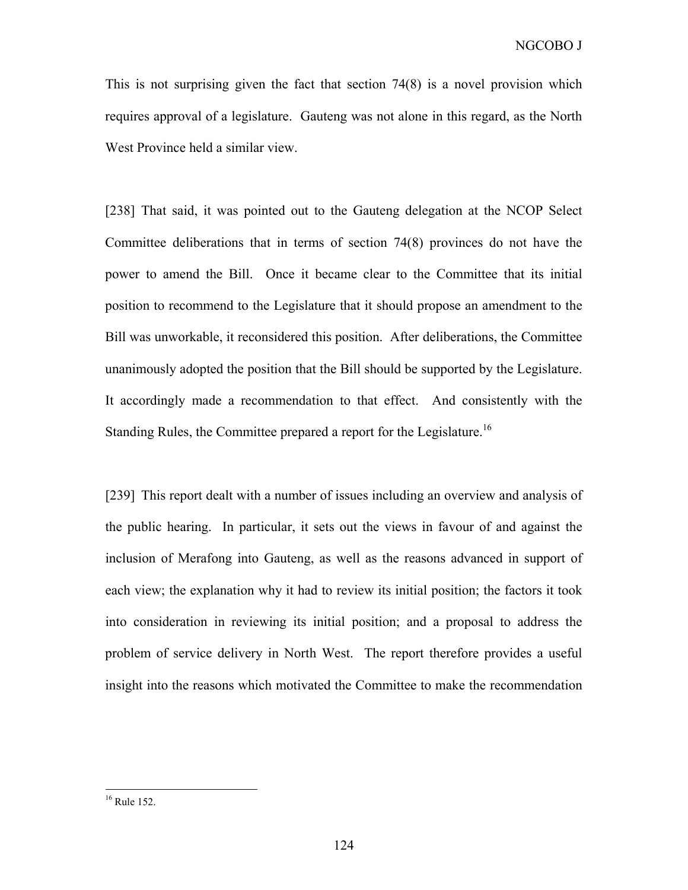This is not surprising given the fact that section 74(8) is a novel provision which requires approval of a legislature. Gauteng was not alone in this regard, as the North West Province held a similar view.

[238] That said, it was pointed out to the Gauteng delegation at the NCOP Select Committee deliberations that in terms of section 74(8) provinces do not have the power to amend the Bill. Once it became clear to the Committee that its initial position to recommend to the Legislature that it should propose an amendment to the Bill was unworkable, it reconsidered this position. After deliberations, the Committee unanimously adopted the position that the Bill should be supported by the Legislature. It accordingly made a recommendation to that effect. And consistently with the Standing Rules, the Committee prepared a report for the Legislature.[16]

[239] This report dealt with a number of issues including an overview and analysis of the public hearing. In particular, it sets out the views in favour of and against the inclusion of Merafong into Gauteng, as well as the reasons advanced in support of each view; the explanation why it had to review its initial position; the factors it took into consideration in reviewing its initial position; and a proposal to address the problem of service delivery in North West. The report therefore provides a useful insight into the reasons which motivated the Committee to make the recommendation

---

[16] Rule 152.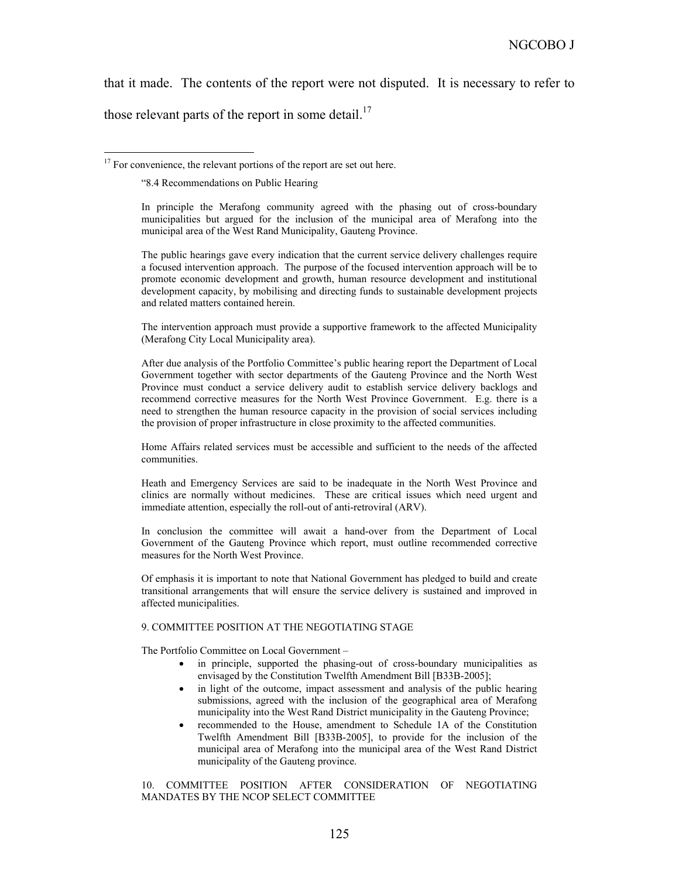that it made. The contents of the report were not disputed. It is necessary to refer to those relevant parts of the report in some detail.[17]

---

[17] For convenience, the relevant portions of the report are set out here.

> "8.4 Recommendations on Public Hearing
>
> In principle the Merafong community agreed with the phasing out of cross-boundary municipalities but argued for the inclusion of the municipal area of Merafong into the municipal area of the West Rand Municipality, Gauteng Province.
>
> The public hearings gave every indication that the current service delivery challenges require a focused intervention approach. The purpose of the focused intervention approach will be to promote economic development and growth, human resource development and institutional development capacity, by mobilising and directing funds to sustainable development projects and related matters contained herein.
>
> The intervention approach must provide a supportive framework to the affected Municipality (Merafong City Local Municipality area).
>
> After due analysis of the Portfolio Committee's public hearing report the Department of Local Government together with sector departments of the Gauteng Province and the North West Province must conduct a service delivery audit to establish service delivery backlogs and recommend corrective measures for the North West Province Government. E.g. there is a need to strengthen the human resource capacity in the provision of social services including the provision of proper infrastructure in close proximity to the affected communities.
>
> Home Affairs related services must be accessible and sufficient to the needs of the affected communities.
>
> Heath and Emergency Services are said to be inadequate in the North West Province and clinics are normally without medicines. These are critical issues which need urgent and immediate attention, especially the roll-out of anti-retroviral (ARV).
>
> In conclusion the committee will await a hand-over from the Department of Local Government of the Gauteng Province which report, must outline recommended corrective measures for the North West Province.
>
> Of emphasis it is important to note that National Government has pledged to build and create transitional arrangements that will ensure the service delivery is sustained and improved in affected municipalities.
>
> 9. COMMITTEE POSITION AT THE NEGOTIATING STAGE
>
> The Portfolio Committee on Local Government –
>
> - in principle, supported the phasing-out of cross-boundary municipalities as envisaged by the Constitution Twelfth Amendment Bill [B33B-2005];
> - in light of the outcome, impact assessment and analysis of the public hearing submissions, agreed with the inclusion of the geographical area of Merafong municipality into the West Rand District municipality in the Gauteng Province;
> - recommended to the House, amendment to Schedule 1A of the Constitution Twelfth Amendment Bill [B33B-2005], to provide for the inclusion of the municipal area of Merafong into the municipal area of the West Rand District municipality of the Gauteng province.
>
> 10. COMMITTEE POSITION AFTER CONSIDERATION OF NEGOTIATING MANDATES BY THE NCOP SELECT COMMITTEE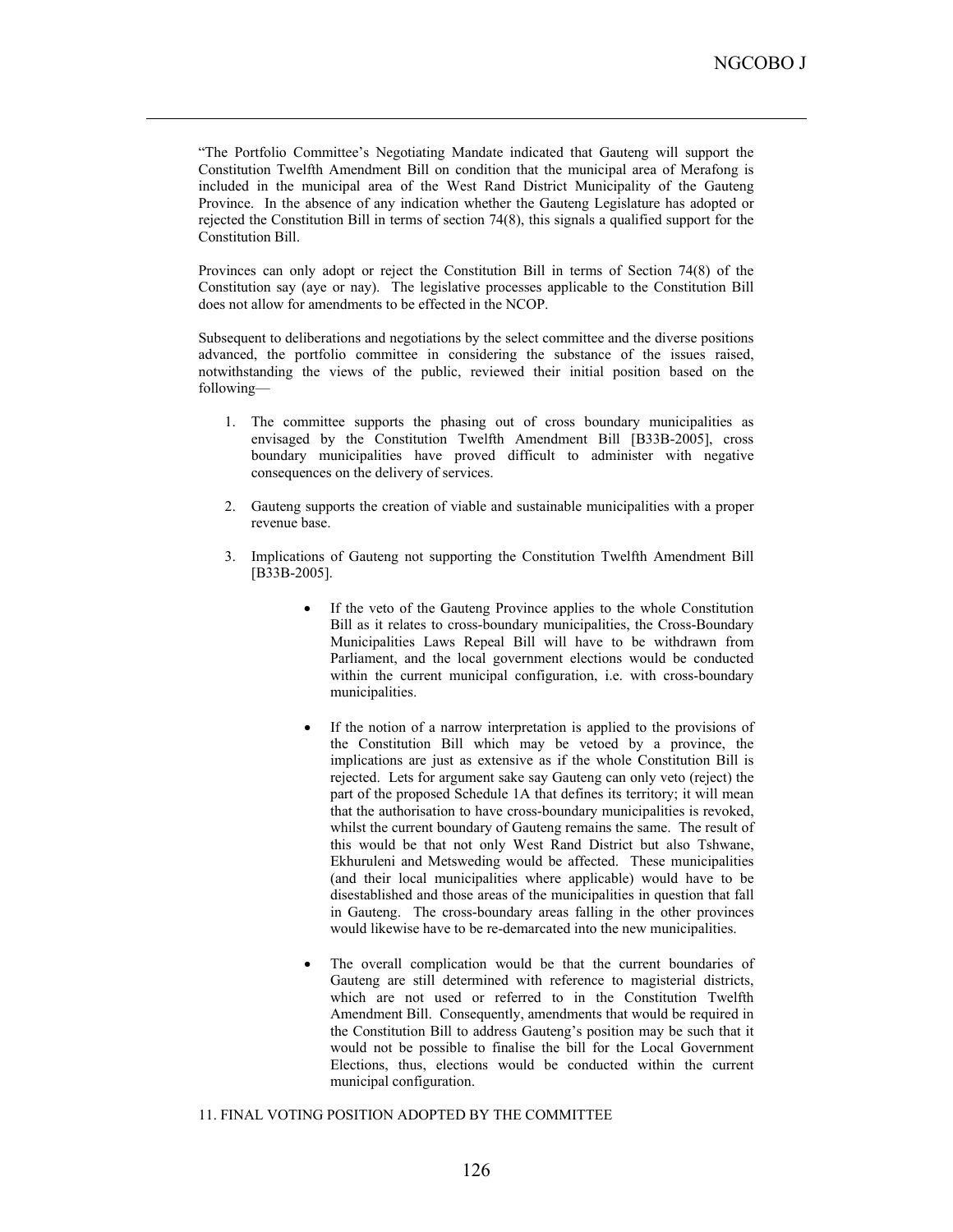"The Portfolio Committee's Negotiating Mandate indicated that Gauteng will support the Constitution Twelfth Amendment Bill on condition that the municipal area of Merafong is included in the municipal area of the West Rand District Municipality of the Gauteng Province. In the absence of any indication whether the Gauteng Legislature has adopted or rejected the Constitution Bill in terms of section 74(8), this signals a qualified support for the Constitution Bill.

Provinces can only adopt or reject the Constitution Bill in terms of Section 74(8) of the Constitution say (aye or nay). The legislative processes applicable to the Constitution Bill does not allow for amendments to be effected in the NCOP.

Subsequent to deliberations and negotiations by the select committee and the diverse positions advanced, the portfolio committee in considering the substance of the issues raised, notwithstanding the views of the public, reviewed their initial position based on the following—

1. The committee supports the phasing out of cross boundary municipalities as envisaged by the Constitution Twelfth Amendment Bill [B33B-2005], cross boundary municipalities have proved difficult to administer with negative consequences on the delivery of services.

2. Gauteng supports the creation of viable and sustainable municipalities with a proper revenue base.

3. Implications of Gauteng not supporting the Constitution Twelfth Amendment Bill [B33B-2005].

   - If the veto of the Gauteng Province applies to the whole Constitution Bill as it relates to cross-boundary municipalities, the Cross-Boundary Municipalities Laws Repeal Bill will have to be withdrawn from Parliament, and the local government elections would be conducted within the current municipal configuration, i.e. with cross-boundary municipalities.

   - If the notion of a narrow interpretation is applied to the provisions of the Constitution Bill which may be vetoed by a province, the implications are just as extensive as if the whole Constitution Bill is rejected. Lets for argument sake say Gauteng can only veto (reject) the part of the proposed Schedule 1A that defines its territory; it will mean that the authorisation to have cross-boundary municipalities is revoked, whilst the current boundary of Gauteng remains the same. The result of this would be that not only West Rand District but also Tshwane, Ekhuruleni and Metsweding would be affected. These municipalities (and their local municipalities where applicable) would have to be disestablished and those areas of the municipalities in question that fall in Gauteng. The cross-boundary areas falling in the other provinces would likewise have to be re-demarcated into the new municipalities.

   - The overall complication would be that the current boundaries of Gauteng are still determined with reference to magisterial districts, which are not used or referred to in the Constitution Twelfth Amendment Bill. Consequently, amendments that would be required in the Constitution Bill to address Gauteng's position may be such that it would not be possible to finalise the bill for the Local Government Elections, thus, elections would be conducted within the current municipal configuration.

11. FINAL VOTING POSITION ADOPTED BY THE COMMITTEE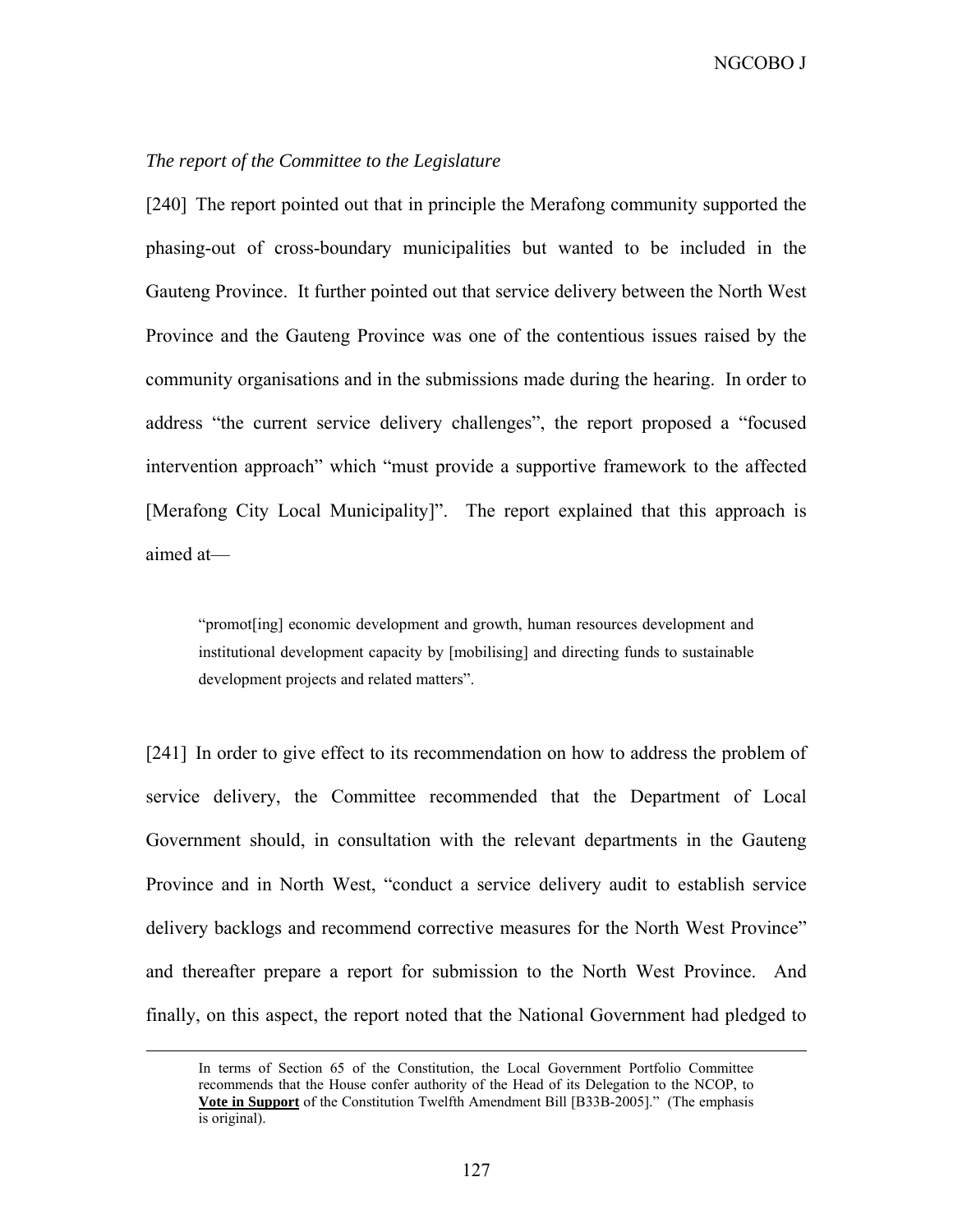*The report of the Committee to the Legislature*

[240] The report pointed out that in principle the Merafong community supported the phasing-out of cross-boundary municipalities but wanted to be included in the Gauteng Province. It further pointed out that service delivery between the North West Province and the Gauteng Province was one of the contentious issues raised by the community organisations and in the submissions made during the hearing. In order to address "the current service delivery challenges", the report proposed a "focused intervention approach" which "must provide a supportive framework to the affected [Merafong City Local Municipality]". The report explained that this approach is aimed at—

> "promot[ing] economic development and growth, human resources development and institutional development capacity by [mobilising] and directing funds to sustainable development projects and related matters".

[241] In order to give effect to its recommendation on how to address the problem of service delivery, the Committee recommended that the Department of Local Government should, in consultation with the relevant departments in the Gauteng Province and in North West, "conduct a service delivery audit to establish service delivery backlogs and recommend corrective measures for the North West Province" and thereafter prepare a report for submission to the North West Province. And finally, on this aspect, the report noted that the National Government had pledged to

---

In terms of Section 65 of the Constitution, the Local Government Portfolio Committee recommends that the House confer authority of the Head of its Delegation to the NCOP, to **Vote in Support** of the Constitution Twelfth Amendment Bill [B33B-2005]." (The emphasis is original).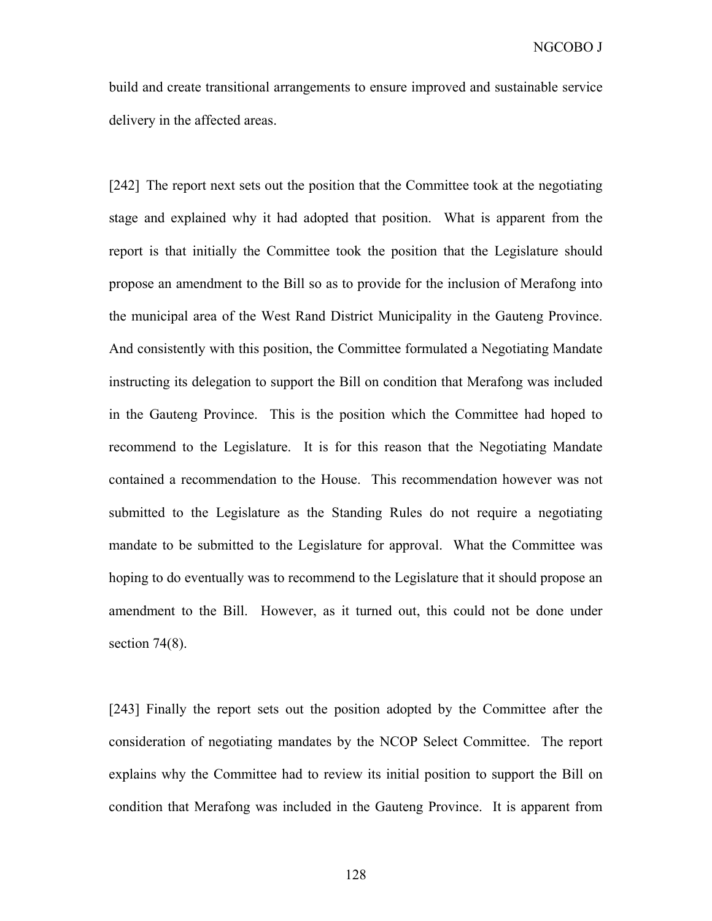build and create transitional arrangements to ensure improved and sustainable service delivery in the affected areas.

[242] The report next sets out the position that the Committee took at the negotiating stage and explained why it had adopted that position. What is apparent from the report is that initially the Committee took the position that the Legislature should propose an amendment to the Bill so as to provide for the inclusion of Merafong into the municipal area of the West Rand District Municipality in the Gauteng Province. And consistently with this position, the Committee formulated a Negotiating Mandate instructing its delegation to support the Bill on condition that Merafong was included in the Gauteng Province. This is the position which the Committee had hoped to recommend to the Legislature. It is for this reason that the Negotiating Mandate contained a recommendation to the House. This recommendation however was not submitted to the Legislature as the Standing Rules do not require a negotiating mandate to be submitted to the Legislature for approval. What the Committee was hoping to do eventually was to recommend to the Legislature that it should propose an amendment to the Bill. However, as it turned out, this could not be done under section 74(8).

[243] Finally the report sets out the position adopted by the Committee after the consideration of negotiating mandates by the NCOP Select Committee. The report explains why the Committee had to review its initial position to support the Bill on condition that Merafong was included in the Gauteng Province. It is apparent from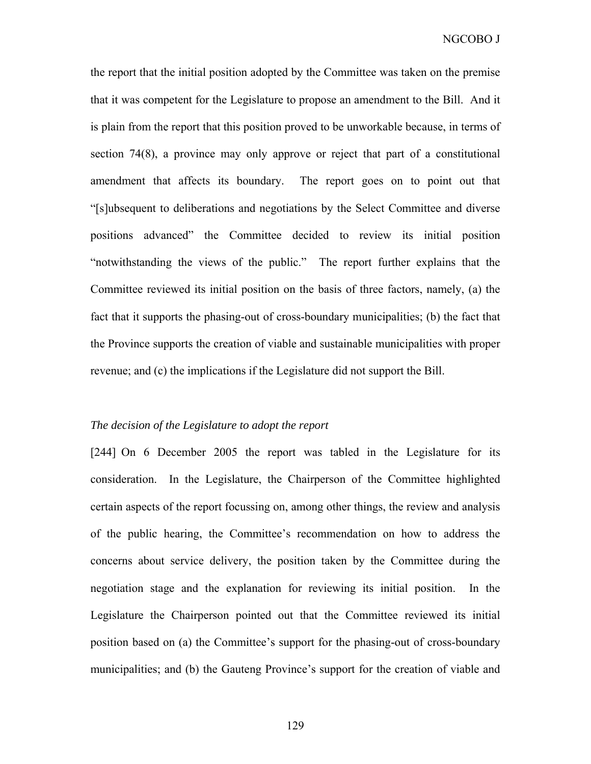the report that the initial position adopted by the Committee was taken on the premise that it was competent for the Legislature to propose an amendment to the Bill. And it is plain from the report that this position proved to be unworkable because, in terms of section 74(8), a province may only approve or reject that part of a constitutional amendment that affects its boundary. The report goes on to point out that "[s]ubsequent to deliberations and negotiations by the Select Committee and diverse positions advanced" the Committee decided to review its initial position "notwithstanding the views of the public." The report further explains that the Committee reviewed its initial position on the basis of three factors, namely, (a) the fact that it supports the phasing-out of cross-boundary municipalities; (b) the fact that the Province supports the creation of viable and sustainable municipalities with proper revenue; and (c) the implications if the Legislature did not support the Bill.

*The decision of the Legislature to adopt the report*

[244] On 6 December 2005 the report was tabled in the Legislature for its consideration. In the Legislature, the Chairperson of the Committee highlighted certain aspects of the report focussing on, among other things, the review and analysis of the public hearing, the Committee's recommendation on how to address the concerns about service delivery, the position taken by the Committee during the negotiation stage and the explanation for reviewing its initial position. In the Legislature the Chairperson pointed out that the Committee reviewed its initial position based on (a) the Committee's support for the phasing-out of cross-boundary municipalities; and (b) the Gauteng Province's support for the creation of viable and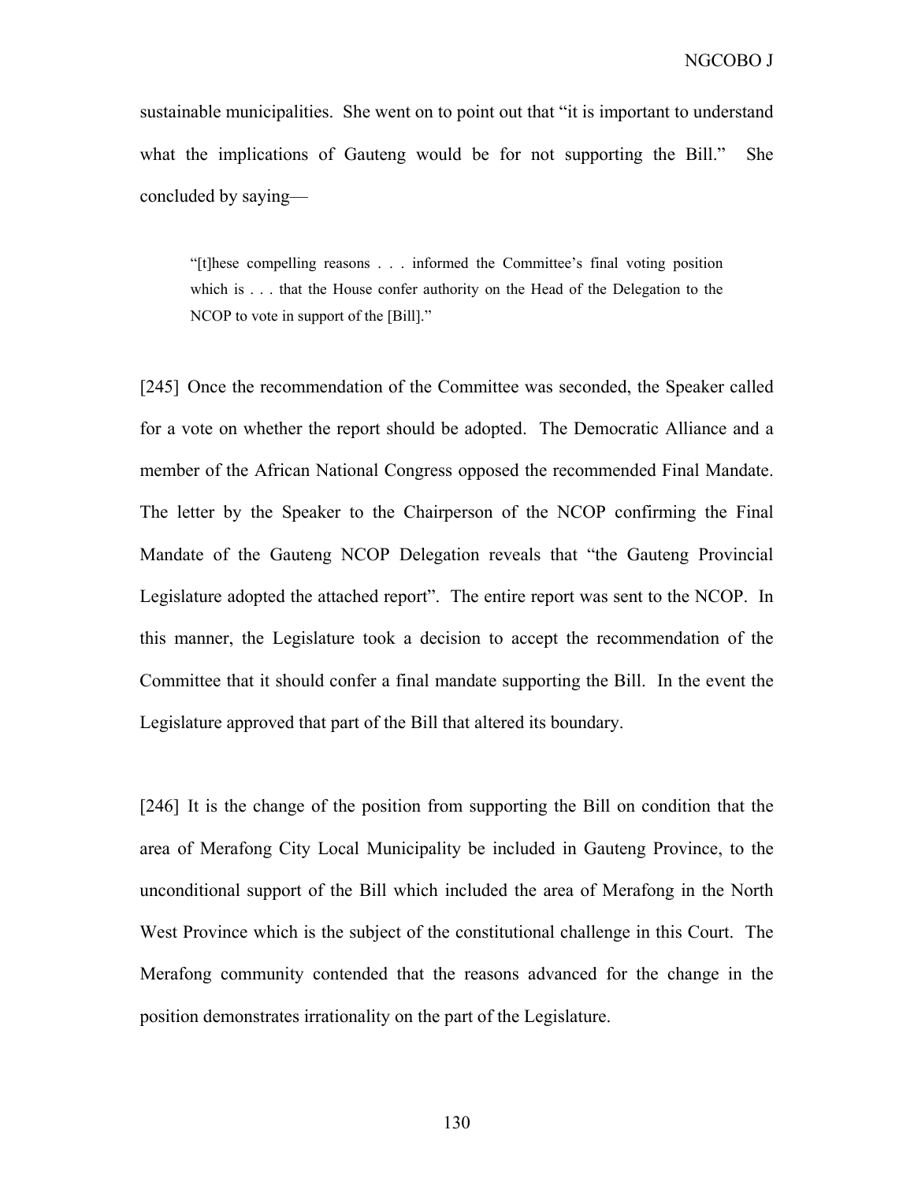sustainable municipalities. She went on to point out that "it is important to understand what the implications of Gauteng would be for not supporting the Bill." She concluded by saying—

> "[t]hese compelling reasons . . . informed the Committee's final voting position which is . . . that the House confer authority on the Head of the Delegation to the NCOP to vote in support of the [Bill]."

[245] Once the recommendation of the Committee was seconded, the Speaker called for a vote on whether the report should be adopted. The Democratic Alliance and a member of the African National Congress opposed the recommended Final Mandate. The letter by the Speaker to the Chairperson of the NCOP confirming the Final Mandate of the Gauteng NCOP Delegation reveals that "the Gauteng Provincial Legislature adopted the attached report". The entire report was sent to the NCOP. In this manner, the Legislature took a decision to accept the recommendation of the Committee that it should confer a final mandate supporting the Bill. In the event the Legislature approved that part of the Bill that altered its boundary.

[246] It is the change of the position from supporting the Bill on condition that the area of Merafong City Local Municipality be included in Gauteng Province, to the unconditional support of the Bill which included the area of Merafong in the North West Province which is the subject of the constitutional challenge in this Court. The Merafong community contended that the reasons advanced for the change in the position demonstrates irrationality on the part of the Legislature.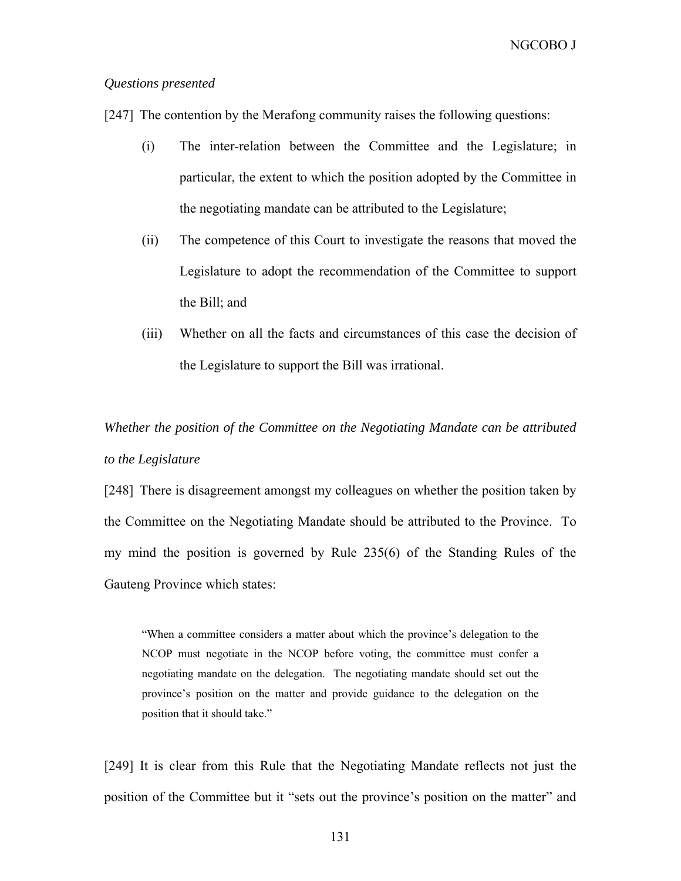*Questions presented*

[247] The contention by the Merafong community raises the following questions:

(i) The inter-relation between the Committee and the Legislature; in particular, the extent to which the position adopted by the Committee in the negotiating mandate can be attributed to the Legislature;

(ii) The competence of this Court to investigate the reasons that moved the Legislature to adopt the recommendation of the Committee to support the Bill; and

(iii) Whether on all the facts and circumstances of this case the decision of the Legislature to support the Bill was irrational.

*Whether the position of the Committee on the Negotiating Mandate can be attributed to the Legislature*

[248] There is disagreement amongst my colleagues on whether the position taken by the Committee on the Negotiating Mandate should be attributed to the Province. To my mind the position is governed by Rule 235(6) of the Standing Rules of the Gauteng Province which states:

> "When a committee considers a matter about which the province's delegation to the NCOP must negotiate in the NCOP before voting, the committee must confer a negotiating mandate on the delegation. The negotiating mandate should set out the province's position on the matter and provide guidance to the delegation on the position that it should take."

[249] It is clear from this Rule that the Negotiating Mandate reflects not just the position of the Committee but it "sets out the province's position on the matter" and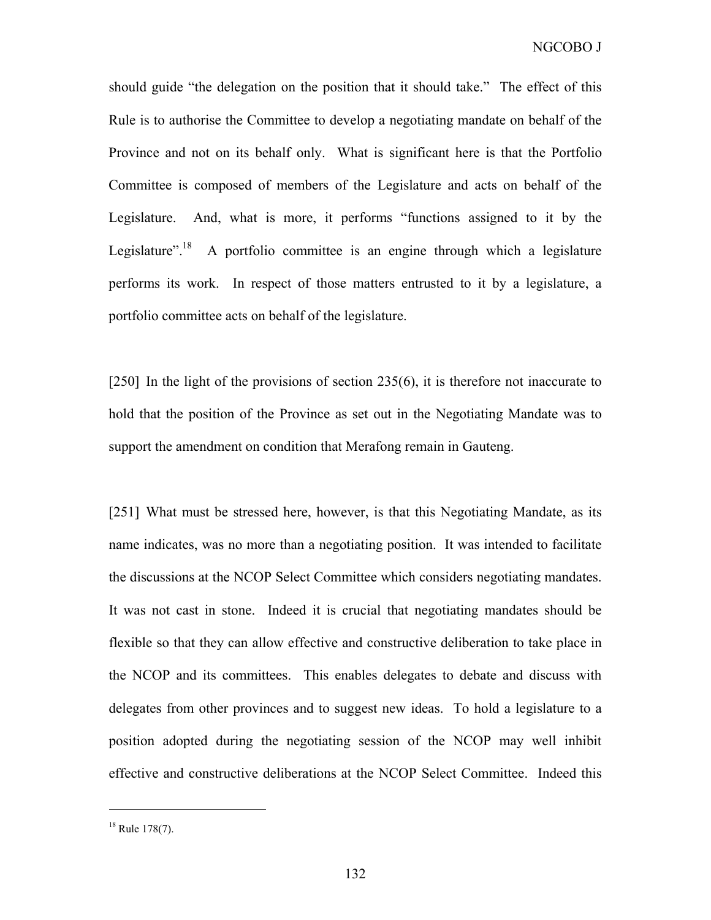should guide "the delegation on the position that it should take." The effect of this Rule is to authorise the Committee to develop a negotiating mandate on behalf of the Province and not on its behalf only. What is significant here is that the Portfolio Committee is composed of members of the Legislature and acts on behalf of the Legislature. And, what is more, it performs "functions assigned to it by the Legislature".[18] A portfolio committee is an engine through which a legislature performs its work. In respect of those matters entrusted to it by a legislature, a portfolio committee acts on behalf of the legislature.

[250] In the light of the provisions of section 235(6), it is therefore not inaccurate to hold that the position of the Province as set out in the Negotiating Mandate was to support the amendment on condition that Merafong remain in Gauteng.

[251] What must be stressed here, however, is that this Negotiating Mandate, as its name indicates, was no more than a negotiating position. It was intended to facilitate the discussions at the NCOP Select Committee which considers negotiating mandates. It was not cast in stone. Indeed it is crucial that negotiating mandates should be flexible so that they can allow effective and constructive deliberation to take place in the NCOP and its committees. This enables delegates to debate and discuss with delegates from other provinces and to suggest new ideas. To hold a legislature to a position adopted during the negotiating session of the NCOP may well inhibit effective and constructive deliberations at the NCOP Select Committee. Indeed this

---

[18] Rule 178(7).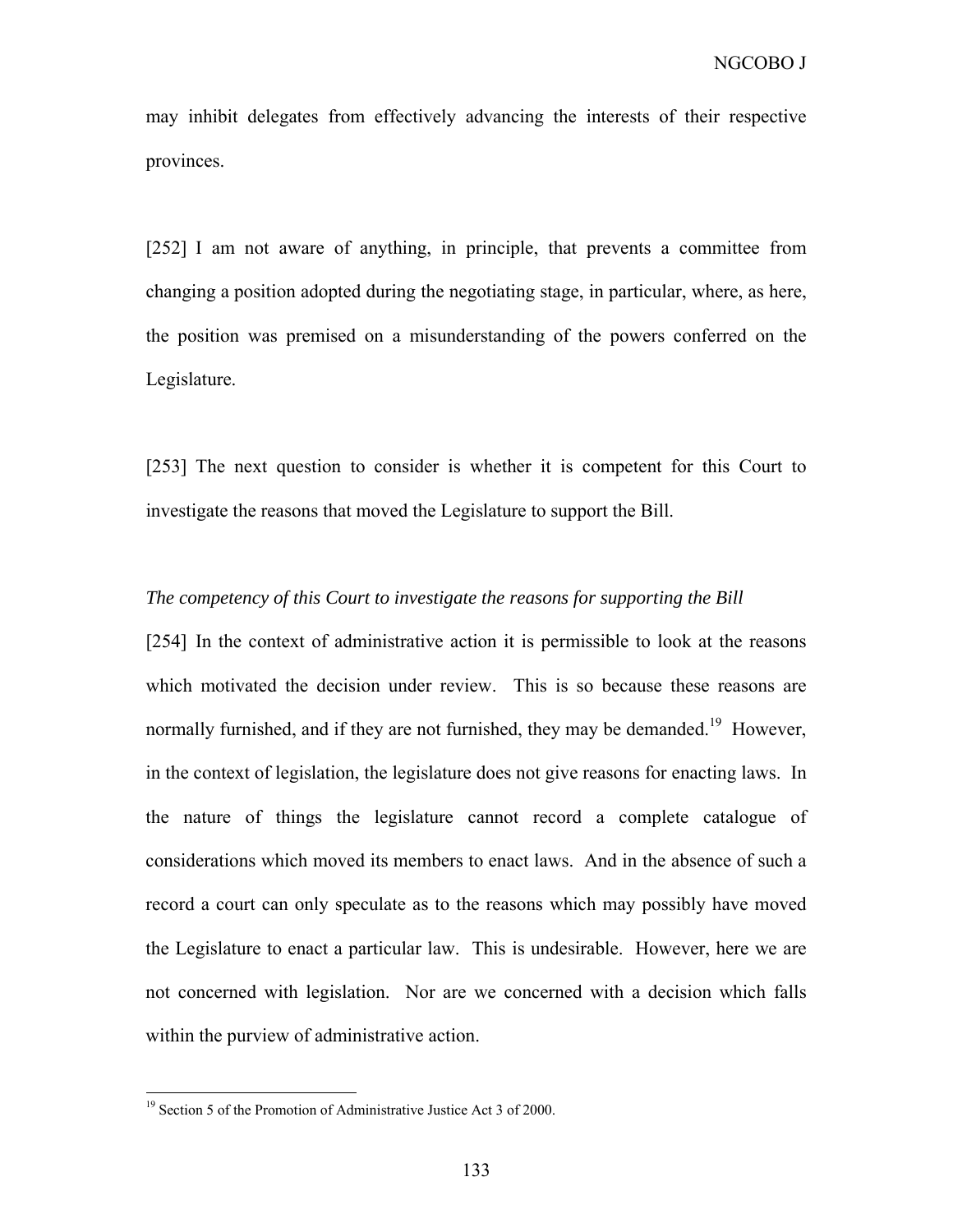may inhibit delegates from effectively advancing the interests of their respective provinces.

[252] I am not aware of anything, in principle, that prevents a committee from changing a position adopted during the negotiating stage, in particular, where, as here, the position was premised on a misunderstanding of the powers conferred on the Legislature.

[253] The next question to consider is whether it is competent for this Court to investigate the reasons that moved the Legislature to support the Bill.

*The competency of this Court to investigate the reasons for supporting the Bill*

[254] In the context of administrative action it is permissible to look at the reasons which motivated the decision under review. This is so because these reasons are normally furnished, and if they are not furnished, they may be demanded.[19] However, in the context of legislation, the legislature does not give reasons for enacting laws. In the nature of things the legislature cannot record a complete catalogue of considerations which moved its members to enact laws. And in the absence of such a record a court can only speculate as to the reasons which may possibly have moved the Legislature to enact a particular law. This is undesirable. However, here we are not concerned with legislation. Nor are we concerned with a decision which falls within the purview of administrative action.

[19] Section 5 of the Promotion of Administrative Justice Act 3 of 2000.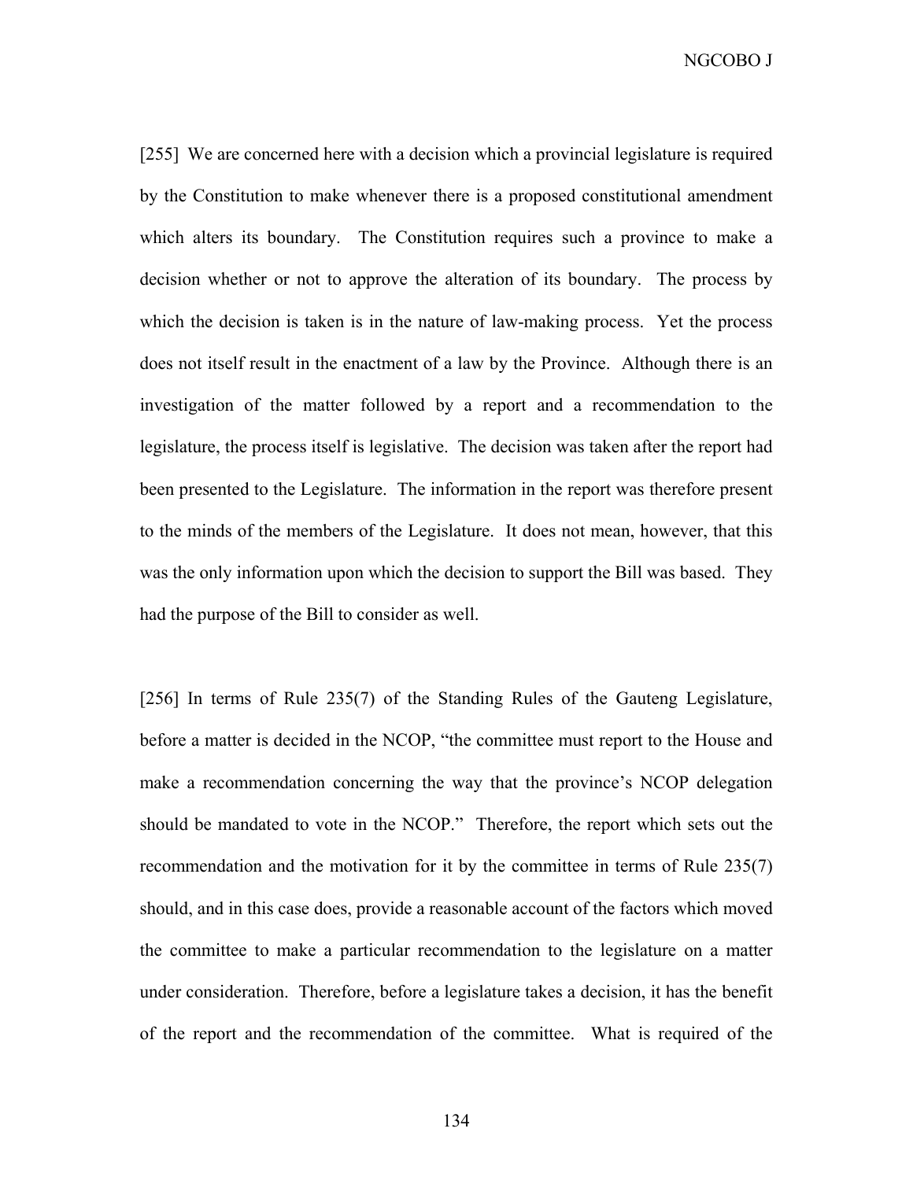[255] We are concerned here with a decision which a provincial legislature is required by the Constitution to make whenever there is a proposed constitutional amendment which alters its boundary. The Constitution requires such a province to make a decision whether or not to approve the alteration of its boundary. The process by which the decision is taken is in the nature of law-making process. Yet the process does not itself result in the enactment of a law by the Province. Although there is an investigation of the matter followed by a report and a recommendation to the legislature, the process itself is legislative. The decision was taken after the report had been presented to the Legislature. The information in the report was therefore present to the minds of the members of the Legislature. It does not mean, however, that this was the only information upon which the decision to support the Bill was based. They had the purpose of the Bill to consider as well.

[256] In terms of Rule 235(7) of the Standing Rules of the Gauteng Legislature, before a matter is decided in the NCOP, "the committee must report to the House and make a recommendation concerning the way that the province's NCOP delegation should be mandated to vote in the NCOP." Therefore, the report which sets out the recommendation and the motivation for it by the committee in terms of Rule 235(7) should, and in this case does, provide a reasonable account of the factors which moved the committee to make a particular recommendation to the legislature on a matter under consideration. Therefore, before a legislature takes a decision, it has the benefit of the report and the recommendation of the committee. What is required of the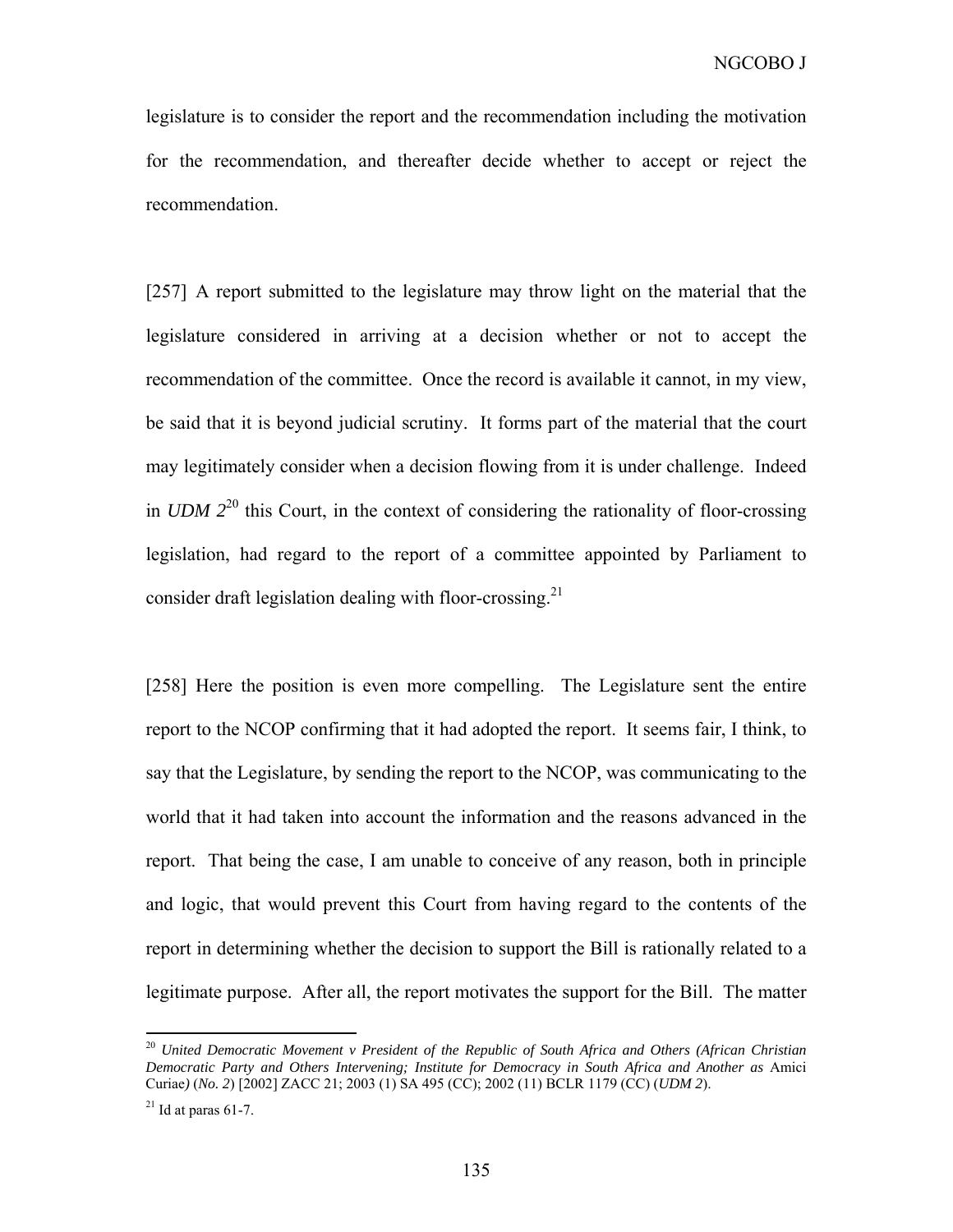legislature is to consider the report and the recommendation including the motivation for the recommendation, and thereafter decide whether to accept or reject the recommendation.

[257] A report submitted to the legislature may throw light on the material that the legislature considered in arriving at a decision whether or not to accept the recommendation of the committee. Once the record is available it cannot, in my view, be said that it is beyond judicial scrutiny. It forms part of the material that the court may legitimately consider when a decision flowing from it is under challenge. Indeed in *UDM 2*[20] this Court, in the context of considering the rationality of floor-crossing legislation, had regard to the report of a committee appointed by Parliament to consider draft legislation dealing with floor-crossing.[21]

[258] Here the position is even more compelling. The Legislature sent the entire report to the NCOP confirming that it had adopted the report. It seems fair, I think, to say that the Legislature, by sending the report to the NCOP, was communicating to the world that it had taken into account the information and the reasons advanced in the report. That being the case, I am unable to conceive of any reason, both in principle and logic, that would prevent this Court from having regard to the contents of the report in determining whether the decision to support the Bill is rationally related to a legitimate purpose. After all, the report motivates the support for the Bill. The matter

---

[20] *United Democratic Movement v President of the Republic of South Africa and Others (African Christian Democratic Party and Others Intervening; Institute for Democracy in South Africa and Another as* Amici Curiae*)* (*No. 2*) [2002] ZACC 21; 2003 (1) SA 495 (CC); 2002 (11) BCLR 1179 (CC) (*UDM 2*).

[21] Id at paras 61-7.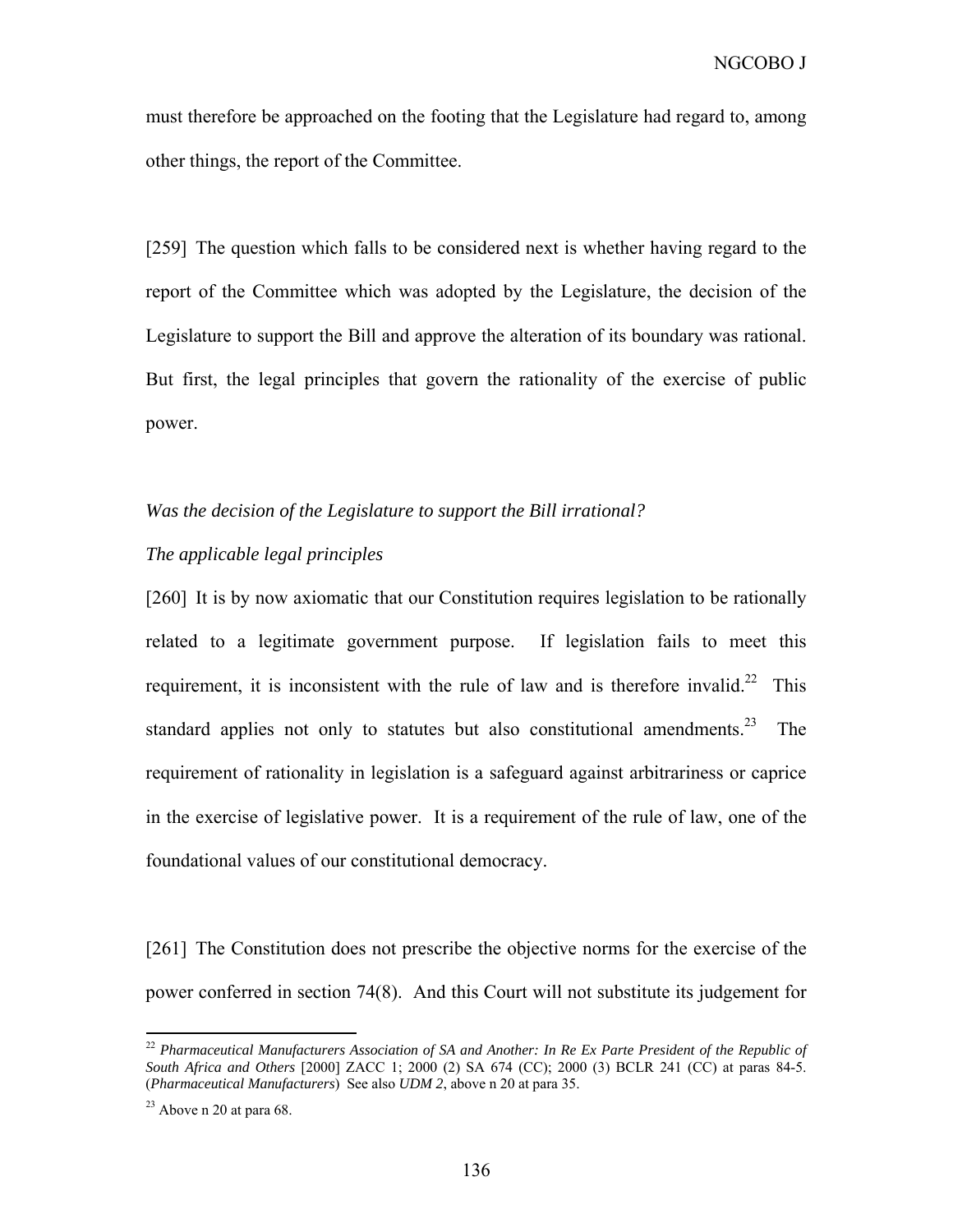must therefore be approached on the footing that the Legislature had regard to, among other things, the report of the Committee.

[259] The question which falls to be considered next is whether having regard to the report of the Committee which was adopted by the Legislature, the decision of the Legislature to support the Bill and approve the alteration of its boundary was rational. But first, the legal principles that govern the rationality of the exercise of public power.

*Was the decision of the Legislature to support the Bill irrational?*

*The applicable legal principles*

[260] It is by now axiomatic that our Constitution requires legislation to be rationally related to a legitimate government purpose. If legislation fails to meet this requirement, it is inconsistent with the rule of law and is therefore invalid.[22] This standard applies not only to statutes but also constitutional amendments.[23] The requirement of rationality in legislation is a safeguard against arbitrariness or caprice in the exercise of legislative power. It is a requirement of the rule of law, one of the foundational values of our constitutional democracy.

[261] The Constitution does not prescribe the objective norms for the exercise of the power conferred in section 74(8). And this Court will not substitute its judgement for

---

[22] *Pharmaceutical Manufacturers Association of SA and Another: In Re Ex Parte President of the Republic of South Africa and Others* [2000] ZACC 1; 2000 (2) SA 674 (CC); 2000 (3) BCLR 241 (CC) at paras 84-5. (*Pharmaceutical Manufacturers*) See also *UDM 2*, above n 20 at para 35.

[23] Above n 20 at para 68.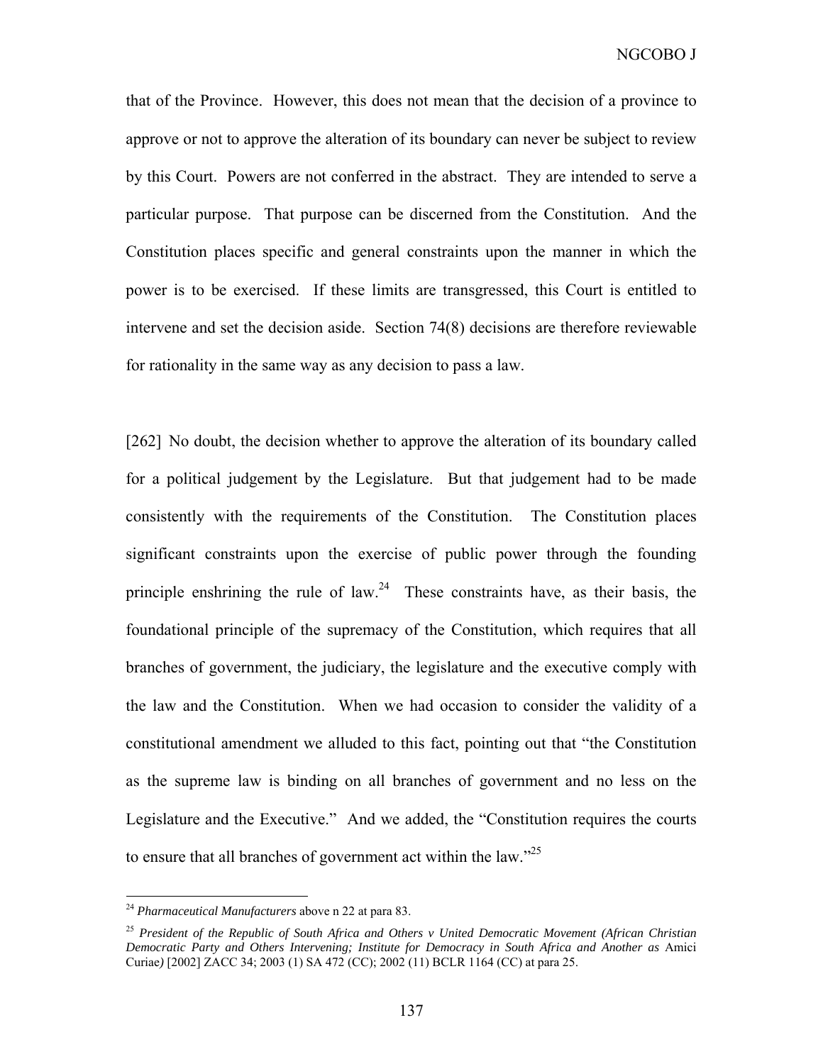that of the Province. However, this does not mean that the decision of a province to approve or not to approve the alteration of its boundary can never be subject to review by this Court. Powers are not conferred in the abstract. They are intended to serve a particular purpose. That purpose can be discerned from the Constitution. And the Constitution places specific and general constraints upon the manner in which the power is to be exercised. If these limits are transgressed, this Court is entitled to intervene and set the decision aside. Section 74(8) decisions are therefore reviewable for rationality in the same way as any decision to pass a law.

[262] No doubt, the decision whether to approve the alteration of its boundary called for a political judgement by the Legislature. But that judgement had to be made consistently with the requirements of the Constitution. The Constitution places significant constraints upon the exercise of public power through the founding principle enshrining the rule of law.[24] These constraints have, as their basis, the foundational principle of the supremacy of the Constitution, which requires that all branches of government, the judiciary, the legislature and the executive comply with the law and the Constitution. When we had occasion to consider the validity of a constitutional amendment we alluded to this fact, pointing out that "the Constitution as the supreme law is binding on all branches of government and no less on the Legislature and the Executive." And we added, the "Constitution requires the courts to ensure that all branches of government act within the law."[25]

---

[24] *Pharmaceutical Manufacturers* above n 22 at para 83.

[25] *President of the Republic of South Africa and Others v United Democratic Movement (African Christian Democratic Party and Others Intervening; Institute for Democracy in South Africa and Another as* Amici Curiae*)* [2002] ZACC 34; 2003 (1) SA 472 (CC); 2002 (11) BCLR 1164 (CC) at para 25.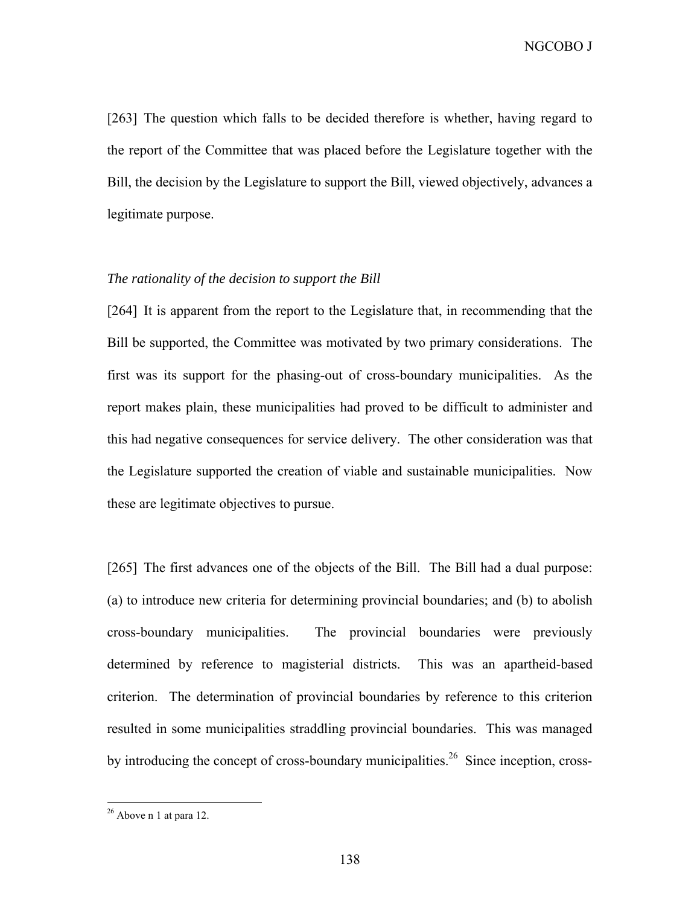[263] The question which falls to be decided therefore is whether, having regard to the report of the Committee that was placed before the Legislature together with the Bill, the decision by the Legislature to support the Bill, viewed objectively, advances a legitimate purpose.

*The rationality of the decision to support the Bill*

[264] It is apparent from the report to the Legislature that, in recommending that the Bill be supported, the Committee was motivated by two primary considerations. The first was its support for the phasing-out of cross-boundary municipalities. As the report makes plain, these municipalities had proved to be difficult to administer and this had negative consequences for service delivery. The other consideration was that the Legislature supported the creation of viable and sustainable municipalities. Now these are legitimate objectives to pursue.

[265] The first advances one of the objects of the Bill. The Bill had a dual purpose: (a) to introduce new criteria for determining provincial boundaries; and (b) to abolish cross-boundary municipalities. The provincial boundaries were previously determined by reference to magisterial districts. This was an apartheid-based criterion. The determination of provincial boundaries by reference to this criterion resulted in some municipalities straddling provincial boundaries. This was managed by introducing the concept of cross-boundary municipalities.[26] Since inception, cross-

[26] Above n 1 at para 12.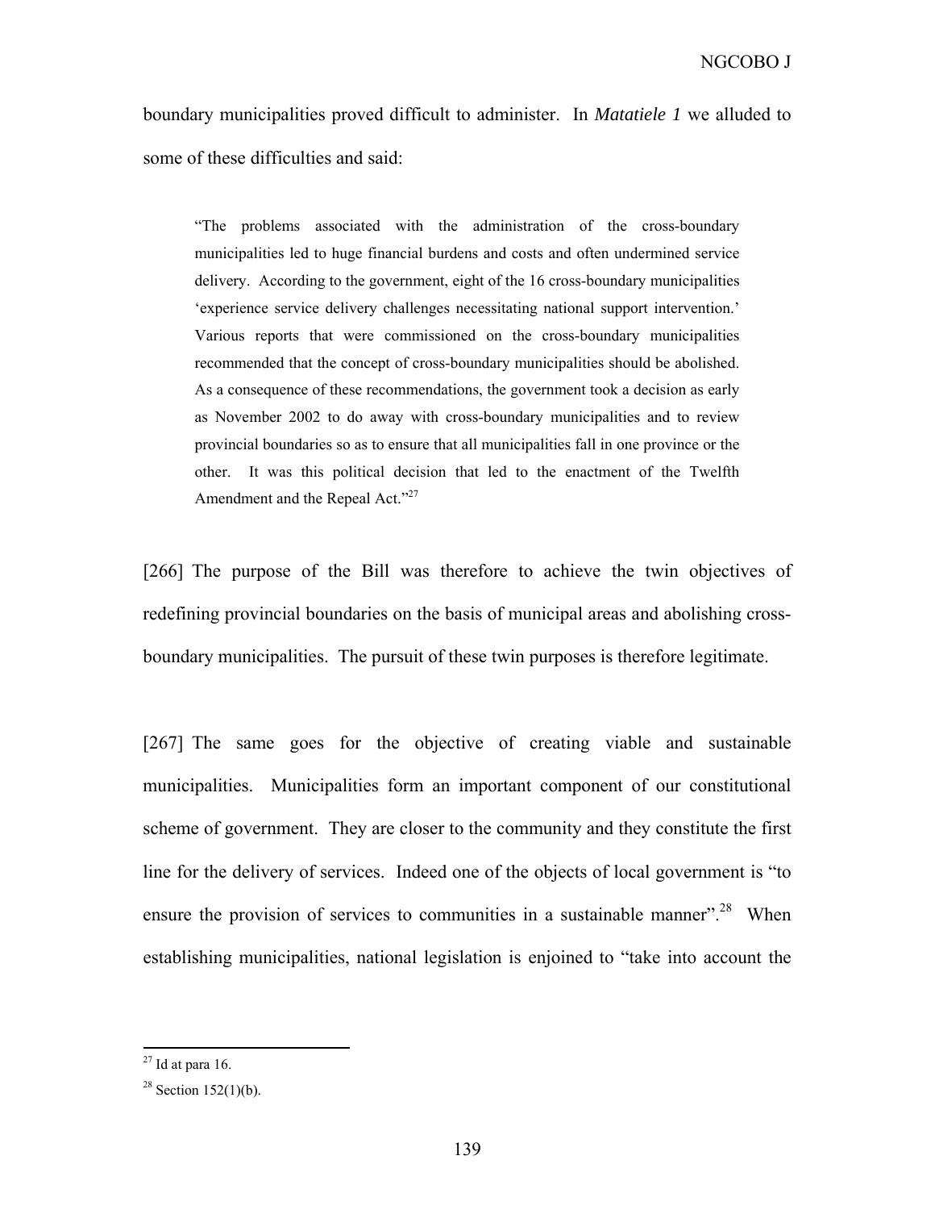boundary municipalities proved difficult to administer. In *Matatiele 1* we alluded to some of these difficulties and said:

> "The problems associated with the administration of the cross-boundary municipalities led to huge financial burdens and costs and often undermined service delivery. According to the government, eight of the 16 cross-boundary municipalities 'experience service delivery challenges necessitating national support intervention.' Various reports that were commissioned on the cross-boundary municipalities recommended that the concept of cross-boundary municipalities should be abolished. As a consequence of these recommendations, the government took a decision as early as November 2002 to do away with cross-boundary municipalities and to review provincial boundaries so as to ensure that all municipalities fall in one province or the other. It was this political decision that led to the enactment of the Twelfth Amendment and the Repeal Act."[27]

[266] The purpose of the Bill was therefore to achieve the twin objectives of redefining provincial boundaries on the basis of municipal areas and abolishing cross-boundary municipalities. The pursuit of these twin purposes is therefore legitimate.

[267] The same goes for the objective of creating viable and sustainable municipalities. Municipalities form an important component of our constitutional scheme of government. They are closer to the community and they constitute the first line for the delivery of services. Indeed one of the objects of local government is "to ensure the provision of services to communities in a sustainable manner".[28] When establishing municipalities, national legislation is enjoined to "take into account the

---

[27] Id at para 16.

[28] Section 152(1)(b).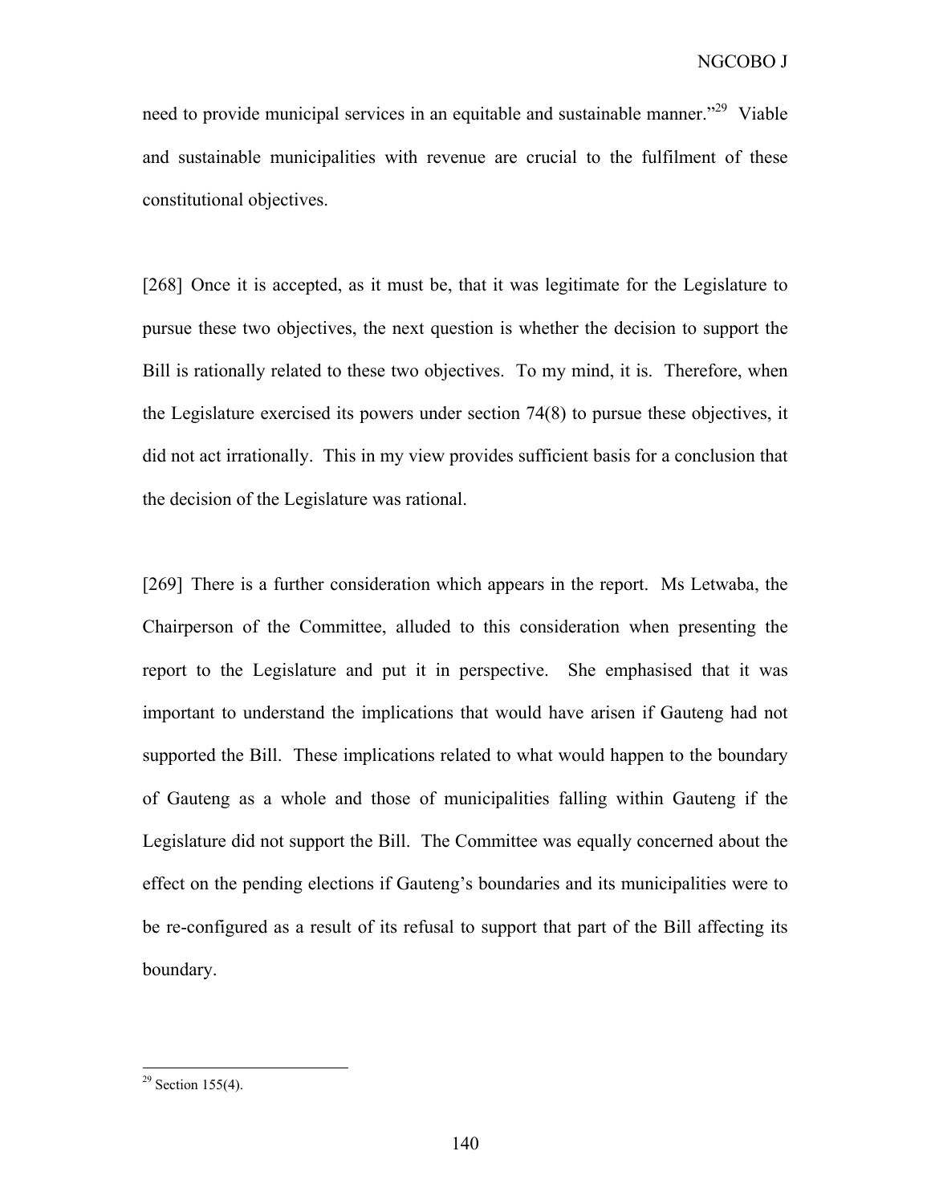need to provide municipal services in an equitable and sustainable manner."[29] Viable and sustainable municipalities with revenue are crucial to the fulfilment of these constitutional objectives.

[268] Once it is accepted, as it must be, that it was legitimate for the Legislature to pursue these two objectives, the next question is whether the decision to support the Bill is rationally related to these two objectives. To my mind, it is. Therefore, when the Legislature exercised its powers under section 74(8) to pursue these objectives, it did not act irrationally. This in my view provides sufficient basis for a conclusion that the decision of the Legislature was rational.

[269] There is a further consideration which appears in the report. Ms Letwaba, the Chairperson of the Committee, alluded to this consideration when presenting the report to the Legislature and put it in perspective. She emphasised that it was important to understand the implications that would have arisen if Gauteng had not supported the Bill. These implications related to what would happen to the boundary of Gauteng as a whole and those of municipalities falling within Gauteng if the Legislature did not support the Bill. The Committee was equally concerned about the effect on the pending elections if Gauteng's boundaries and its municipalities were to be re-configured as a result of its refusal to support that part of the Bill affecting its boundary.

---

[29] Section 155(4).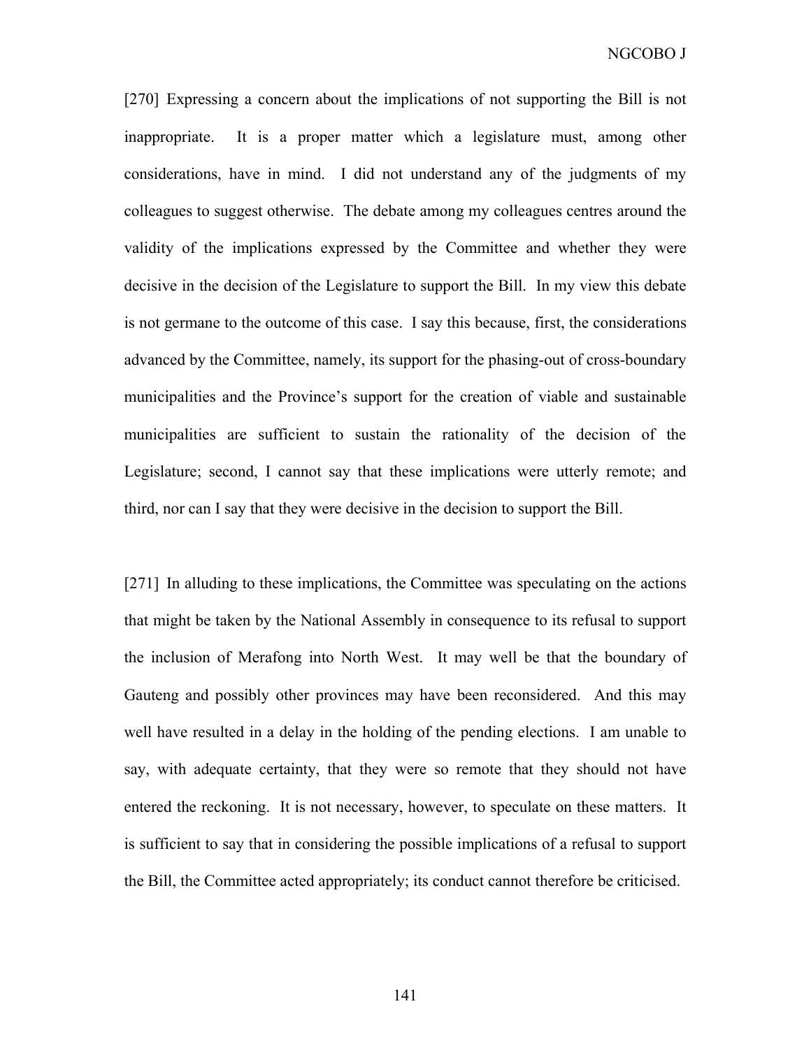[270] Expressing a concern about the implications of not supporting the Bill is not inappropriate. It is a proper matter which a legislature must, among other considerations, have in mind. I did not understand any of the judgments of my colleagues to suggest otherwise. The debate among my colleagues centres around the validity of the implications expressed by the Committee and whether they were decisive in the decision of the Legislature to support the Bill. In my view this debate is not germane to the outcome of this case. I say this because, first, the considerations advanced by the Committee, namely, its support for the phasing-out of cross-boundary municipalities and the Province's support for the creation of viable and sustainable municipalities are sufficient to sustain the rationality of the decision of the Legislature; second, I cannot say that these implications were utterly remote; and third, nor can I say that they were decisive in the decision to support the Bill.

[271] In alluding to these implications, the Committee was speculating on the actions that might be taken by the National Assembly in consequence to its refusal to support the inclusion of Merafong into North West. It may well be that the boundary of Gauteng and possibly other provinces may have been reconsidered. And this may well have resulted in a delay in the holding of the pending elections. I am unable to say, with adequate certainty, that they were so remote that they should not have entered the reckoning. It is not necessary, however, to speculate on these matters. It is sufficient to say that in considering the possible implications of a refusal to support the Bill, the Committee acted appropriately; its conduct cannot therefore be criticised.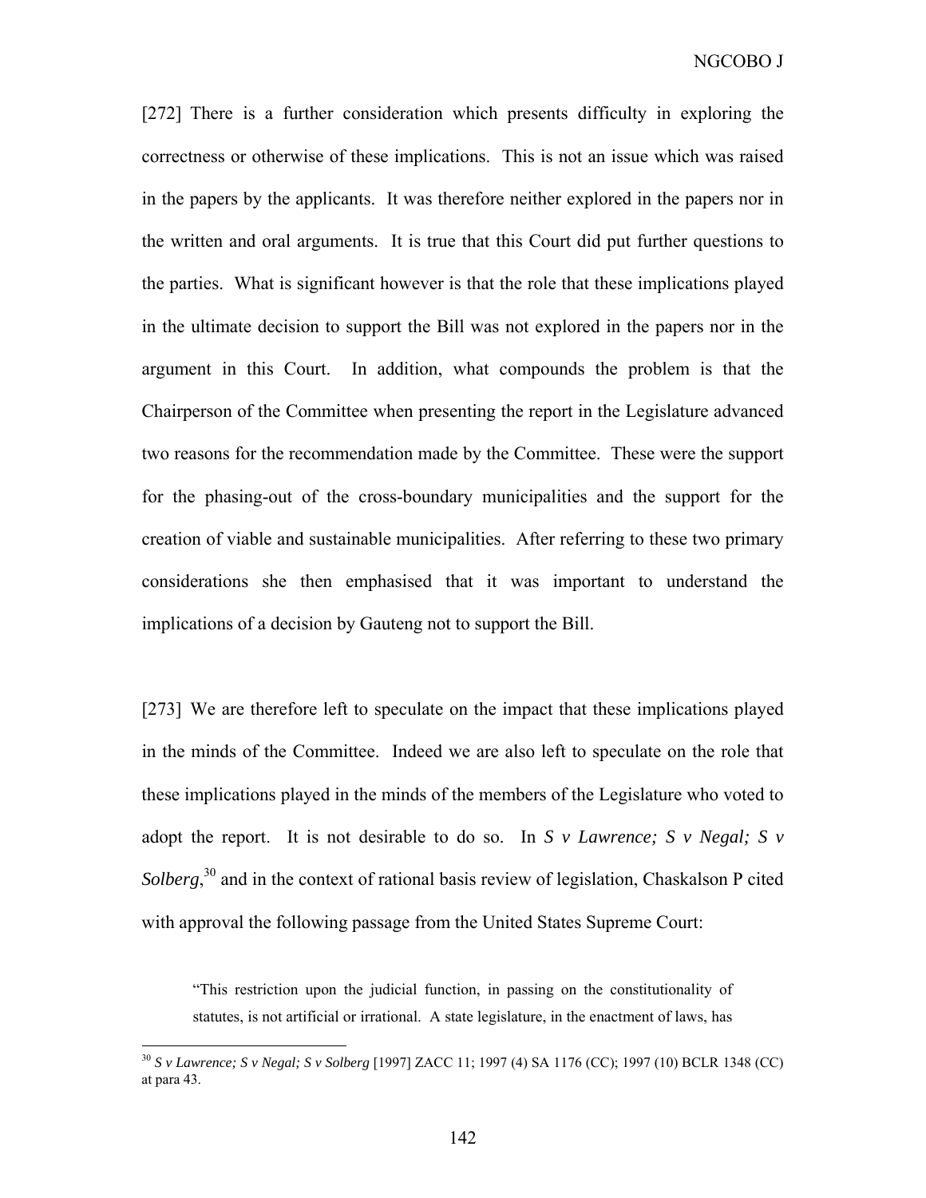[272] There is a further consideration which presents difficulty in exploring the correctness or otherwise of these implications. This is not an issue which was raised in the papers by the applicants. It was therefore neither explored in the papers nor in the written and oral arguments. It is true that this Court did put further questions to the parties. What is significant however is that the role that these implications played in the ultimate decision to support the Bill was not explored in the papers nor in the argument in this Court. In addition, what compounds the problem is that the Chairperson of the Committee when presenting the report in the Legislature advanced two reasons for the recommendation made by the Committee. These were the support for the phasing-out of the cross-boundary municipalities and the support for the creation of viable and sustainable municipalities. After referring to these two primary considerations she then emphasised that it was important to understand the implications of a decision by Gauteng not to support the Bill.

[273] We are therefore left to speculate on the impact that these implications played in the minds of the Committee. Indeed we are also left to speculate on the role that these implications played in the minds of the members of the Legislature who voted to adopt the report. It is not desirable to do so. In *S v Lawrence; S v Negal; S v Solberg*,[30] and in the context of rational basis review of legislation, Chaskalson P cited with approval the following passage from the United States Supreme Court:

> "This restriction upon the judicial function, in passing on the constitutionality of statutes, is not artificial or irrational. A state legislature, in the enactment of laws, has

[30] *S v Lawrence; S v Negal; S v Solberg* [1997] ZACC 11; 1997 (4) SA 1176 (CC); 1997 (10) BCLR 1348 (CC) at para 43.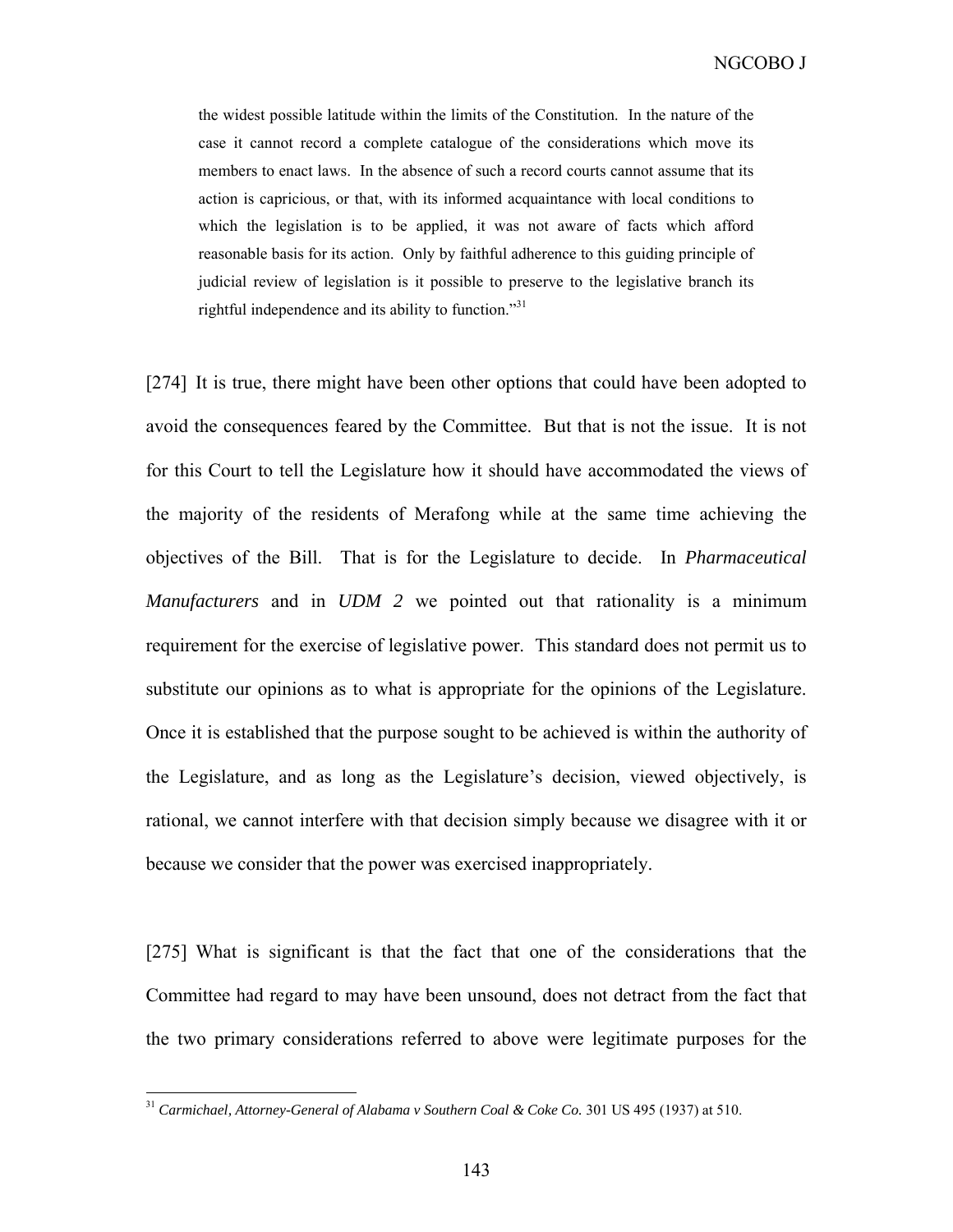> the widest possible latitude within the limits of the Constitution. In the nature of the case it cannot record a complete catalogue of the considerations which move its members to enact laws. In the absence of such a record courts cannot assume that its action is capricious, or that, with its informed acquaintance with local conditions to which the legislation is to be applied, it was not aware of facts which afford reasonable basis for its action. Only by faithful adherence to this guiding principle of judicial review of legislation is it possible to preserve to the legislative branch its rightful independence and its ability to function."[31]

[274] It is true, there might have been other options that could have been adopted to avoid the consequences feared by the Committee. But that is not the issue. It is not for this Court to tell the Legislature how it should have accommodated the views of the majority of the residents of Merafong while at the same time achieving the objectives of the Bill. That is for the Legislature to decide. In *Pharmaceutical Manufacturers* and in *UDM 2* we pointed out that rationality is a minimum requirement for the exercise of legislative power. This standard does not permit us to substitute our opinions as to what is appropriate for the opinions of the Legislature. Once it is established that the purpose sought to be achieved is within the authority of the Legislature, and as long as the Legislature's decision, viewed objectively, is rational, we cannot interfere with that decision simply because we disagree with it or because we consider that the power was exercised inappropriately.

[275] What is significant is that the fact that one of the considerations that the Committee had regard to may have been unsound, does not detract from the fact that the two primary considerations referred to above were legitimate purposes for the

---

[31] *Carmichael, Attorney-General of Alabama v Southern Coal & Coke Co.* 301 US 495 (1937) at 510.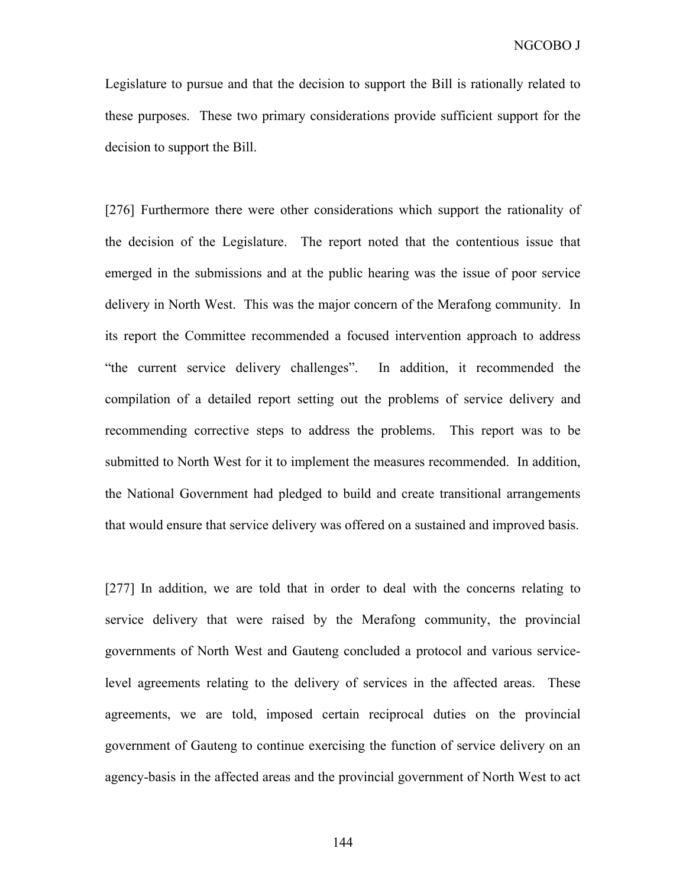Legislature to pursue and that the decision to support the Bill is rationally related to these purposes. These two primary considerations provide sufficient support for the decision to support the Bill.

[276] Furthermore there were other considerations which support the rationality of the decision of the Legislature. The report noted that the contentious issue that emerged in the submissions and at the public hearing was the issue of poor service delivery in North West. This was the major concern of the Merafong community. In its report the Committee recommended a focused intervention approach to address "the current service delivery challenges". In addition, it recommended the compilation of a detailed report setting out the problems of service delivery and recommending corrective steps to address the problems. This report was to be submitted to North West for it to implement the measures recommended. In addition, the National Government had pledged to build and create transitional arrangements that would ensure that service delivery was offered on a sustained and improved basis.

[277] In addition, we are told that in order to deal with the concerns relating to service delivery that were raised by the Merafong community, the provincial governments of North West and Gauteng concluded a protocol and various service-level agreements relating to the delivery of services in the affected areas. These agreements, we are told, imposed certain reciprocal duties on the provincial government of Gauteng to continue exercising the function of service delivery on an agency-basis in the affected areas and the provincial government of North West to act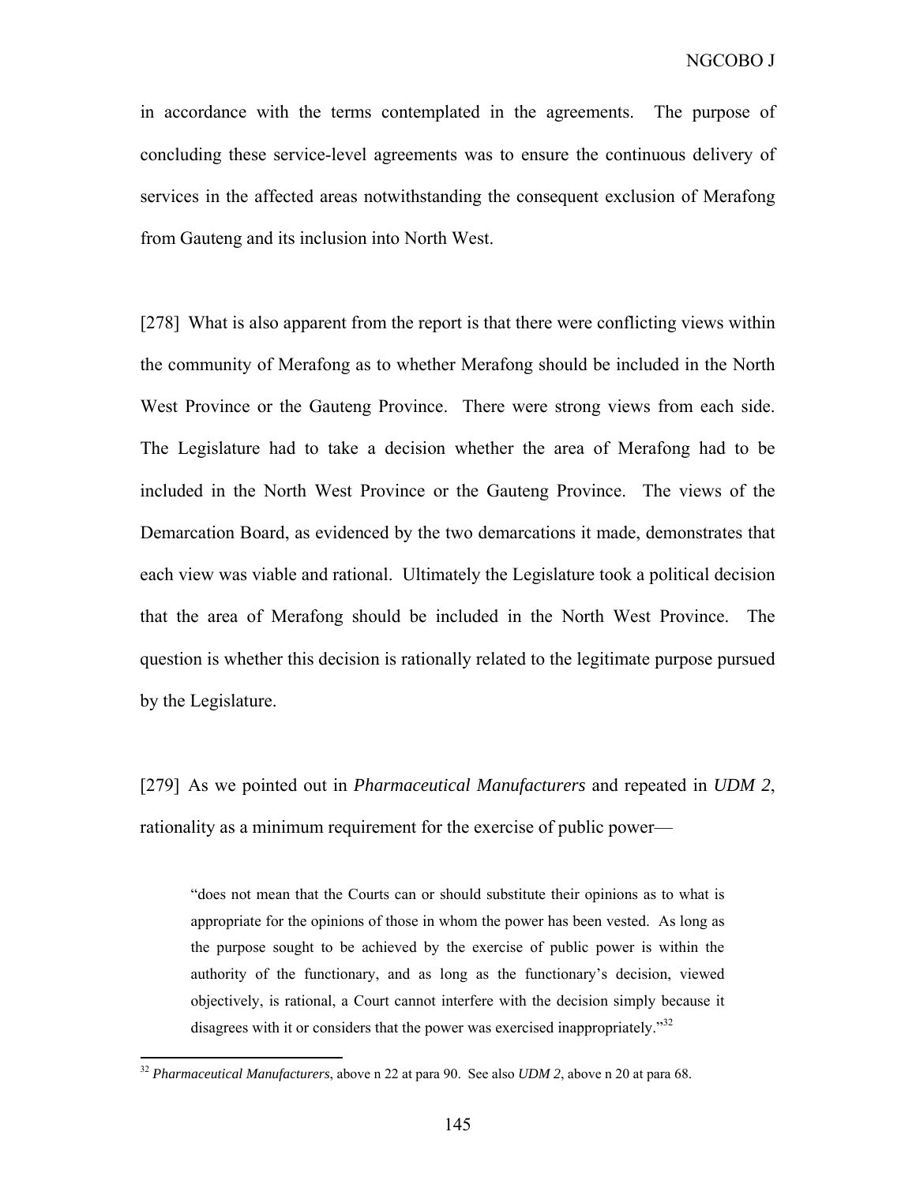in accordance with the terms contemplated in the agreements. The purpose of concluding these service-level agreements was to ensure the continuous delivery of services in the affected areas notwithstanding the consequent exclusion of Merafong from Gauteng and its inclusion into North West.

[278] What is also apparent from the report is that there were conflicting views within the community of Merafong as to whether Merafong should be included in the North West Province or the Gauteng Province. There were strong views from each side. The Legislature had to take a decision whether the area of Merafong had to be included in the North West Province or the Gauteng Province. The views of the Demarcation Board, as evidenced by the two demarcations it made, demonstrates that each view was viable and rational. Ultimately the Legislature took a political decision that the area of Merafong should be included in the North West Province. The question is whether this decision is rationally related to the legitimate purpose pursued by the Legislature.

[279] As we pointed out in *Pharmaceutical Manufacturers* and repeated in *UDM 2*, rationality as a minimum requirement for the exercise of public power—

> "does not mean that the Courts can or should substitute their opinions as to what is appropriate for the opinions of those in whom the power has been vested. As long as the purpose sought to be achieved by the exercise of public power is within the authority of the functionary, and as long as the functionary's decision, viewed objectively, is rational, a Court cannot interfere with the decision simply because it disagrees with it or considers that the power was exercised inappropriately."[32]

---

[32] *Pharmaceutical Manufacturers*, above n 22 at para 90. See also *UDM 2*, above n 20 at para 68.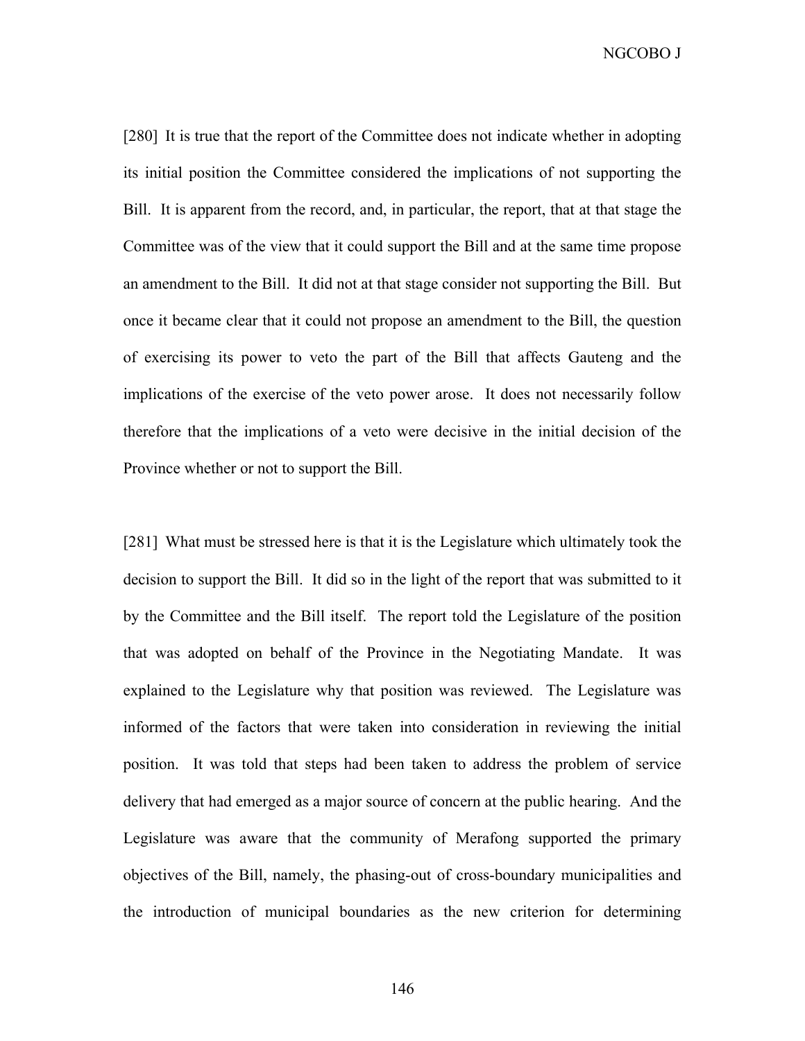[280] It is true that the report of the Committee does not indicate whether in adopting its initial position the Committee considered the implications of not supporting the Bill. It is apparent from the record, and, in particular, the report, that at that stage the Committee was of the view that it could support the Bill and at the same time propose an amendment to the Bill. It did not at that stage consider not supporting the Bill. But once it became clear that it could not propose an amendment to the Bill, the question of exercising its power to veto the part of the Bill that affects Gauteng and the implications of the exercise of the veto power arose. It does not necessarily follow therefore that the implications of a veto were decisive in the initial decision of the Province whether or not to support the Bill.

[281] What must be stressed here is that it is the Legislature which ultimately took the decision to support the Bill. It did so in the light of the report that was submitted to it by the Committee and the Bill itself. The report told the Legislature of the position that was adopted on behalf of the Province in the Negotiating Mandate. It was explained to the Legislature why that position was reviewed. The Legislature was informed of the factors that were taken into consideration in reviewing the initial position. It was told that steps had been taken to address the problem of service delivery that had emerged as a major source of concern at the public hearing. And the Legislature was aware that the community of Merafong supported the primary objectives of the Bill, namely, the phasing-out of cross-boundary municipalities and the introduction of municipal boundaries as the new criterion for determining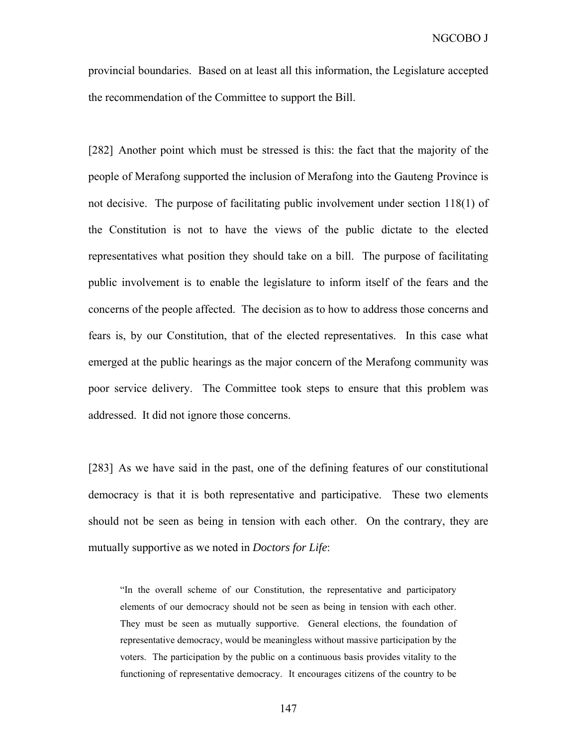provincial boundaries. Based on at least all this information, the Legislature accepted the recommendation of the Committee to support the Bill.

[282] Another point which must be stressed is this: the fact that the majority of the people of Merafong supported the inclusion of Merafong into the Gauteng Province is not decisive. The purpose of facilitating public involvement under section 118(1) of the Constitution is not to have the views of the public dictate to the elected representatives what position they should take on a bill. The purpose of facilitating public involvement is to enable the legislature to inform itself of the fears and the concerns of the people affected. The decision as to how to address those concerns and fears is, by our Constitution, that of the elected representatives. In this case what emerged at the public hearings as the major concern of the Merafong community was poor service delivery. The Committee took steps to ensure that this problem was addressed. It did not ignore those concerns.

[283] As we have said in the past, one of the defining features of our constitutional democracy is that it is both representative and participative. These two elements should not be seen as being in tension with each other. On the contrary, they are mutually supportive as we noted in *Doctors for Life*:

> "In the overall scheme of our Constitution, the representative and participatory elements of our democracy should not be seen as being in tension with each other. They must be seen as mutually supportive. General elections, the foundation of representative democracy, would be meaningless without massive participation by the voters. The participation by the public on a continuous basis provides vitality to the functioning of representative democracy. It encourages citizens of the country to be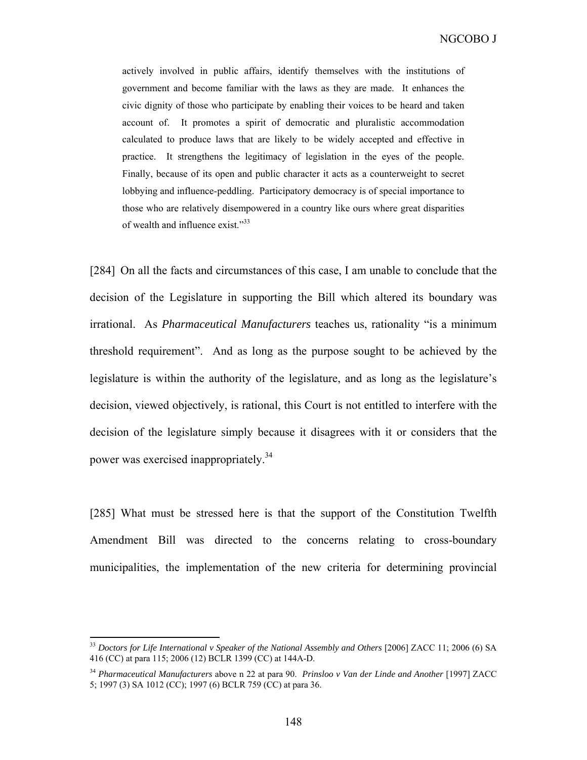> actively involved in public affairs, identify themselves with the institutions of government and become familiar with the laws as they are made. It enhances the civic dignity of those who participate by enabling their voices to be heard and taken account of. It promotes a spirit of democratic and pluralistic accommodation calculated to produce laws that are likely to be widely accepted and effective in practice. It strengthens the legitimacy of legislation in the eyes of the people. Finally, because of its open and public character it acts as a counterweight to secret lobbying and influence-peddling. Participatory democracy is of special importance to those who are relatively disempowered in a country like ours where great disparities of wealth and influence exist."[33]

[284] On all the facts and circumstances of this case, I am unable to conclude that the decision of the Legislature in supporting the Bill which altered its boundary was irrational. As *Pharmaceutical Manufacturers* teaches us, rationality "is a minimum threshold requirement". And as long as the purpose sought to be achieved by the legislature is within the authority of the legislature, and as long as the legislature's decision, viewed objectively, is rational, this Court is not entitled to interfere with the decision of the legislature simply because it disagrees with it or considers that the power was exercised inappropriately.[34]

[285] What must be stressed here is that the support of the Constitution Twelfth Amendment Bill was directed to the concerns relating to cross-boundary municipalities, the implementation of the new criteria for determining provincial

---

[33] *Doctors for Life International v Speaker of the National Assembly and Others* [2006] ZACC 11; 2006 (6) SA 416 (CC) at para 115; 2006 (12) BCLR 1399 (CC) at 144A-D.

[34] *Pharmaceutical Manufacturers* above n 22 at para 90. *Prinsloo v Van der Linde and Another* [1997] ZACC 5; 1997 (3) SA 1012 (CC); 1997 (6) BCLR 759 (CC) at para 36.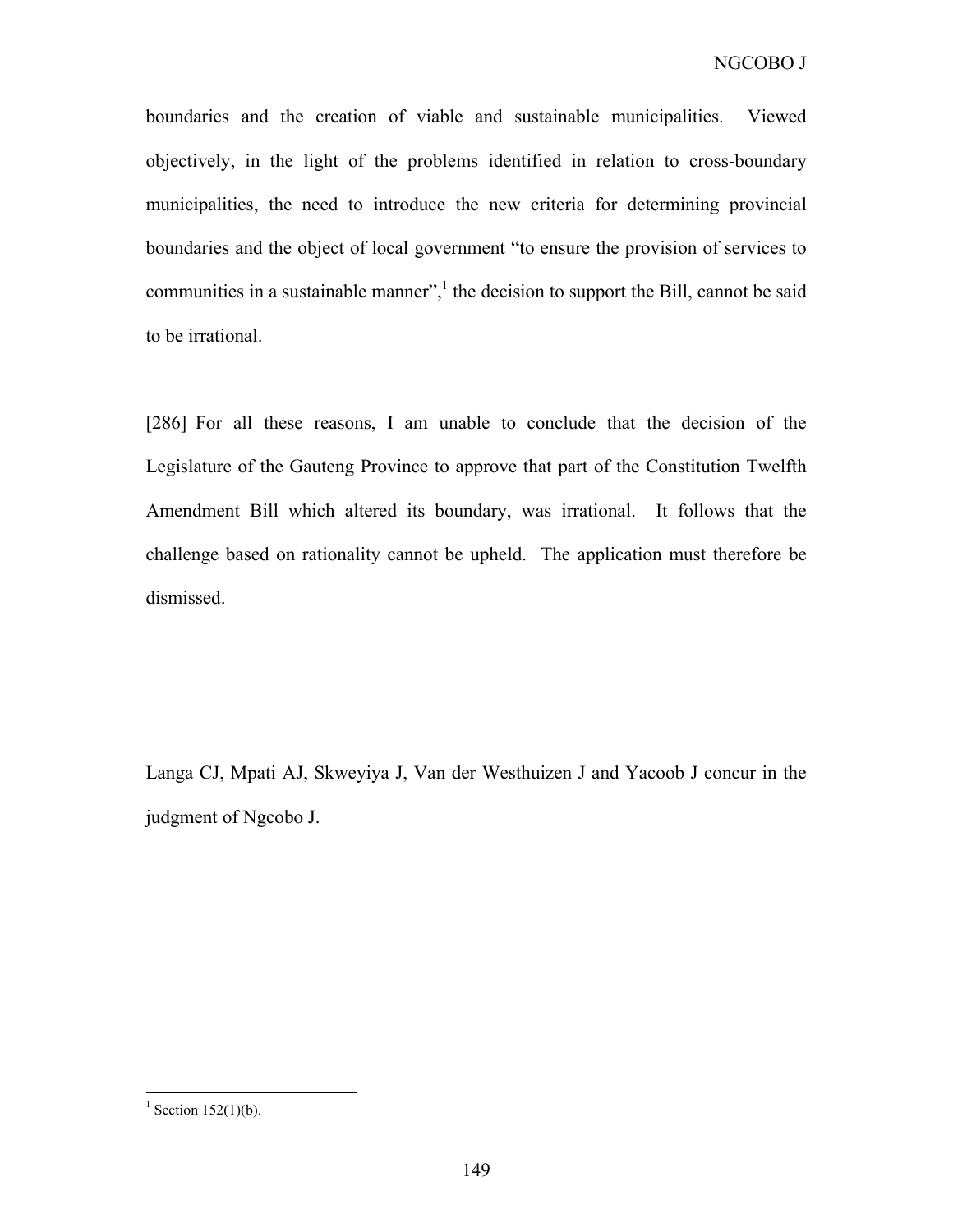boundaries and the creation of viable and sustainable municipalities. Viewed objectively, in the light of the problems identified in relation to cross-boundary municipalities, the need to introduce the new criteria for determining provincial boundaries and the object of local government "to ensure the provision of services to communities in a sustainable manner",[1] the decision to support the Bill, cannot be said to be irrational.

[286] For all these reasons, I am unable to conclude that the decision of the Legislature of the Gauteng Province to approve that part of the Constitution Twelfth Amendment Bill which altered its boundary, was irrational. It follows that the challenge based on rationality cannot be upheld. The application must therefore be dismissed.

Langa CJ, Mpati AJ, Skweyiya J, Van der Westhuizen J and Yacoob J concur in the judgment of Ngcobo J.

---

[1] Section 152(1)(b).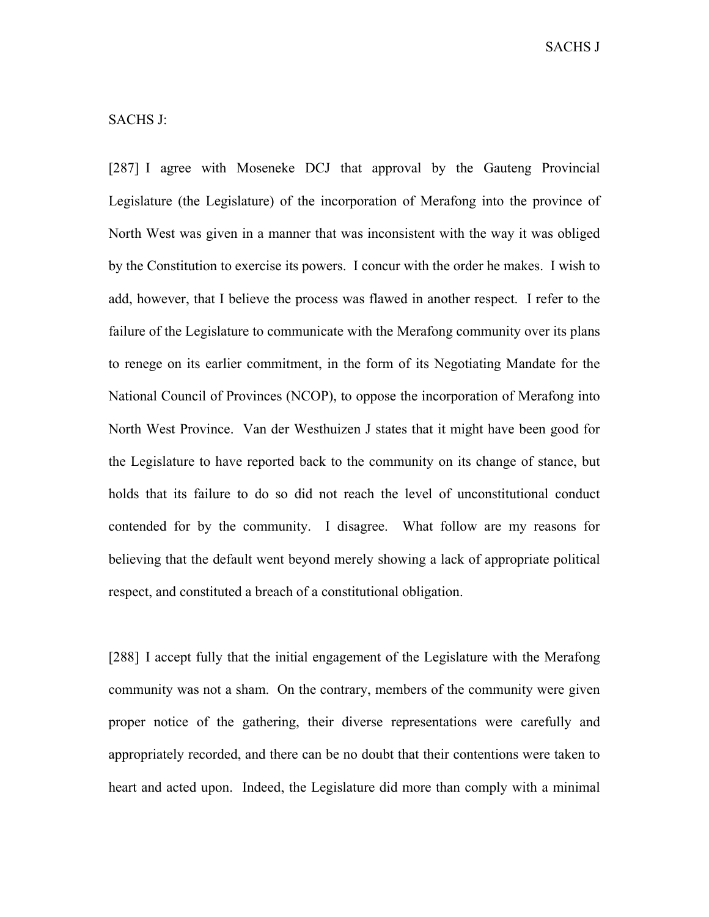SACHS J:

[287] I agree with Moseneke DCJ that approval by the Gauteng Provincial Legislature (the Legislature) of the incorporation of Merafong into the province of North West was given in a manner that was inconsistent with the way it was obliged by the Constitution to exercise its powers. I concur with the order he makes. I wish to add, however, that I believe the process was flawed in another respect. I refer to the failure of the Legislature to communicate with the Merafong community over its plans to renege on its earlier commitment, in the form of its Negotiating Mandate for the National Council of Provinces (NCOP), to oppose the incorporation of Merafong into North West Province. Van der Westhuizen J states that it might have been good for the Legislature to have reported back to the community on its change of stance, but holds that its failure to do so did not reach the level of unconstitutional conduct contended for by the community. I disagree. What follow are my reasons for believing that the default went beyond merely showing a lack of appropriate political respect, and constituted a breach of a constitutional obligation.

[288] I accept fully that the initial engagement of the Legislature with the Merafong community was not a sham. On the contrary, members of the community were given proper notice of the gathering, their diverse representations were carefully and appropriately recorded, and there can be no doubt that their contentions were taken to heart and acted upon. Indeed, the Legislature did more than comply with a minimal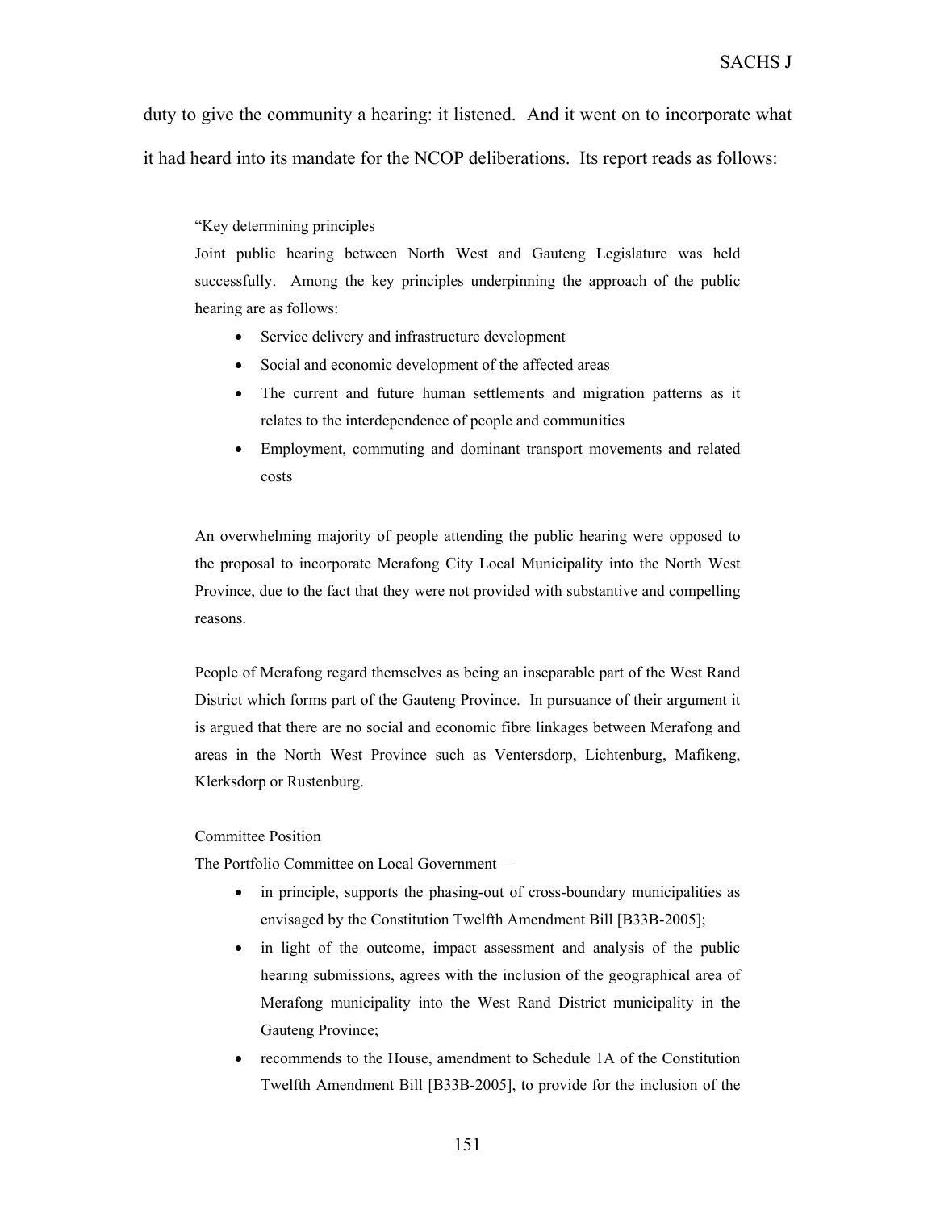duty to give the community a hearing: it listened. And it went on to incorporate what it had heard into its mandate for the NCOP deliberations. Its report reads as follows:

> "Key determining principles
>
> Joint public hearing between North West and Gauteng Legislature was held successfully. Among the key principles underpinning the approach of the public hearing are as follows:
>
> - Service delivery and infrastructure development
> - Social and economic development of the affected areas
> - The current and future human settlements and migration patterns as it relates to the interdependence of people and communities
> - Employment, commuting and dominant transport movements and related costs
>
> An overwhelming majority of people attending the public hearing were opposed to the proposal to incorporate Merafong City Local Municipality into the North West Province, due to the fact that they were not provided with substantive and compelling reasons.
>
> People of Merafong regard themselves as being an inseparable part of the West Rand District which forms part of the Gauteng Province. In pursuance of their argument it is argued that there are no social and economic fibre linkages between Merafong and areas in the North West Province such as Ventersdorp, Lichtenburg, Mafikeng, Klerksdorp or Rustenburg.
>
> Committee Position
>
> The Portfolio Committee on Local Government—
>
> - in principle, supports the phasing-out of cross-boundary municipalities as envisaged by the Constitution Twelfth Amendment Bill [B33B-2005];
> - in light of the outcome, impact assessment and analysis of the public hearing submissions, agrees with the inclusion of the geographical area of Merafong municipality into the West Rand District municipality in the Gauteng Province;
> - recommends to the House, amendment to Schedule 1A of the Constitution Twelfth Amendment Bill [B33B-2005], to provide for the inclusion of the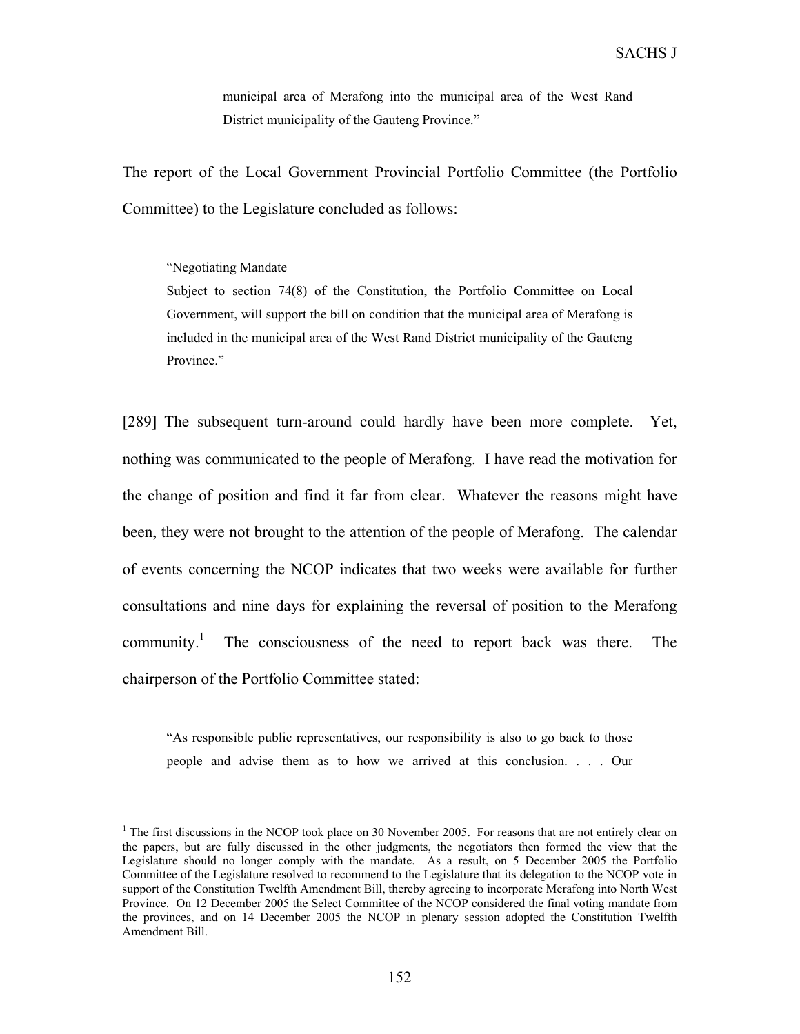> municipal area of Merafong into the municipal area of the West Rand District municipality of the Gauteng Province."

The report of the Local Government Provincial Portfolio Committee (the Portfolio Committee) to the Legislature concluded as follows:

> "Negotiating Mandate
> Subject to section 74(8) of the Constitution, the Portfolio Committee on Local Government, will support the bill on condition that the municipal area of Merafong is included in the municipal area of the West Rand District municipality of the Gauteng Province."

[289] The subsequent turn-around could hardly have been more complete. Yet, nothing was communicated to the people of Merafong. I have read the motivation for the change of position and find it far from clear. Whatever the reasons might have been, they were not brought to the attention of the people of Merafong. The calendar of events concerning the NCOP indicates that two weeks were available for further consultations and nine days for explaining the reversal of position to the Merafong community.[1] The consciousness of the need to report back was there. The chairperson of the Portfolio Committee stated:

> "As responsible public representatives, our responsibility is also to go back to those people and advise them as to how we arrived at this conclusion. . . . Our

[1] The first discussions in the NCOP took place on 30 November 2005. For reasons that are not entirely clear on the papers, but are fully discussed in the other judgments, the negotiators then formed the view that the Legislature should no longer comply with the mandate. As a result, on 5 December 2005 the Portfolio Committee of the Legislature resolved to recommend to the Legislature that its delegation to the NCOP vote in support of the Constitution Twelfth Amendment Bill, thereby agreeing to incorporate Merafong into North West Province. On 12 December 2005 the Select Committee of the NCOP considered the final voting mandate from the provinces, and on 14 December 2005 the NCOP in plenary session adopted the Constitution Twelfth Amendment Bill.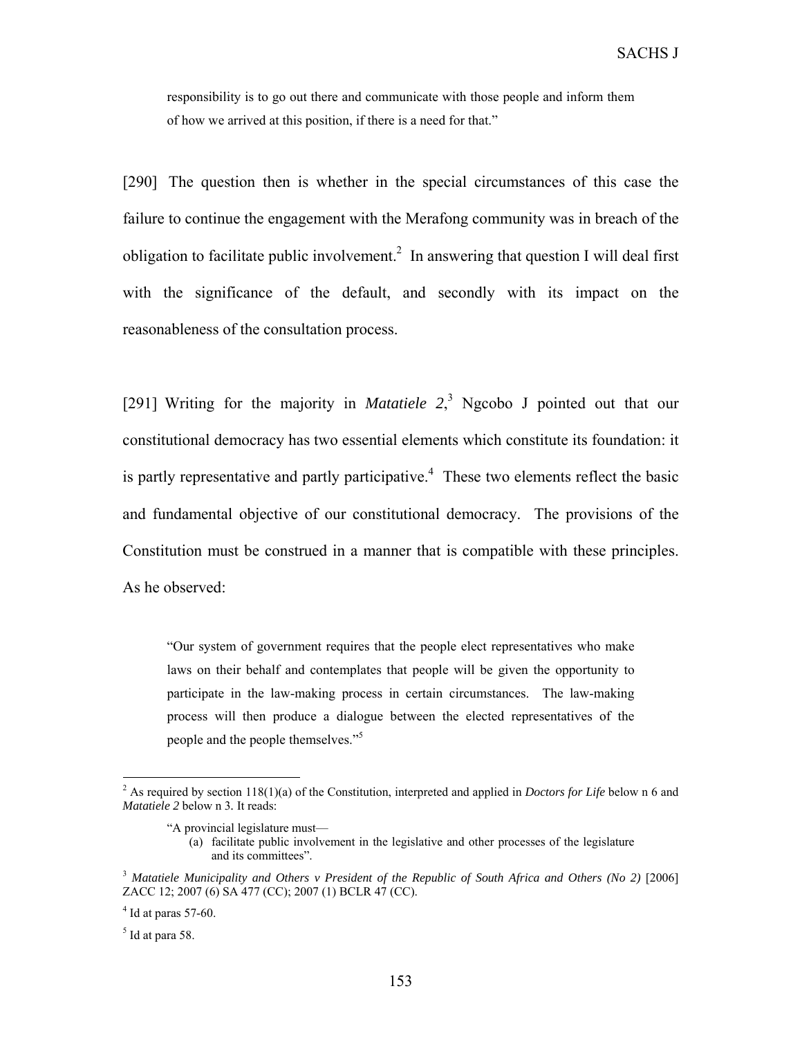> responsibility is to go out there and communicate with those people and inform them of how we arrived at this position, if there is a need for that."

[290] The question then is whether in the special circumstances of this case the failure to continue the engagement with the Merafong community was in breach of the obligation to facilitate public involvement.[2] In answering that question I will deal first with the significance of the default, and secondly with its impact on the reasonableness of the consultation process.

[291] Writing for the majority in *Matatiele 2*,[3] Ngcobo J pointed out that our constitutional democracy has two essential elements which constitute its foundation: it is partly representative and partly participative.[4] These two elements reflect the basic and fundamental objective of our constitutional democracy. The provisions of the Constitution must be construed in a manner that is compatible with these principles. As he observed:

> "Our system of government requires that the people elect representatives who make laws on their behalf and contemplates that people will be given the opportunity to participate in the law-making process in certain circumstances. The law-making process will then produce a dialogue between the elected representatives of the people and the people themselves."[5]

---

[2] As required by section 118(1)(a) of the Constitution, interpreted and applied in *Doctors for Life* below n 6 and *Matatiele 2* below n 3. It reads:

> "A provincial legislature must—
> (a) facilitate public involvement in the legislative and other processes of the legislature and its committees".

[3] *Matatiele Municipality and Others v President of the Republic of South Africa and Others (No 2)* [2006] ZACC 12; 2007 (6) SA 477 (CC); 2007 (1) BCLR 47 (CC).

[4] Id at paras 57-60.

[5] Id at para 58.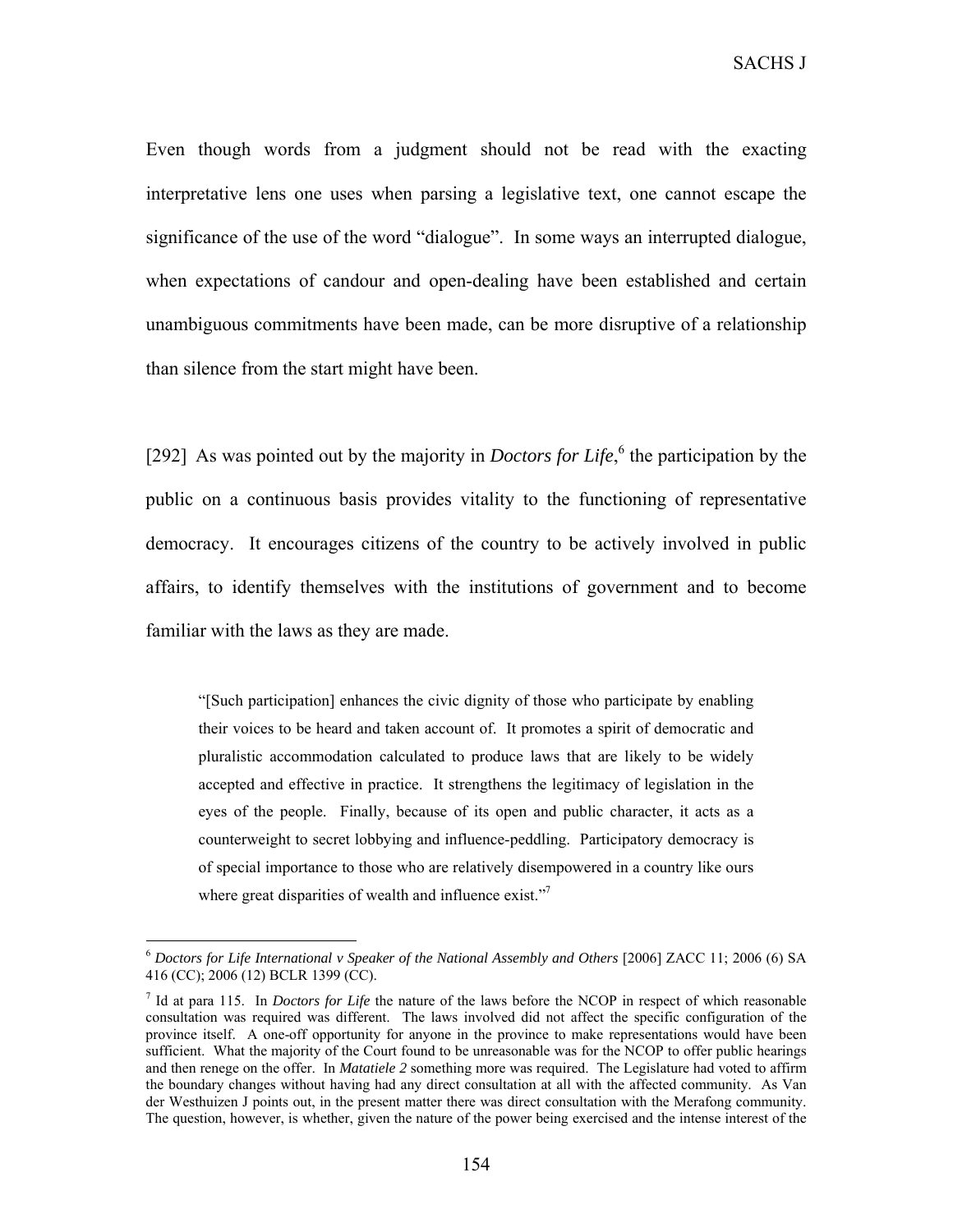Even though words from a judgment should not be read with the exacting interpretative lens one uses when parsing a legislative text, one cannot escape the significance of the use of the word "dialogue". In some ways an interrupted dialogue, when expectations of candour and open-dealing have been established and certain unambiguous commitments have been made, can be more disruptive of a relationship than silence from the start might have been.

[292] As was pointed out by the majority in *Doctors for Life*,[6] the participation by the public on a continuous basis provides vitality to the functioning of representative democracy. It encourages citizens of the country to be actively involved in public affairs, to identify themselves with the institutions of government and to become familiar with the laws as they are made.

> "[Such participation] enhances the civic dignity of those who participate by enabling their voices to be heard and taken account of. It promotes a spirit of democratic and pluralistic accommodation calculated to produce laws that are likely to be widely accepted and effective in practice. It strengthens the legitimacy of legislation in the eyes of the people. Finally, because of its open and public character, it acts as a counterweight to secret lobbying and influence-peddling. Participatory democracy is of special importance to those who are relatively disempowered in a country like ours where great disparities of wealth and influence exist."[7]

---

[6] *Doctors for Life International v Speaker of the National Assembly and Others* [2006] ZACC 11; 2006 (6) SA 416 (CC); 2006 (12) BCLR 1399 (CC).

[7] Id at para 115. In *Doctors for Life* the nature of the laws before the NCOP in respect of which reasonable consultation was required was different. The laws involved did not affect the specific configuration of the province itself. A one-off opportunity for anyone in the province to make representations would have been sufficient. What the majority of the Court found to be unreasonable was for the NCOP to offer public hearings and then renege on the offer. In *Matatiele 2* something more was required. The Legislature had voted to affirm the boundary changes without having had any direct consultation at all with the affected community. As Van der Westhuizen J points out, in the present matter there was direct consultation with the Merafong community. The question, however, is whether, given the nature of the power being exercised and the intense interest of the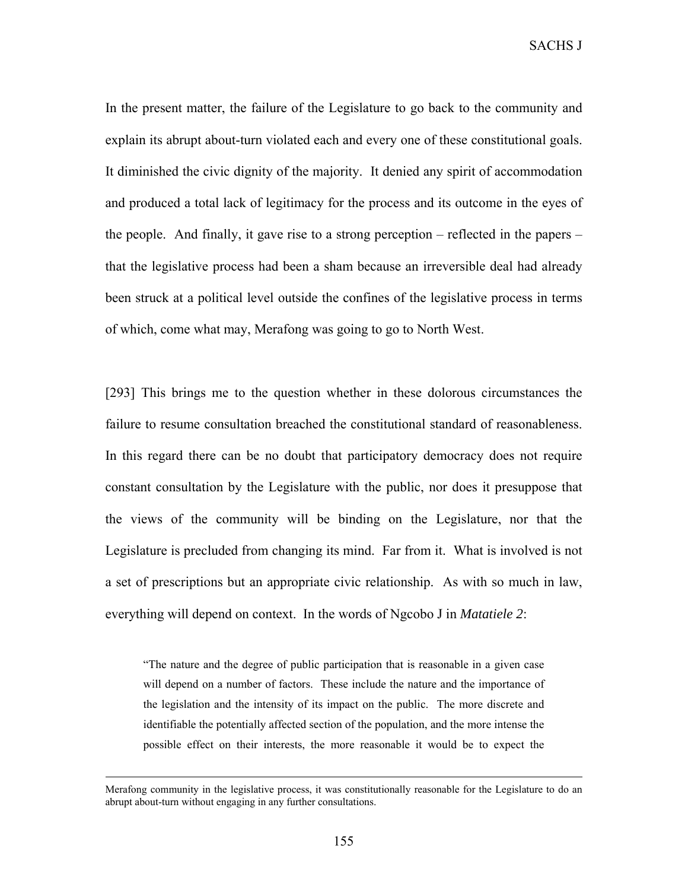In the present matter, the failure of the Legislature to go back to the community and explain its abrupt about-turn violated each and every one of these constitutional goals. It diminished the civic dignity of the majority. It denied any spirit of accommodation and produced a total lack of legitimacy for the process and its outcome in the eyes of the people. And finally, it gave rise to a strong perception – reflected in the papers – that the legislative process had been a sham because an irreversible deal had already been struck at a political level outside the confines of the legislative process in terms of which, come what may, Merafong was going to go to North West.

[293] This brings me to the question whether in these dolorous circumstances the failure to resume consultation breached the constitutional standard of reasonableness. In this regard there can be no doubt that participatory democracy does not require constant consultation by the Legislature with the public, nor does it presuppose that the views of the community will be binding on the Legislature, nor that the Legislature is precluded from changing its mind. Far from it. What is involved is not a set of prescriptions but an appropriate civic relationship. As with so much in law, everything will depend on context. In the words of Ngcobo J in *Matatiele 2*:

> "The nature and the degree of public participation that is reasonable in a given case will depend on a number of factors. These include the nature and the importance of the legislation and the intensity of its impact on the public. The more discrete and identifiable the potentially affected section of the population, and the more intense the possible effect on their interests, the more reasonable it would be to expect the

---

Merafong community in the legislative process, it was constitutionally reasonable for the Legislature to do an abrupt about-turn without engaging in any further consultations.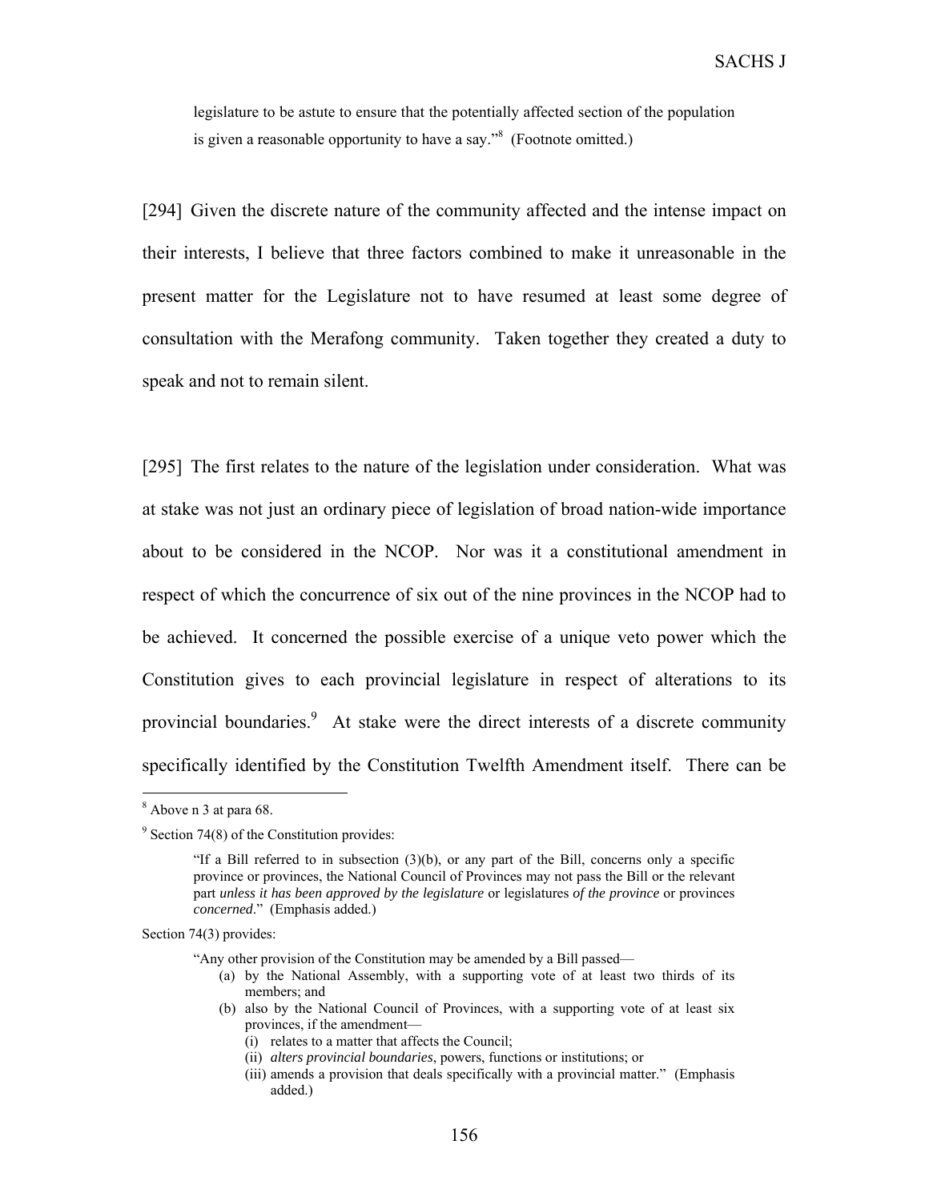legislature to be astute to ensure that the potentially affected section of the population is given a reasonable opportunity to have a say."[8] (Footnote omitted.)

[294] Given the discrete nature of the community affected and the intense impact on their interests, I believe that three factors combined to make it unreasonable in the present matter for the Legislature not to have resumed at least some degree of consultation with the Merafong community. Taken together they created a duty to speak and not to remain silent.

[295] The first relates to the nature of the legislation under consideration. What was at stake was not just an ordinary piece of legislation of broad nation-wide importance about to be considered in the NCOP. Nor was it a constitutional amendment in respect of which the concurrence of six out of the nine provinces in the NCOP had to be achieved. It concerned the possible exercise of a unique veto power which the Constitution gives to each provincial legislature in respect of alterations to its provincial boundaries.[9] At stake were the direct interests of a discrete community specifically identified by the Constitution Twelfth Amendment itself. There can be

---

[8] Above n 3 at para 68.

[9] Section 74(8) of the Constitution provides:

> "If a Bill referred to in subsection (3)(b), or any part of the Bill, concerns only a specific province or provinces, the National Council of Provinces may not pass the Bill or the relevant part *unless it has been approved by the legislature* or legislatures *of the province* or provinces *concerned*." (Emphasis added.)

Section 74(3) provides:

> "Any other provision of the Constitution may be amended by a Bill passed—
> (a) by the National Assembly, with a supporting vote of at least two thirds of its members; and
> (b) also by the National Council of Provinces, with a supporting vote of at least six provinces, if the amendment—
> (i) relates to a matter that affects the Council;
> (ii) *alters provincial boundaries*, powers, functions or institutions; or
> (iii) amends a provision that deals specifically with a provincial matter." (Emphasis added.)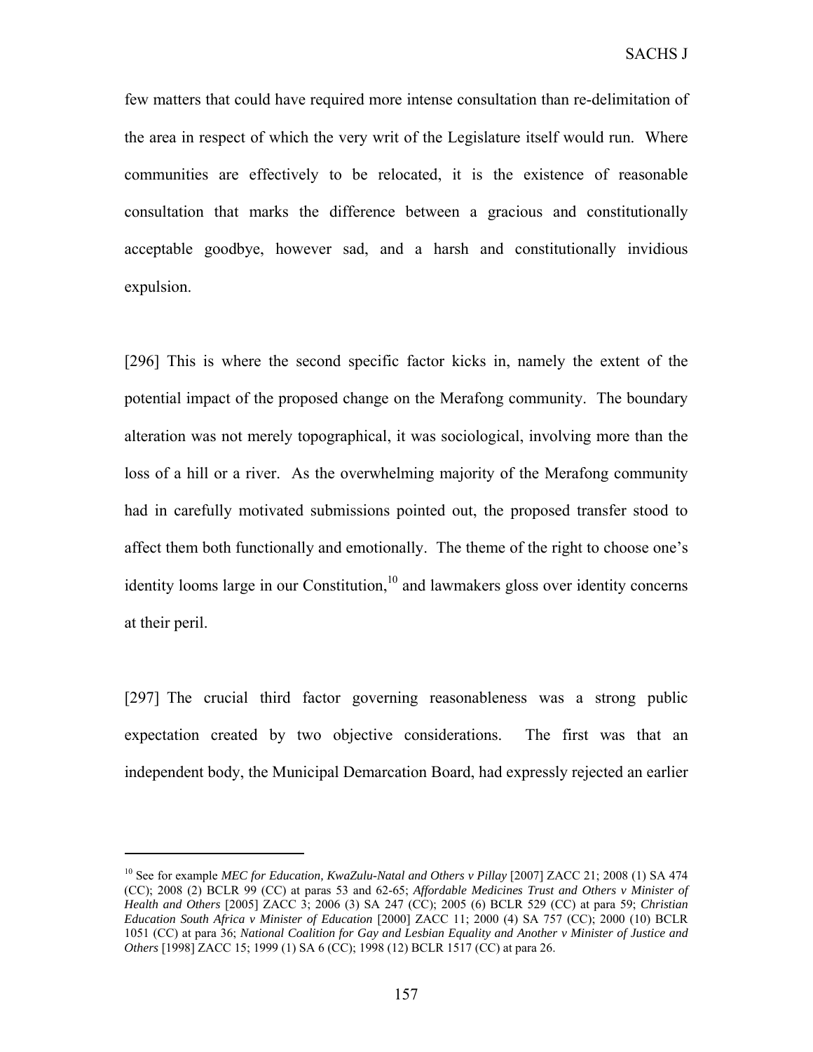few matters that could have required more intense consultation than re-delimitation of the area in respect of which the very writ of the Legislature itself would run. Where communities are effectively to be relocated, it is the existence of reasonable consultation that marks the difference between a gracious and constitutionally acceptable goodbye, however sad, and a harsh and constitutionally invidious expulsion.

[296] This is where the second specific factor kicks in, namely the extent of the potential impact of the proposed change on the Merafong community. The boundary alteration was not merely topographical, it was sociological, involving more than the loss of a hill or a river. As the overwhelming majority of the Merafong community had in carefully motivated submissions pointed out, the proposed transfer stood to affect them both functionally and emotionally. The theme of the right to choose one's identity looms large in our Constitution,[10] and lawmakers gloss over identity concerns at their peril.

[297] The crucial third factor governing reasonableness was a strong public expectation created by two objective considerations. The first was that an independent body, the Municipal Demarcation Board, had expressly rejected an earlier

---

[10] See for example *MEC for Education, KwaZulu-Natal and Others v Pillay* [2007] ZACC 21; 2008 (1) SA 474 (CC); 2008 (2) BCLR 99 (CC) at paras 53 and 62-65; *Affordable Medicines Trust and Others v Minister of Health and Others* [2005] ZACC 3; 2006 (3) SA 247 (CC); 2005 (6) BCLR 529 (CC) at para 59; *Christian Education South Africa v Minister of Education* [2000] ZACC 11; 2000 (4) SA 757 (CC); 2000 (10) BCLR 1051 (CC) at para 36; *National Coalition for Gay and Lesbian Equality and Another v Minister of Justice and Others* [1998] ZACC 15; 1999 (1) SA 6 (CC); 1998 (12) BCLR 1517 (CC) at para 26.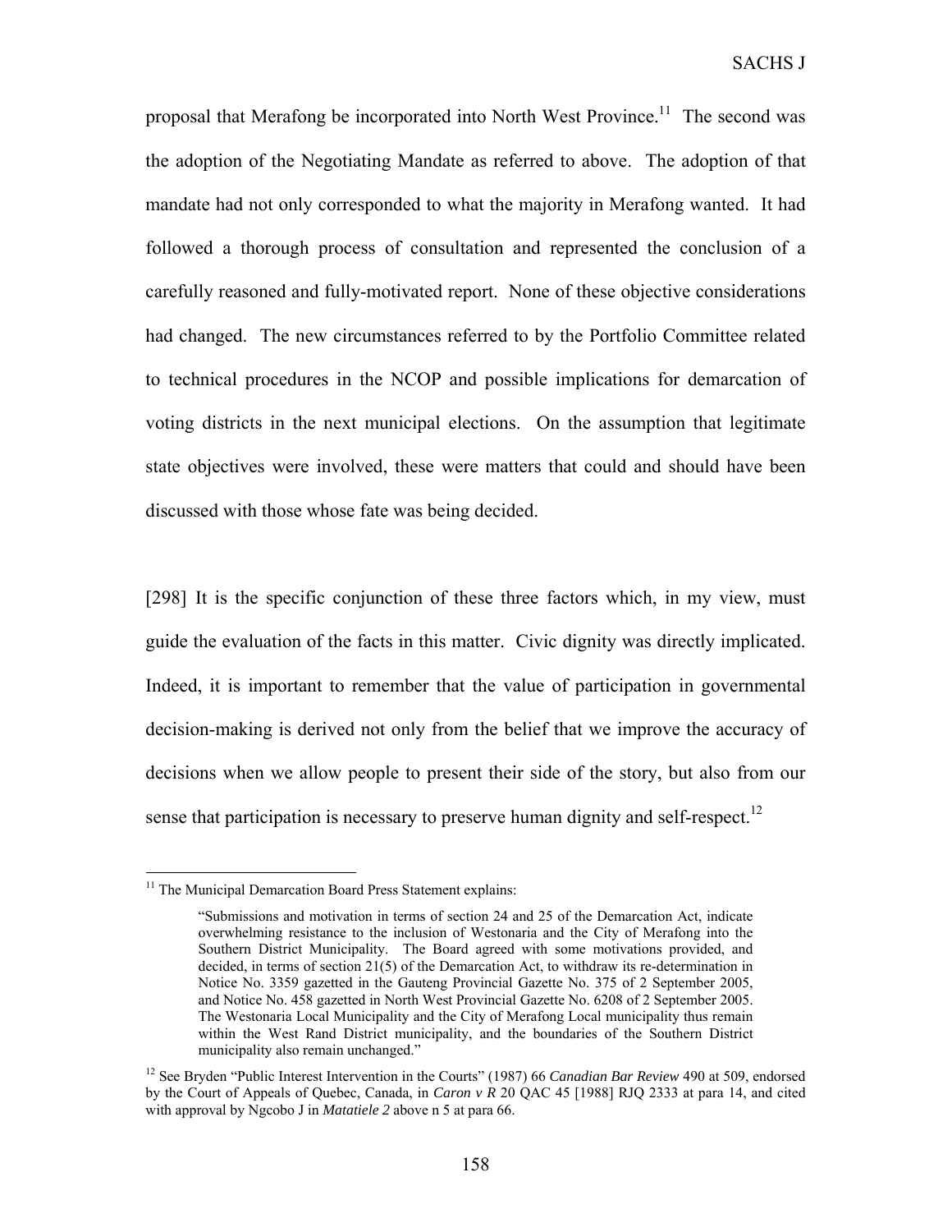proposal that Merafong be incorporated into North West Province.[11] The second was the adoption of the Negotiating Mandate as referred to above. The adoption of that mandate had not only corresponded to what the majority in Merafong wanted. It had followed a thorough process of consultation and represented the conclusion of a carefully reasoned and fully-motivated report. None of these objective considerations had changed. The new circumstances referred to by the Portfolio Committee related to technical procedures in the NCOP and possible implications for demarcation of voting districts in the next municipal elections. On the assumption that legitimate state objectives were involved, these were matters that could and should have been discussed with those whose fate was being decided.

[298] It is the specific conjunction of these three factors which, in my view, must guide the evaluation of the facts in this matter. Civic dignity was directly implicated. Indeed, it is important to remember that the value of participation in governmental decision-making is derived not only from the belief that we improve the accuracy of decisions when we allow people to present their side of the story, but also from our sense that participation is necessary to preserve human dignity and self-respect.[12]

---

[11] The Municipal Demarcation Board Press Statement explains:

> "Submissions and motivation in terms of section 24 and 25 of the Demarcation Act, indicate overwhelming resistance to the inclusion of Westonaria and the City of Merafong into the Southern District Municipality. The Board agreed with some motivations provided, and decided, in terms of section 21(5) of the Demarcation Act, to withdraw its re-determination in Notice No. 3359 gazetted in the Gauteng Provincial Gazette No. 375 of 2 September 2005, and Notice No. 458 gazetted in North West Provincial Gazette No. 6208 of 2 September 2005. The Westonaria Local Municipality and the City of Merafong Local municipality thus remain within the West Rand District municipality, and the boundaries of the Southern District municipality also remain unchanged."

[12] See Bryden "Public Interest Intervention in the Courts" (1987) 66 *Canadian Bar Review* 490 at 509, endorsed by the Court of Appeals of Quebec, Canada, in *Caron v R* 20 QAC 45 [1988] RJQ 2333 at para 14, and cited with approval by Ngcobo J in *Matatiele 2* above n 5 at para 66.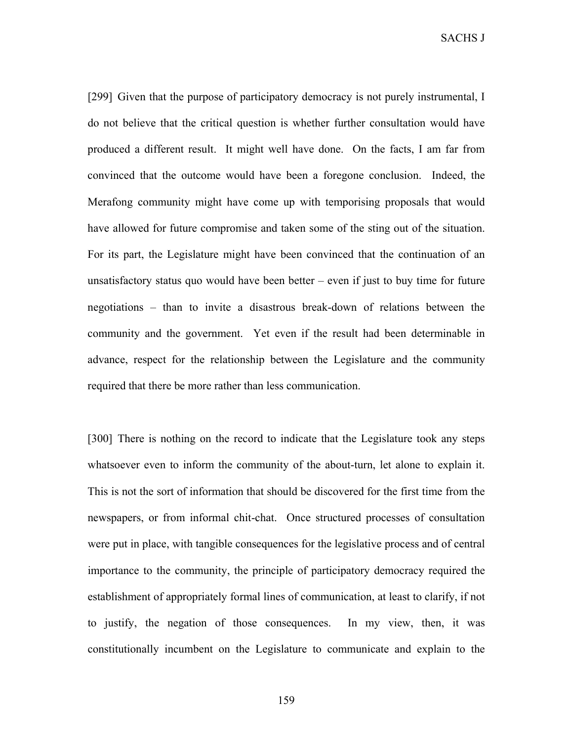[299] Given that the purpose of participatory democracy is not purely instrumental, I do not believe that the critical question is whether further consultation would have produced a different result. It might well have done. On the facts, I am far from convinced that the outcome would have been a foregone conclusion. Indeed, the Merafong community might have come up with temporising proposals that would have allowed for future compromise and taken some of the sting out of the situation. For its part, the Legislature might have been convinced that the continuation of an unsatisfactory status quo would have been better – even if just to buy time for future negotiations – than to invite a disastrous break-down of relations between the community and the government. Yet even if the result had been determinable in advance, respect for the relationship between the Legislature and the community required that there be more rather than less communication.

[300] There is nothing on the record to indicate that the Legislature took any steps whatsoever even to inform the community of the about-turn, let alone to explain it. This is not the sort of information that should be discovered for the first time from the newspapers, or from informal chit-chat. Once structured processes of consultation were put in place, with tangible consequences for the legislative process and of central importance to the community, the principle of participatory democracy required the establishment of appropriately formal lines of communication, at least to clarify, if not to justify, the negation of those consequences. In my view, then, it was constitutionally incumbent on the Legislature to communicate and explain to the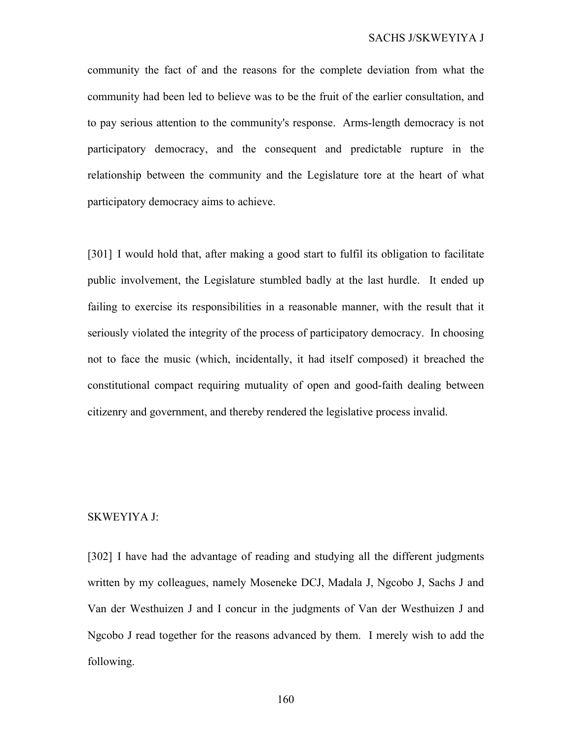community the fact of and the reasons for the complete deviation from what the community had been led to believe was to be the fruit of the earlier consultation, and to pay serious attention to the community's response. Arms-length democracy is not participatory democracy, and the consequent and predictable rupture in the relationship between the community and the Legislature tore at the heart of what participatory democracy aims to achieve.

[301] I would hold that, after making a good start to fulfil its obligation to facilitate public involvement, the Legislature stumbled badly at the last hurdle. It ended up failing to exercise its responsibilities in a reasonable manner, with the result that it seriously violated the integrity of the process of participatory democracy. In choosing not to face the music (which, incidentally, it had itself composed) it breached the constitutional compact requiring mutuality of open and good-faith dealing between citizenry and government, and thereby rendered the legislative process invalid.

SKWEYIYA J:

[302] I have had the advantage of reading and studying all the different judgments written by my colleagues, namely Moseneke DCJ, Madala J, Ngcobo J, Sachs J and Van der Westhuizen J and I concur in the judgments of Van der Westhuizen J and Ngcobo J read together for the reasons advanced by them. I merely wish to add the following.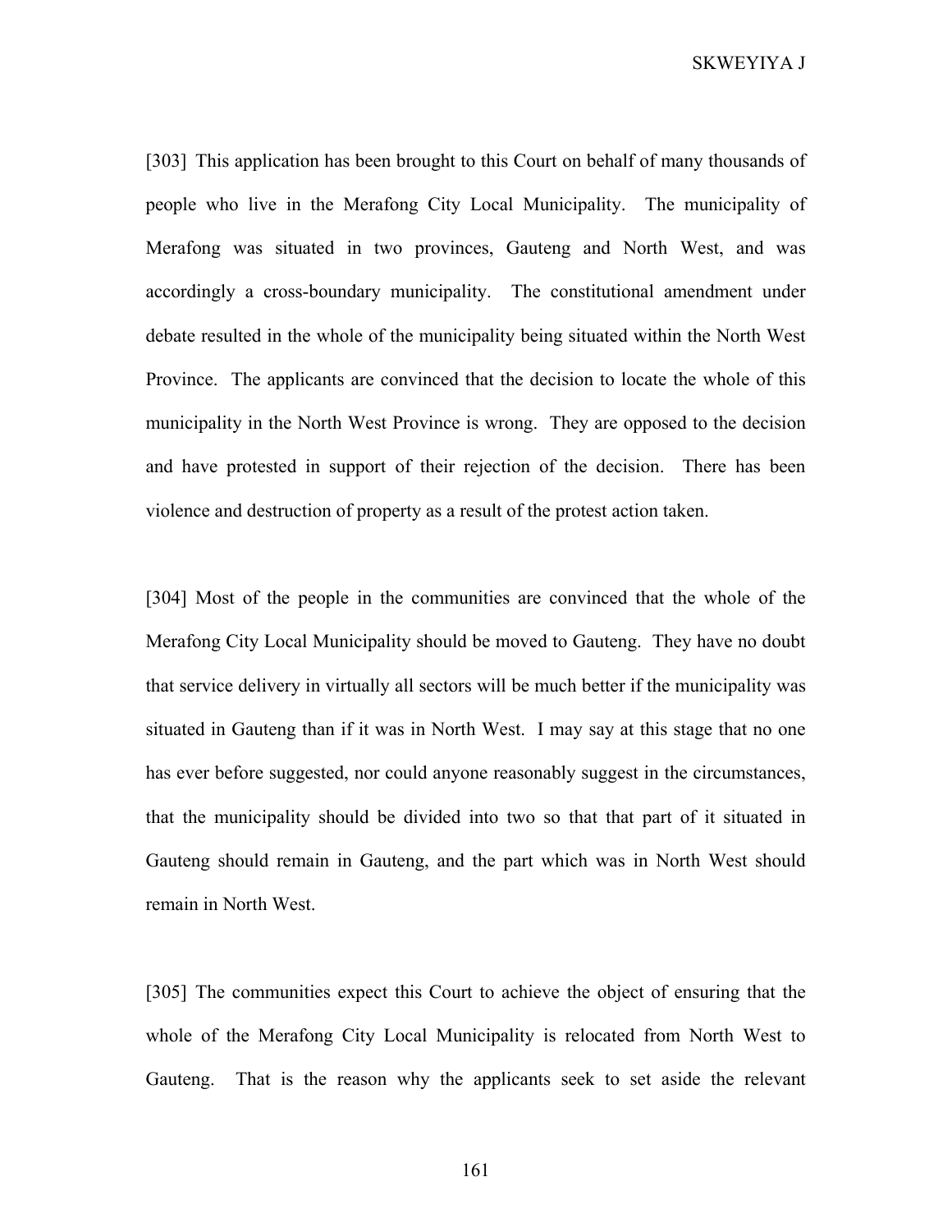[303] This application has been brought to this Court on behalf of many thousands of people who live in the Merafong City Local Municipality. The municipality of Merafong was situated in two provinces, Gauteng and North West, and was accordingly a cross-boundary municipality. The constitutional amendment under debate resulted in the whole of the municipality being situated within the North West Province. The applicants are convinced that the decision to locate the whole of this municipality in the North West Province is wrong. They are opposed to the decision and have protested in support of their rejection of the decision. There has been violence and destruction of property as a result of the protest action taken.

[304] Most of the people in the communities are convinced that the whole of the Merafong City Local Municipality should be moved to Gauteng. They have no doubt that service delivery in virtually all sectors will be much better if the municipality was situated in Gauteng than if it was in North West. I may say at this stage that no one has ever before suggested, nor could anyone reasonably suggest in the circumstances, that the municipality should be divided into two so that that part of it situated in Gauteng should remain in Gauteng, and the part which was in North West should remain in North West.

[305] The communities expect this Court to achieve the object of ensuring that the whole of the Merafong City Local Municipality is relocated from North West to Gauteng. That is the reason why the applicants seek to set aside the relevant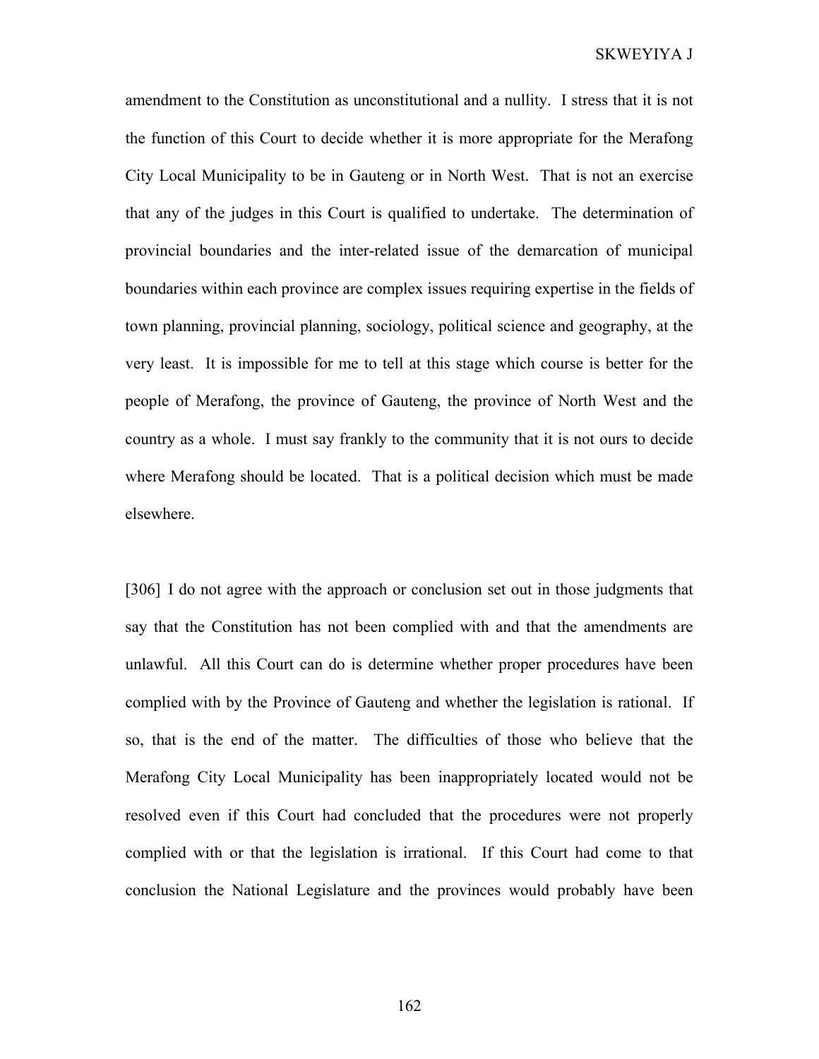amendment to the Constitution as unconstitutional and a nullity. I stress that it is not the function of this Court to decide whether it is more appropriate for the Merafong City Local Municipality to be in Gauteng or in North West. That is not an exercise that any of the judges in this Court is qualified to undertake. The determination of provincial boundaries and the inter-related issue of the demarcation of municipal boundaries within each province are complex issues requiring expertise in the fields of town planning, provincial planning, sociology, political science and geography, at the very least. It is impossible for me to tell at this stage which course is better for the people of Merafong, the province of Gauteng, the province of North West and the country as a whole. I must say frankly to the community that it is not ours to decide where Merafong should be located. That is a political decision which must be made elsewhere.

[306] I do not agree with the approach or conclusion set out in those judgments that say that the Constitution has not been complied with and that the amendments are unlawful. All this Court can do is determine whether proper procedures have been complied with by the Province of Gauteng and whether the legislation is rational. If so, that is the end of the matter. The difficulties of those who believe that the Merafong City Local Municipality has been inappropriately located would not be resolved even if this Court had concluded that the procedures were not properly complied with or that the legislation is irrational. If this Court had come to that conclusion the National Legislature and the provinces would probably have been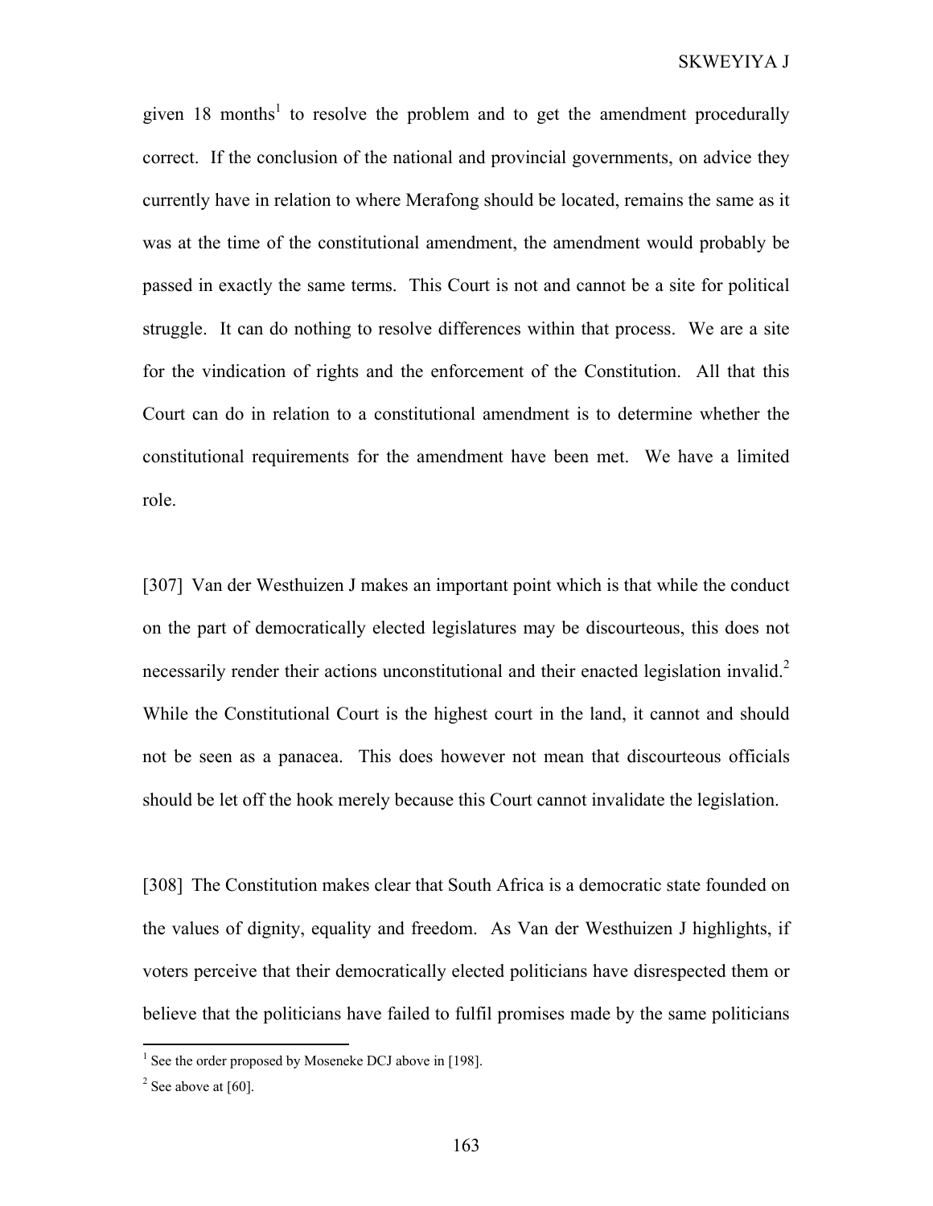given 18 months[1] to resolve the problem and to get the amendment procedurally correct. If the conclusion of the national and provincial governments, on advice they currently have in relation to where Merafong should be located, remains the same as it was at the time of the constitutional amendment, the amendment would probably be passed in exactly the same terms. This Court is not and cannot be a site for political struggle. It can do nothing to resolve differences within that process. We are a site for the vindication of rights and the enforcement of the Constitution. All that this Court can do in relation to a constitutional amendment is to determine whether the constitutional requirements for the amendment have been met. We have a limited role.

[307] Van der Westhuizen J makes an important point which is that while the conduct on the part of democratically elected legislatures may be discourteous, this does not necessarily render their actions unconstitutional and their enacted legislation invalid.[2] While the Constitutional Court is the highest court in the land, it cannot and should not be seen as a panacea. This does however not mean that discourteous officials should be let off the hook merely because this Court cannot invalidate the legislation.

[308] The Constitution makes clear that South Africa is a democratic state founded on the values of dignity, equality and freedom. As Van der Westhuizen J highlights, if voters perceive that their democratically elected politicians have disrespected them or believe that the politicians have failed to fulfil promises made by the same politicians

---

[1] See the order proposed by Moseneke DCJ above in [198].

[2] See above at [60].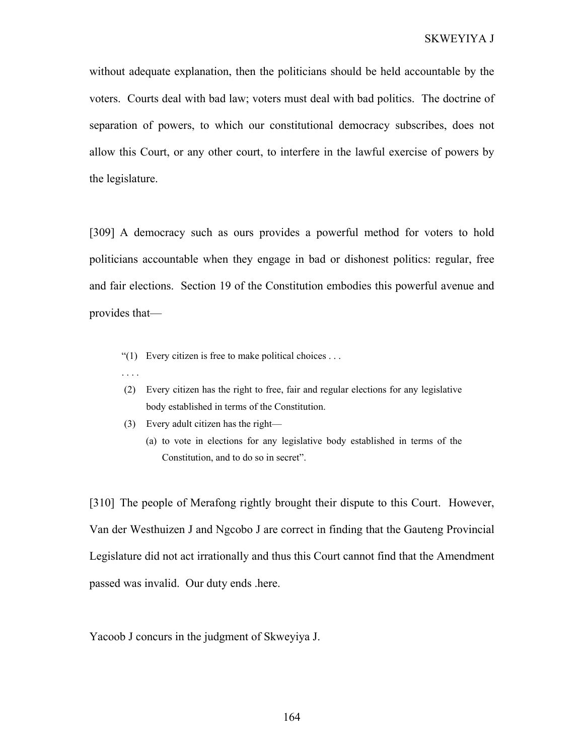without adequate explanation, then the politicians should be held accountable by the voters. Courts deal with bad law; voters must deal with bad politics. The doctrine of separation of powers, to which our constitutional democracy subscribes, does not allow this Court, or any other court, to interfere in the lawful exercise of powers by the legislature.

[309] A democracy such as ours provides a powerful method for voters to hold politicians accountable when they engage in bad or dishonest politics: regular, free and fair elections. Section 19 of the Constitution embodies this powerful avenue and provides that—

> "(1) Every citizen is free to make political choices . . .
>
> . . . .
>
> (2) Every citizen has the right to free, fair and regular elections for any legislative body established in terms of the Constitution.
>
> (3) Every adult citizen has the right—
>
> (a) to vote in elections for any legislative body established in terms of the Constitution, and to do so in secret".

[310] The people of Merafong rightly brought their dispute to this Court. However, Van der Westhuizen J and Ngcobo J are correct in finding that the Gauteng Provincial Legislature did not act irrationally and thus this Court cannot find that the Amendment passed was invalid. Our duty ends .here.

Yacoob J concurs in the judgment of Skweyiya J.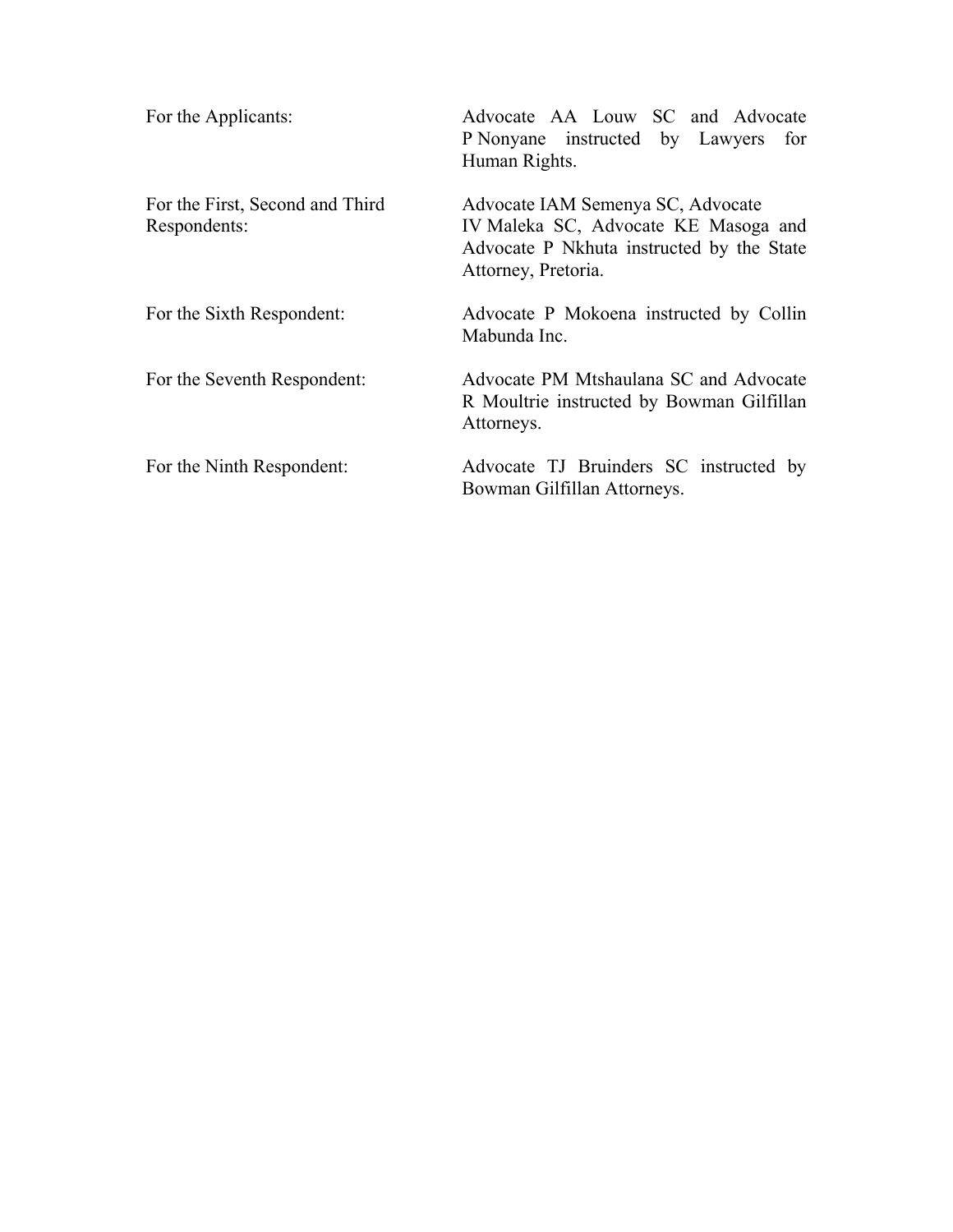| | |
|---|---|
| For the Applicants: | Advocate AA Louw SC and Advocate P Nonyane instructed by Lawyers for Human Rights. |
| For the First, Second and Third Respondents: | Advocate IAM Semenya SC, Advocate IV Maleka SC, Advocate KE Masoga and Advocate P Nkhuta instructed by the State Attorney, Pretoria. |
| For the Sixth Respondent: | Advocate P Mokoena instructed by Collin Mabunda Inc. |
| For the Seventh Respondent: | Advocate PM Mtshaulana SC and Advocate R Moultrie instructed by Bowman Gilfillan Attorneys. |
| For the Ninth Respondent: | Advocate TJ Bruinders SC instructed by Bowman Gilfillan Attorneys. |